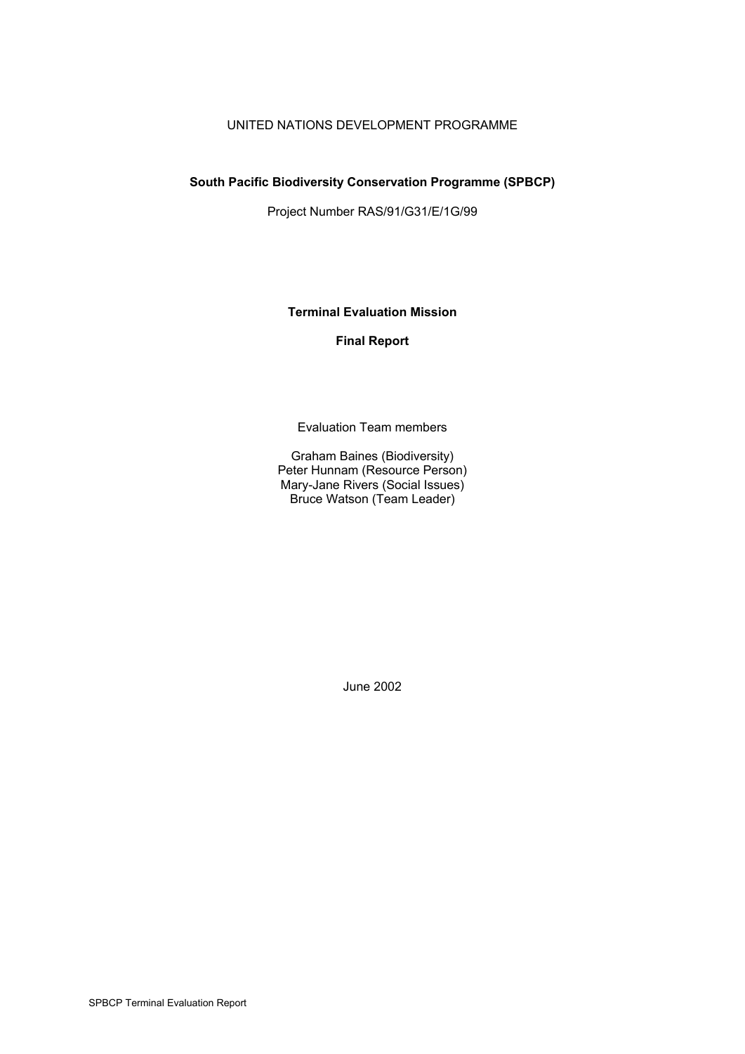UNITED NATIONS DEVELOPMENT PROGRAMME

**South Pacific Biodiversity Conservation Programme (SPBCP)**

Project Number RAS/91/G31/E/1G/99

**Terminal Evaluation Mission**

**Final Report**

Evaluation Team members

Graham Baines (Biodiversity)
Peter Hunnam (Resource Person)
Mary-Jane Rivers (Social Issues)
Bruce Watson (Team Leader)

June 2002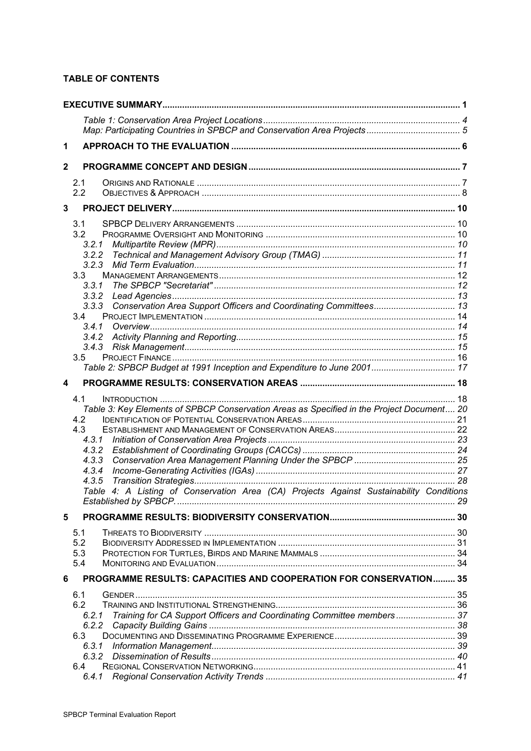**TABLE OF CONTENTS**

| | | |
|---|---|---|
| **EXECUTIVE SUMMARY** | | **1** |
| | *Table 1: Conservation Area Project Locations* | 4 |
| | *Map: Participating Countries in SPBCP and Conservation Area Projects* | 5 |
| **1** | **APPROACH TO THE EVALUATION** | **6** |
| **2** | **PROGRAMME CONCEPT AND DESIGN** | **7** |
| 2.1 | ORIGINS AND RATIONALE | 7 |
| 2.2 | OBJECTIVES & APPROACH | 8 |
| **3** | **PROJECT DELIVERY** | **10** |
| 3.1 | SPBCP DELIVERY ARRANGEMENTS | 10 |
| 3.2 | PROGRAMME OVERSIGHT AND MONITORING | 10 |
| *3.2.1* | *Multipartite Review (MPR)* | 10 |
| *3.2.2* | *Technical and Management Advisory Group (TMAG)* | 11 |
| *3.2.3* | *Mid Term Evaluation* | 11 |
| 3.3 | MANAGEMENT ARRANGEMENTS | 12 |
| *3.3.1* | *The SPBCP "Secretariat"* | 12 |
| *3.3.2* | *Lead Agencies* | 13 |
| *3.3.3* | *Conservation Area Support Officers and Coordinating Committees* | 13 |
| 3.4 | PROJECT IMPLEMENTATION | 14 |
| *3.4.1* | *Overview* | 14 |
| *3.4.2* | *Activity Planning and Reporting* | 15 |
| *3.4.3* | *Risk Management* | 15 |
| 3.5 | PROJECT FINANCE | 16 |
| | *Table 2: SPBCP Budget at 1991 Inception and Expenditure to June 2001* | 17 |
| **4** | **PROGRAMME RESULTS: CONSERVATION AREAS** | **18** |
| 4.1 | INTRODUCTION | 18 |
| | *Table 3: Key Elements of SPBCP Conservation Areas as Specified in the Project Document* | 20 |
| 4.2 | IDENTIFICATION OF POTENTIAL CONSERVATION AREAS | 21 |
| 4.3 | ESTABLISHMENT AND MANAGEMENT OF CONSERVATION AREAS | 22 |
| *4.3.1* | *Initiation of Conservation Area Projects* | 23 |
| *4.3.2* | *Establishment of Coordinating Groups (CACCs)* | 24 |
| *4.3.3* | *Conservation Area Management Planning Under the SPBCP* | 25 |
| *4.3.4* | *Income-Generating Activities (IGAs)* | 27 |
| *4.3.5* | *Transition Strategies* | 28 |
| | *Table 4: A Listing of Conservation Area (CA) Projects Against Sustainability Conditions Established by SPBCP.* | 29 |
| **5** | **PROGRAMME RESULTS: BIODIVERSITY CONSERVATION** | **30** |
| 5.1 | THREATS TO BIODIVERSITY | 30 |
| 5.2 | BIODIVERSITY ADDRESSED IN IMPLEMENTATION | 31 |
| 5.3 | PROTECTION FOR TURTLES, BIRDS AND MARINE MAMMALS | 34 |
| 5.4 | MONITORING AND EVALUATION | 34 |
| **6** | **PROGRAMME RESULTS: CAPACITIES AND COOPERATION FOR CONSERVATION** | **35** |
| 6.1 | GENDER | 35 |
| 6.2 | TRAINING AND INSTITUTIONAL STRENGTHENING | 36 |
| *6.2.1* | *Training for CA Support Officers and Coordinating Committee members* | 37 |
| *6.2.2* | *Capacity Building Gains* | 38 |
| 6.3 | DOCUMENTING AND DISSEMINATING PROGRAMME EXPERIENCE | 39 |
| *6.3.1* | *Information Management* | 39 |
| *6.3.2* | *Dissemination of Results* | 40 |
| 6.4 | REGIONAL CONSERVATION NETWORKING | 41 |
| *6.4.1* | *Regional Conservation Activity Trends* | 41 |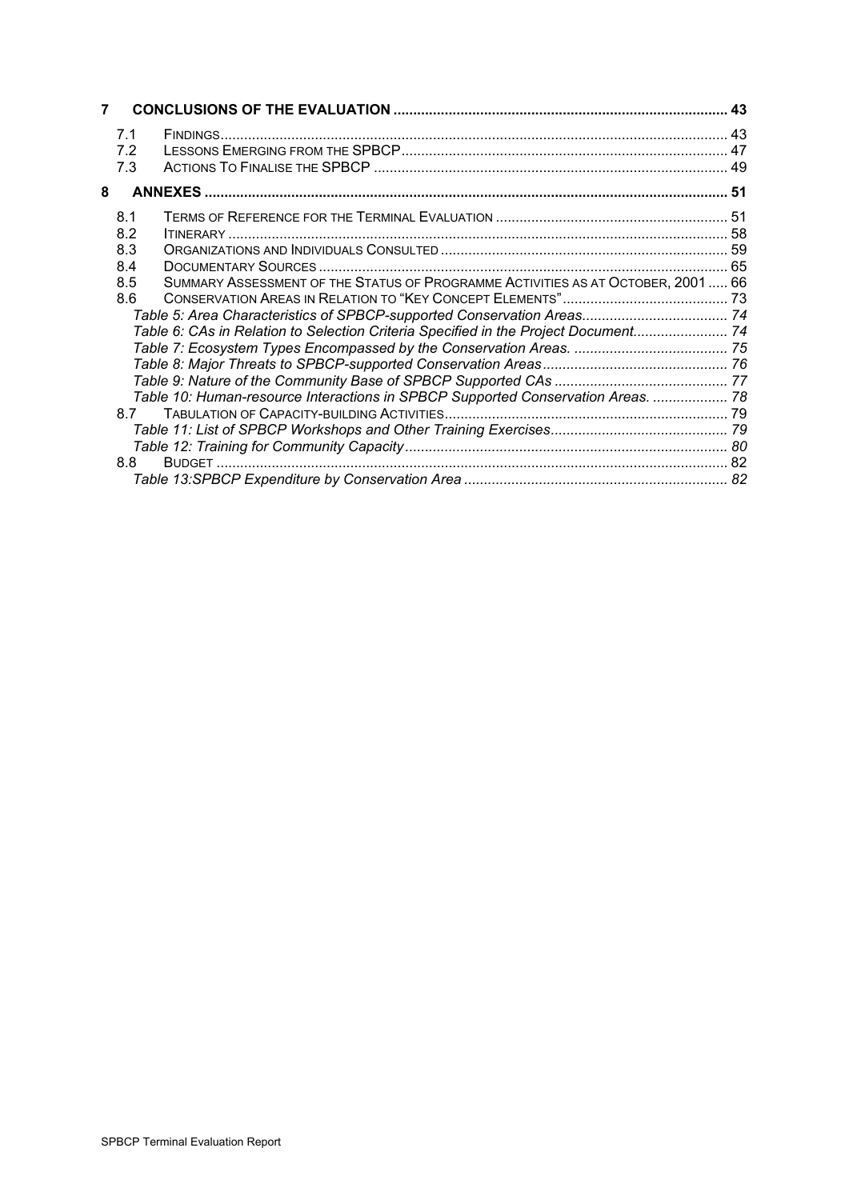**7 CONCLUSIONS OF THE EVALUATION .................................................................................... 43**

- 7.1 FINDINGS ................................................................................................................................ 43
- 7.2 LESSONS EMERGING FROM THE SPBCP ................................................................................... 47
- 7.3 ACTIONS TO FINALISE THE SPBCP ......................................................................................... 49

**8 ANNEXES ...................................................................................................................................... 51**

- 8.1 TERMS OF REFERENCE FOR THE TERMINAL EVALUATION ........................................................... 51
- 8.2 ITINERARY ............................................................................................................................. 58
- 8.3 ORGANIZATIONS AND INDIVIDUALS CONSULTED ......................................................................... 59
- 8.4 DOCUMENTARY SOURCES ....................................................................................................... 65
- 8.5 SUMMARY ASSESSMENT OF THE STATUS OF PROGRAMME ACTIVITIES AS AT OCTOBER, 2001 ..... 66
- 8.6 CONSERVATION AREAS IN RELATION TO "KEY CONCEPT ELEMENTS" .......................................... 73
  - *Table 5: Area Characteristics of SPBCP-supported Conservation Areas ..................................... 74*
  - *Table 6: CAs in Relation to Selection Criteria Specified in the Project Document ........................ 74*
  - *Table 7: Ecosystem Types Encompassed by the Conservation Areas. ....................................... 75*
  - *Table 8: Major Threats to SPBCP-supported Conservation Areas ............................................... 76*
  - *Table 9: Nature of the Community Base of SPBCP Supported CAs ............................................ 77*
  - *Table 10: Human-resource Interactions in SPBCP Supported Conservation Areas. ................... 78*
- 8.7 TABULATION OF CAPACITY-BUILDING ACTIVITIES ........................................................................ 79
  - *Table 11: List of SPBCP Workshops and Other Training Exercises ............................................. 79*
  - *Table 12: Training for Community Capacity .................................................................................. 80*
- 8.8 BUDGET ................................................................................................................................. 82
  - *Table 13:SPBCP Expenditure by Conservation Area ................................................................... 82*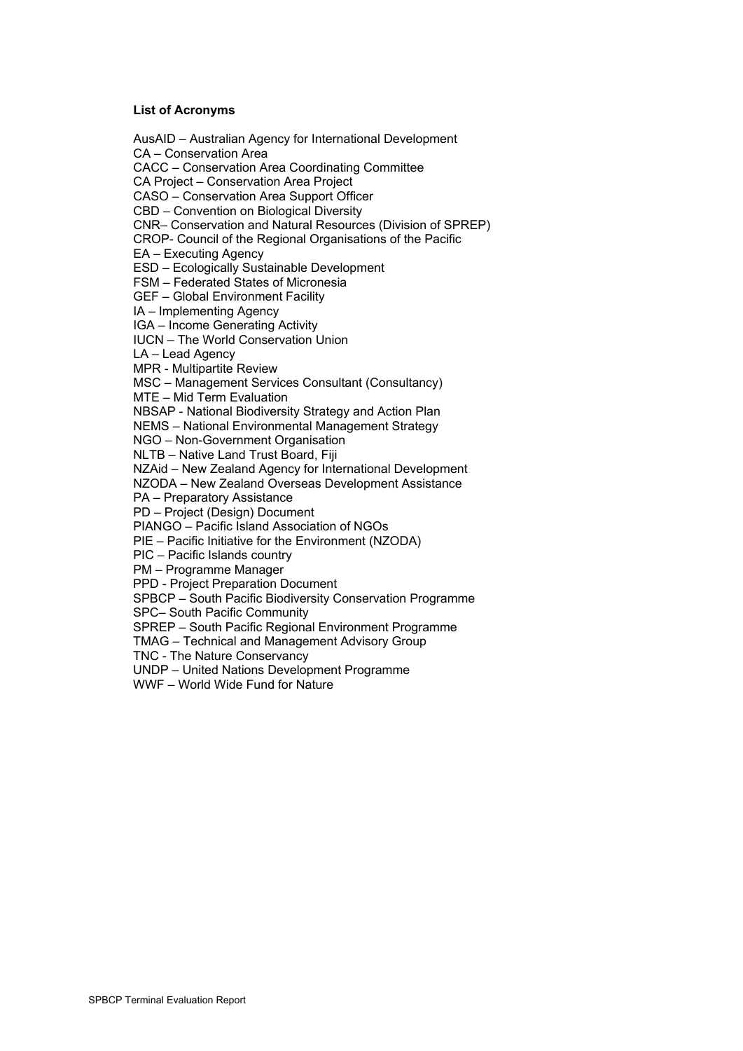**List of Acronyms**

AusAID – Australian Agency for International Development
CA – Conservation Area
CACC – Conservation Area Coordinating Committee
CA Project – Conservation Area Project
CASO – Conservation Area Support Officer
CBD – Convention on Biological Diversity
CNR– Conservation and Natural Resources (Division of SPREP)
CROP- Council of the Regional Organisations of the Pacific
EA – Executing Agency
ESD – Ecologically Sustainable Development
FSM – Federated States of Micronesia
GEF – Global Environment Facility
IA – Implementing Agency
IGA – Income Generating Activity
IUCN – The World Conservation Union
LA – Lead Agency
MPR - Multipartite Review
MSC – Management Services Consultant (Consultancy)
MTE – Mid Term Evaluation
NBSAP - National Biodiversity Strategy and Action Plan
NEMS – National Environmental Management Strategy
NGO – Non-Government Organisation
NLTB – Native Land Trust Board, Fiji
NZAid – New Zealand Agency for International Development
NZODA – New Zealand Overseas Development Assistance
PA – Preparatory Assistance
PD – Project (Design) Document
PIANGO – Pacific Island Association of NGOs
PIE – Pacific Initiative for the Environment (NZODA)
PIC – Pacific Islands country
PM – Programme Manager
PPD - Project Preparation Document
SPBCP – South Pacific Biodiversity Conservation Programme
SPC– South Pacific Community
SPREP – South Pacific Regional Environment Programme
TMAG – Technical and Management Advisory Group
TNC - The Nature Conservancy
UNDP – United Nations Development Programme
WWF – World Wide Fund for Nature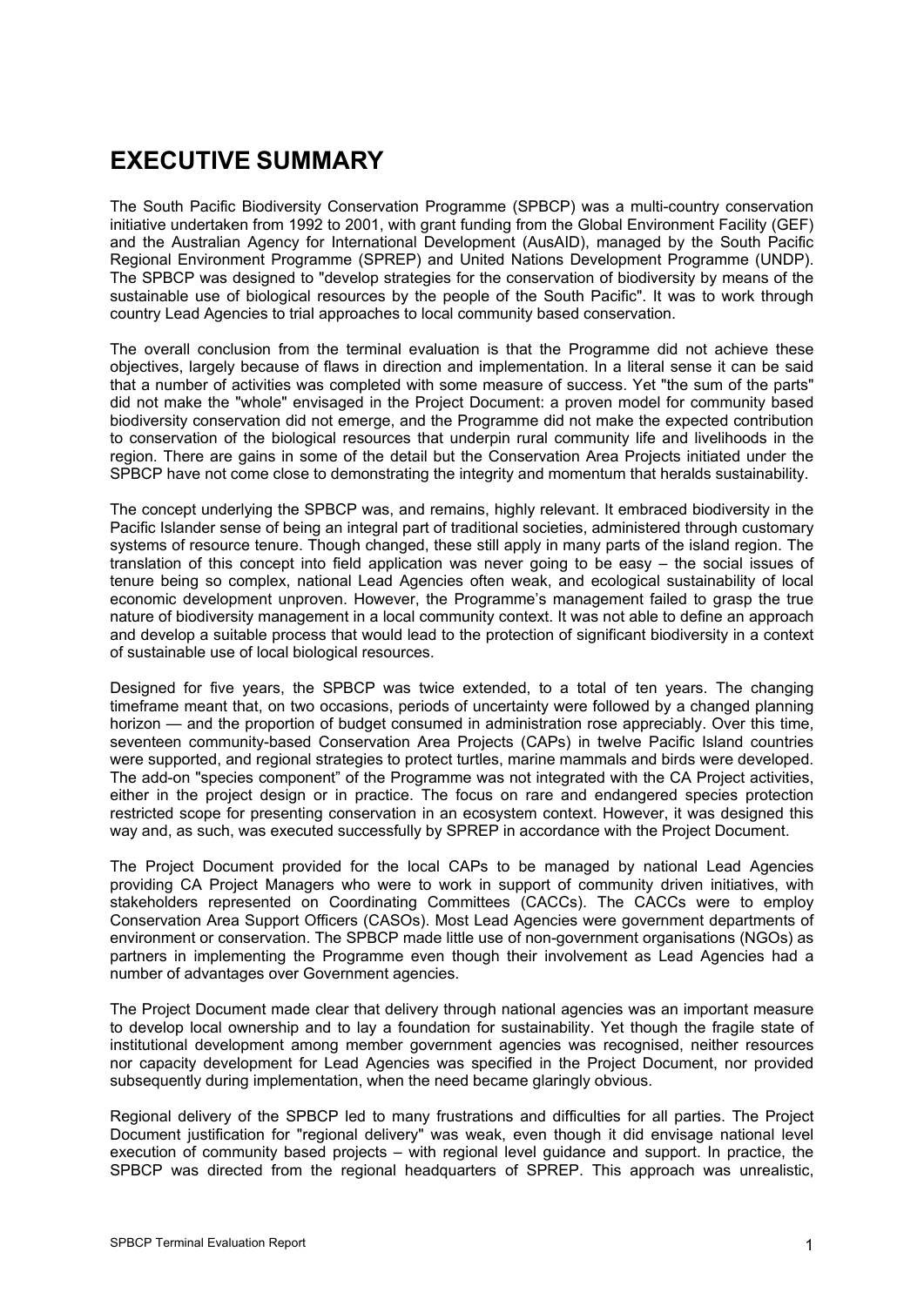# EXECUTIVE SUMMARY

The South Pacific Biodiversity Conservation Programme (SPBCP) was a multi-country conservation initiative undertaken from 1992 to 2001, with grant funding from the Global Environment Facility (GEF) and the Australian Agency for International Development (AusAID), managed by the South Pacific Regional Environment Programme (SPREP) and United Nations Development Programme (UNDP). The SPBCP was designed to "develop strategies for the conservation of biodiversity by means of the sustainable use of biological resources by the people of the South Pacific". It was to work through country Lead Agencies to trial approaches to local community based conservation.

The overall conclusion from the terminal evaluation is that the Programme did not achieve these objectives, largely because of flaws in direction and implementation. In a literal sense it can be said that a number of activities was completed with some measure of success. Yet "the sum of the parts" did not make the "whole" envisaged in the Project Document: a proven model for community based biodiversity conservation did not emerge, and the Programme did not make the expected contribution to conservation of the biological resources that underpin rural community life and livelihoods in the region. There are gains in some of the detail but the Conservation Area Projects initiated under the SPBCP have not come close to demonstrating the integrity and momentum that heralds sustainability.

The concept underlying the SPBCP was, and remains, highly relevant. It embraced biodiversity in the Pacific Islander sense of being an integral part of traditional societies, administered through customary systems of resource tenure. Though changed, these still apply in many parts of the island region. The translation of this concept into field application was never going to be easy – the social issues of tenure being so complex, national Lead Agencies often weak, and ecological sustainability of local economic development unproven. However, the Programme's management failed to grasp the true nature of biodiversity management in a local community context. It was not able to define an approach and develop a suitable process that would lead to the protection of significant biodiversity in a context of sustainable use of local biological resources.

Designed for five years, the SPBCP was twice extended, to a total of ten years. The changing timeframe meant that, on two occasions, periods of uncertainty were followed by a changed planning horizon — and the proportion of budget consumed in administration rose appreciably. Over this time, seventeen community-based Conservation Area Projects (CAPs) in twelve Pacific Island countries were supported, and regional strategies to protect turtles, marine mammals and birds were developed. The add-on "species component" of the Programme was not integrated with the CA Project activities, either in the project design or in practice. The focus on rare and endangered species protection restricted scope for presenting conservation in an ecosystem context. However, it was designed this way and, as such, was executed successfully by SPREP in accordance with the Project Document.

The Project Document provided for the local CAPs to be managed by national Lead Agencies providing CA Project Managers who were to work in support of community driven initiatives, with stakeholders represented on Coordinating Committees (CACCs). The CACCs were to employ Conservation Area Support Officers (CASOs). Most Lead Agencies were government departments of environment or conservation. The SPBCP made little use of non-government organisations (NGOs) as partners in implementing the Programme even though their involvement as Lead Agencies had a number of advantages over Government agencies.

The Project Document made clear that delivery through national agencies was an important measure to develop local ownership and to lay a foundation for sustainability. Yet though the fragile state of institutional development among member government agencies was recognised, neither resources nor capacity development for Lead Agencies was specified in the Project Document, nor provided subsequently during implementation, when the need became glaringly obvious.

Regional delivery of the SPBCP led to many frustrations and difficulties for all parties. The Project Document justification for "regional delivery" was weak, even though it did envisage national level execution of community based projects – with regional level guidance and support. In practice, the SPBCP was directed from the regional headquarters of SPREP. This approach was unrealistic,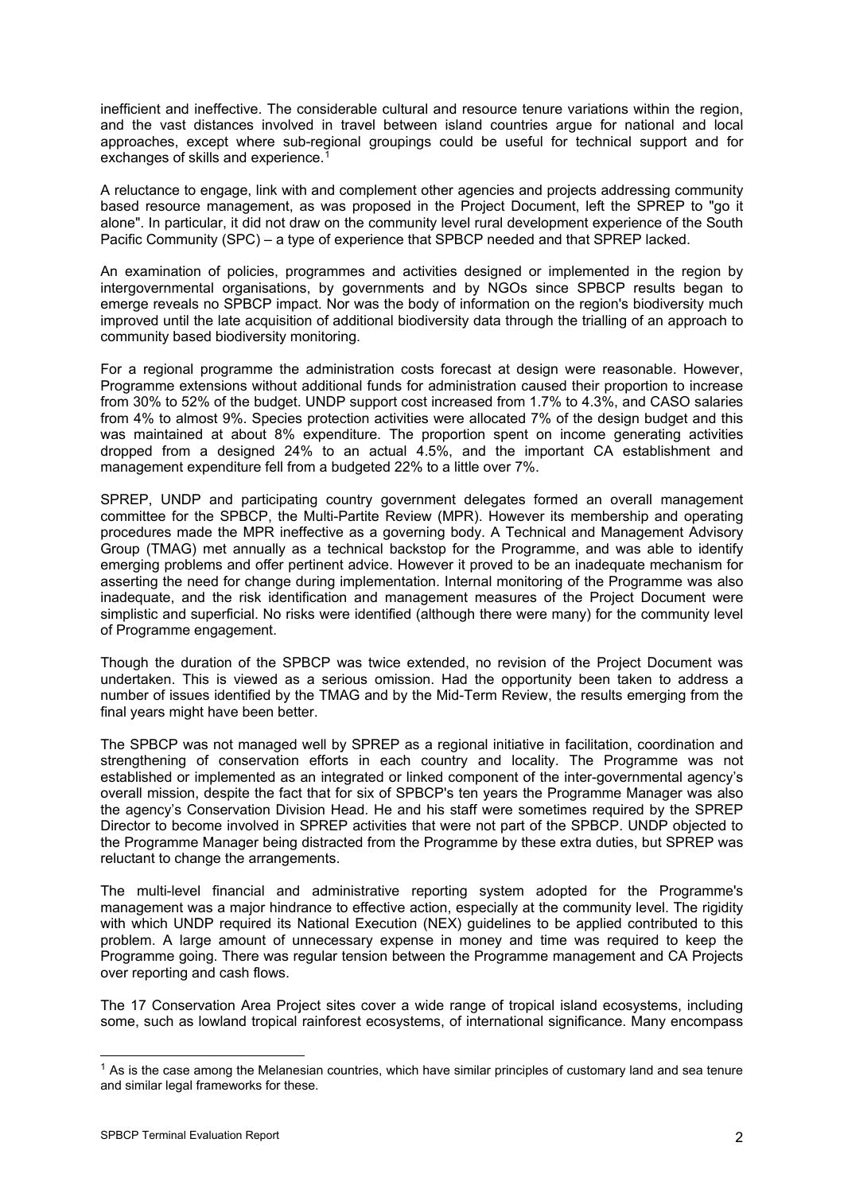inefficient and ineffective. The considerable cultural and resource tenure variations within the region, and the vast distances involved in travel between island countries argue for national and local approaches, except where sub-regional groupings could be useful for technical support and for exchanges of skills and experience.[1]

A reluctance to engage, link with and complement other agencies and projects addressing community based resource management, as was proposed in the Project Document, left the SPREP to "go it alone". In particular, it did not draw on the community level rural development experience of the South Pacific Community (SPC) – a type of experience that SPBCP needed and that SPREP lacked.

An examination of policies, programmes and activities designed or implemented in the region by intergovernmental organisations, by governments and by NGOs since SPBCP results began to emerge reveals no SPBCP impact. Nor was the body of information on the region's biodiversity much improved until the late acquisition of additional biodiversity data through the trialling of an approach to community based biodiversity monitoring.

For a regional programme the administration costs forecast at design were reasonable. However, Programme extensions without additional funds for administration caused their proportion to increase from 30% to 52% of the budget. UNDP support increased from 1.7% to 4.3%, and CASO salaries from 4% to almost 9%. Species protection activities were allocated 7% of the design budget and this was maintained at about 8% expenditure. The proportion spent on income generating activities dropped from a designed 24% to an actual 4.5%, and the important CA establishment and management expenditure fell from a budgeted 22% to a little over 7%.

SPREP, UNDP and participating country government delegates formed an overall management committee for the SPBCP, the Multi-Partite Review (MPR). However its membership and operating procedures made the MPR ineffective as a governing body. A Technical and Management Advisory Group (TMAG) met annually as a technical backstop for the Programme, and was able to identify emerging problems and offer pertinent advice. However it proved to be an inadequate mechanism for asserting the need for change during implementation. Internal monitoring of the Programme was also inadequate, and the risk identification and management measures of the Project Document were simplistic and superficial. No risks were identified (although there were many) for the community level of Programme engagement.

Though the duration of the SPBCP was twice extended, no revision of the Project Document was undertaken. This is viewed as a serious omission. Had the opportunity been taken to address a number of issues identified by the TMAG and by the Mid-Term Review, the results emerging from the final years might have been better.

The SPBCP was not managed well by SPREP as a regional initiative in facilitation, coordination and strengthening of conservation efforts in each country and locality. The Programme was not established or implemented as an integrated or linked component of the inter-governmental agency's overall mission, despite the fact that for six of SPBCP's ten years the Programme Manager was also the agency's Conservation Division Head. He and his staff were sometimes required by the SPREP Director to become involved in SPREP activities that were not part of the SPBCP. UNDP objected to the Programme Manager being distracted from the Programme by these extra duties, but SPREP was reluctant to change the arrangements.

The multi-level financial and administrative reporting system adopted for the Programme's management was a major hindrance to effective action, especially at the community level. The rigidity with which UNDP required its National Execution (NEX) guidelines to be applied contributed to this problem. A large amount of unnecessary expense in money and time was required to keep the Programme going. There was regular tension between the Programme management and CA Projects over reporting and cash flows.

The 17 Conservation Area Project sites cover a wide range of tropical island ecosystems, including some, such as lowland tropical rainforest ecosystems, of international significance. Many encompass

[1] As is the case among the Melanesian countries, which have similar principles of customary land and sea tenure and similar legal frameworks for these.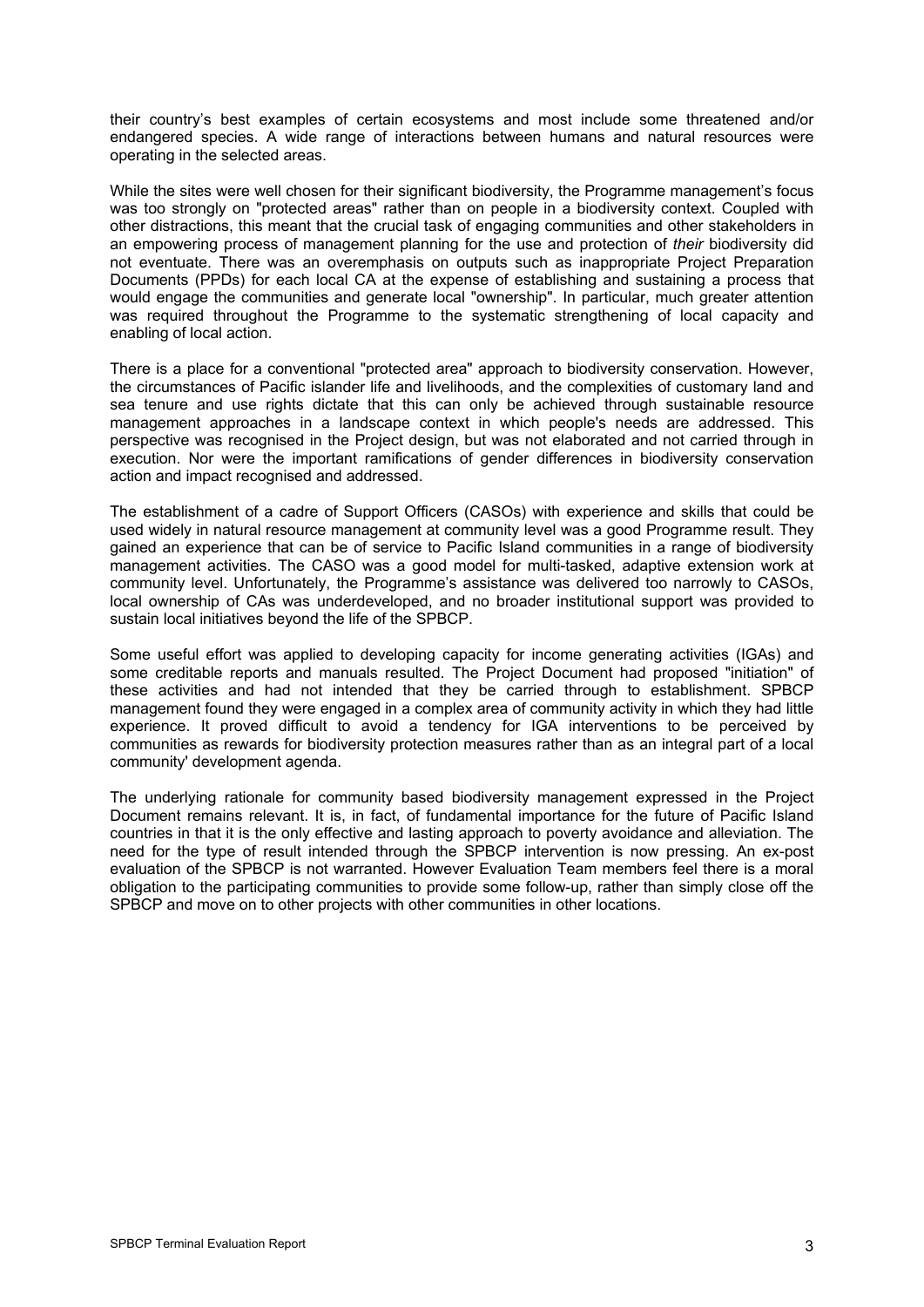their country's best examples of certain ecosystems and most include some threatened and/or endangered species. A wide range of interactions between humans and natural resources were operating in the selected areas.

While the sites were well chosen for their significant biodiversity, the Programme management's focus was too strongly on "protected areas" rather than on people in a biodiversity context. Coupled with other distractions, this meant that the crucial task of engaging communities and other stakeholders in an empowering process of management planning for the use and protection of *their* biodiversity did not eventuate. There was an overemphasis on outputs such as inappropriate Project Preparation Documents (PPDs) for each local CA at the expense of establishing and sustaining a process that would engage the communities and generate local "ownership". In particular, much greater attention was required throughout the Programme to the systematic strengthening of local capacity and enabling of local action.

There is a place for a conventional "protected area" approach to biodiversity conservation. However, the circumstances of Pacific islander life and livelihoods, and the complexities of customary land and sea tenure and use rights dictate that this can only be achieved through sustainable resource management approaches in a landscape context in which people's needs are addressed. This perspective was recognised in the Project design, but was not elaborated and not carried through in execution. Nor were the important ramifications of gender differences in biodiversity conservation action and impact recognised and addressed.

The establishment of a cadre of Support Officers (CASOs) with experience and skills that could be used widely in natural resource management at community level was a good Programme result. They gained an experience that can be of service to Pacific Island communities in a range of biodiversity management activities. The CASO was a good model for multi-tasked, adaptive extension work at community level. Unfortunately, the Programme's assistance was delivered too narrowly to CASOs, local ownership of CAs was underdeveloped, and no broader institutional support was provided to sustain local initiatives beyond the life of the SPBCP.

Some useful effort was applied to developing capacity for income generating activities (IGAs) and some creditable reports and manuals resulted. The Project Document had proposed "initiation" of these activities and had not intended that they be carried through to establishment. SPBCP management found they were engaged in a complex area of community activity in which they had little experience. It proved difficult to avoid a tendency for IGA interventions to be perceived by communities as rewards for biodiversity protection measures rather than as an integral part of a local community' development agenda.

The underlying rationale for community based biodiversity management expressed in the Project Document remains relevant. It is, in fact, of fundamental importance for the future of Pacific Island countries in that it is the only effective and lasting approach to poverty avoidance and alleviation. The need for the type of result intended through the SPBCP intervention is now pressing. An ex-post evaluation of the SPBCP is not warranted. However Evaluation Team members feel there is a moral obligation to the participating communities to provide some follow-up, rather than simply close off the SPBCP and move on to other projects with other communities in other locations.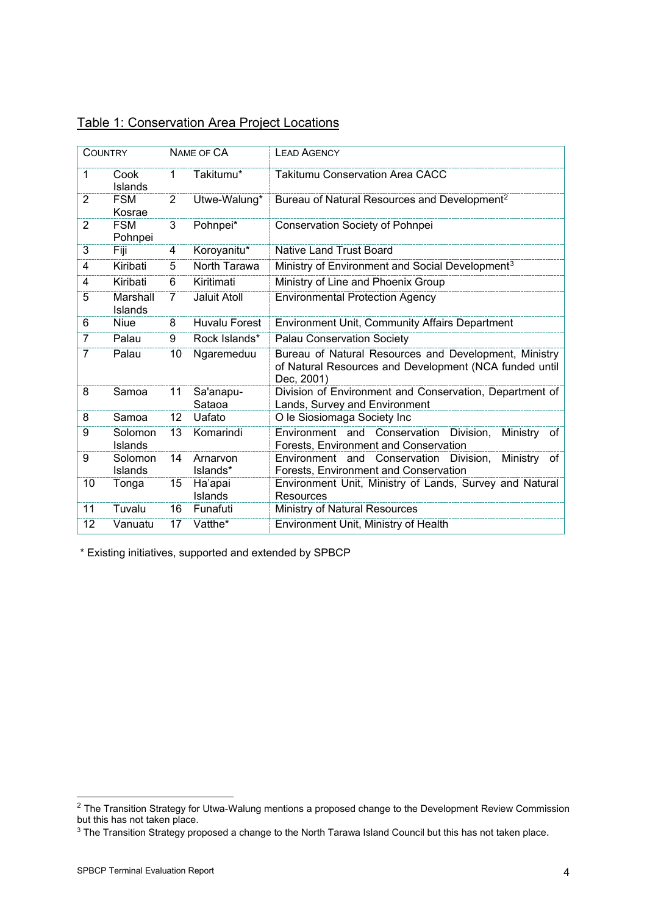Table 1: Conservation Area Project Locations

| COUNTRY | | NAME OF CA | | LEAD AGENCY |
|---|---|---|---|---|
| 1 | Cook Islands | 1 | Takitumu* | Takitumu Conservation Area CACC |
| 2 | FSM Kosrae | 2 | Utwe-Walung* | Bureau of Natural Resources and Development[2] |
| 2 | FSM Pohnpei | 3 | Pohnpei* | Conservation Society of Pohnpei |
| 3 | Fiji | 4 | Koroyanitu* | Native Land Trust Board |
| 4 | Kiribati | 5 | North Tarawa | Ministry of Environment and Social Development[3] |
| 4 | Kiribati | 6 | Kiritimati | Ministry of Line and Phoenix Group |
| 5 | Marshall Islands | 7 | Jaluit Atoll | Environmental Protection Agency |
| 6 | Niue | 8 | Huvalu Forest | Environment Unit, Community Affairs Department |
| 7 | Palau | 9 | Rock Islands* | Palau Conservation Society |
| 7 | Palau | 10 | Ngaremeduu | Bureau of Natural Resources and Development, Ministry of Natural Resources and Development (NCA funded until Dec, 2001) |
| 8 | Samoa | 11 | Sa'anapu-Sataoa | Division of Environment and Conservation, Department of Lands, Survey and Environment |
| 8 | Samoa | 12 | Uafato | O le Siosiomaga Society Inc |
| 9 | Solomon Islands | 13 | Komarindi | Environment and Conservation Division, Ministry of Forests, Environment and Conservation |
| 9 | Solomon Islands | 14 | Arnarvon Islands* | Environment and Conservation Division, Ministry of Forests, Environment and Conservation |
| 10 | Tonga | 15 | Ha'apai Islands | Environment Unit, Ministry of Lands, Survey and Natural Resources |
| 11 | Tuvalu | 16 | Funafuti | Ministry of Natural Resources |
| 12 | Vanuatu | 17 | Vatthe* | Environment Unit, Ministry of Health |

* Existing initiatives, supported and extended by SPBCP

[2] The Transition Strategy for Utwa-Walung mentions a proposed change to the Development Review Commission but this has not taken place.

[3] The Transition Strategy proposed a change to the North Tarawa Island Council but this has not taken place.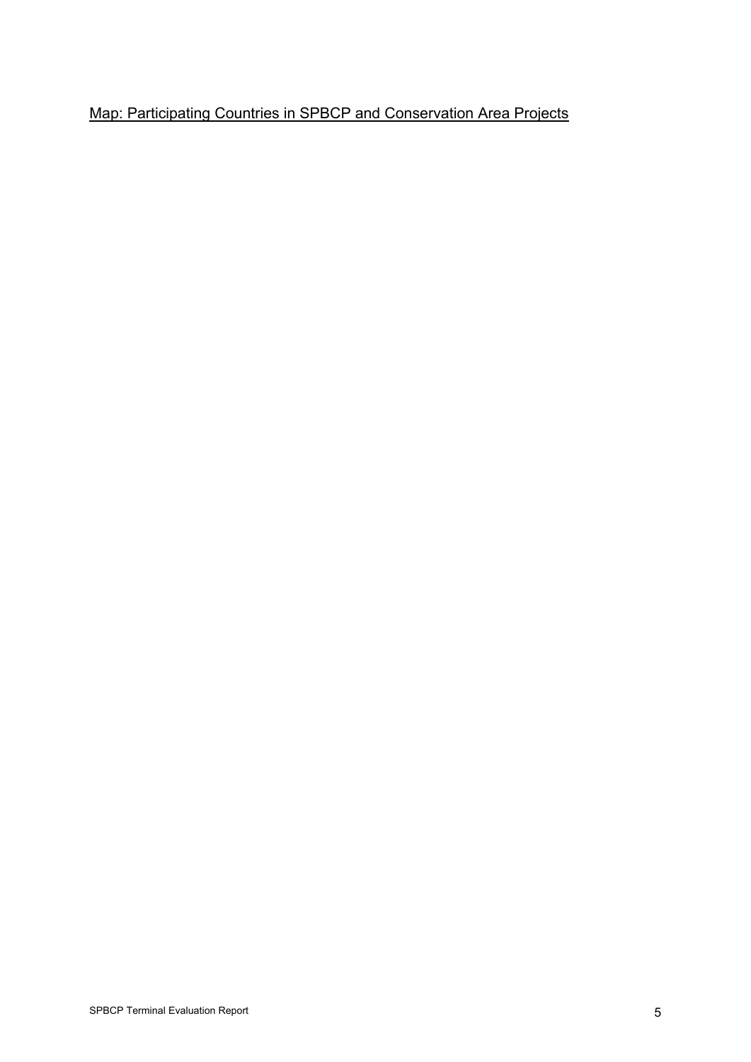<u>Map: Participating Countries in SPBCP and Conservation Area Projects</u>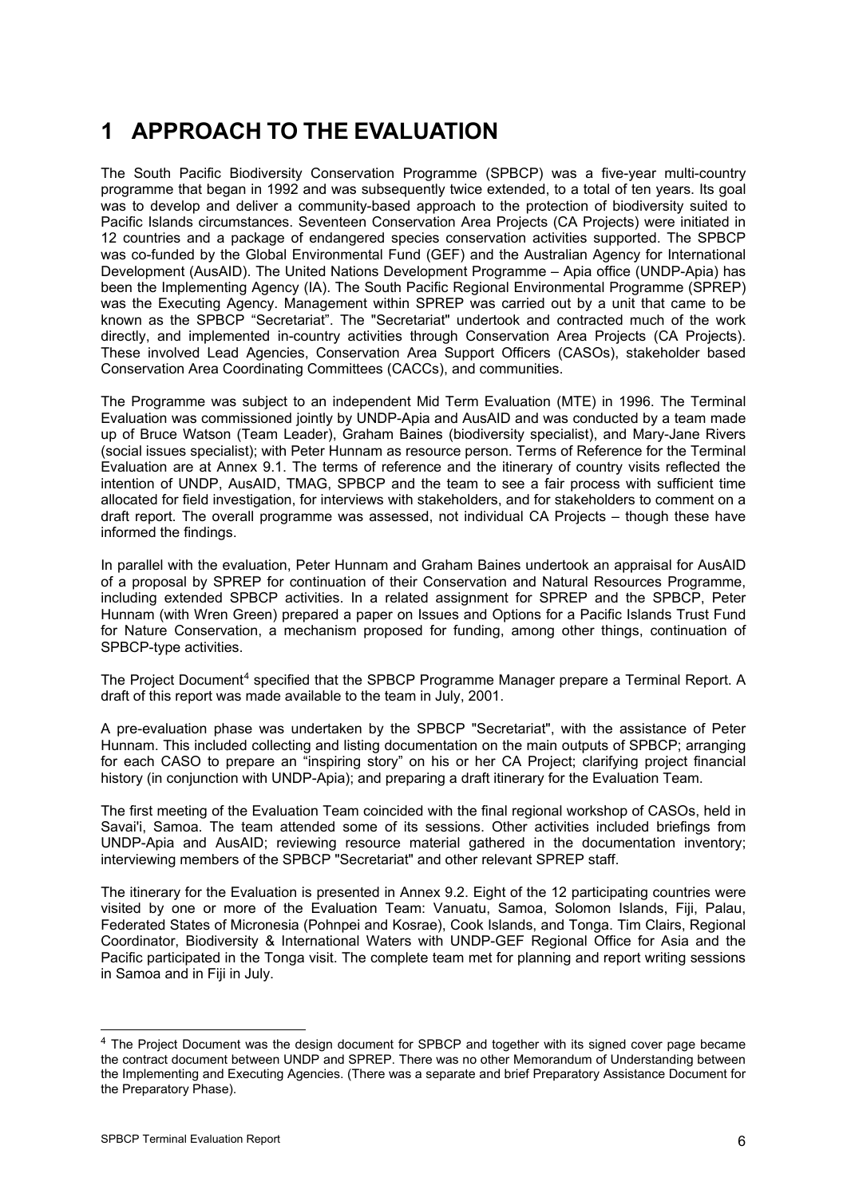# 1 APPROACH TO THE EVALUATION

The South Pacific Biodiversity Conservation Programme (SPBCP) was a five-year multi-country programme that began in 1992 and was subsequently twice extended, to a total of ten years. Its goal was to develop and deliver a community-based approach to the protection of biodiversity suited to Pacific Islands circumstances. Seventeen Conservation Area Projects (CA Projects) were initiated in 12 countries and a package of endangered species conservation activities supported. The SPBCP was co-funded by the Global Environmental Fund (GEF) and the Australian Agency for International Development (AusAID). The United Nations Development Programme – Apia office (UNDP-Apia) has been the Implementing Agency (IA). The South Pacific Regional Environmental Programme (SPREP) was the Executing Agency. Management within SPREP was carried out by a unit that came to be known as the SPBCP "Secretariat". The "Secretariat" undertook and contracted much of the work directly, and implemented in-country activities through Conservation Area Projects (CA Projects). These involved Lead Agencies, Conservation Area Support Officers (CASOs), stakeholder based Conservation Area Coordinating Committees (CACCs), and communities.

The Programme was subject to an independent Mid Term Evaluation (MTE) in 1996. The Terminal Evaluation was commissioned jointly by UNDP-Apia and AusAID and was conducted by a team made up of Bruce Watson (Team Leader), Graham Baines (biodiversity specialist), and Mary-Jane Rivers (social issues specialist); with Peter Hunnam as resource person. Terms of Reference for the Terminal Evaluation are at Annex 9.1. The terms of reference and the itinerary of country visits reflected the intention of UNDP, AusAID, TMAG, SPBCP and the team to see a fair process with sufficient time allocated for field investigation, for interviews with stakeholders, and for stakeholders to comment on a draft report. The overall programme was assessed, not individual CA Projects – though these have informed the findings.

In parallel with the evaluation, Peter Hunnam and Graham Baines undertook an appraisal for AusAID of a proposal by SPREP for continuation of their Conservation and Natural Resources Programme, including extended SPBCP activities. In a related assignment for SPREP and the SPBCP, Peter Hunnam (with Wren Green) prepared a paper on Issues and Options for a Pacific Islands Trust Fund for Nature Conservation, a mechanism proposed for funding, among other things, continuation of SPBCP-type activities.

The Project Document[4] specified that the SPBCP Programme Manager prepare a Terminal Report. A draft of this report was made available to the team in July, 2001.

A pre-evaluation phase was undertaken by the SPBCP "Secretariat", with the assistance of Peter Hunnam. This included collecting and listing documentation on the main outputs of SPBCP; arranging for each CASO to prepare an "inspiring story" on his or her CA Project; clarifying project financial history (in conjunction with UNDP-Apia); and preparing a draft itinerary for the Evaluation Team.

The first meeting of the Evaluation Team coincided with the final regional workshop of CASOs, held in Savai'i, Samoa. The team attended some of its sessions. Other activities included briefings from UNDP-Apia and AusAID; reviewing resource material gathered in the documentation inventory; interviewing members of the SPBCP "Secretariat" and other relevant SPREP staff.

The itinerary for the Evaluation is presented in Annex 9.2. Eight of the 12 participating countries were visited by one or more of the Evaluation Team: Vanuatu, Samoa, Solomon Islands, Fiji, Palau, Federated States of Micronesia (Pohnpei and Kosrae), Cook Islands, and Tonga. Tim Clairs, Regional Coordinator, Biodiversity & International Waters with UNDP-GEF Regional Office for Asia and the Pacific participated in the Tonga visit. The complete team met for planning and report writing sessions in Samoa and in Fiji in July.

---

[4] The Project Document was the design document for SPBCP and together with its signed cover page became the contract document between UNDP and SPREP. There was no other Memorandum of Understanding between the Implementing and Executing Agencies. (There was a separate and brief Preparatory Assistance Document for the Preparatory Phase).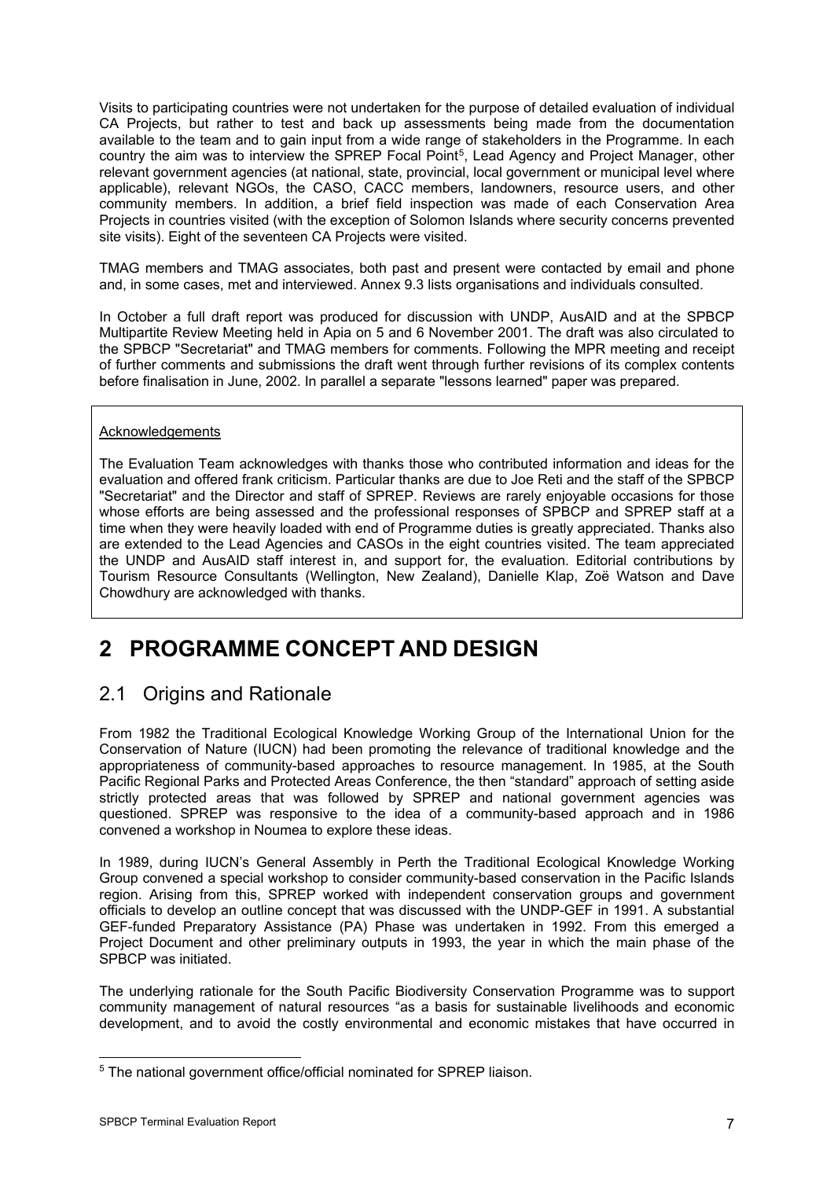Visits to participating countries were not undertaken for the purpose of detailed evaluation of individual CA Projects, but rather to test and back up assessments being made from the documentation available to the team and to gain input from a wide range of stakeholders in the Programme. In each country the aim was to interview the SPREP Focal Point[5], Lead Agency and Project Manager, other relevant government agencies (at national, state, provincial, local government or municipal level where applicable), relevant NGOs, the CASO, CACC members, landowners, resource users, and other community members. In addition, a brief field inspection was made of each Conservation Area Projects in countries visited (with the exception of Solomon Islands where security concerns prevented site visits). Eight of the seventeen CA Projects were visited.

TMAG members and TMAG associates, both past and present were contacted by email and phone and, in some cases, met and interviewed. Annex 9.3 lists organisations and individuals consulted.

In October a full draft report was produced for discussion with UNDP, AusAID and at the SPBCP Multipartite Review Meeting held in Apia on 5 and 6 November 2001. The draft was also circulated to the SPBCP "Secretariat" and TMAG members for comments. Following the MPR meeting and receipt of further comments and submissions the draft went through further revisions of its complex contents before finalisation in June, 2002. In parallel a separate "lessons learned" paper was prepared.

> Acknowledgements
>
> The Evaluation Team acknowledges with thanks those who contributed information and ideas for the evaluation and offered frank criticism. Particular thanks are due to Joe Reti and the staff of the SPBCP "Secretariat" and the Director and staff of SPREP. Reviews are rarely enjoyable occasions for those whose efforts are being assessed and the professional responses of SPBCP and SPREP staff at a time when they were heavily loaded with end of Programme duties is greatly appreciated. Thanks also are extended to the Lead Agencies and CASOs in the eight countries visited. The team appreciated the UNDP and AusAID staff interest in, and support for, the evaluation. Editorial contributions by Tourism Resource Consultants (Wellington, New Zealand), Danielle Klap, Zoë Watson and Dave Chowdhury are acknowledged with thanks.

# 2 PROGRAMME CONCEPT AND DESIGN

## 2.1 Origins and Rationale

From 1982 the Traditional Ecological Knowledge Working Group of the International Union for the Conservation of Nature (IUCN) had been promoting the relevance of traditional knowledge and the appropriateness of community-based approaches to resource management. In 1985, at the South Pacific Regional Parks and Protected Areas Conference, the then "standard" approach of setting aside strictly protected areas that was followed by SPREP and national government agencies was questioned. SPREP was responsive to the idea of a community-based approach and in 1986 convened a workshop in Noumea to explore these ideas.

In 1989, during IUCN's General Assembly in Perth the Traditional Ecological Knowledge Working Group convened a special workshop to consider community-based conservation in the Pacific Islands region. Arising from this, SPREP worked with independent conservation groups and government officials to develop an outline concept that was discussed with the UNDP-GEF in 1991. A substantial GEF-funded Preparatory Assistance (PA) Phase was undertaken in 1992. From this emerged a Project Document and other preliminary outputs in 1993, the year in which the main phase of the SPBCP was initiated.

The underlying rationale for the South Pacific Biodiversity Conservation Programme was to support community management of natural resources "as a basis for sustainable livelihoods and economic development, and to avoid the costly environmental and economic mistakes that have occurred in

[5] The national government office/official nominated for SPREP liaison.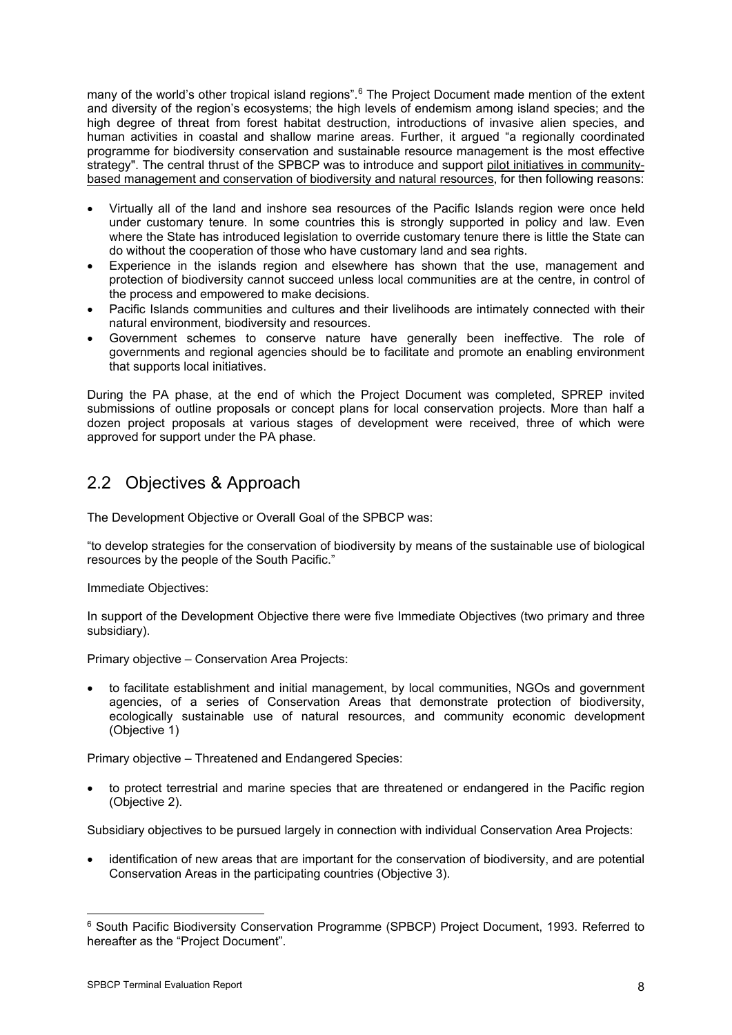many of the world's other tropical island regions".[6] The Project Document made mention of the extent and diversity of the region's ecosystems; the high levels of endemism among island species; and the high degree of threat from forest habitat destruction, introductions of invasive alien species, and human activities in coastal and shallow marine areas. Further, it argued "a regionally coordinated programme for biodiversity conservation and sustainable resource management is the most effective strategy". The central thrust of the SPBCP was to introduce and support <u>pilot initiatives in community-based management and conservation of biodiversity and natural resources</u>, for then following reasons:

- Virtually all of the land and inshore sea resources of the Pacific Islands region were once held under customary tenure. In some countries this is strongly supported in policy and law. Even where the State has introduced legislation to override customary tenure there is little the State can do without the cooperation of those who have customary land and sea rights.
- Experience in the islands region and elsewhere has shown that the use, management and protection of biodiversity cannot succeed unless local communities are at the centre, in control of the process and empowered to make decisions.
- Pacific Islands communities and cultures and their livelihoods are intimately connected with their natural environment, biodiversity and resources.
- Government schemes to conserve nature have generally been ineffective. The role of governments and regional agencies should be to facilitate and promote an enabling environment that supports local initiatives.

During the PA phase, at the end of which the Project Document was completed, SPREP invited submissions of outline proposals or concept plans for local conservation projects. More than half a dozen project proposals at various stages of development were received, three of which were approved for support under the PA phase.

## 2.2 Objectives & Approach

The Development Objective or Overall Goal of the SPBCP was:

"to develop strategies for the conservation of biodiversity by means of the sustainable use of biological resources by the people of the South Pacific."

Immediate Objectives:

In support of the Development Objective there were five Immediate Objectives (two primary and three subsidiary).

Primary objective – Conservation Area Projects:

- to facilitate establishment and initial management, by local communities, NGOs and government agencies, of a series of Conservation Areas that demonstrate protection of biodiversity, ecologically sustainable use of natural resources, and community economic development (Objective 1)

Primary objective – Threatened and Endangered Species:

- to protect terrestrial and marine species that are threatened or endangered in the Pacific region (Objective 2).

Subsidiary objectives to be pursued largely in connection with individual Conservation Area Projects:

- identification of new areas that are important for the conservation of biodiversity, and are potential Conservation Areas in the participating countries (Objective 3).

---

[6] South Pacific Biodiversity Conservation Programme (SPBCP) Project Document, 1993. Referred to hereafter as the "Project Document".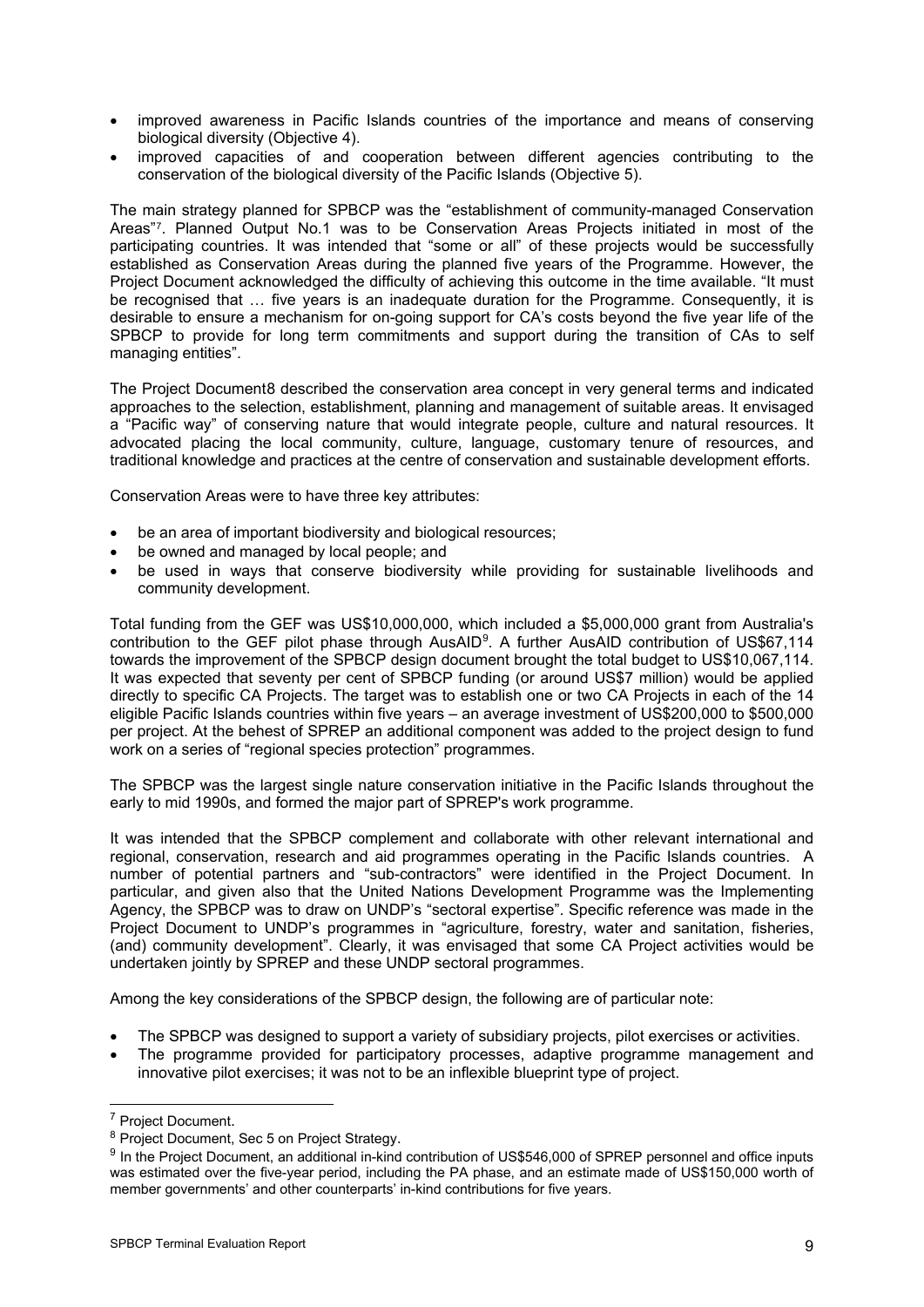- improved awareness in Pacific Islands countries of the importance and means of conserving biological diversity (Objective 4).
- improved capacities of and cooperation between different agencies contributing to the conservation of the biological diversity of the Pacific Islands (Objective 5).

The main strategy planned for SPBCP was the "establishment of community-managed Conservation Areas"[7]. Planned Output No.1 was to be Conservation Areas Projects initiated in most of the participating countries. It was intended that "some or all" of these projects would be successfully established as Conservation Areas during the planned five years of the Programme. However, the Project Document acknowledged the difficulty of achieving this outcome in the time available. "It must be recognised that … five years is an inadequate duration for the Programme. Consequently, it is desirable to ensure a mechanism for on-going support for CA's costs beyond the five year life of the SPBCP to provide for long term commitments and support during the transition of CAs to self managing entities".

The Project Document8 described the conservation area concept in very general terms and indicated approaches to the selection, establishment, planning and management of suitable areas. It envisaged a "Pacific way" of conserving nature that would integrate people, culture and natural resources. It advocated placing the local community, culture, language, customary tenure of resources, and traditional knowledge and practices at the centre of conservation and sustainable development efforts.

Conservation Areas were to have three key attributes:

- be an area of important biodiversity and biological resources;
- be owned and managed by local people; and
- be used in ways that conserve biodiversity while providing for sustainable livelihoods and community development.

Total funding from the GEF was US$10,000,000, which included a $5,000,000 grant from Australia's contribution to the GEF pilot phase through AusAID[9]. A further AusAID contribution of US$67,114 towards the improvement of the SPBCP design document brought the total budget to US$10,067,114. It was expected that seventy per cent of SPBCP funding (or around US$7 million) would be applied directly to specific CA Projects. The target was to establish one or two CA Projects in each of the 14 eligible Pacific Islands countries within five years – an average investment of US$200,000 to $500,000 per project. At the behest of SPREP an additional component was added to the project design to fund work on a series of "regional species protection" programmes.

The SPBCP was the largest single nature conservation initiative in the Pacific Islands throughout the early to mid 1990s, and formed the major part of SPREP's work programme.

It was intended that the SPBCP complement and collaborate with other relevant international and regional, conservation, research and aid programmes operating in the Pacific Islands countries. A number of potential partners and "sub-contractors" were identified in the Project Document. In particular, and given also that the United Nations Development Programme was the Implementing Agency, the SPBCP was to draw on UNDP's "sectoral expertise". Specific reference was made in the Project Document to UNDP's programmes in "agriculture, forestry, water and sanitation, fisheries, (and) community development". Clearly, it was envisaged that some CA Project activities would be undertaken jointly by SPREP and these UNDP sectoral programmes.

Among the key considerations of the SPBCP design, the following are of particular note:

- The SPBCP was designed to support a variety of subsidiary projects, pilot exercises or activities.
- The programme provided for participatory processes, adaptive programme management and innovative pilot exercises; it was not to be an inflexible blueprint type of project.

---

[7] Project Document.

[8] Project Document, Sec 5 on Project Strategy.

[9] In the Project Document, an additional in-kind contribution of US$546,000 of SPREP personnel and office inputs was estimated over the five-year period, including the PA phase, and an estimate made of US$150,000 worth of member governments' and other counterparts' in-kind contributions for five years.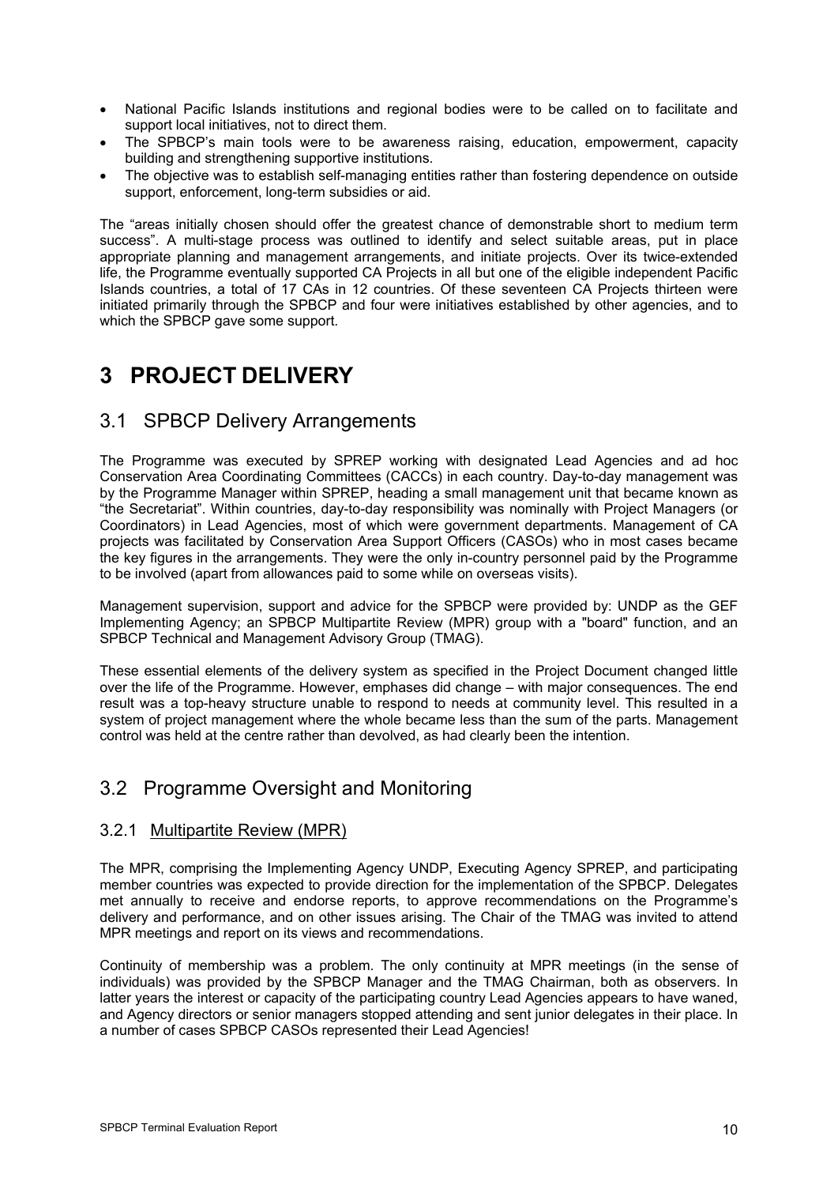- National Pacific Islands institutions and regional bodies were to be called on to facilitate and support local initiatives, not to direct them.
- The SPBCP's main tools were to be awareness raising, education, empowerment, capacity building and strengthening supportive institutions.
- The objective was to establish self-managing entities rather than fostering dependence on outside support, enforcement, long-term subsidies or aid.

The "areas initially chosen should offer the greatest chance of demonstrable short to medium term success". A multi-stage process was outlined to identify and select suitable areas, put in place appropriate planning and management arrangements, and initiate projects. Over its twice-extended life, the Programme eventually supported CA Projects in all but one of the eligible independent Pacific Islands countries, a total of 17 CAs in 12 countries. Of these seventeen CA Projects thirteen were initiated primarily through the SPBCP and four were initiatives established by other agencies, and to which the SPBCP gave some support.

# 3 PROJECT DELIVERY

## 3.1 SPBCP Delivery Arrangements

The Programme was executed by SPREP working with designated Lead Agencies and ad hoc Conservation Area Coordinating Committees (CACCs) in each country. Day-to-day management was by the Programme Manager within SPREP, heading a small management unit that became known as "the Secretariat". Within countries, day-to-day responsibility was nominally with Project Managers (or Coordinators) in Lead Agencies, most of which were government departments. Management of CA projects was facilitated by Conservation Area Support Officers (CASOs) who in most cases became the key figures in the arrangements. They were the only in-country personnel paid by the Programme to be involved (apart from allowances paid to some while on overseas visits).

Management supervision, support and advice for the SPBCP were provided by: UNDP as the GEF Implementing Agency; an SPBCP Multipartite Review (MPR) group with a "board" function, and an SPBCP Technical and Management Advisory Group (TMAG).

These essential elements of the delivery system as specified in the Project Document changed little over the life of the Programme. However, emphases did change – with major consequences. The end result was a top-heavy structure unable to respond to needs at community level. This resulted in a system of project management where the whole became less than the sum of the parts. Management control was held at the centre rather than devolved, as had clearly been the intention.

## 3.2 Programme Oversight and Monitoring

### 3.2.1 Multipartite Review (MPR)

The MPR, comprising the Implementing Agency UNDP, Executing Agency SPREP, and participating member countries was expected to provide direction for the implementation of the SPBCP. Delegates met annually to receive and endorse reports, to approve recommendations on the Programme's delivery and performance, and on other issues arising. The Chair of the TMAG was invited to attend MPR meetings and report on its views and recommendations.

Continuity of membership was a problem. The only continuity at MPR meetings (in the sense of individuals) was provided by the SPBCP Manager and the TMAG Chairman, both as observers. In latter years the interest or capacity of the participating country Lead Agencies appears to have waned, and Agency directors or senior managers stopped attending and sent junior delegates in their place. In a number of cases SPBCP CASOs represented their Lead Agencies!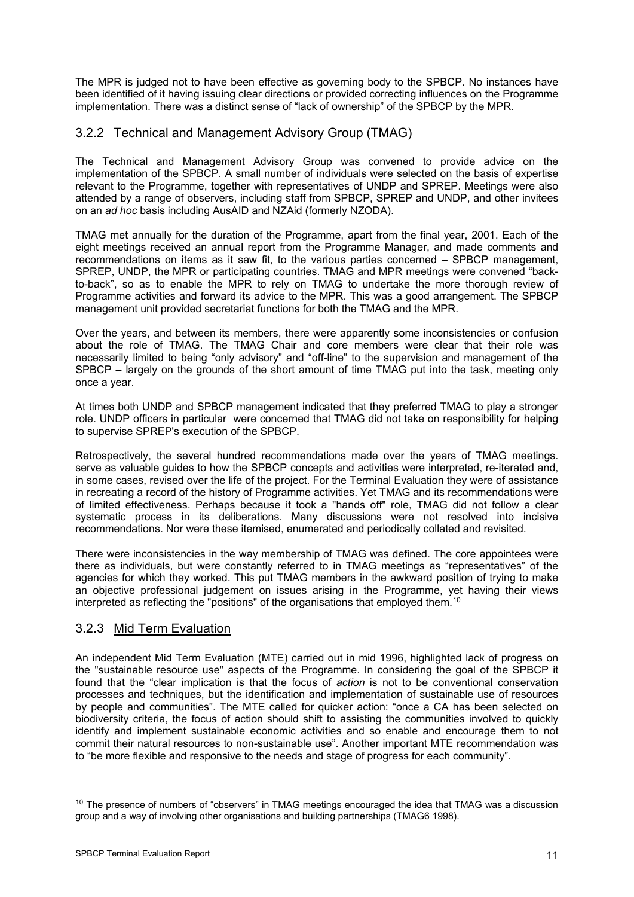The MPR is judged not to have been effective as governing body to the SPBCP. No instances have been identified of it having issuing clear directions or provided correcting influences on the Programme implementation. There was a distinct sense of "lack of ownership" of the SPBCP by the MPR.

### 3.2.2 Technical and Management Advisory Group (TMAG)

The Technical and Management Advisory Group was convened to provide advice on the implementation of the SPBCP. A small number of individuals were selected on the basis of expertise relevant to the Programme, together with representatives of UNDP and SPREP. Meetings were also attended by a range of observers, including staff from SPBCP, SPREP and UNDP, and other invitees on an *ad hoc* basis including AusAID and NZAid (formerly NZODA).

TMAG met annually for the duration of the Programme, apart from the final year, 2001. Each of the eight meetings received an annual report from the Programme Manager, and made comments and recommendations on items as it saw fit, to the various parties concerned – SPBCP management, SPREP, UNDP, the MPR or participating countries. TMAG and MPR meetings were convened "back-to-back", so as to enable the MPR to rely on TMAG to undertake the more thorough review of Programme activities and forward its advice to the MPR. This was a good arrangement. The SPBCP management unit provided secretariat functions for both the TMAG and the MPR.

Over the years, and between its members, there were apparently some inconsistencies or confusion about the role of TMAG. The TMAG Chair and core members were clear that their role was necessarily limited to being "only advisory" and "off-line" to the supervision and management of the SPBCP – largely on the grounds of the short amount of time TMAG put into the task, meeting only once a year.

At times both UNDP and SPBCP management indicated that they preferred TMAG to play a stronger role. UNDP officers in particular were concerned that TMAG did not take on responsibility for helping to supervise SPREP's execution of the SPBCP.

Retrospectively, the several hundred recommendations made over the years of TMAG meetings. serve as valuable guides to how the SPBCP concepts and activities were interpreted, re-iterated and, in some cases, revised over the life of the project. For the Terminal Evaluation they were of assistance in recreating a record of the history of Programme activities. Yet TMAG and its recommendations were of limited effectiveness. Perhaps because it took a "hands off" role, TMAG did not follow a clear systematic process in its deliberations. Many discussions were not resolved into incisive recommendations. Nor were these itemised, enumerated and periodically collated and revisited.

There were inconsistencies in the way membership of TMAG was defined. The core appointees were there as individuals, but were constantly referred to in TMAG meetings as "representatives" of the agencies for which they worked. This put TMAG members in the awkward position of trying to make an objective professional judgement on issues arising in the Programme, yet having their views interpreted as reflecting the "positions" of the organisations that employed them.[10]

### 3.2.3 Mid Term Evaluation

An independent Mid Term Evaluation (MTE) carried out in mid 1996, highlighted lack of progress on the "sustainable resource use" aspects of the Programme. In considering the goal of the SPBCP it found that the "clear implication is that the focus of *action* is not to be conventional conservation processes and techniques, but the identification and implementation of sustainable use of resources by people and communities". The MTE called for quicker action: "once a CA has been selected on biodiversity criteria, the focus of action should shift to assisting the communities involved to quickly identify and implement sustainable economic activities and so enable and encourage them to not commit their natural resources to non-sustainable use". Another important MTE recommendation was to "be more flexible and responsive to the needs and stage of progress for each community".

---

[10] The presence of numbers of "observers" in TMAG meetings encouraged the idea that TMAG was a discussion group and a way of involving other organisations and building partnerships (TMAG6 1998).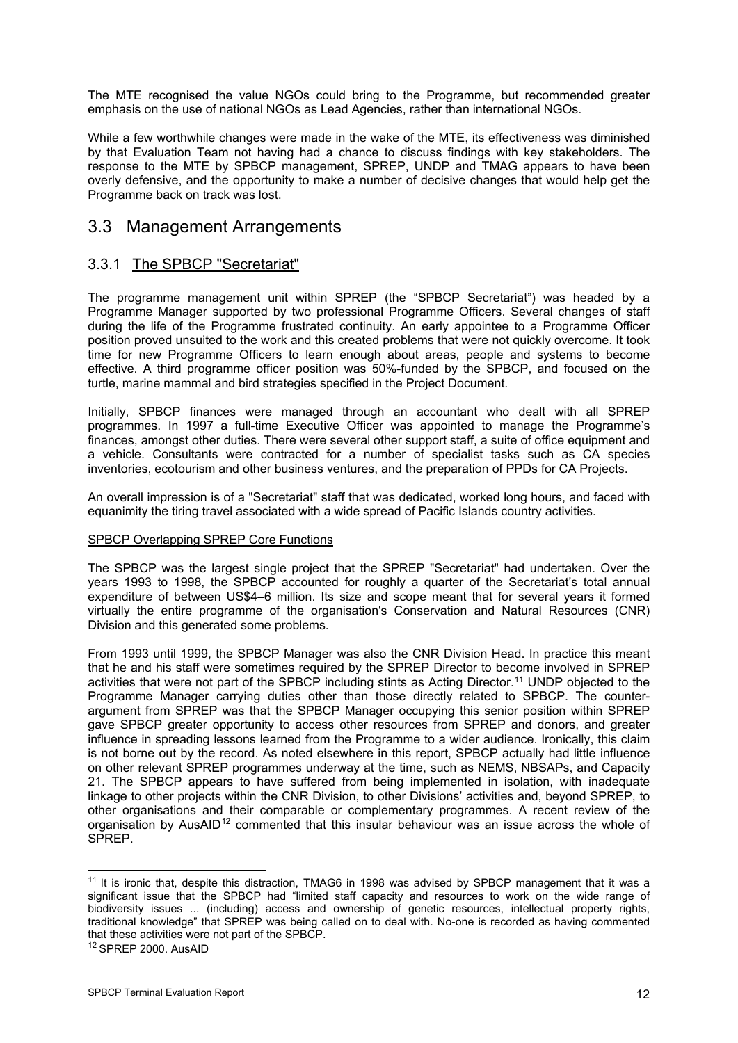The MTE recognised the value NGOs could bring to the Programme, but recommended greater emphasis on the use of national NGOs as Lead Agencies, rather than international NGOs.

While a few worthwhile changes were made in the wake of the MTE, its effectiveness was diminished by that Evaluation Team not having had a chance to discuss findings with key stakeholders. The response to the MTE by SPBCP management, SPREP, UNDP and TMAG appears to have been overly defensive, and the opportunity to make a number of decisive changes that would help get the Programme back on track was lost.

## 3.3 Management Arrangements

### 3.3.1 The SPBCP "Secretariat"

The programme management unit within SPREP (the "SPBCP Secretariat") was headed by a Programme Manager supported by two professional Programme Officers. Several changes of staff during the life of the Programme frustrated continuity. An early appointee to a Programme Officer position proved unsuited to the work and this created problems that were not quickly overcome. It took time for new Programme Officers to learn enough about areas, people and systems to become effective. A third programme officer position was 50%-funded by the SPBCP, and focused on the turtle, marine mammal and bird strategies specified in the Project Document.

Initially, SPBCP finances were managed through an accountant who dealt with all SPREP programmes. In 1997 a full-time Executive Officer was appointed to manage the Programme's finances, amongst other duties. There were several other support staff, a suite of office equipment and a vehicle. Consultants were contracted for a number of specialist tasks such as CA species inventories, ecotourism and other business ventures, and the preparation of PPDs for CA Projects.

An overall impression is of a "Secretariat" staff that was dedicated, worked long hours, and faced with equanimity the tiring travel associated with a wide spread of Pacific Islands country activities.

SPBCP Overlapping SPREP Core Functions

The SPBCP was the largest single project that the SPREP "Secretariat" had undertaken. Over the years 1993 to 1998, the SPBCP accounted for roughly a quarter of the Secretariat's total annual expenditure of between US$4–6 million. Its size and scope meant that for several years it formed virtually the entire programme of the organisation's Conservation and Natural Resources (CNR) Division and this generated some problems.

From 1993 until 1999, the SPBCP Manager was also the CNR Division Head. In practice this meant that he and his staff were sometimes required by the SPREP Director to become involved in SPREP activities that were not part of the SPBCP including stints as Acting Director.[11] UNDP objected to the Programme Manager carrying duties other than those directly related to SPBCP. The counter-argument from SPREP was that the SPBCP Manager occupying this senior position within SPREP gave SPBCP greater opportunity to access other resources from SPREP and donors, and greater influence in spreading lessons learned from the Programme to a wider audience. Ironically, this claim is not borne out by the record. As noted elsewhere in this report, SPBCP actually had little influence on other relevant SPREP programmes underway at the time, such as NEMS, NBSAPs, and Capacity 21. The SPBCP appears to have suffered from being implemented in isolation, with inadequate linkage to other projects within the CNR Division, to other Divisions' activities and, beyond SPREP, to other organisations and their comparable or complementary programmes. A recent review of the organisation by AusAID[12] commented that this insular behaviour was an issue across the whole of SPREP.

---

[11] It is ironic that, despite this distraction, TMAG6 in 1998 was advised by SPBCP management that it was a significant issue that the SPBCP had "limited staff capacity and resources to work on the wide range of biodiversity issues ... (including) access and ownership of genetic resources, intellectual property rights, traditional knowledge" that SPREP was being called on to deal with. No-one is recorded as having commented that these activities were not part of the SPBCP.

[12] SPREP 2000. AusAID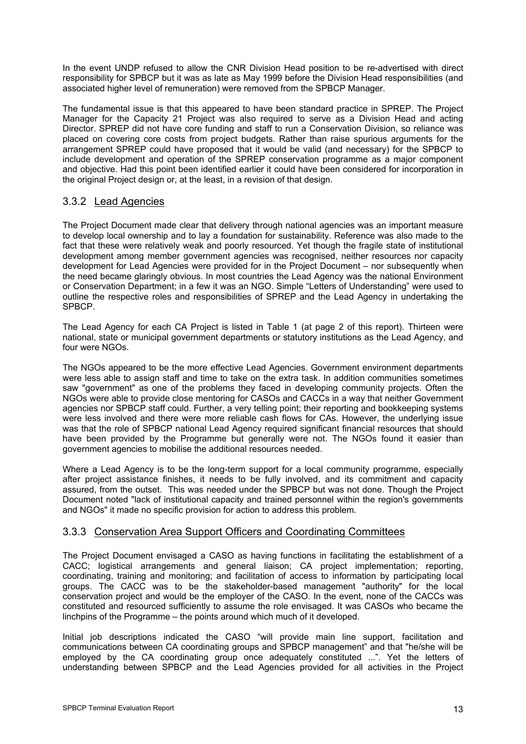In the event UNDP refused to allow the CNR Division Head position to be re-advertised with direct responsibility for SPBCP but it was as late as May 1999 before the Division Head responsibilities (and associated higher level of remuneration) were removed from the SPBCP Manager.

The fundamental issue is that this appeared to have been standard practice in SPREP. The Project Manager for the Capacity 21 Project was also required to serve as a Division Head and acting Director. SPREP did not have core funding and staff to run a Conservation Division, so reliance was placed on covering core costs from project budgets. Rather than raise spurious arguments for the arrangement SPREP could have proposed that it would be valid (and necessary) for the SPBCP to include development and operation of the SPREP conservation programme as a major component and objective. Had this point been identified earlier it could have been considered for incorporation in the original Project design or, at the least, in a revision of that design.

### 3.3.2 Lead Agencies

The Project Document made clear that delivery through national agencies was an important measure to develop local ownership and to lay a foundation for sustainability. Reference was also made to the fact that these were relatively weak and poorly resourced. Yet though the fragile state of institutional development among member government agencies was recognised, neither resources nor capacity development for Lead Agencies were provided for in the Project Document – nor subsequently when the need became glaringly obvious. In most countries the Lead Agency was the national Environment or Conservation Department; in a few it was an NGO. Simple "Letters of Understanding" were used to outline the respective roles and responsibilities of SPREP and the Lead Agency in undertaking the SPBCP.

The Lead Agency for each CA Project is listed in Table 1 (at page 2 of this report). Thirteen were national, state or municipal government departments or statutory institutions as the Lead Agency, and four were NGOs.

The NGOs appeared to be the more effective Lead Agencies. Government environment departments were less able to assign staff and time to take on the extra task. In addition communities sometimes saw "government" as one of the problems they faced in developing community projects. Often the NGOs were able to provide close mentoring for CASOs and CACCs in a way that neither Government agencies nor SPBCP staff could. Further, a very telling point; their reporting and bookkeeping systems were less involved and there were more reliable cash flows for CAs. However, the underlying issue was that the role of SPBCP national Lead Agency required significant financial resources that should have been provided by the Programme but generally were not. The NGOs found it easier than government agencies to mobilise the additional resources needed.

Where a Lead Agency is to be the long-term support for a local community programme, especially after project assistance finishes, it needs to be fully involved, and its commitment and capacity assured, from the outset. This was needed under the SPBCP but was not done. Though the Project Document noted "lack of institutional capacity and trained personnel within the region's governments and NGOs" it made no specific provision for action to address this problem.

### 3.3.3 Conservation Area Support Officers and Coordinating Committees

The Project Document envisaged a CASO as having functions in facilitating the establishment of a CACC; logistical arrangements and general liaison; CA project implementation; reporting, coordinating, training and monitoring; and facilitation of access to information by participating local groups. The CACC was to be the stakeholder-based management "authority" for the local conservation project and would be the employer of the CASO. In the event, none of the CACCs was constituted and resourced sufficiently to assume the role envisaged. It was CASOs who became the linchpins of the Programme – the points around which much of it developed.

Initial job descriptions indicated the CASO "will provide main line support, facilitation and communications between CA coordinating groups and SPBCP management" and that "he/she will be employed by the CA coordinating group once adequately constituted ...". Yet the letters of understanding between SPBCP and the Lead Agencies provided for all activities in the Project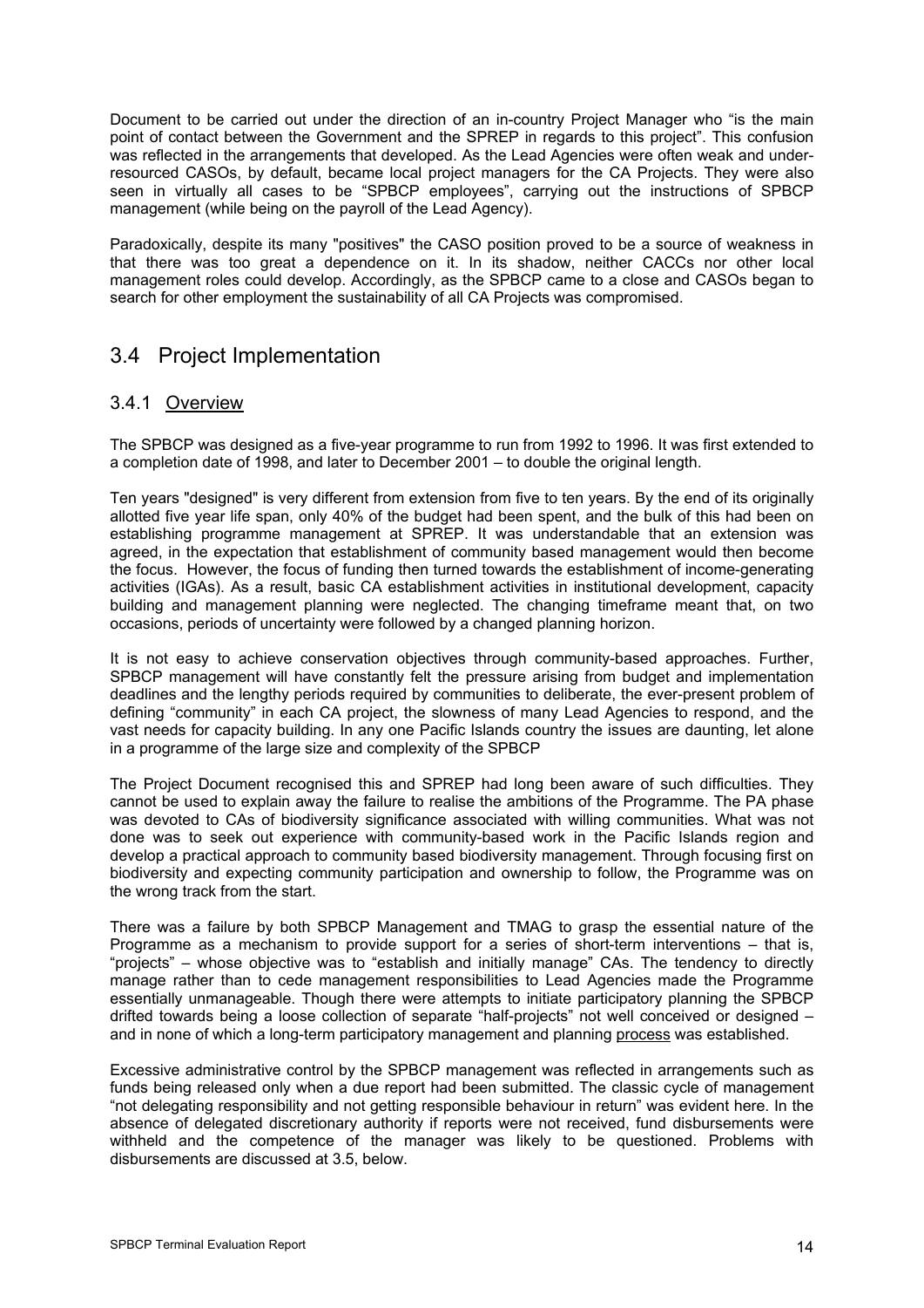Document to be carried out under the direction of an in-country Project Manager who "is the main point of contact between the Government and the SPREP in regards to this project". This confusion was reflected in the arrangements that developed. As the Lead Agencies were often weak and under-resourced CASOs, by default, became local project managers for the CA Projects. They were also seen in virtually all cases to be "SPBCP employees", carrying out the instructions of SPBCP management (while being on the payroll of the Lead Agency).

Paradoxically, despite its many "positives" the CASO position proved to be a source of weakness in that there was too great a dependence on it. In its shadow, neither CACCs nor other local management roles could develop. Accordingly, as the SPBCP came to a close and CASOs began to search for other employment the sustainability of all CA Projects was compromised.

## 3.4 Project Implementation

### 3.4.1 Overview

The SPBCP was designed as a five-year programme to run from 1992 to 1996. It was first extended to a completion date of 1998, and later to December 2001 – to double the original length.

Ten years "designed" is very different from extension from five to ten years. By the end of its originally allotted five year life span, only 40% of the budget had been spent, and the bulk of this had been on establishing programme management at SPREP. It was understandable that an extension was agreed, in the expectation that establishment of community based management would then become the focus. However, the focus of funding then turned towards the establishment of income-generating activities (IGAs). As a result, basic CA establishment activities in institutional development, capacity building and management planning were neglected. The changing timeframe meant that, on two occasions, periods of uncertainty were followed by a changed planning horizon.

It is not easy to achieve conservation objectives through community-based approaches. Further, SPBCP management will have constantly felt the pressure arising from budget and implementation deadlines and the lengthy periods required by communities to deliberate, the ever-present problem of defining "community" in each CA project, the slowness of many Lead Agencies to respond, and the vast needs for capacity building. In any one Pacific Islands country the issues are daunting, let alone in a programme of the large size and complexity of the SPBCP

The Project Document recognised this and SPREP had long been aware of such difficulties. They cannot be used to explain away the failure to realise the ambitions of the Programme. The PA phase was devoted to CAs of biodiversity significance associated with willing communities. What was not done was to seek out experience with community-based work in the Pacific Islands region and develop a practical approach to community based biodiversity management. Through focusing first on biodiversity and expecting community participation and ownership to follow, the Programme was on the wrong track from the start.

There was a failure by both SPBCP Management and TMAG to grasp the essential nature of the Programme as a mechanism to provide support for a series of short-term interventions – that is, "projects" – whose objective was to "establish and initially manage" CAs. The tendency to directly manage rather than to cede management responsibilities to Lead Agencies made the Programme essentially unmanageable. Though there were attempts to initiate participatory planning the SPBCP drifted towards being a loose collection of separate "half-projects" not well conceived or designed – and in none of which a long-term participatory management and planning process was established.

Excessive administrative control by the SPBCP management was reflected in arrangements such as funds being released only when a due report had been submitted. The classic cycle of management "not delegating responsibility and not getting responsible behaviour in return" was evident here. In the absence of delegated discretionary authority if reports were not received, fund disbursements were withheld and the competence of the manager was likely to be questioned. Problems with disbursements are discussed at 3.5, below.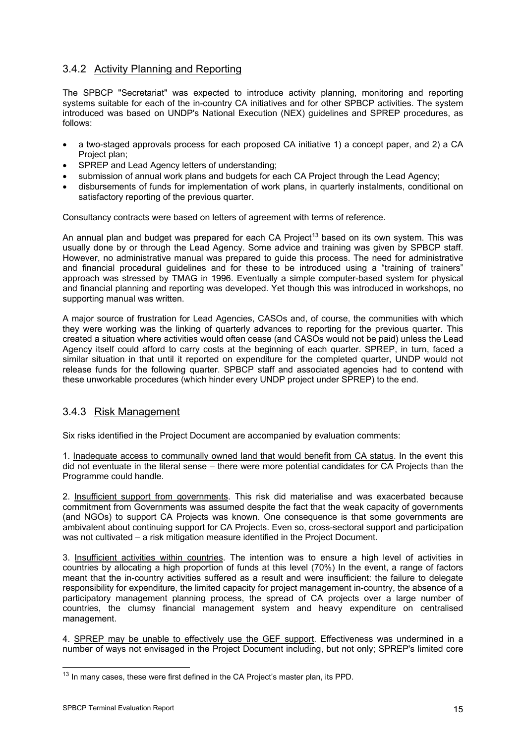### 3.4.2 Activity Planning and Reporting

The SPBCP "Secretariat" was expected to introduce activity planning, monitoring and reporting systems suitable for each of the in-country CA initiatives and for other SPBCP activities. The system introduced was based on UNDP's National Execution (NEX) guidelines and SPREP procedures, as follows:

- a two-staged approvals process for each proposed CA initiative 1) a concept paper, and 2) a CA Project plan;
- SPREP and Lead Agency letters of understanding;
- submission of annual work plans and budgets for each CA Project through the Lead Agency;
- disbursements of funds for implementation of work plans, in quarterly instalments, conditional on satisfactory reporting of the previous quarter.

Consultancy contracts were based on letters of agreement with terms of reference.

An annual plan and budget was prepared for each CA Project[13] based on its own system. This was usually done by or through the Lead Agency. Some advice and training was given by SPBCP staff. However, no administrative manual was prepared to guide this process. The need for administrative and financial procedural guidelines and for these to be introduced using a "training of trainers" approach was stressed by TMAG in 1996. Eventually a simple computer-based system for physical and financial planning and reporting was developed. Yet though this was introduced in workshops, no supporting manual was written.

A major source of frustration for Lead Agencies, CASOs and, of course, the communities with which they were working was the linking of quarterly advances to reporting for the previous quarter. This created a situation where activities would often cease (and CASOs would not be paid) unless the Lead Agency itself could afford to carry costs at the beginning of each quarter. SPREP, in turn, faced a similar situation in that until it reported on expenditure for the completed quarter, UNDP would not release funds for the following quarter. SPBCP staff and associated agencies had to contend with these unworkable procedures (which hinder every UNDP project under SPREP) to the end.

### 3.4.3 Risk Management

Six risks identified in the Project Document are accompanied by evaluation comments:

1. Inadequate access to communally owned land that would benefit from CA status. In the event this did not eventuate in the literal sense – there were more potential candidates for CA Projects than the Programme could handle.

2. Insufficient support from governments. This risk did materialise and was exacerbated because commitment from Governments was assumed despite the fact that the weak capacity of governments (and NGOs) to support CA Projects was known. One consequence is that some governments are ambivalent about continuing support for CA Projects. Even so, cross-sectoral support and participation was not cultivated – a risk mitigation measure identified in the Project Document.

3. Insufficient activities within countries. The intention was to ensure a high level of activities in countries by allocating a high proportion of funds at this level (70%) In the event, a range of factors meant that the in-country activities suffered as a result and were insufficient: the failure to delegate responsibility for expenditure, the limited capacity for project management in-country, the absence of a participatory management planning process, the spread of CA projects over a large number of countries, the clumsy financial management system and heavy expenditure on centralised management.

4. SPREP may be unable to effectively use the GEF support. Effectiveness was undermined in a number of ways not envisaged in the Project Document including, but not only; SPREP's limited core

[13] In many cases, these were first defined in the CA Project's master plan, its PPD.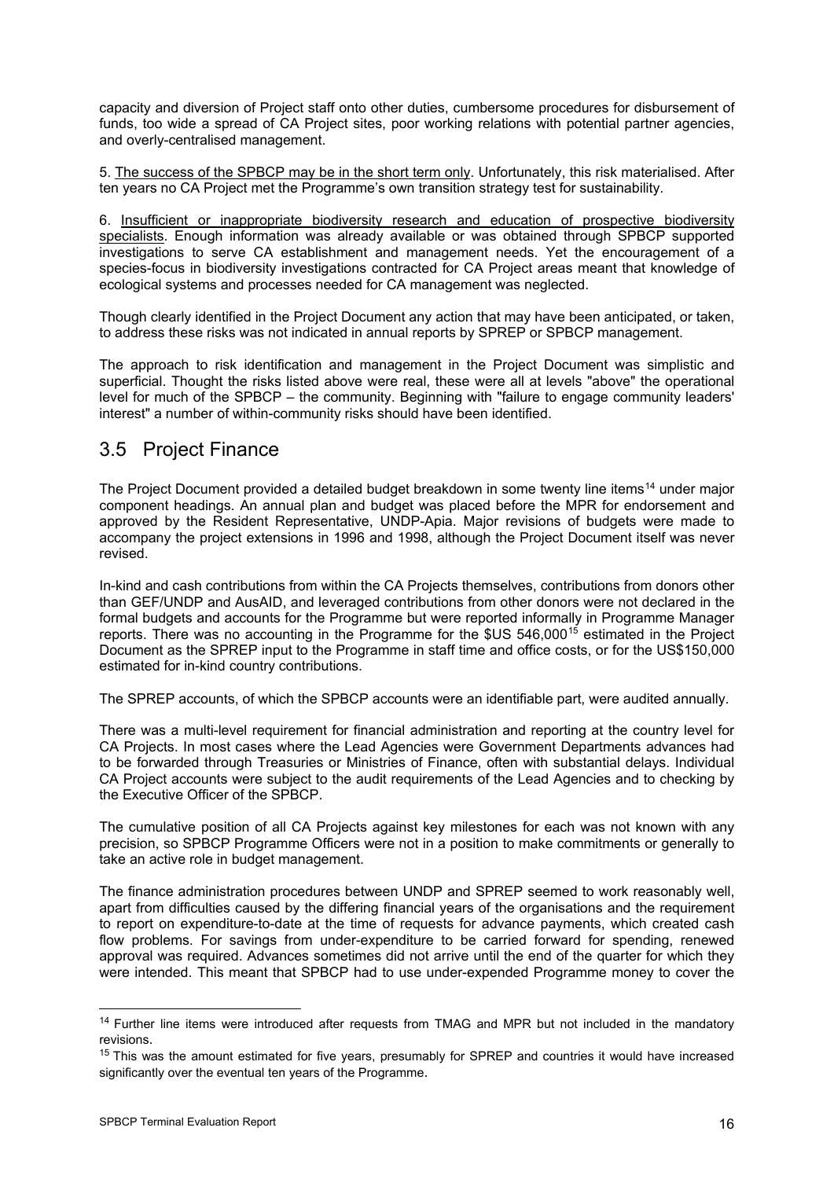capacity and diversion of Project staff onto other duties, cumbersome procedures for disbursement of funds, too wide a spread of CA Project sites, poor working relations with potential partner agencies, and overly-centralised management.

5. The success of the SPBCP may be in the short term only. Unfortunately, this risk materialised. After ten years no CA Project met the Programme's own transition strategy test for sustainability.

6. Insufficient or inappropriate biodiversity research and education of prospective biodiversity specialists. Enough information was already available or was obtained through SPBCP supported investigations to serve CA establishment and management needs. Yet the encouragement of a species-focus in biodiversity investigations contracted for CA Project areas meant that knowledge of ecological systems and processes needed for CA management was neglected.

Though clearly identified in the Project Document any action that may have been anticipated, or taken, to address these risks was not indicated in annual reports by SPREP or SPBCP management.

The approach to risk identification and management in the Project Document was simplistic and superficial. Thought the risks listed above were real, these were all at levels "above" the operational level for much of the SPBCP – the community. Beginning with "failure to engage community leaders' interest" a number of within-community risks should have been identified.

## 3.5 Project Finance

The Project Document provided a detailed budget breakdown in some twenty line items[14] under major component headings. An annual plan and budget was placed before the MPR for endorsement and approved by the Resident Representative, UNDP-Apia. Major revisions of budgets were made to accompany the project extensions in 1996 and 1998, although the Project Document itself was never revised.

In-kind and cash contributions from within the CA Projects themselves, contributions from donors other than GEF/UNDP and AusAID, and leveraged contributions from other donors were not declared in the formal budgets and accounts for the Programme but were reported informally in Programme Manager reports. There was no accounting in the Programme for the $US 546,000[15] estimated in the Project Document as the SPREP input to the Programme in staff time and office costs, or for the US$150,000 estimated for in-kind country contributions.

The SPREP accounts, of which the SPBCP accounts were an identifiable part, were audited annually.

There was a multi-level requirement for financial administration and reporting at the country level for CA Projects. In most cases where the Lead Agencies were Government Departments advances had to be forwarded through Treasuries or Ministries of Finance, often with substantial delays. Individual CA Project accounts were subject to the audit requirements of the Lead Agencies and to checking by the Executive Officer of the SPBCP.

The cumulative position of all CA Projects against key milestones for each was not known with any precision, so SPBCP Programme Officers were not in a position to make commitments or generally to take an active role in budget management.

The finance administration procedures between UNDP and SPREP seemed to work reasonably well, apart from difficulties caused by the differing financial years of the organisations and the requirement to report on expenditure-to-date at the time of requests for advance payments, which created cash flow problems. For savings from under-expenditure to be carried forward for spending, renewed approval was required. Advances sometimes did not arrive until the end of the quarter for which they were intended. This meant that SPBCP had to use under-expended Programme money to cover the

---

[14] Further line items were introduced after requests from TMAG and MPR but not included in the mandatory revisions.

[15] This was the amount estimated for five years, presumably for SPREP and countries it would have increased significantly over the eventual ten years of the Programme.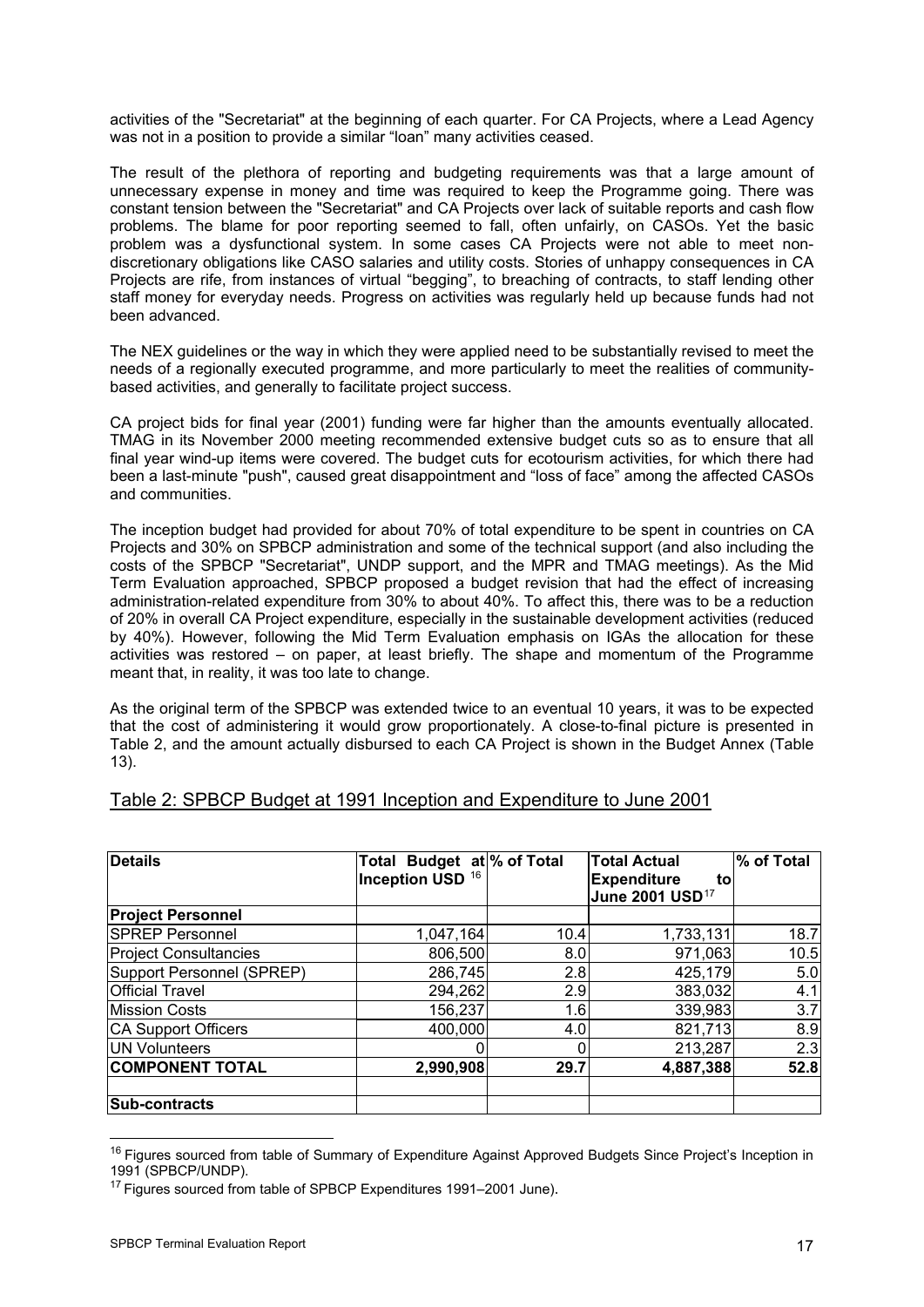activities of the "Secretariat" at the beginning of each quarter. For CA Projects, where a Lead Agency was not in a position to provide a similar "loan" many activities ceased.

The result of the plethora of reporting and budgeting requirements was that a large amount of unnecessary expense in money and time was required to keep the Programme going. There was constant tension between the "Secretariat" and CA Projects over lack of suitable reports and cash flow problems. The blame for poor reporting seemed to fall, often unfairly, on CASOs. Yet the basic problem was a dysfunctional system. In some cases CA Projects were not able to meet non-discretionary obligations like CASO salaries and utility costs. Stories of unhappy consequences in CA Projects are rife, from instances of virtual "begging", to breaching of contracts, to staff lending other staff money for everyday needs. Progress on activities was regularly held up because funds had not been advanced.

The NEX guidelines or the way in which they were applied need to be substantially revised to meet the needs of a regionally executed programme, and more particularly to meet the realities of community-based activities, and generally to facilitate project success.

CA project bids for final year (2001) funding were far higher than the amounts eventually allocated. TMAG in its November 2000 meeting recommended extensive budget cuts so as to ensure that all final year wind-up items were covered. The budget cuts for ecotourism activities, for which there had been a last-minute "push", caused great disappointment and "loss of face" among the affected CASOs and communities.

The inception budget had provided for about 70% of total expenditure to be spent in countries on CA Projects and 30% on SPBCP administration and some of the technical support (and also including the costs of the SPBCP "Secretariat", UNDP support, and the MPR and TMAG meetings). As the Mid Term Evaluation approached, SPBCP proposed a budget revision that had the effect of increasing administration-related expenditure from 30% to about 40%. To affect this, there was to be a reduction of 20% in overall CA Project expenditure, especially in the sustainable development activities (reduced by 40%). However, following the Mid Term Evaluation emphasis on IGAs the allocation for these activities was restored – on paper, at least briefly. The shape and momentum of the Programme meant that, in reality, it was too late to change.

As the original term of the SPBCP was extended twice to an eventual 10 years, it was to be expected that the cost of administering it would grow proportionately. A close-to-final picture is presented in Table 2, and the amount actually disbursed to each CA Project is shown in the Budget Annex (Table 13).

## Table 2: SPBCP Budget at 1991 Inception and Expenditure to June 2001

| Details | Total Budget at Inception USD [16] | % of Total | Total Actual Expenditure to June 2001 USD[17] | % of Total |
|---|---|---|---|---|
| **Project Personnel** | | | | |
| SPREP Personnel | 1,047,164 | 10.4 | 1,733,131 | 18.7 |
| Project Consultancies | 806,500 | 8.0 | 971,063 | 10.5 |
| Support Personnel (SPREP) | 286,745 | 2.8 | 425,179 | 5.0 |
| Official Travel | 294,262 | 2.9 | 383,032 | 4.1 |
| Mission Costs | 156,237 | 1.6 | 339,983 | 3.7 |
| CA Support Officers | 400,000 | 4.0 | 821,713 | 8.9 |
| UN Volunteers | 0 | 0 | 213,287 | 2.3 |
| **COMPONENT TOTAL** | **2,990,908** | **29.7** | **4,887,388** | **52.8** |
| | | | | |
| **Sub-contracts** | | | | |

[16] Figures sourced from table of Summary of Expenditure Against Approved Budgets Since Project's Inception in 1991 (SPBCP/UNDP).

[17] Figures sourced from table of SPBCP Expenditures 1991–2001 June).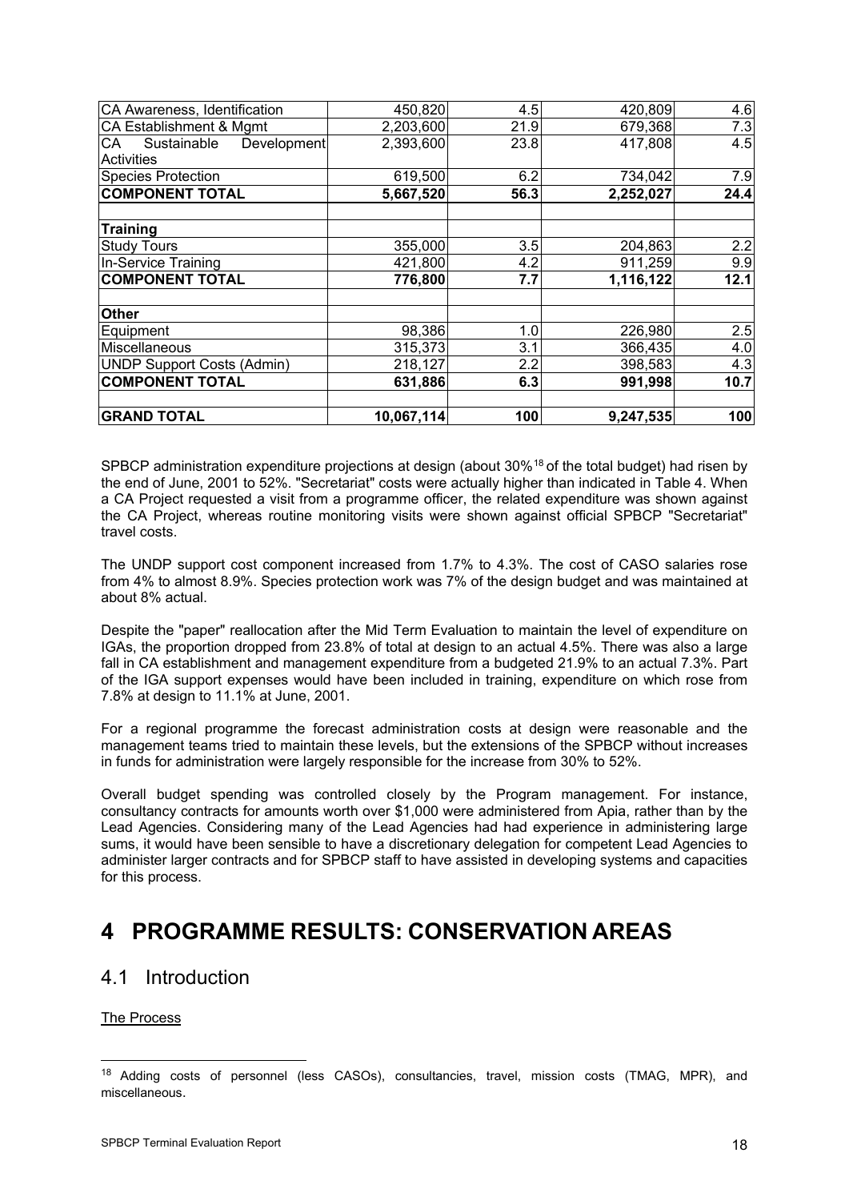| | | | | |
|---|---|---|---|---|
| CA Awareness, Identification | 450,820 | 4.5 | 420,809 | 4.6 |
| CA Establishment & Mgmt | 2,203,600 | 21.9 | 679,368 | 7.3 |
| CA Sustainable Development Activities | 2,393,600 | 23.8 | 417,808 | 4.5 |
| Species Protection | 619,500 | 6.2 | 734,042 | 7.9 |
| **COMPONENT TOTAL** | **5,667,520** | **56.3** | **2,252,027** | **24.4** |
| | | | | |
| **Training** | | | | |
| Study Tours | 355,000 | 3.5 | 204,863 | 2.2 |
| In-Service Training | 421,800 | 4.2 | 911,259 | 9.9 |
| **COMPONENT TOTAL** | **776,800** | **7.7** | **1,116,122** | **12.1** |
| | | | | |
| **Other** | | | | |
| Equipment | 98,386 | 1.0 | 226,980 | 2.5 |
| Miscellaneous | 315,373 | 3.1 | 366,435 | 4.0 |
| UNDP Support Costs (Admin) | 218,127 | 2.2 | 398,583 | 4.3 |
| **COMPONENT TOTAL** | **631,886** | **6.3** | **991,998** | **10.7** |
| | | | | |
| **GRAND TOTAL** | **10,067,114** | **100** | **9,247,535** | **100** |

SPBCP administration expenditure projections at design (about 30%[18] of the total budget) had risen by the end of June, 2001 to 52%. "Secretariat" costs were actually higher than indicated in Table 4. When a CA Project requested a visit from a programme officer, the related expenditure was shown against the CA Project, whereas routine monitoring visits were shown against official SPBCP "Secretariat" travel costs.

The UNDP support cost component increased from 1.7% to 4.3%. The cost of CASO salaries rose from 4% to almost 8.9%. Species protection work was 7% of the design budget and was maintained at about 8% actual.

Despite the "paper" reallocation after the Mid Term Evaluation to maintain the level of expenditure on IGAs, the proportion dropped from 23.8% of total at design to an actual 4.5%. There was also a large fall in CA establishment and management expenditure from a budgeted 21.9% to an actual 7.3%. Part of the IGA support expenses would have been included in training, expenditure on which rose from 7.8% at design to 11.1% at June, 2001.

For a regional programme the forecast administration costs at design were reasonable and the management teams tried to maintain these levels, but the extensions of the SPBCP without increases in funds for administration were largely responsible for the increase from 30% to 52%.

Overall budget spending was controlled closely by the Program management. For instance, consultancy contracts for amounts worth over $1,000 were administered from Apia, rather than by the Lead Agencies. Considering many of the Lead Agencies had had experience in administering large sums, it would have been sensible to have a discretionary delegation for competent Lead Agencies to administer larger contracts and for SPBCP staff to have assisted in developing systems and capacities for this process.

# 4 PROGRAMME RESULTS: CONSERVATION AREAS

## 4.1 Introduction

The Process

[18] Adding costs of personnel (less CASOs), consultancies, travel, mission costs (TMAG, MPR), and miscellaneous.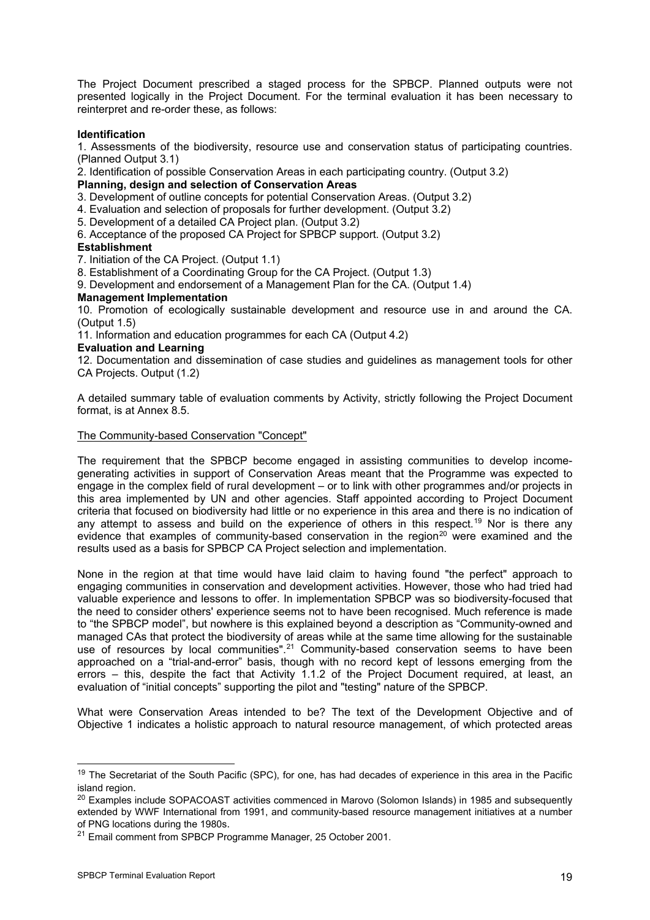The Project Document prescribed a staged process for the SPBCP. Planned outputs were not presented logically in the Project Document. For the terminal evaluation it has been necessary to reinterpret and re-order these, as follows:

**Identification**

1. Assessments of the biodiversity, resource use and conservation status of participating countries. (Planned Output 3.1)
2. Identification of possible Conservation Areas in each participating country. (Output 3.2)

**Planning, design and selection of Conservation Areas**

3. Development of outline concepts for potential Conservation Areas. (Output 3.2)
4. Evaluation and selection of proposals for further development. (Output 3.2)
5. Development of a detailed CA Project plan. (Output 3.2)
6. Acceptance of the proposed CA Project for SPBCP support. (Output 3.2)

**Establishment**

7. Initiation of the CA Project. (Output 1.1)
8. Establishment of a Coordinating Group for the CA Project. (Output 1.3)
9. Development and endorsement of a Management Plan for the CA. (Output 1.4)

**Management Implementation**

10. Promotion of ecologically sustainable development and resource use in and around the CA. (Output 1.5)
11. Information and education programmes for each CA (Output 4.2)

**Evaluation and Learning**

12. Documentation and dissemination of case studies and guidelines as management tools for other CA Projects. Output (1.2)

A detailed summary table of evaluation comments by Activity, strictly following the Project Document format, is at Annex 8.5.

<u>The Community-based Conservation "Concept"</u>

The requirement that the SPBCP become engaged in assisting communities to develop income-generating activities in support of Conservation Areas meant that the Programme was expected to engage in the complex field of rural development – or to link with other programmes and/or projects in this area implemented by UN and other agencies. Staff appointed according to Project Document criteria that focused on biodiversity had little or no experience in this area and there is no indication of any attempt to assess and build on the experience of others in this respect.[19] Nor is there any evidence that examples of community-based conservation in the region[20] were examined and the results used as a basis for SPBCP CA Project selection and implementation.

None in the region at that time would have laid claim to having found "the perfect" approach to engaging communities in conservation and development activities. However, those who had tried had valuable experience and lessons to offer. In implementation SPBCP was so biodiversity-focused that the need to consider others' experience seems not to have been recognised. Much reference is made to "the SPBCP model", but nowhere is this explained beyond a description as "Community-owned and managed CAs that protect the biodiversity of areas while at the same time allowing for the sustainable use of resources by local communities".[21] Community-based conservation seems to have been approached on a "trial-and-error" basis, though with no record kept of lessons emerging from the errors – this, despite the fact that Activity 1.1.2 of the Project Document required, at least, an evaluation of "initial concepts" supporting the pilot and "testing" nature of the SPBCP.

What were Conservation Areas intended to be? The text of the Development Objective and of Objective 1 indicates a holistic approach to natural resource management, of which protected areas

---

[19] The Secretariat of the South Pacific (SPC), for one, has had decades of experience in this area in the Pacific island region.

[20] Examples include SOPACOAST activities commenced in Marovo (Solomon Islands) in 1985 and subsequently extended by WWF International from 1991, and community-based resource management initiatives at a number of PNG locations during the 1980s.

[21] Email comment from SPBCP Programme Manager, 25 October 2001.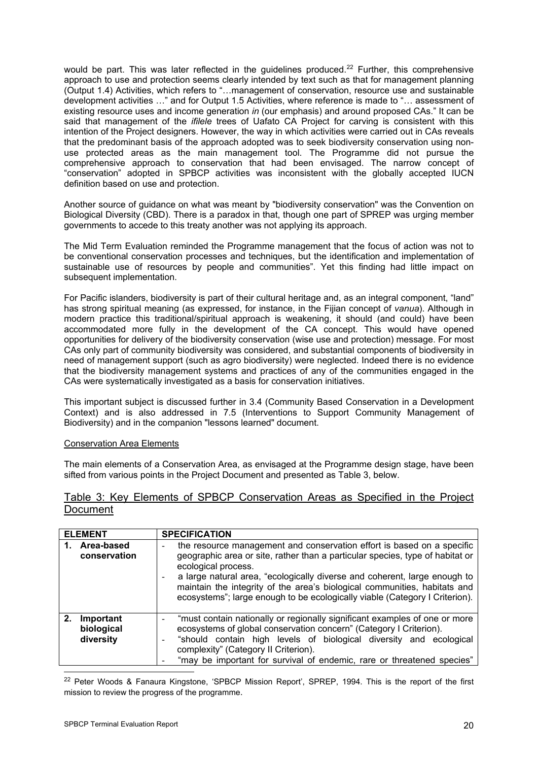would be part. This was later reflected in the guidelines produced.[22] Further, this comprehensive approach to use and protection seems clearly intended by text such as that for management planning (Output 1.4) Activities, which refers to "…management of conservation, resource use and sustainable development activities …" and for Output 1.5 Activities, where reference is made to "… assessment of existing resource uses and income generation *in* (our emphasis) and around proposed CAs." It can be said that management of the *ifilele* trees of Uafato CA Project for carving is consistent with this intention of the Project designers. However, the way in which activities were carried out in CAs reveals that the predominant basis of the approach adopted was to seek biodiversity conservation using non-use protected areas as the main management tool. The Programme did not pursue the comprehensive approach to conservation that had been envisaged. The narrow concept of "conservation" adopted in SPBCP activities was inconsistent with the globally accepted IUCN definition based on use and protection.

Another source of guidance on what was meant by "biodiversity conservation" was the Convention on Biological Diversity (CBD). There is a paradox in that, though one part of SPREP was urging member governments to accede to this treaty another was not applying its approach.

The Mid Term Evaluation reminded the Programme management that the focus of action was not to be conventional conservation processes and techniques, but the identification and implementation of sustainable use of resources by people and communities". Yet this finding had little impact on subsequent implementation.

For Pacific islanders, biodiversity is part of their cultural heritage and, as an integral component, "land" has strong spiritual meaning (as expressed, for instance, in the Fijian concept of *vanua*). Although in modern practice this traditional/spiritual approach is weakening, it should (and could) have been accommodated more fully in the development of the CA concept. This would have opened opportunities for delivery of the biodiversity conservation (wise use and protection) message. For most CAs only part of community biodiversity was considered, and substantial components of biodiversity in need of management support (such as agro biodiversity) were neglected. Indeed there is no evidence that the biodiversity management systems and practices of any of the communities engaged in the CAs were systematically investigated as a basis for conservation initiatives.

This important subject is discussed further in 3.4 (Community Based Conservation in a Development Context) and is also addressed in 7.5 (Interventions to Support Community Management of Biodiversity) and in the companion "lessons learned" document.

Conservation Area Elements

The main elements of a Conservation Area, as envisaged at the Programme design stage, have been sifted from various points in the Project Document and presented as Table 3, below.

## Table 3: Key Elements of SPBCP Conservation Areas as Specified in the Project Document

| ELEMENT | SPECIFICATION |
|---|---|
| **1. Area-based conservation** | - the resource management and conservation effort is based on a specific geographic area or site, rather than a particular species, type of habitat or ecological process.<br>- a large natural area, "ecologically diverse and coherent, large enough to maintain the integrity of the area's biological communities, habitats and ecosystems"; large enough to be ecologically viable (Category I Criterion). |
| **2. Important biological diversity** | - "must contain nationally or regionally significant examples of one or more ecosystems of global conservation concern" (Category I Criterion).<br>- "should contain high levels of biological diversity and ecological complexity" (Category II Criterion).<br>- "may be important for survival of endemic, rare or threatened species" |

[22] Peter Woods & Fanaura Kingstone, 'SPBCP Mission Report', SPREP, 1994. This is the report of the first mission to review the progress of the programme.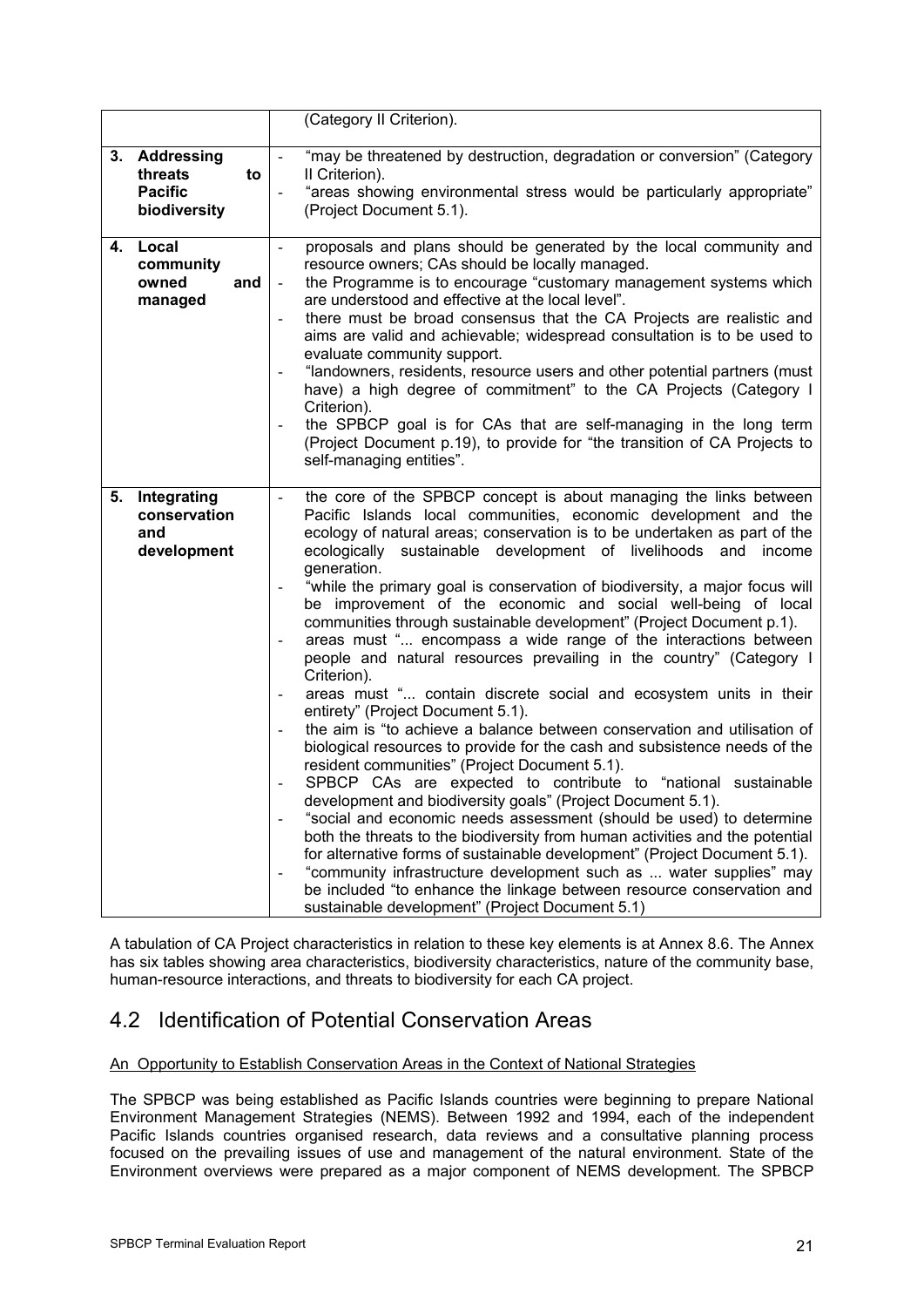| | |
|---|---|
| | (Category II Criterion). |
| **3. Addressing threats to Pacific biodiversity** | - "may be threatened by destruction, degradation or conversion" (Category II Criterion).<br>- "areas showing environmental stress would be particularly appropriate" (Project Document 5.1). |
| **4. Local community owned and managed** | - proposals and plans should be generated by the local community and resource owners; CAs should be locally managed.<br>- the Programme is to encourage "customary management systems which are understood and effective at the local level".<br>- there must be broad consensus that the CA Projects are realistic and aims are valid and achievable; widespread consultation is to be used to evaluate community support.<br>- "landowners, residents, resource users and other potential partners (must have) a high degree of commitment" to the CA Projects (Category I Criterion).<br>- the SPBCP goal is for CAs that are self-managing in the long term (Project Document p.19), to provide for "the transition of CA Projects to self-managing entities". |
| **5. Integrating conservation and development** | - the core of the SPBCP concept is about managing the links between Pacific Islands local communities, economic development and the ecology of natural areas; conservation is to be undertaken as part of the ecologically sustainable development of livelihoods and income generation.<br>- "while the primary goal is conservation of biodiversity, a major focus will be improvement of the economic and social well-being of local communities through sustainable development" (Project Document p.1).<br>- areas must "... encompass a wide range of the interactions between people and natural resources prevailing in the country" (Category I Criterion).<br>- areas must "... contain discrete social and ecosystem units in their entirety" (Project Document 5.1).<br>- the aim is "to achieve a balance between conservation and utilisation of biological resources to provide for the cash and subsistence needs of the resident communities" (Project Document 5.1).<br>- SPBCP CAs are expected to contribute to "national sustainable development and biodiversity goals" (Project Document 5.1).<br>- "social and economic needs assessment (should be used) to determine both the threats to the biodiversity from human activities and the potential for alternative forms of sustainable development" (Project Document 5.1).<br>- "community infrastructure development such as ... water supplies" may be included "to enhance the linkage between resource conservation and sustainable development" (Project Document 5.1) |

A tabulation of CA Project characteristics in relation to these key elements is at Annex 8.6. The Annex has six tables showing area characteristics, biodiversity characteristics, nature of the community base, human-resource interactions, and threats to biodiversity for each CA project.

## 4.2 Identification of Potential Conservation Areas

An Opportunity to Establish Conservation Areas in the Context of National Strategies

The SPBCP was being established as Pacific Islands countries were beginning to prepare National Environment Management Strategies (NEMS). Between 1992 and 1994, each of the independent Pacific Islands countries organised research, data reviews and a consultative planning process focused on the prevailing issues of use and management of the natural environment. State of the Environment overviews were prepared as a major component of NEMS development. The SPBCP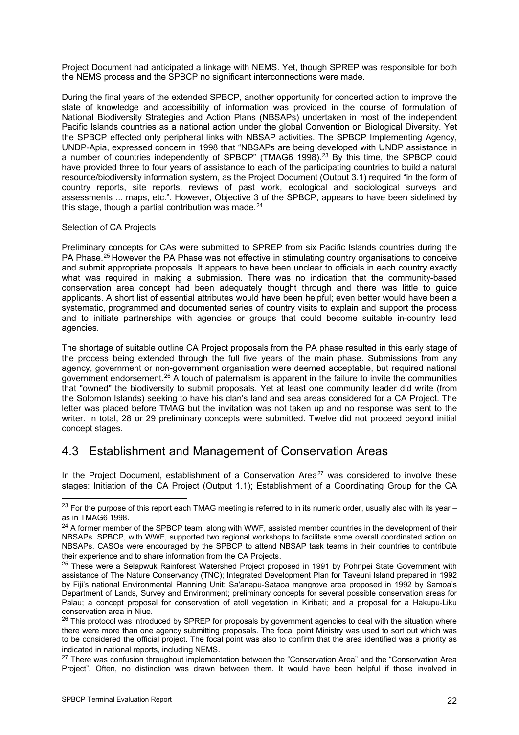Project Document had anticipated a linkage with NEMS. Yet, though SPREP was responsible for both the NEMS process and the SPBCP no significant interconnections were made.

During the final years of the extended SPBCP, another opportunity for concerted action to improve the state of knowledge and accessibility of information was provided in the course of formulation of National Biodiversity Strategies and Action Plans (NBSAPs) undertaken in most of the independent Pacific Islands countries as a national action under the global Convention on Biological Diversity. Yet the SPBCP effected only peripheral links with NBSAP activities. The SPBCP Implementing Agency, UNDP-Apia, expressed concern in 1998 that "NBSAPs are being developed with UNDP assistance in a number of countries independently of SPBCP" (TMAG6 1998).[23] By this time, the SPBCP could have provided three to four years of assistance to each of the participating countries to build a natural resource/biodiversity information system, as the Project Document (Output 3.1) required "in the form of country reports, site reports, reviews of past work, ecological and sociological surveys and assessments ... maps, etc.". However, Objective 3 of the SPBCP, appears to have been sidelined by this stage, though a partial contribution was made.[24]

Selection of CA Projects

Preliminary concepts for CAs were submitted to SPREP from six Pacific Islands countries during the PA Phase.[25] However the PA Phase was not effective in stimulating country organisations to conceive and submit appropriate proposals. It appears to have been unclear to officials in each country exactly what was required in making a submission. There was no indication that the community-based conservation area concept had been adequately thought through and there was little to guide applicants. A short list of essential attributes would have been helpful; even better would have been a systematic, programmed and documented series of country visits to explain and support the process and to initiate partnerships with agencies or groups that could become suitable in-country lead agencies.

The shortage of suitable outline CA Project proposals from the PA phase resulted in this early stage of the process being extended through the full five years of the main phase. Submissions from any agency, government or non-government organisation were deemed acceptable, but required national government endorsement.[26] A touch of paternalism is apparent in the failure to invite the communities that "owned" the biodiversity to submit proposals. Yet at least one community leader did write (from the Solomon Islands) seeking to have his clan's land and sea areas considered for a CA Project. The letter was placed before TMAG but the invitation was not taken up and no response was sent to the writer. In total, 28 or 29 preliminary concepts were submitted. Twelve did not proceed beyond initial concept stages.

## 4.3 Establishment and Management of Conservation Areas

In the Project Document, establishment of a Conservation Area[27] was considered to involve these stages: Initiation of the CA Project (Output 1.1); Establishment of a Coordinating Group for the CA

---

[23] For the purpose of this report each TMAG meeting is referred to in its numeric order, usually also with its year – as in TMAG6 1998.

[24] A former member of the SPBCP team, along with WWF, assisted member countries in the development of their NBSAPs. SPBCP, with WWF, supported two regional workshops to facilitate some overall coordinated action on NBSAPs. CASOs were encouraged by the SPBCP to attend NBSAP task teams in their countries to contribute their experience and to share information from the CA Projects.

[25] These were a Selapwuk Rainforest Watershed Project proposed in 1991 by Pohnpei State Government with assistance of The Nature Conservancy (TNC); Integrated Development Plan for Taveuni Island prepared in 1992 by Fiji's national Environmental Planning Unit; Sa'anapu-Sataoa mangrove area proposed in 1992 by Samoa's Department of Lands, Survey and Environment; preliminary concepts for several possible conservation areas for Palau; a concept proposal for conservation of atoll vegetation in Kiribati; and a proposal for a Hakupu-Liku conservation area in Niue.

[26] This protocol was introduced by SPREP for proposals by government agencies to deal with the situation where there were more than one agency submitting proposals. The focal point Ministry was used to sort out which was to be considered the official project. The focal point was also to confirm that the area identified was a priority as indicated in national reports, including NEMS.

[27] There was confusion throughout implementation between the "Conservation Area" and the "Conservation Area Project". Often, no distinction was drawn between them. It would have been helpful if those involved in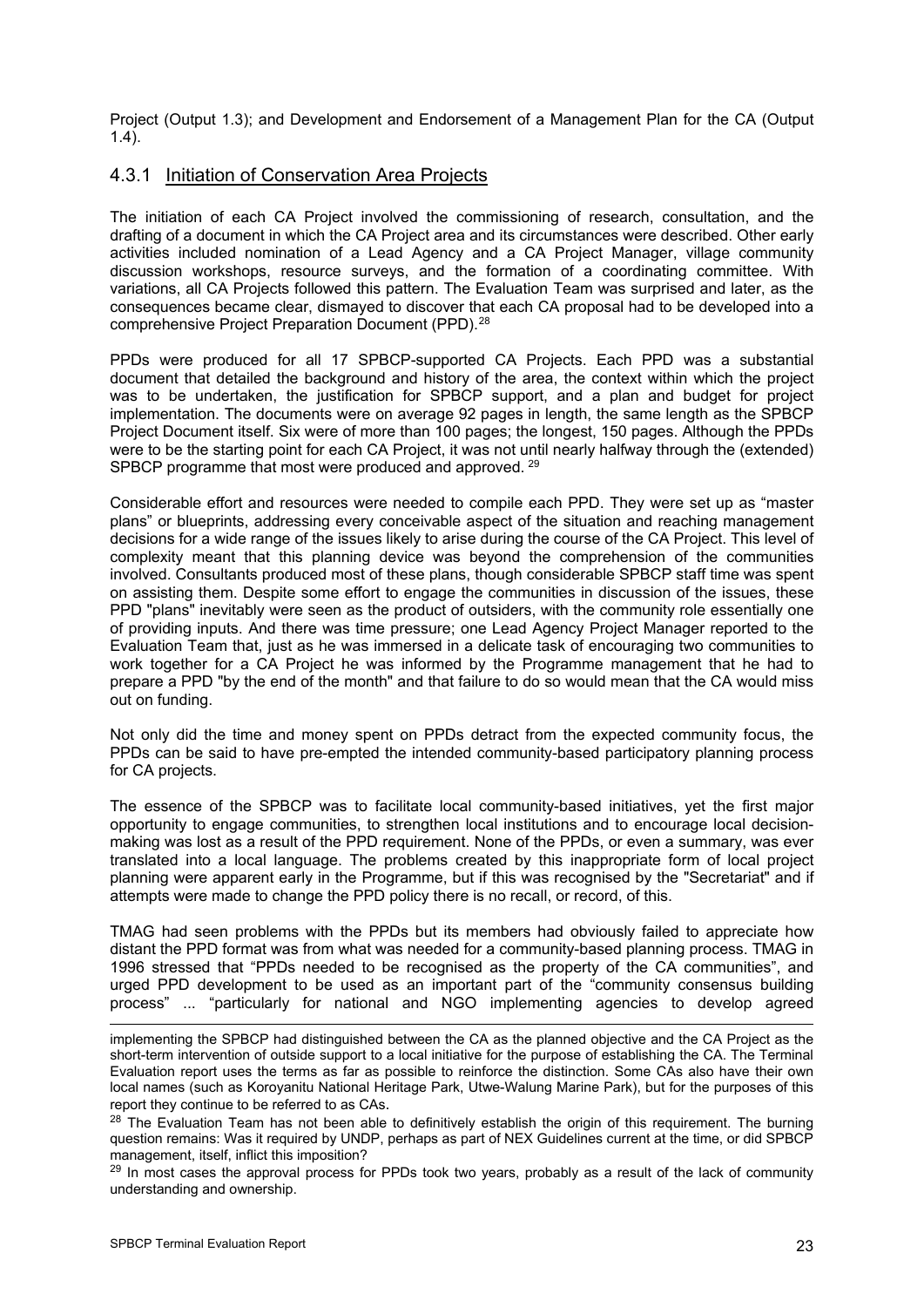Project (Output 1.3); and Development and Endorsement of a Management Plan for the CA (Output 1.4).

### 4.3.1 Initiation of Conservation Area Projects

The initiation of each CA Project involved the commissioning of research, consultation, and the drafting of a document in which the CA Project area and its circumstances were described. Other early activities included nomination of a Lead Agency and a CA Project Manager, village community discussion workshops, resource surveys, and the formation of a coordinating committee. With variations, all CA Projects followed this pattern. The Evaluation Team was surprised and later, as the consequences became clear, dismayed to discover that each CA proposal had to be developed into a comprehensive Project Preparation Document (PPD).[28]

PPDs were produced for all 17 SPBCP-supported CA Projects. Each PPD was a substantial document that detailed the background and history of the area, the context within which the project was to be undertaken, the justification for SPBCP support, and a plan and budget for project implementation. The documents were on average 92 pages in length, the same length as the SPBCP Project Document itself. Six were of more than 100 pages; the longest, 150 pages. Although the PPDs were to be the starting point for each CA Project, it was not until nearly halfway through the (extended) SPBCP programme that most were produced and approved.[29]

Considerable effort and resources were needed to compile each PPD. They were set up as "master plans" or blueprints, addressing every conceivable aspect of the situation and reaching management decisions for a wide range of the issues likely to arise during the course of the CA Project. This level of complexity meant that this planning device was beyond the comprehension of the communities involved. Consultants produced most of these plans, though considerable SPBCP staff time was spent on assisting them. Despite some effort to engage the communities in discussion of the issues, these PPD "plans" inevitably were seen as the product of outsiders, with the community role essentially one of providing inputs. And there was time pressure; one Lead Agency Project Manager reported to the Evaluation Team that, just as he was immersed in a delicate task of encouraging two communities to work together for a CA Project he was informed by the Programme management that he had to prepare a PPD "by the end of the month" and that failure to do so would mean that the CA would miss out on funding.

Not only did the time and money spent on PPDs detract from the expected community focus, the PPDs can be said to have pre-empted the intended community-based participatory planning process for CA projects.

The essence of the SPBCP was to facilitate local community-based initiatives, yet the first major opportunity to engage communities, to strengthen local institutions and to encourage local decision-making was lost as a result of the PPD requirement. None of the PPDs, or even a summary, was ever translated into a local language. The problems created by this inappropriate form of local project planning were apparent early in the Programme, but if this was recognised by the "Secretariat" and if attempts were made to change the PPD policy there is no recall, or record, of this.

TMAG had seen problems with the PPDs but its members had obviously failed to appreciate how distant the PPD format was from what was needed for a community-based planning process. TMAG in 1996 stressed that "PPDs needed to be recognised as the property of the CA communities", and urged PPD development to be used as an important part of the "community consensus building process" ... "particularly for national and NGO implementing agencies to develop agreed

---

implementing the SPBCP had distinguished between the CA as the planned objective and the CA Project as the short-term intervention of outside support to a local initiative for the purpose of establishing the CA. The Terminal Evaluation report uses the terms as far as possible to reinforce the distinction. Some CAs also have their own local names (such as Koroyanitu National Heritage Park, Utwe-Walung Marine Park), but for the purposes of this report they continue to be referred to as CAs.

[28] The Evaluation Team has not been able to definitively establish the origin of this requirement. The burning question remains: Was it required by UNDP, perhaps as part of NEX Guidelines current at the time, or did SPBCP management, itself, inflict this imposition?

[29] In most cases the approval process for PPDs took two years, probably as a result of the lack of community understanding and ownership.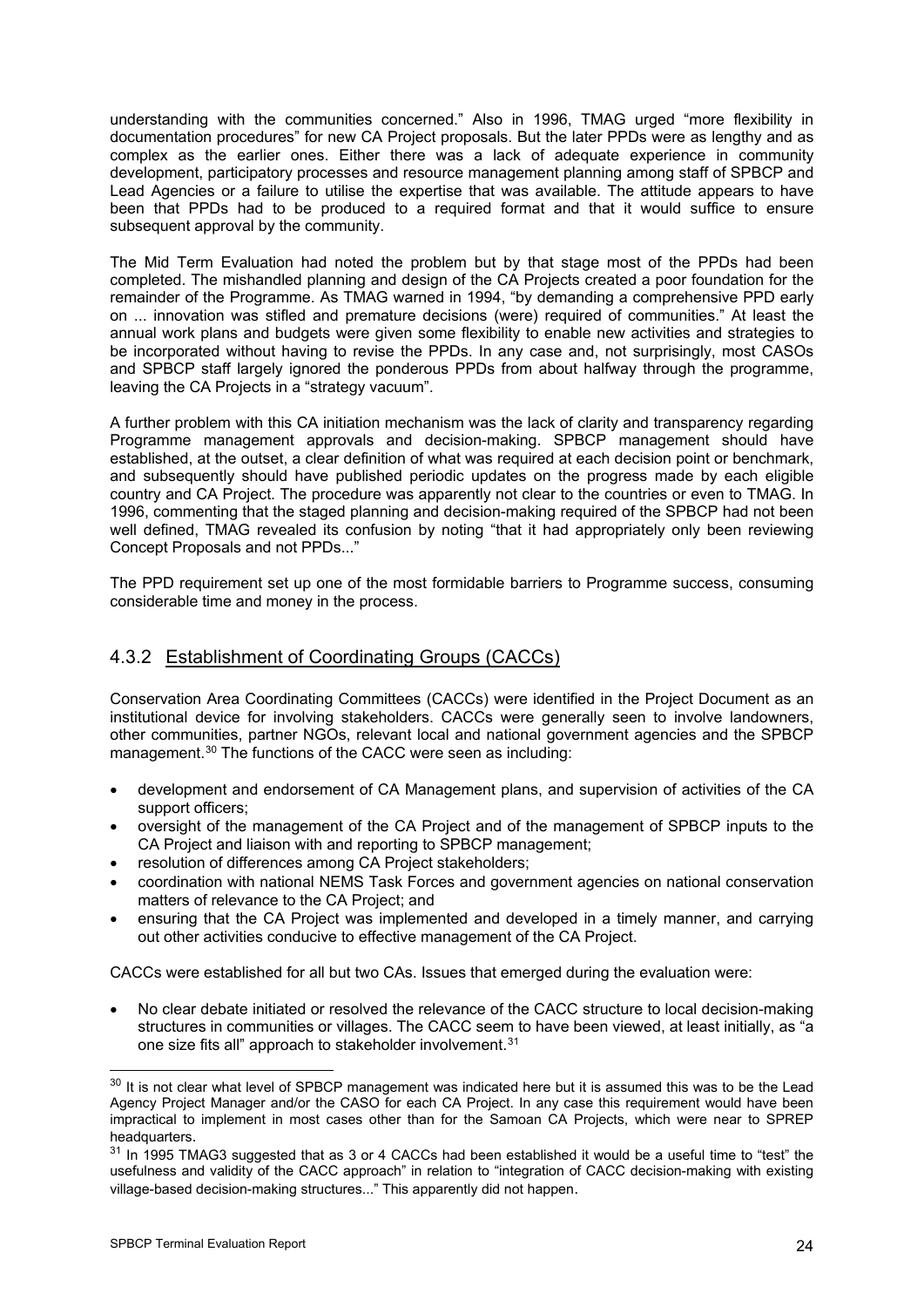understanding with the communities concerned." Also in 1996, TMAG urged "more flexibility in documentation procedures" for new CA Project proposals. But the later PPDs were as lengthy and as complex as the earlier ones. Either there was a lack of adequate experience in community development, participatory processes and resource management planning among staff of SPBCP and Lead Agencies or a failure to utilise the expertise that was available. The attitude appears to have been that PPDs had to be produced to a required format and that it would suffice to ensure subsequent approval by the community.

The Mid Term Evaluation had noted the problem but by that stage most of the PPDs had been completed. The mishandled planning and design of the CA Projects created a poor foundation for the remainder of the Programme. As TMAG warned in 1994, "by demanding a comprehensive PPD early on ... innovation was stifled and premature decisions (were) required of communities." At least the annual work plans and budgets were given some flexibility to enable new activities and strategies to be incorporated without having to revise the PPDs. In any case and, not surprisingly, most CASOs and SPBCP staff largely ignored the ponderous PPDs from about halfway through the programme, leaving the CA Projects in a "strategy vacuum".

A further problem with this CA initiation mechanism was the lack of clarity and transparency regarding Programme management approvals and decision-making. SPBCP management should have established, at the outset, a clear definition of what was required at each decision point or benchmark, and subsequently should have published periodic updates on the progress made by each eligible country and CA Project. The procedure was apparently not clear to the countries or even to TMAG. In 1996, commenting that the staged planning and decision-making required of the SPBCP had not been well defined, TMAG revealed its confusion by noting "that it had appropriately only been reviewing Concept Proposals and not PPDs..."

The PPD requirement set up one of the most formidable barriers to Programme success, consuming considerable time and money in the process.

### 4.3.2 Establishment of Coordinating Groups (CACCs)

Conservation Area Coordinating Committees (CACCs) were identified in the Project Document as an institutional device for involving stakeholders. CACCs were generally seen to involve landowners, other communities, partner NGOs, relevant local and national government agencies and the SPBCP management.[30] The functions of the CACC were seen as including:

- development and endorsement of CA Management plans, and supervision of activities of the CA support officers;
- oversight of the management of the CA Project and of the management of SPBCP inputs to the CA Project and liaison with and reporting to SPBCP management;
- resolution of differences among CA Project stakeholders;
- coordination with national NEMS Task Forces and government agencies on national conservation matters of relevance to the CA Project; and
- ensuring that the CA Project was implemented and developed in a timely manner, and carrying out other activities conducive to effective management of the CA Project.

CACCs were established for all but two CAs. Issues that emerged during the evaluation were:

- No clear debate initiated or resolved the relevance of the CACC structure to local decision-making structures in communities or villages. The CACC seem to have been viewed, at least initially, as "a one size fits all" approach to stakeholder involvement.[31]

---

[30] It is not clear what level of SPBCP management was indicated here but it is assumed this was to be the Lead Agency Project Manager and/or the CASO for each CA Project. In any case this requirement would have been impractical to implement in most cases other than for the Samoan CA Projects, which were near to SPREP headquarters.

[31] In 1995 TMAG3 suggested that as 3 or 4 CACCs had been established it would be a useful time to "test" the usefulness and validity of the CACC approach" in relation to "integration of CACC decision-making with existing village-based decision-making structures..." This apparently did not happen.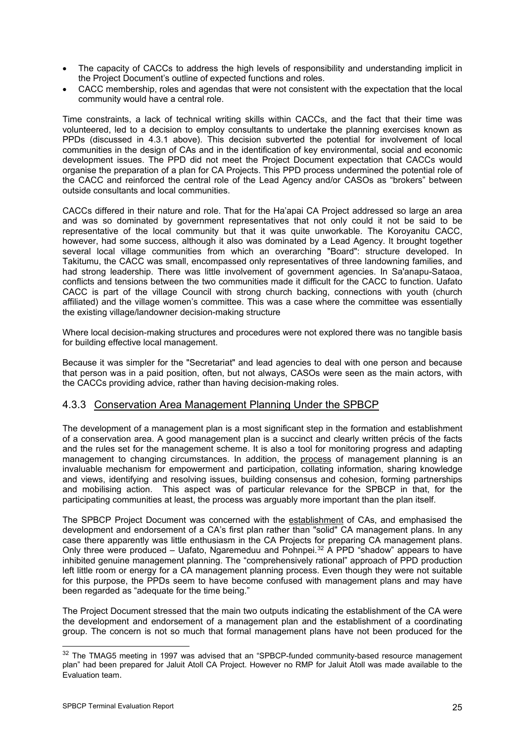- The capacity of CACCs to address the high levels of responsibility and understanding implicit in the Project Document's outline of expected functions and roles.
- CACC membership, roles and agendas that were not consistent with the expectation that the local community would have a central role.

Time constraints, a lack of technical writing skills within CACCs, and the fact that their time was volunteered, led to a decision to employ consultants to undertake the planning exercises known as PPDs (discussed in 4.3.1 above). This decision subverted the potential for involvement of local communities in the design of CAs and in the identification of key environmental, social and economic development issues. The PPD did not meet the Project Document expectation that CACCs would organise the preparation of a plan for CA Projects. This PPD process undermined the potential role of the CACC and reinforced the central role of the Lead Agency and/or CASOs as "brokers" between outside consultants and local communities.

CACCs differed in their nature and role. That for the Ha'apai CA Project addressed so large an area and was so dominated by government representatives that not only could it not be said to be representative of the local community but that it was quite unworkable. The Koroyanitu CACC, however, had some success, although it also was dominated by a Lead Agency. It brought together several local village communities from which an overarching "Board": structure developed. In Takitumu, the CACC was small, encompassed only representatives of three landowning families, and had strong leadership. There was little involvement of government agencies. In Sa'anapu-Sataoa, conflicts and tensions between the two communities made it difficult for the CACC to function. Uafato CACC is part of the village Council with strong church backing, connections with youth (church affiliated) and the village women's committee. This was a case where the committee was essentially the existing village/landowner decision-making structure

Where local decision-making structures and procedures were not explored there was no tangible basis for building effective local management.

Because it was simpler for the "Secretariat" and lead agencies to deal with one person and because that person was in a paid position, often, but not always, CASOs were seen as the main actors, with the CACCs providing advice, rather than having decision-making roles.

### 4.3.3 Conservation Area Management Planning Under the SPBCP

The development of a management plan is a most significant step in the formation and establishment of a conservation area. A good management plan is a succinct and clearly written précis of the facts and the rules set for the management scheme. It is also a tool for monitoring progress and adapting management to changing circumstances. In addition, the process of management planning is an invaluable mechanism for empowerment and participation, collating information, sharing knowledge and views, identifying and resolving issues, building consensus and cohesion, forming partnerships and mobilising action. This aspect was of particular relevance for the SPBCP in that, for the participating communities at least, the process was arguably more important than the plan itself.

The SPBCP Project Document was concerned with the establishment of CAs, and emphasised the development and endorsement of a CA's first plan rather than "solid" CA management plans. In any case there apparently was little enthusiasm in the CA Projects for preparing CA management plans. Only three were produced – Uafato, Ngaremeduu and Pohnpei.[32] A PPD "shadow" appears to have inhibited genuine management planning. The "comprehensively rational" approach of PPD production left little room or energy for a CA management planning process. Even though they were not suitable for this purpose, the PPDs seem to have become confused with management plans and may have been regarded as "adequate for the time being."

The Project Document stressed that the main two outputs indicating the establishment of the CA were the development and endorsement of a management plan and the establishment of a coordinating group. The concern is not so much that formal management plans have not been produced for the

[32] The TMAG5 meeting in 1997 was advised that an "SPBCP-funded community-based resource management plan" had been prepared for Jaluit Atoll CA Project. However no RMP for Jaluit Atoll was made available to the Evaluation team.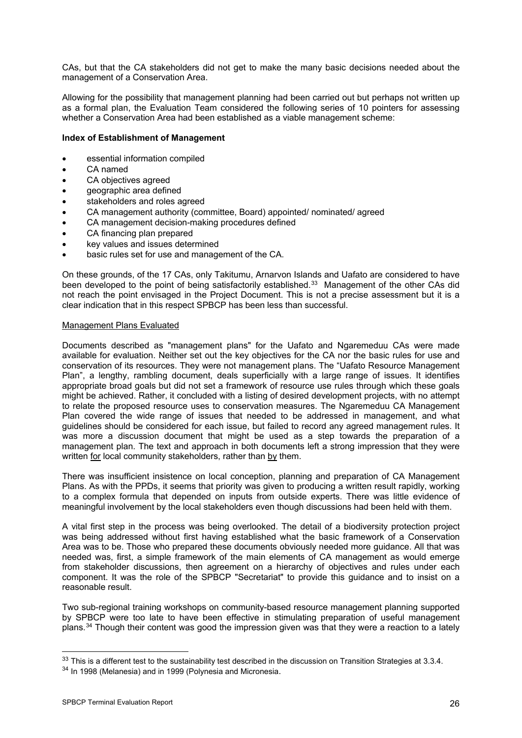CAs, but that the CA stakeholders did not get to make the many basic decisions needed about the management of a Conservation Area.

Allowing for the possibility that management planning had been carried out but perhaps not written up as a formal plan, the Evaluation Team considered the following series of 10 pointers for assessing whether a Conservation Area had been established as a viable management scheme:

**Index of Establishment of Management**

- essential information compiled
- CA named
- CA objectives agreed
- geographic area defined
- stakeholders and roles agreed
- CA management authority (committee, Board) appointed/ nominated/ agreed
- CA management decision-making procedures defined
- CA financing plan prepared
- key values and issues determined
- basic rules set for use and management of the CA.

On these grounds, of the 17 CAs, only Takitumu, Arnarvon Islands and Uafato are considered to have been developed to the point of being satisfactorily established.[33] Management of the other CAs did not reach the point envisaged in the Project Document. This is not a precise assessment but it is a clear indication that in this respect SPBCP has been less than successful.

Management Plans Evaluated

Documents described as "management plans" for the Uafato and Ngaremeduu CAs were made available for evaluation. Neither set out the key objectives for the CA nor the basic rules for use and conservation of its resources. They were not management plans. The "Uafato Resource Management Plan", a lengthy, rambling document, deals superficially with a large range of issues. It identifies appropriate broad goals but did not set a framework of resource use rules through which these goals might be achieved. Rather, it concluded with a listing of desired development projects, with no attempt to relate the proposed resource uses to conservation measures. The Ngaremeduu CA Management Plan covered the wide range of issues that needed to be addressed in management, and what guidelines should be considered for each issue, but failed to record any agreed management rules. It was more a discussion document that might be used as a step towards the preparation of a management plan. The text and approach in both documents left a strong impression that they were written for local community stakeholders, rather than by them.

There was insufficient insistence on local conception, planning and preparation of CA Management Plans. As with the PPDs, it seems that priority was given to producing a written result rapidly, working to a complex formula that depended on inputs from outside experts. There was little evidence of meaningful involvement by the local stakeholders even though discussions had been held with them.

A vital first step in the process was being overlooked. The detail of a biodiversity protection project was being addressed without first having established what the basic framework of a Conservation Area was to be. Those who prepared these documents obviously needed more guidance. All that was needed was, first, a simple framework of the main elements of CA management as would emerge from stakeholder discussions, then agreement on a hierarchy of objectives and rules under each component. It was the role of the SPBCP "Secretariat" to provide this guidance and to insist on a reasonable result.

Two sub-regional training workshops on community-based resource management planning supported by SPBCP were too late to have been effective in stimulating preparation of useful management plans.[34] Though their content was good the impression given was that they were a reaction to a lately

[33] This is a different test to the sustainability test described in the discussion on Transition Strategies at 3.3.4.

[34] In 1998 (Melanesia) and in 1999 (Polynesia and Micronesia.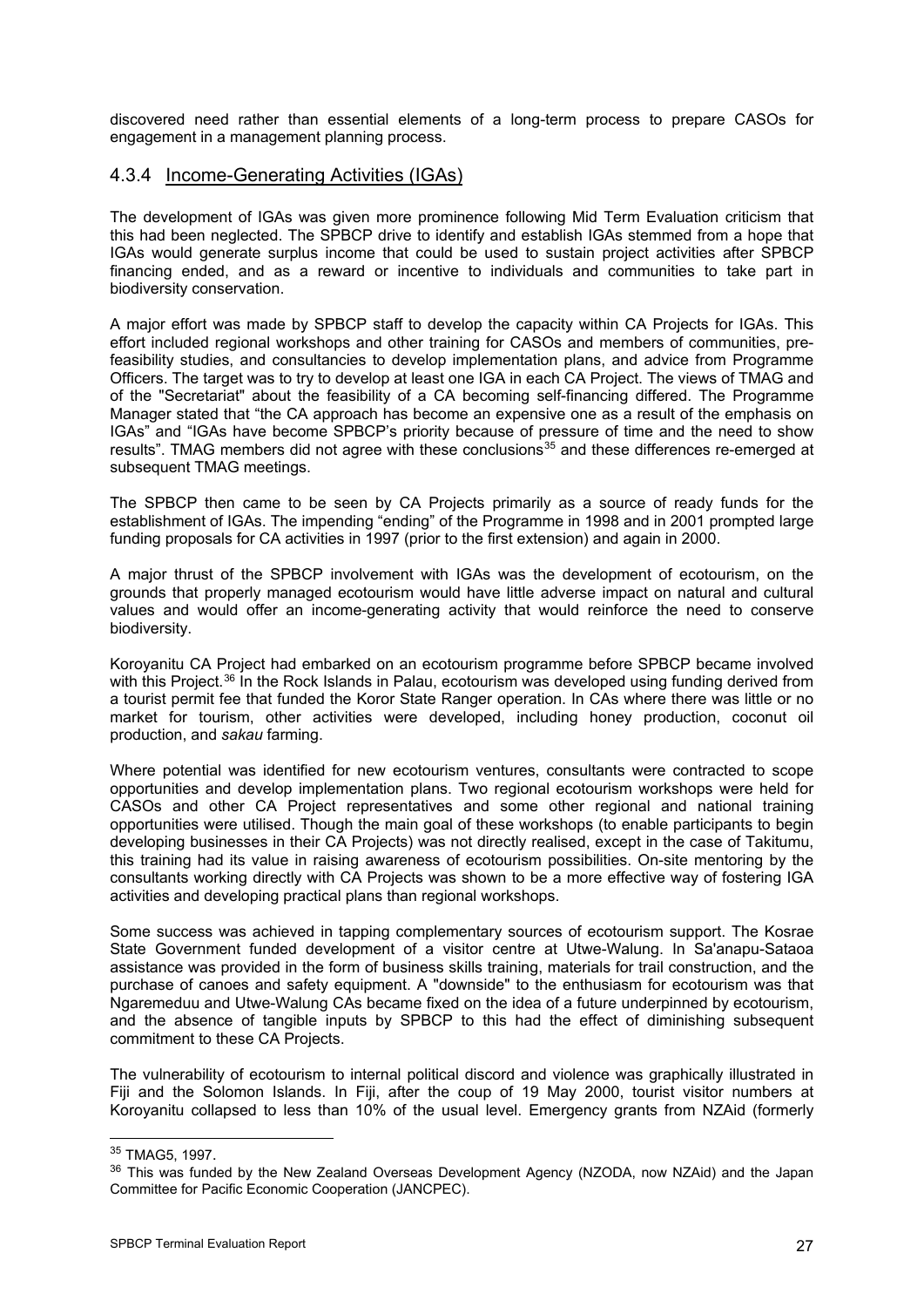discovered need rather than essential elements of a long-term process to prepare CASOs for engagement in a management planning process.

### 4.3.4 Income-Generating Activities (IGAs)

The development of IGAs was given more prominence following Mid Term Evaluation criticism that this had been neglected. The SPBCP drive to identify and establish IGAs stemmed from a hope that IGAs would generate surplus income that could be used to sustain project activities after SPBCP financing ended, and as a reward or incentive to individuals and communities to take part in biodiversity conservation.

A major effort was made by SPBCP staff to develop the capacity within CA Projects for IGAs. This effort included regional workshops and other training for CASOs and members of communities, pre-feasibility studies, and consultancies to develop implementation plans, and advice from Programme Officers. The target was to try to develop at least one IGA in each CA Project. The views of TMAG and of the "Secretariat" about the feasibility of a CA becoming self-financing differed. The Programme Manager stated that "the CA approach has become an expensive one as a result of the emphasis on IGAs" and "IGAs have become SPBCP's priority because of pressure of time and the need to show results". TMAG members did not agree with these conclusions[35] and these differences re-emerged at subsequent TMAG meetings.

The SPBCP then came to be seen by CA Projects primarily as a source of ready funds for the establishment of IGAs. The impending "ending" of the Programme in 1998 and in 2001 prompted large funding proposals for CA activities in 1997 (prior to the first extension) and again in 2000.

A major thrust of the SPBCP involvement with IGAs was the development of ecotourism, on the grounds that properly managed ecotourism would have little adverse impact on natural and cultural values and would offer an income-generating activity that would reinforce the need to conserve biodiversity.

Koroyanitu CA Project had embarked on an ecotourism programme before SPBCP became involved with this Project.[36] In the Rock Islands in Palau, ecotourism was developed using funding derived from a tourist permit fee that funded the Koror State Ranger operation. In CAs where there was little or no market for tourism, other activities were developed, including honey production, coconut oil production, and *sakau* farming.

Where potential was identified for new ecotourism ventures, consultants were contracted to scope opportunities and develop implementation plans. Two regional ecotourism workshops were held for CASOs and other CA Project representatives and some other regional and national training opportunities were utilised. Though the main goal of these workshops (to enable participants to begin developing businesses in their CA Projects) was not directly realised, except in the case of Takitumu, this training had its value in raising awareness of ecotourism possibilities. On-site mentoring by the consultants working directly with CA Projects was shown to be a more effective way of fostering IGA activities and developing practical plans than regional workshops.

Some success was achieved in tapping complementary sources of ecotourism support. The Kosrae State Government funded development of a visitor centre at Utwe-Walung. In Sa'anapu-Sataoa assistance was provided in the form of business skills training, materials for trail construction, and the purchase of canoes and safety equipment. A "downside" to the enthusiasm for ecotourism was that Ngaremeduu and Utwe-Walung CAs became fixed on the idea of a future underpinned by ecotourism, and the absence of tangible inputs by SPBCP to this had the effect of diminishing subsequent commitment to these CA Projects.

The vulnerability of ecotourism to internal political discord and violence was graphically illustrated in Fiji and the Solomon Islands. In Fiji, after the coup of 19 May 2000, tourist visitor numbers at Koroyanitu collapsed to less than 10% of the usual level. Emergency grants from NZAid (formerly

---

[35] TMAG5, 1997.

[36] This was funded by the New Zealand Overseas Development Agency (NZODA, now NZAid) and the Japan Committee for Pacific Economic Cooperation (JANCPEC).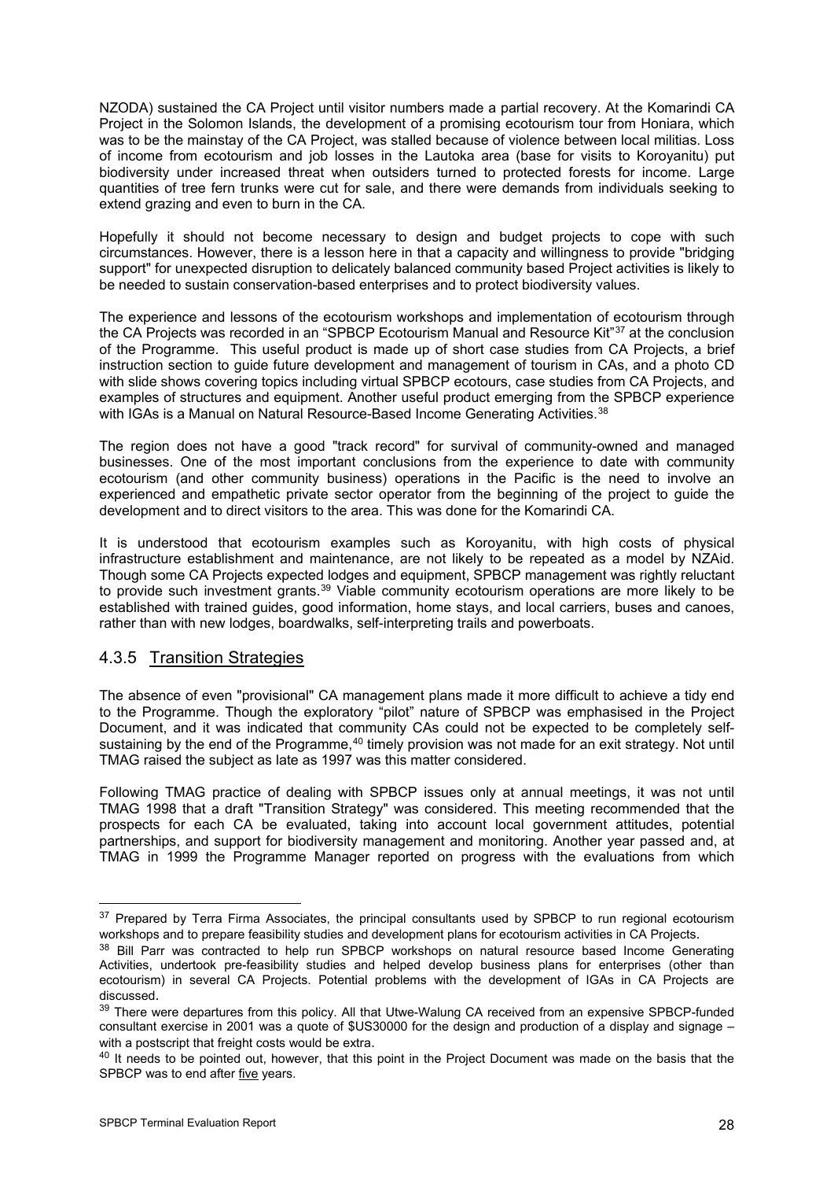NZODA) sustained the CA Project until visitor numbers made a partial recovery. At the Komarindi CA Project in the Solomon Islands, the development of a promising ecotourism tour from Honiara, which was to be the mainstay of the CA Project, was stalled because of violence between local militias. Loss of income from ecotourism and job losses in the Lautoka area (base for visits to Koroyanitu) put biodiversity under increased threat when outsiders turned to protected forests for income. Large quantities of tree fern trunks were cut for sale, and there were demands from individuals seeking to extend grazing and even to burn in the CA.

Hopefully it should not become necessary to design and budget projects to cope with such circumstances. However, there is a lesson here in that a capacity and willingness to provide "bridging support" for unexpected disruption to delicately balanced community based Project activities is likely to be needed to sustain conservation-based enterprises and to protect biodiversity values.

The experience and lessons of the ecotourism workshops and implementation of ecotourism through the CA Projects was recorded in an "SPBCP Ecotourism Manual and Resource Kit"[37] at the conclusion of the Programme. This useful product is made up of short case studies from CA Projects, a brief instruction section to guide future development and management of tourism in CAs, and a photo CD with slide shows covering topics including virtual SPBCP ecotours, case studies from CA Projects, and examples of structures and equipment. Another useful product emerging from the SPBCP experience with IGAs is a Manual on Natural Resource-Based Income Generating Activities.[38]

The region does not have a good "track record" for survival of community-owned and managed businesses. One of the most important conclusions from the experience to date with community ecotourism (and other community business) operations in the Pacific is the need to involve an experienced and empathetic private sector operator from the beginning of the project to guide the development and to direct visitors to the area. This was done for the Komarindi CA.

It is understood that ecotourism examples such as Koroyanitu, with high costs of physical infrastructure establishment and maintenance, are not likely to be repeated as a model by NZAid. Though some CA Projects expected lodges and equipment, SPBCP management was rightly reluctant to provide such investment grants.[39] Viable community ecotourism operations are more likely to be established with trained guides, good information, home stays, and local carriers, buses and canoes, rather than with new lodges, boardwalks, self-interpreting trails and powerboats.

### 4.3.5 Transition Strategies

The absence of even "provisional" CA management plans made it more difficult to achieve a tidy end to the Programme. Though the exploratory "pilot" nature of SPBCP was emphasised in the Project Document, and it was indicated that community CAs could not be expected to be completely self-sustaining by the end of the Programme,[40] timely provision was not made for an exit strategy. Not until TMAG raised the subject as late as 1997 was this matter considered.

Following TMAG practice of dealing with SPBCP issues only at annual meetings, it was not until TMAG 1998 that a draft "Transition Strategy" was considered. This meeting recommended that the prospects for each CA be evaluated, taking into account local government attitudes, potential partnerships, and support for biodiversity management and monitoring. Another year passed and, at TMAG in 1999 the Programme Manager reported on progress with the evaluations from which

---

[37] Prepared by Terra Firma Associates, the principal consultants used by SPBCP to run regional ecotourism workshops and to prepare feasibility studies and development plans for ecotourism activities in CA Projects.

[38] Bill Parr was contracted to help run SPBCP workshops on natural resource based Income Generating Activities, undertook pre-feasibility studies and helped develop business plans for enterprises (other than ecotourism) in several CA Projects. Potential problems with the development of IGAs in CA Projects are discussed.

[39] There were departures from this policy. All that Utwe-Walung CA received from an expensive SPBCP-funded consultant exercise in 2001 was a quote of $US30000 for the design and production of a display and signage – with a postscript that freight costs would be extra.

[40] It needs to be pointed out, however, that this point in the Project Document was made on the basis that the SPBCP was to end after five years.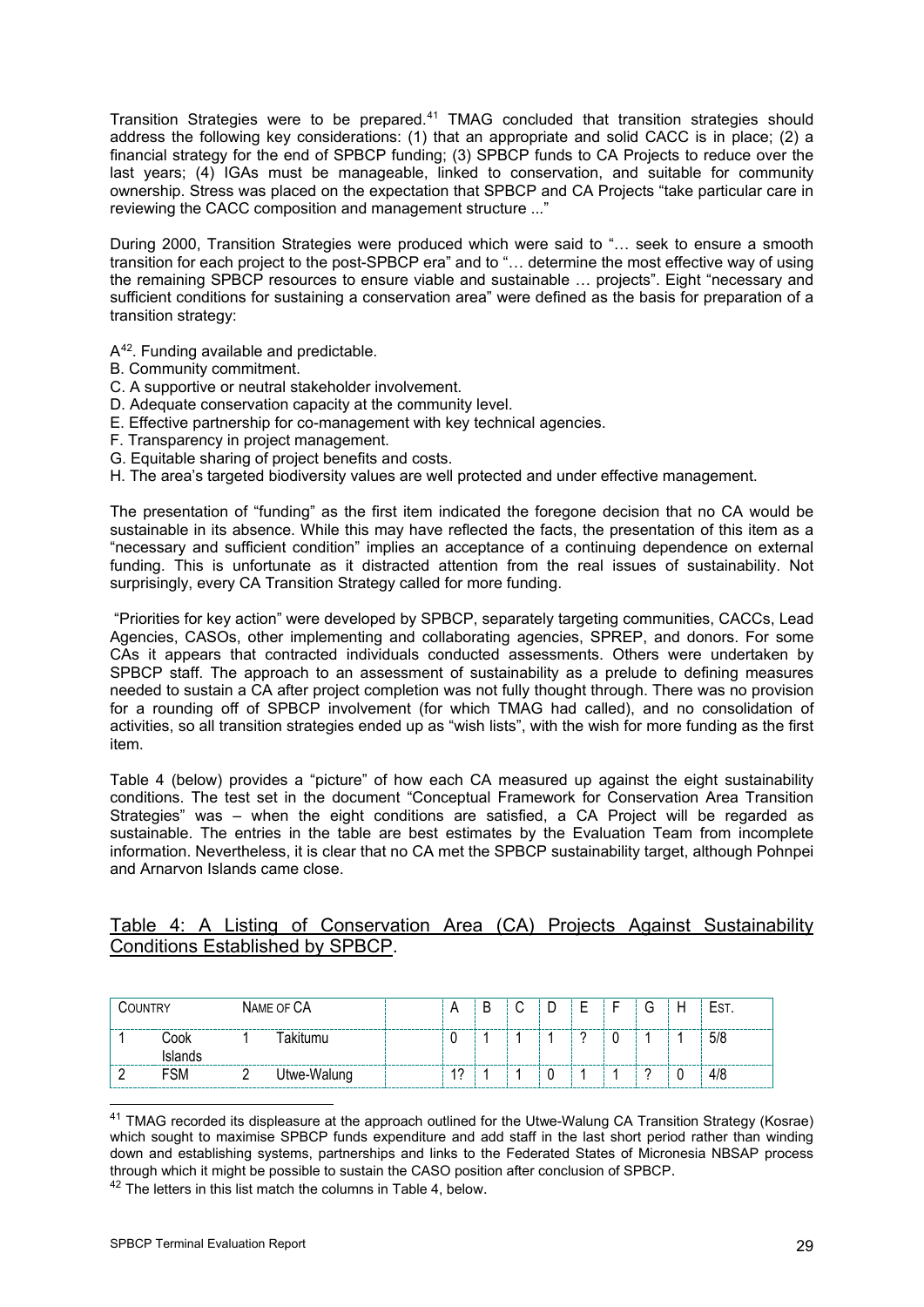Transition Strategies were to be prepared.[41] TMAG concluded that transition strategies should address the following key considerations: (1) that an appropriate and solid CACC is in place; (2) a financial strategy for the end of SPBCP funding; (3) SPBCP funds to CA Projects to reduce over the last years; (4) IGAs must be manageable, linked to conservation, and suitable for community ownership. Stress was placed on the expectation that SPBCP and CA Projects "take particular care in reviewing the CACC composition and management structure ..."

During 2000, Transition Strategies were produced which were said to "… seek to ensure a smooth transition for each project to the post-SPBCP era" and to "… determine the most effective way of using the remaining SPBCP resources to ensure viable and sustainable … projects". Eight "necessary and sufficient conditions for sustaining a conservation area" were defined as the basis for preparation of a transition strategy:

A[42]. Funding available and predictable.
B. Community commitment.
C. A supportive or neutral stakeholder involvement.
D. Adequate conservation capacity at the community level.
E. Effective partnership for co-management with key technical agencies.
F. Transparency in project management.
G. Equitable sharing of project benefits and costs.
H. The area's targeted biodiversity values are well protected and under effective management.

The presentation of "funding" as the first item indicated the foregone decision that no CA would be sustainable in its absence. While this may have reflected the facts, the presentation of this item as a "necessary and sufficient condition" implies an acceptance of a continuing dependence on external funding. This is unfortunate as it distracted attention from the real issues of sustainability. Not surprisingly, every CA Transition Strategy called for more funding.

"Priorities for key action" were developed by SPBCP, separately targeting communities, CACCs, Lead Agencies, CASOs, other implementing and collaborating agencies, SPREP, and donors. For some CAs it appears that contracted individuals conducted assessments. Others were undertaken by SPBCP staff. The approach to an assessment of sustainability as a prelude to defining measures needed to sustain a CA after project completion was not fully thought through. There was no provision for a rounding off of SPBCP involvement (for which TMAG had called), and no consolidation of activities, so all transition strategies ended up as "wish lists", with the wish for more funding as the first item.

Table 4 (below) provides a "picture" of how each CA measured up against the eight sustainability conditions. The test set in the document "Conceptual Framework for Conservation Area Transition Strategies" was – when the eight conditions are satisfied, a CA Project will be regarded as sustainable. The entries in the table are best estimates by the Evaluation Team from incomplete information. Nevertheless, it is clear that no CA met the SPBCP sustainability target, although Pohnpei and Arnarvon Islands came close.

## Table 4: A Listing of Conservation Area (CA) Projects Against Sustainability Conditions Established by SPBCP.

| Country | | Name of CA | | A | B | C | D | E | F | G | H | Est. |
|---|---|---|---|---|---|---|---|---|---|---|---|---|
| 1 | Cook Islands | 1 | Takitumu | 0 | 1 | 1 | 1 | ? | 0 | 1 | 1 | 5/8 |
| 2 | FSM | 2 | Utwe-Walung | 1? | 1 | 1 | 0 | 1 | 1 | ? | 0 | 4/8 |

[41] TMAG recorded its displeasure at the approach outlined for the Utwe-Walung CA Transition Strategy (Kosrae) which sought to maximise SPBCP funds expenditure and add staff in the last short period rather than winding down and establishing systems, partnerships and links to the Federated States of Micronesia NBSAP process through which it might be possible to sustain the CASO position after conclusion of SPBCP.

[42] The letters in this list match the columns in Table 4, below.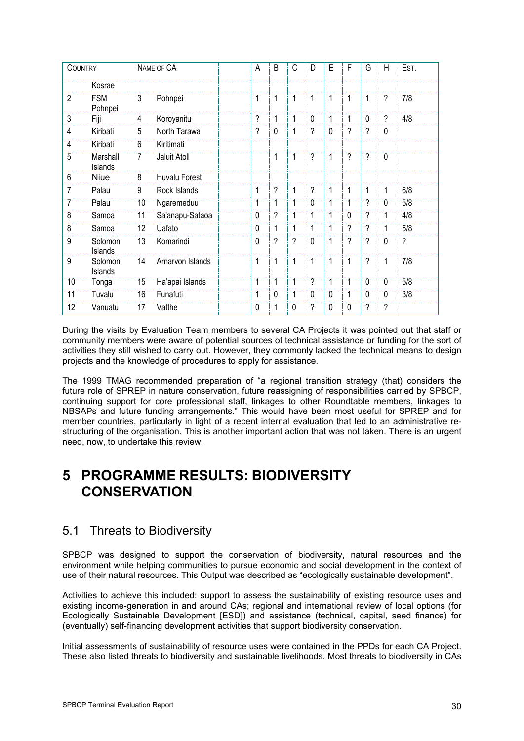| Country | | Name of CA | | | A | B | C | D | E | F | G | H | Est. |
|---|---|---|---|---|---|---|---|---|---|---|---|---|---|
| | Kosrae | | | | | | | | | | | | |
| 2 | FSM Pohnpei | 3 | Pohnpei | | 1 | 1 | 1 | 1 | 1 | 1 | 1 | ? | 7/8 |
| 3 | Fiji | 4 | Koroyanitu | | ? | 1 | 1 | 0 | 1 | 1 | 0 | ? | 4/8 |
| 4 | Kiribati | 5 | North Tarawa | | ? | 0 | 1 | ? | 0 | ? | ? | 0 | |
| 4 | Kiribati | 6 | Kiritimati | | | | | | | | | | |
| 5 | Marshall Islands | 7 | Jaluit Atoll | | | 1 | 1 | ? | 1 | ? | ? | 0 | |
| 6 | Niue | 8 | Huvalu Forest | | | | | | | | | | |
| 7 | Palau | 9 | Rock Islands | | 1 | ? | 1 | ? | 1 | 1 | 1 | 1 | 6/8 |
| 7 | Palau | 10 | Ngaremeduu | | 1 | 1 | 1 | 0 | 1 | 1 | ? | 0 | 5/8 |
| 8 | Samoa | 11 | Sa'anapu-Sataoa | | 0 | ? | 1 | 1 | 1 | 0 | ? | 1 | 4/8 |
| 8 | Samoa | 12 | Uafato | | 0 | 1 | 1 | 1 | 1 | ? | ? | 1 | 5/8 |
| 9 | Solomon Islands | 13 | Komarindi | | 0 | ? | ? | 0 | 1 | ? | ? | 0 | ? |
| 9 | Solomon Islands | 14 | Arnarvon Islands | | 1 | 1 | 1 | 1 | 1 | 1 | ? | 1 | 7/8 |
| 10 | Tonga | 15 | Ha'apai Islands | | 1 | 1 | 1 | ? | 1 | 1 | 0 | 0 | 5/8 |
| 11 | Tuvalu | 16 | Funafuti | | 1 | 0 | 1 | 0 | 0 | 1 | 0 | 0 | 3/8 |
| 12 | Vanuatu | 17 | Vatthe | | 0 | 1 | 0 | ? | 0 | 0 | ? | ? | |

During the visits by Evaluation Team members to several CA Projects it was pointed out that staff or community members were aware of potential sources of technical assistance or funding for the sort of activities they still wished to carry out. However, they commonly lacked the technical means to design projects and the knowledge of procedures to apply for assistance.

The 1999 TMAG recommended preparation of "a regional transition strategy (that) considers the future role of SPREP in nature conservation, future reassigning of responsibilities carried by SPBCP, continuing support for core professional staff, linkages to other Roundtable members, linkages to NBSAPs and future funding arrangements." This would have been most useful for SPREP and for member countries, particularly in light of a recent internal evaluation that led to an administrative re-structuring of the organisation. This is another important action that was not taken. There is an urgent need, now, to undertake this review.

# 5 PROGRAMME RESULTS: BIODIVERSITY CONSERVATION

## 5.1 Threats to Biodiversity

SPBCP was designed to support the conservation of biodiversity, natural resources and the environment while helping communities to pursue economic and social development in the context of use of their natural resources. This Output was described as "ecologically sustainable development".

Activities to achieve this included: support to assess the sustainability of existing resource uses and existing income-generation in and around CAs; regional and international review of local options (for Ecologically Sustainable Development [ESD]) and assistance (technical, capital, seed finance) for (eventually) self-financing development activities that support biodiversity conservation.

Initial assessments of sustainability of resource uses were contained in the PPDs for each CA Project. These also listed threats to biodiversity and sustainable livelihoods. Most threats to biodiversity in CAs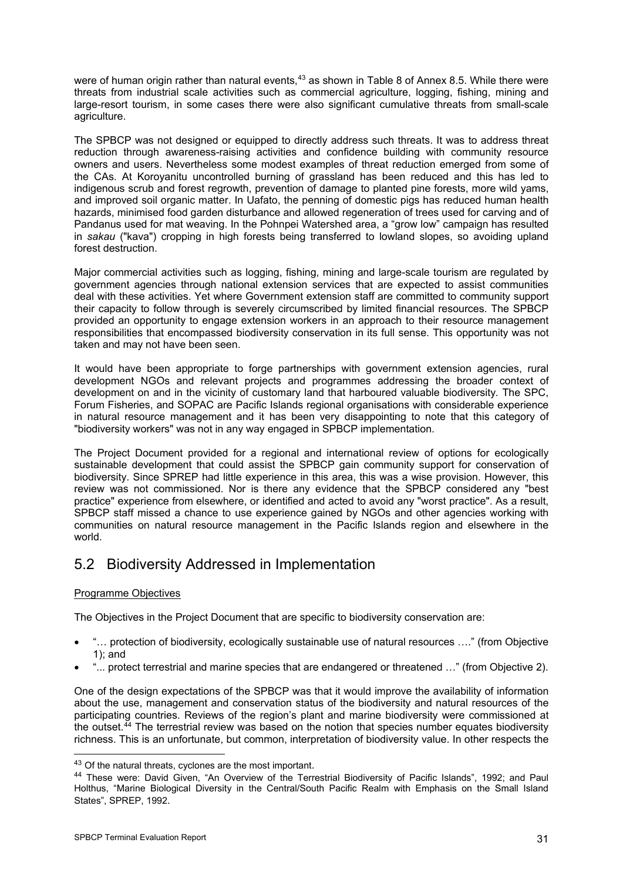were of human origin rather than natural events,[43] as shown in Table 8 of Annex 8.5. While there were threats from industrial scale activities such as commercial agriculture, logging, fishing, mining and large-resort tourism, in some cases there were also significant cumulative threats from small-scale agriculture.

The SPBCP was not designed or equipped to directly address such threats. It was to address threat reduction through awareness-raising activities and confidence building with community resource owners and users. Nevertheless some modest examples of threat reduction emerged from some of the CAs. At Koroyanitu uncontrolled burning of grassland has been reduced and this has led to indigenous scrub and forest regrowth, prevention of damage to planted pine forests, more wild yams, and improved soil organic matter. In Uafato, the penning of domestic pigs has reduced human health hazards, minimised food garden disturbance and allowed regeneration of trees used for carving and of Pandanus used for mat weaving. In the Pohnpei Watershed area, a "grow low" campaign has resulted in *sakau* ("kava") cropping in high forests being transferred to lowland slopes, so avoiding upland forest destruction.

Major commercial activities such as logging, fishing, mining and large-scale tourism are regulated by government agencies through national extension services that are expected to assist communities deal with these activities. Yet where Government extension staff are committed to community support their capacity to follow through is severely circumscribed by limited financial resources. The SPBCP provided an opportunity to engage extension workers in an approach to their resource management responsibilities that encompassed biodiversity conservation in its full sense. This opportunity was not taken and may not have been seen.

It would have been appropriate to forge partnerships with government extension agencies, rural development NGOs and relevant projects and programmes addressing the broader context of development on and in the vicinity of customary land that harboured valuable biodiversity. The SPC, Forum Fisheries, and SOPAC are Pacific Islands regional organisations with considerable experience in natural resource management and it has been very disappointing to note that this category of "biodiversity workers" was not in any way engaged in SPBCP implementation.

The Project Document provided for a regional and international review of options for ecologically sustainable development that could assist the SPBCP gain community support for conservation of biodiversity. Since SPREP had little experience in this area, this was a wise provision. However, this review was not commissioned. Nor is there any evidence that the SPBCP considered any "best practice" experience from elsewhere, or identified and acted to avoid any "worst practice". As a result, SPBCP staff missed a chance to use experience gained by NGOs and other agencies working with communities on natural resource management in the Pacific Islands region and elsewhere in the world.

## 5.2 Biodiversity Addressed in Implementation

Programme Objectives

The Objectives in the Project Document that are specific to biodiversity conservation are:

- "… protection of biodiversity, ecologically sustainable use of natural resources …." (from Objective 1); and
- "... protect terrestrial and marine species that are endangered or threatened …" (from Objective 2).

One of the design expectations of the SPBCP was that it would improve the availability of information about the use, management and conservation status of the biodiversity and natural resources of the participating countries. Reviews of the region's plant and marine biodiversity were commissioned at the outset.[44] The terrestrial review was based on the notion that species number equates biodiversity richness. This is an unfortunate, but common, interpretation of biodiversity value. In other respects the

---

[43] Of the natural threats, cyclones are the most important.

[44] These were: David Given, "An Overview of the Terrestrial Biodiversity of Pacific Islands", 1992; and Paul Holthus, "Marine Biological Diversity in the Central/South Pacific Realm with Emphasis on the Small Island States", SPREP, 1992.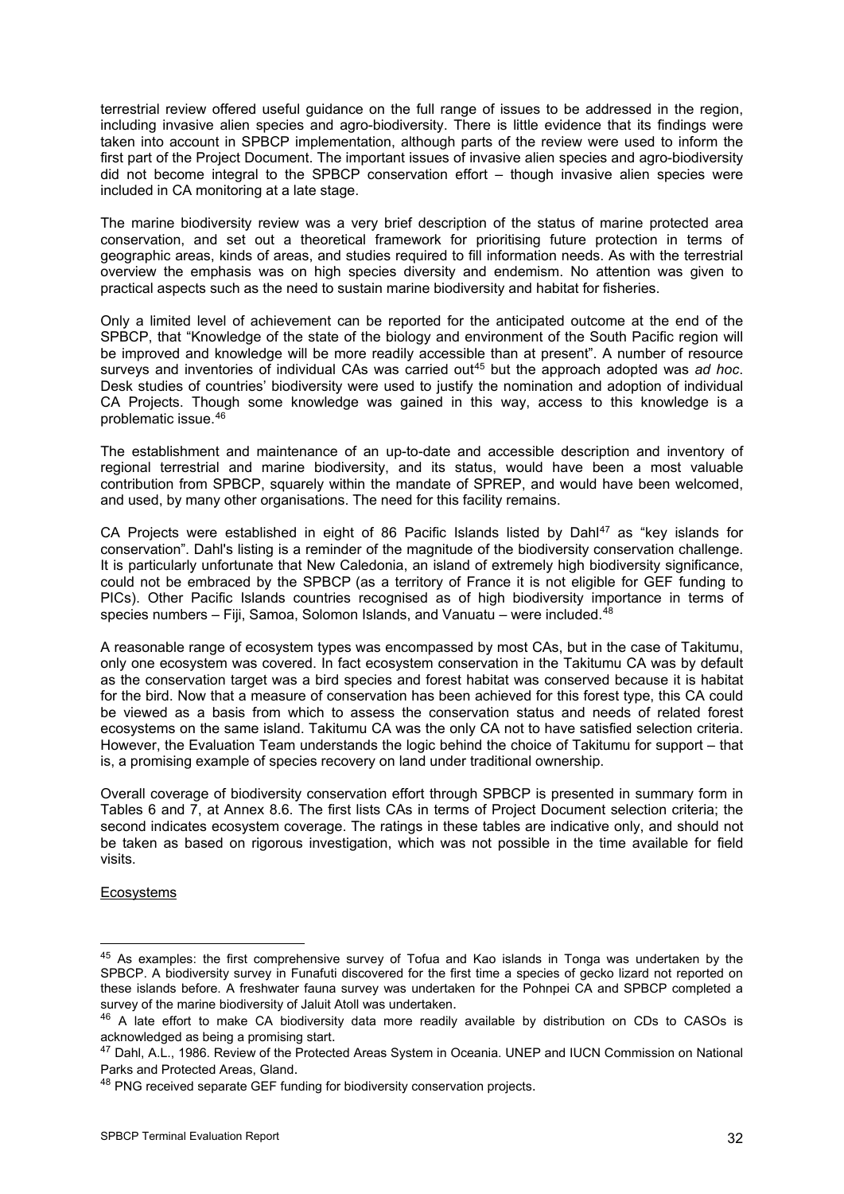terrestrial review offered useful guidance on the full range of issues to be addressed in the region, including invasive alien species and agro-biodiversity. There is little evidence that its findings were taken into account in SPBCP implementation, although parts of the review were used to inform the first part of the Project Document. The important issues of invasive alien species and agro-biodiversity did not become integral to the SPBCP conservation effort – though invasive alien species were included in CA monitoring at a late stage.

The marine biodiversity review was a very brief description of the status of marine protected area conservation, and set out a theoretical framework for prioritising future protection in terms of geographic areas, kinds of areas, and studies required to fill information needs. As with the terrestrial overview the emphasis was on high species diversity and endemism. No attention was given to practical aspects such as the need to sustain marine biodiversity and habitat for fisheries.

Only a limited level of achievement can be reported for the anticipated outcome at the end of the SPBCP, that "Knowledge of the state of the biology and environment of the South Pacific region will be improved and knowledge will be more readily accessible than at present". A number of resource surveys and inventories of individual CAs was carried out[45] but the approach adopted was *ad hoc*. Desk studies of countries' biodiversity were used to justify the nomination and adoption of individual CA Projects. Though some knowledge was gained in this way, access to this knowledge is a problematic issue.[46]

The establishment and maintenance of an up-to-date and accessible description and inventory of regional terrestrial and marine biodiversity, and its status, would have been a most valuable contribution from SPBCP, squarely within the mandate of SPREP, and would have been welcomed, and used, by many other organisations. The need for this facility remains.

CA Projects were established in eight of 86 Pacific Islands listed by Dahl[47] as "key islands for conservation". Dahl's listing is a reminder of the magnitude of the biodiversity conservation challenge. It is particularly unfortunate that New Caledonia, an island of extremely high biodiversity significance, could not be embraced by the SPBCP (as a territory of France it is not eligible for GEF funding to PICs). Other Pacific Islands countries recognised as of high biodiversity importance in terms of species numbers – Fiji, Samoa, Solomon Islands, and Vanuatu – were included.[48]

A reasonable range of ecosystem types was encompassed by most CAs, but in the case of Takitumu, only one ecosystem was covered. In fact ecosystem conservation in the Takitumu CA was by default as the conservation target was a bird species and forest habitat was conserved because it is habitat for the bird. Now that a measure of conservation has been achieved for this forest type, this CA could be viewed as a basis from which to assess the conservation status and needs of related forest ecosystems on the same island. Takitumu CA was the only CA not to have satisfied selection criteria. However, the Evaluation Team understands the logic behind the choice of Takitumu for support – that is, a promising example of species recovery on land under traditional ownership.

Overall coverage of biodiversity conservation effort through SPBCP is presented in summary form in Tables 6 and 7, at Annex 8.6. The first lists CAs in terms of Project Document selection criteria; the second indicates ecosystem coverage. The ratings in these tables are indicative only, and should not be taken as based on rigorous investigation, which was not possible in the time available for field visits.

Ecosystems

---

[45] As examples: the first comprehensive survey of Tofua and Kao islands in Tonga was undertaken by the SPBCP. A biodiversity survey in Funafuti discovered for the first time a species of gecko lizard not reported on these islands before. A freshwater fauna survey was undertaken for the Pohnpei CA and SPBCP completed a survey of the marine biodiversity of Jaluit Atoll was undertaken.

[46] A late effort to make CA biodiversity data more readily available by distribution on CDs to CASOs is acknowledged as being a promising start.

[47] Dahl, A.L., 1986. Review of the Protected Areas System in Oceania. UNEP and IUCN Commission on National Parks and Protected Areas, Gland.

[48] PNG received separate GEF funding for biodiversity conservation projects.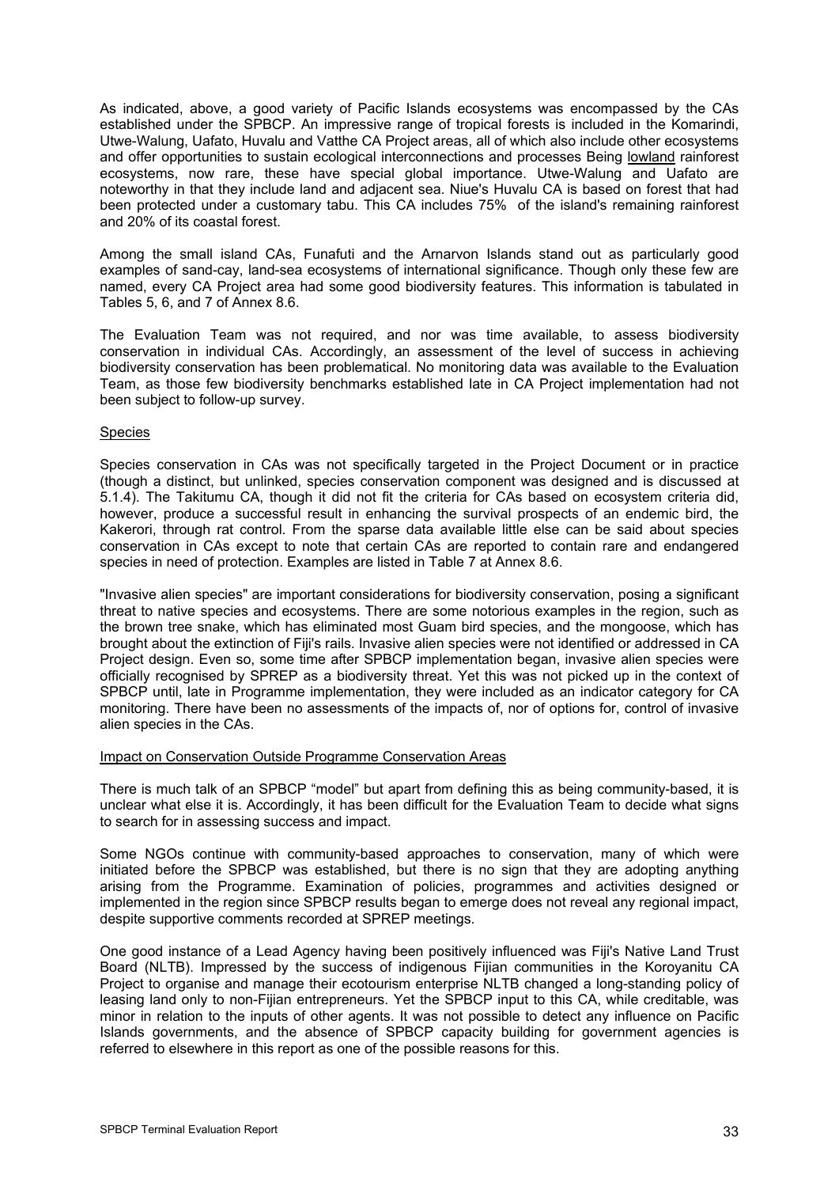As indicated, above, a good variety of Pacific Islands ecosystems was encompassed by the CAs established under the SPBCP. An impressive range of tropical forests is included in the Komarindi, Utwe-Walung, Uafato, Huvalu and Vatthe CA Project areas, all of which also include other ecosystems and offer opportunities to sustain ecological interconnections and processes Being lowland rainforest ecosystems, now rare, these have special global importance. Utwe-Walung and Uafato are noteworthy in that they include land and adjacent sea. Niue's Huvalu CA is based on forest that had been protected under a customary tabu. This CA includes 75% of the island's remaining rainforest and 20% of its coastal forest.

Among the small island CAs, Funafuti and the Arnarvon Islands stand out as particularly good examples of sand-cay, land-sea ecosystems of international significance. Though only these few are named, every CA Project area had some good biodiversity features. This information is tabulated in Tables 5, 6, and 7 of Annex 8.6.

The Evaluation Team was not required, and nor was time available, to assess biodiversity conservation in individual CAs. Accordingly, an assessment of the level of success in achieving biodiversity conservation has been problematical. No monitoring data was available to the Evaluation Team, as those few biodiversity benchmarks established late in CA Project implementation had not been subject to follow-up survey.

Species

Species conservation in CAs was not specifically targeted in the Project Document or in practice (though a distinct, but unlinked, species conservation component was designed and is discussed at 5.1.4). The Takitumu CA, though it did not fit the criteria for CAs based on ecosystem criteria did, however, produce a successful result in enhancing the survival prospects of an endemic bird, the Kakerori, through rat control. From the sparse data available little else can be said about species conservation in CAs except to note that certain CAs are reported to contain rare and endangered species in need of protection. Examples are listed in Table 7 at Annex 8.6.

"Invasive alien species" are important considerations for biodiversity conservation, posing a significant threat to native species and ecosystems. There are some notorious examples in the region, such as the brown tree snake, which has eliminated most Guam bird species, and the mongoose, which has brought about the extinction of Fiji's rails. Invasive alien species were not identified or addressed in CA Project design. Even so, some time after SPBCP implementation began, invasive alien species were officially recognised by SPREP as a biodiversity threat. Yet this was not picked up in the context of SPBCP until, late in Programme implementation, they were included as an indicator category for CA monitoring. There have been no assessments of the impacts of, nor of options for, control of invasive alien species in the CAs.

Impact on Conservation Outside Programme Conservation Areas

There is much talk of an SPBCP "model" but apart from defining this as being community-based, it is unclear what else it is. Accordingly, it has been difficult for the Evaluation Team to decide what signs to search for in assessing success and impact.

Some NGOs continue with community-based approaches to conservation, many of which were initiated before the SPBCP was established, but there is no sign that they are adopting anything arising from the Programme. Examination of policies, programmes and activities designed or implemented in the region since SPBCP results began to emerge does not reveal any regional impact, despite supportive comments recorded at SPREP meetings.

One good instance of a Lead Agency having been positively influenced was Fiji's Native Land Trust Board (NLTB). Impressed by the success of indigenous Fijian communities in the Koroyanitu CA Project to organise and manage their ecotourism enterprise NLTB changed a long-standing policy of leasing land only to non-Fijian entrepreneurs. Yet the SPBCP input to this CA, while creditable, was minor in relation to the inputs of other agents. It was not possible to detect any influence on Pacific Islands governments, and the absence of SPBCP capacity building for government agencies is referred to elsewhere in this report as one of the possible reasons for this.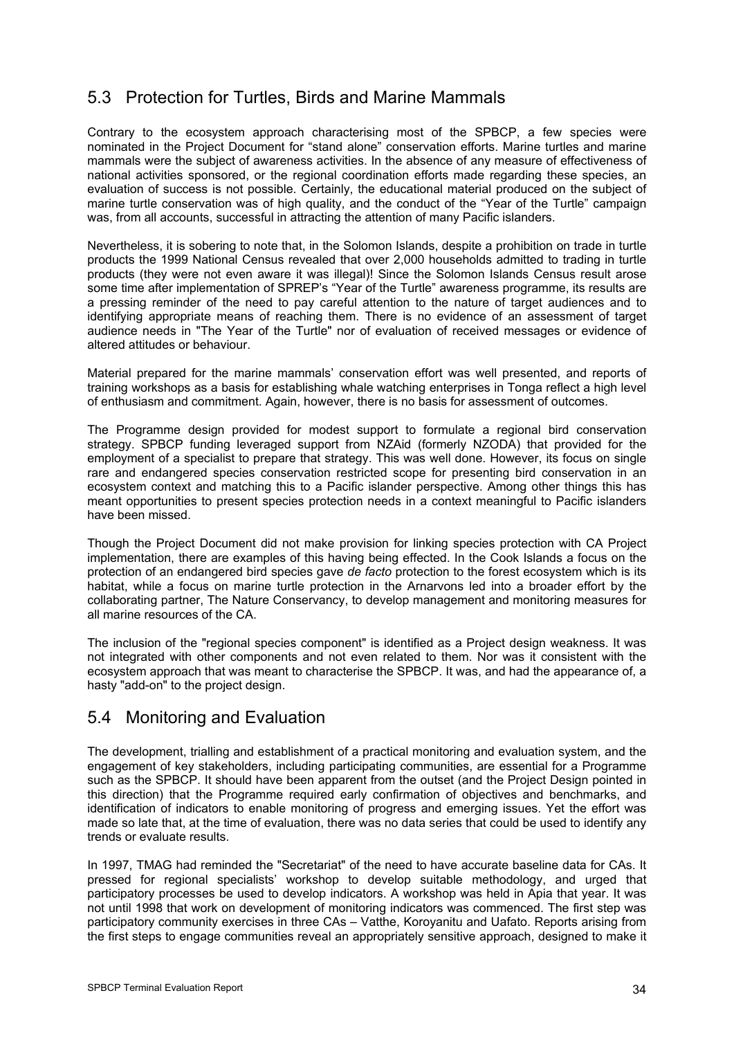## 5.3 Protection for Turtles, Birds and Marine Mammals

Contrary to the ecosystem approach characterising most of the SPBCP, a few species were nominated in the Project Document for "stand alone" conservation efforts. Marine turtles and marine mammals were the subject of awareness activities. In the absence of any measure of effectiveness of national activities sponsored, or the regional coordination efforts made regarding these species, an evaluation of success is not possible. Certainly, the educational material produced on the subject of marine turtle conservation was of high quality, and the conduct of the "Year of the Turtle" campaign was, from all accounts, successful in attracting the attention of many Pacific islanders.

Nevertheless, it is sobering to note that, in the Solomon Islands, despite a prohibition on trade in turtle products the 1999 National Census revealed that over 2,000 households admitted to trading in turtle products (they were not even aware it was illegal)! Since the Solomon Islands Census result arose some time after implementation of SPREP's "Year of the Turtle" awareness programme, its results are a pressing reminder of the need to pay careful attention to the nature of target audiences and to identifying appropriate means of reaching them. There is no evidence of an assessment of target audience needs in "The Year of the Turtle" nor of evaluation of received messages or evidence of altered attitudes or behaviour.

Material prepared for the marine mammals' conservation effort was well presented, and reports of training workshops as a basis for establishing whale watching enterprises in Tonga reflect a high level of enthusiasm and commitment. Again, however, there is no basis for assessment of outcomes.

The Programme design provided for modest support to formulate a regional bird conservation strategy. SPBCP funding leveraged support from NZAid (formerly NZODA) that provided for the employment of a specialist to prepare that strategy. This was well done. However, its focus on single rare and endangered species conservation restricted scope for presenting bird conservation in an ecosystem context and matching this to a Pacific islander perspective. Among other things this has meant opportunities to present species protection needs in a context meaningful to Pacific islanders have been missed.

Though the Project Document did not make provision for linking species protection with CA Project implementation, there are examples of this having being effected. In the Cook Islands a focus on the protection of an endangered bird species gave *de facto* protection to the forest ecosystem which is its habitat, while a focus on marine turtle protection in the Arnarvons led into a broader effort by the collaborating partner, The Nature Conservancy, to develop management and monitoring measures for all marine resources of the CA.

The inclusion of the "regional species component" is identified as a Project design weakness. It was not integrated with other components and not even related to them. Nor was it consistent with the ecosystem approach that was meant to characterise the SPBCP. It was, and had the appearance of, a hasty "add-on" to the project design.

## 5.4 Monitoring and Evaluation

The development, trialling and establishment of a practical monitoring and evaluation system, and the engagement of key stakeholders, including participating communities, are essential for a Programme such as the SPBCP. It should have been apparent from the outset (and the Project Design pointed in this direction) that the Programme required early confirmation of objectives and benchmarks, and identification of indicators to enable monitoring of progress and emerging issues. Yet the effort was made so late that, at the time of evaluation, there was no data series that could be used to identify any trends or evaluate results.

In 1997, TMAG had reminded the "Secretariat" of the need to have accurate baseline data for CAs. It pressed for regional specialists' workshop to develop suitable methodology, and urged that participatory processes be used to develop indicators. A workshop was held in Apia that year. It was not until 1998 that work on development of monitoring indicators was commenced. The first step was participatory community exercises in three CAs – Vatthe, Koroyanitu and Uafato. Reports arising from the first steps to engage communities reveal an appropriately sensitive approach, designed to make it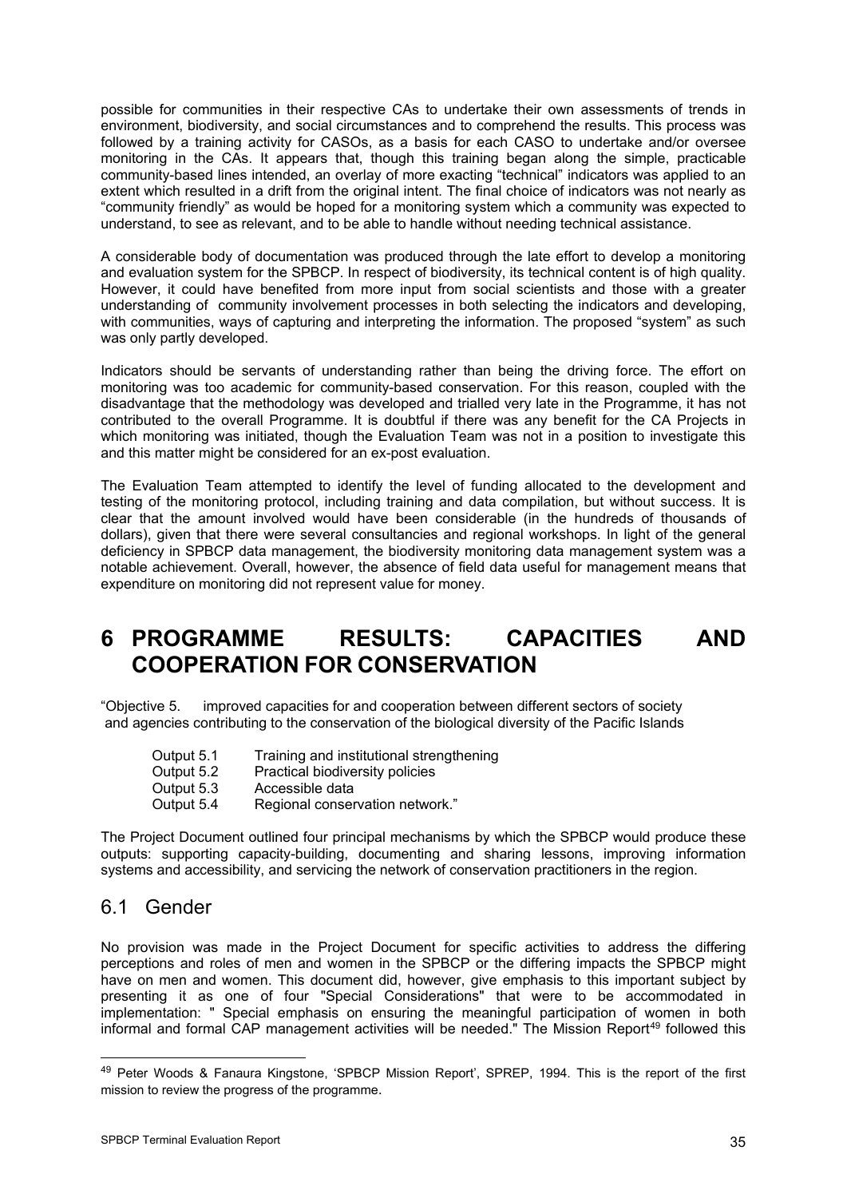possible for communities in their respective CAs to undertake their own assessments of trends in environment, biodiversity, and social circumstances and to comprehend the results. This process was followed by a training activity for CASOs, as a basis for each CASO to undertake and/or oversee monitoring in the CAs. It appears that, though this training began along the simple, practicable community-based lines intended, an overlay of more exacting "technical" indicators was applied to an extent which resulted in a drift from the original intent. The final choice of indicators was not nearly as "community friendly" as would be hoped for a monitoring system which a community was expected to understand, to see as relevant, and to be able to handle without needing technical assistance.

A considerable body of documentation was produced through the late effort to develop a monitoring and evaluation system for the SPBCP. In respect of biodiversity, its technical content is of high quality. However, it could have benefited from more input from social scientists and those with a greater understanding of community involvement processes in both selecting the indicators and developing, with communities, ways of capturing and interpreting the information. The proposed "system" as such was only partly developed.

Indicators should be servants of understanding rather than being the driving force. The effort on monitoring was too academic for community-based conservation. For this reason, coupled with the disadvantage that the methodology was developed and trialled very late in the Programme, it has not contributed to the overall Programme. It is doubtful if there was any benefit for the CA Projects in which monitoring was initiated, though the Evaluation Team was not in a position to investigate this and this matter might be considered for an ex-post evaluation.

The Evaluation Team attempted to identify the level of funding allocated to the development and testing of the monitoring protocol, including training and data compilation, but without success. It is clear that the amount involved would have been considerable (in the hundreds of thousands of dollars), given that there were several consultancies and regional workshops. In light of the general deficiency in SPBCP data management, the biodiversity monitoring data management system was a notable achievement. Overall, however, the absence of field data useful for management means that expenditure on monitoring did not represent value for money.

# 6 PROGRAMME RESULTS: CAPACITIES AND COOPERATION FOR CONSERVATION

"Objective 5. improved capacities for and cooperation between different sectors of society and agencies contributing to the conservation of the biological diversity of the Pacific Islands

- Output 5.1 Training and institutional strengthening
- Output 5.2 Practical biodiversity policies
- Output 5.3 Accessible data
- Output 5.4 Regional conservation network."

The Project Document outlined four principal mechanisms by which the SPBCP would produce these outputs: supporting capacity-building, documenting and sharing lessons, improving information systems and accessibility, and servicing the network of conservation practitioners in the region.

## 6.1 Gender

No provision was made in the Project Document for specific activities to address the differing perceptions and roles of men and women in the SPBCP or the differing impacts the SPBCP might have on men and women. This document did, however, give emphasis to this important subject by presenting it as one of four "Special Considerations" that were to be accommodated in implementation: " Special emphasis on ensuring the meaningful participation of women in both informal and formal CAP management activities will be needed." The Mission Report[49] followed this

[49] Peter Woods & Fanaura Kingstone, 'SPBCP Mission Report', SPREP, 1994. This is the report of the first mission to review the progress of the programme.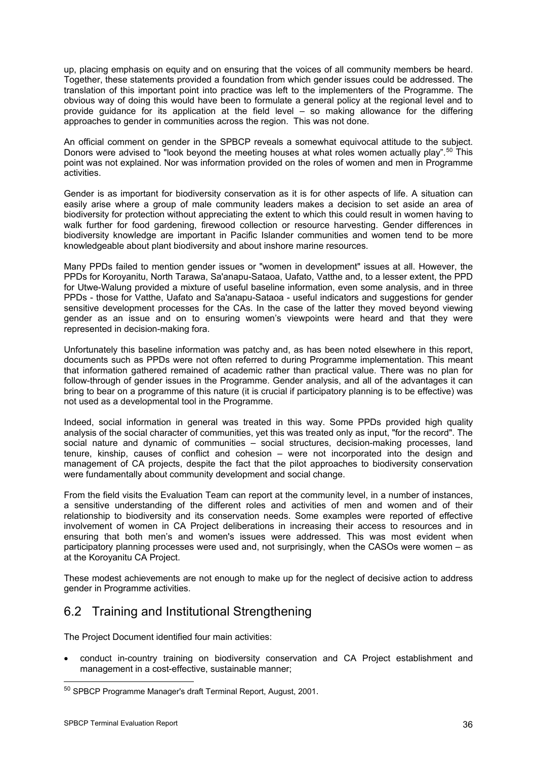up, placing emphasis on equity and on ensuring that the voices of all community members be heard. Together, these statements provided a foundation from which gender issues could be addressed. The translation of this important point into practice was left to the implementers of the Programme. The obvious way of doing this would have been to formulate a general policy at the regional level and to provide guidance for its application at the field level – so making allowance for the differing approaches to gender in communities across the region. This was not done.

An official comment on gender in the SPBCP reveals a somewhat equivocal attitude to the subject. Donors were advised to "look beyond the meeting houses at what roles women actually play".[50] This point was not explained. Nor was information provided on the roles of women and men in Programme activities.

Gender is as important for biodiversity conservation as it is for other aspects of life. A situation can easily arise where a group of male community leaders makes a decision to set aside an area of biodiversity for protection without appreciating the extent to which this could result in women having to walk further for food gardening, firewood collection or resource harvesting. Gender differences in biodiversity knowledge are important in Pacific Islander communities and women tend to be more knowledgeable about plant biodiversity and about inshore marine resources.

Many PPDs failed to mention gender issues or "women in development" issues at all. However, the PPDs for Koroyanitu, North Tarawa, Sa'anapu-Sataoa, Uafato, Vatthe and, to a lesser extent, the PPD for Utwe-Walung provided a mixture of useful baseline information, even some analysis, and in three PPDs - those for Vatthe, Uafato and Sa'anapu-Sataoa - useful indicators and suggestions for gender sensitive development processes for the CAs. In the case of the latter they moved beyond viewing gender as an issue and on to ensuring women's viewpoints were heard and that they were represented in decision-making fora.

Unfortunately this baseline information was patchy and, as has been noted elsewhere in this report, documents such as PPDs were not often referred to during Programme implementation. This meant that information gathered remained of academic rather than practical value. There was no plan for follow-through of gender issues in the Programme. Gender analysis, and all of the advantages it can bring to bear on a programme of this nature (it is crucial if participatory planning is to be effective) was not used as a developmental tool in the Programme.

Indeed, social information in general was treated in this way. Some PPDs provided high quality analysis of the social character of communities, yet this was treated only as input, "for the record". The social nature and dynamic of communities – social structures, decision-making processes, land tenure, kinship, causes of conflict and cohesion – were not incorporated into the design and management of CA projects, despite the fact that the pilot approaches to biodiversity conservation were fundamentally about community development and social change.

From the field visits the Evaluation Team can report at the community level, in a number of instances, a sensitive understanding of the different roles and activities of men and women and of their relationship to biodiversity and its conservation needs. Some examples were reported of effective involvement of women in CA Project deliberations in increasing their access to resources and in ensuring that both men's and women's issues were addressed. This was most evident when participatory planning processes were used and, not surprisingly, when the CASOs were women – as at the Koroyanitu CA Project.

These modest achievements are not enough to make up for the neglect of decisive action to address gender in Programme activities.

## 6.2 Training and Institutional Strengthening

The Project Document identified four main activities:

- conduct in-country training on biodiversity conservation and CA Project establishment and management in a cost-effective, sustainable manner;

---

[50] SPBCP Programme Manager's draft Terminal Report, August, 2001.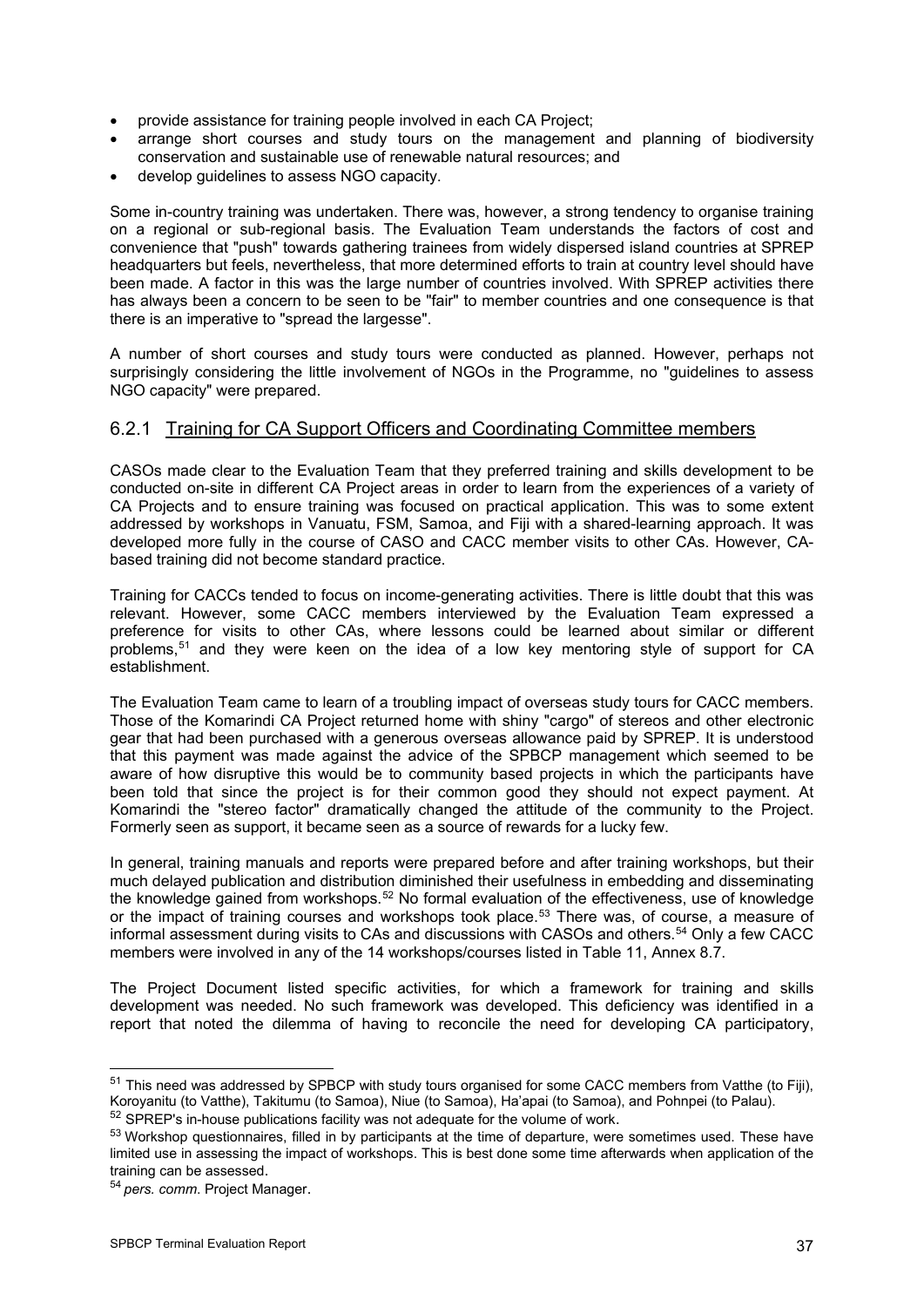- provide assistance for training people involved in each CA Project;
- arrange short courses and study tours on the management and planning of biodiversity conservation and sustainable use of renewable natural resources; and
- develop guidelines to assess NGO capacity.

Some in-country training was undertaken. There was, however, a strong tendency to organise training on a regional or sub-regional basis. The Evaluation Team understands the factors of cost and convenience that "push" towards gathering trainees from widely dispersed island countries at SPREP headquarters but feels, nevertheless, that more determined efforts to train at country level should have been made. A factor in this was the large number of countries involved. With SPREP activities there has always been a concern to be seen to be "fair" to member countries and one consequence is that there is an imperative to "spread the largesse".

A number of short courses and study tours were conducted as planned. However, perhaps not surprisingly considering the little involvement of NGOs in the Programme, no "guidelines to assess NGO capacity" were prepared.

### 6.2.1 Training for CA Support Officers and Coordinating Committee members

CASOs made clear to the Evaluation Team that they preferred training and skills development to be conducted on-site in different CA Project areas in order to learn from the experiences of a variety of CA Projects and to ensure training was focused on practical application. This was to some extent addressed by workshops in Vanuatu, FSM, Samoa, and Fiji with a shared-learning approach. It was developed more fully in the course of CASO and CACC member visits to other CAs. However, CA-based training did not become standard practice.

Training for CACCs tended to focus on income-generating activities. There is little doubt that this was relevant. However, some CACC members interviewed by the Evaluation Team expressed a preference for visits to other CAs, where lessons could be learned about similar or different problems,[51] and they were keen on the idea of a low key mentoring style of support for CA establishment.

The Evaluation Team came to learn of a troubling impact of overseas study tours for CACC members. Those of the Komarindi CA Project returned home with shiny "cargo" of stereos and other electronic gear that had been purchased with a generous overseas allowance paid by SPREP. It is understood that this payment was made against the advice of the SPBCP management which seemed to be aware of how disruptive this would be to community based projects in which the participants have been told that since the project is for their common good they should not expect payment. At Komarindi the "stereo factor" dramatically changed the attitude of the community to the Project. Formerly seen as support, it became seen as a source of rewards for a lucky few.

In general, training manuals and reports were prepared before and after training workshops, but their much delayed publication and distribution diminished their usefulness in embedding and disseminating the knowledge gained from workshops.[52] No formal evaluation of the effectiveness, use of knowledge or the impact of training courses and workshops took place.[53] There was, of course, a measure of informal assessment during visits to CAs and discussions with CASOs and others.[54] Only a few CACC members were involved in any of the 14 workshops/courses listed in Table 11, Annex 8.7.

The Project Document listed specific activities, for which a framework for training and skills development was needed. No such framework was developed. This deficiency was identified in a report that noted the dilemma of having to reconcile the need for developing CA participatory,

---

[51] This need was addressed by SPBCP with study tours organised for some CACC members from Vatthe (to Fiji), Koroyanitu (to Vatthe), Takitumu (to Samoa), Niue (to Samoa), Ha'apai (to Samoa), and Pohnpei (to Palau).

[52] SPREP's in-house publications facility was not adequate for the volume of work.

[53] Workshop questionnaires, filled in by participants at the time of departure, were sometimes used. These have limited use in assessing the impact of workshops. This is best done some time afterwards when application of the training can be assessed.

[54] *pers. comm.* Project Manager.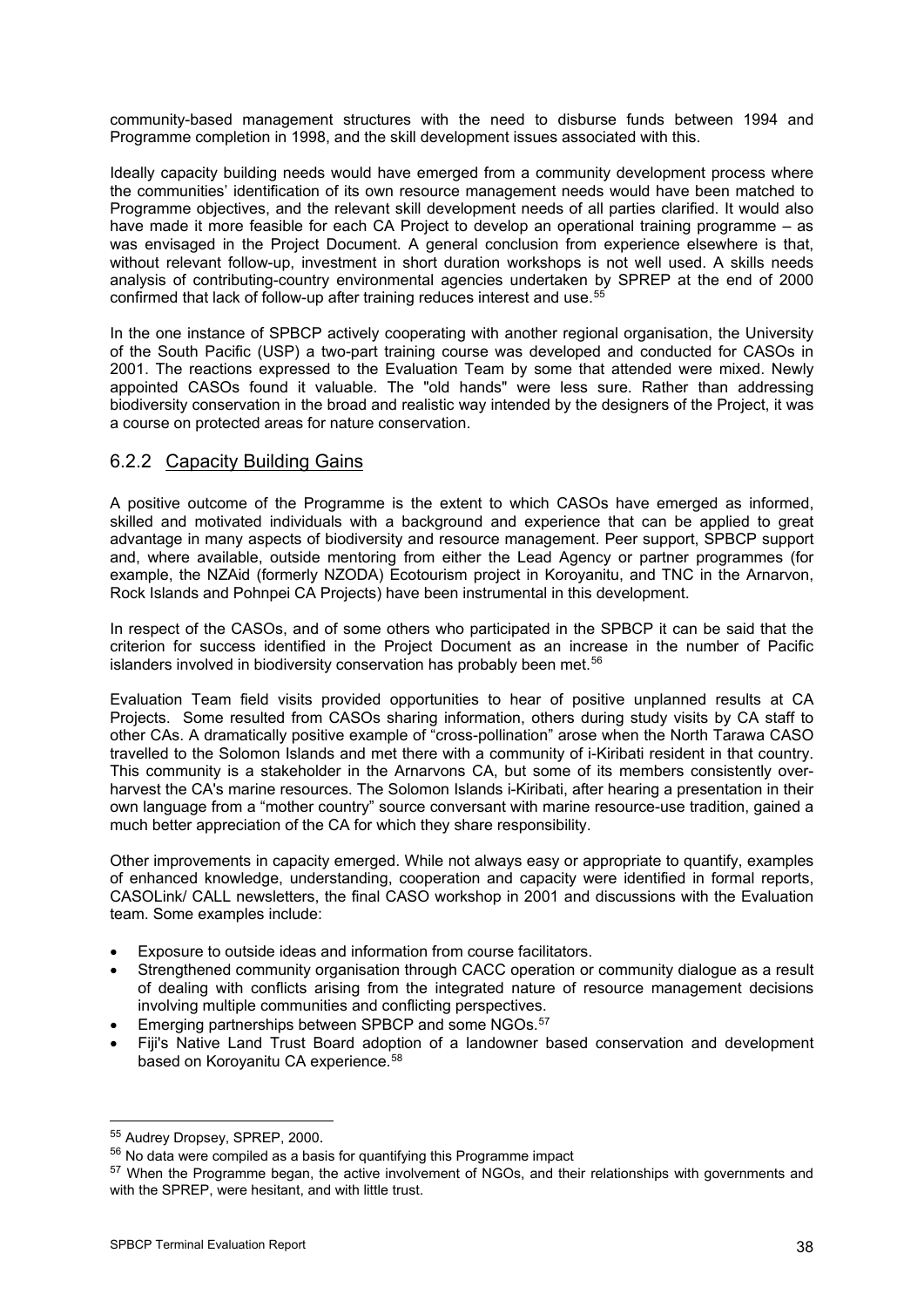community-based management structures with the need to disburse funds between 1994 and Programme completion in 1998, and the skill development issues associated with this.

Ideally capacity building needs would have emerged from a community development process where the communities' identification of its own resource management needs would have been matched to Programme objectives, and the relevant skill development needs of all parties clarified. It would also have made it more feasible for each CA Project to develop an operational training programme – as was envisaged in the Project Document. A general conclusion from experience elsewhere is that, without relevant follow-up, investment in short duration workshops is not well used. A skills needs analysis of contributing-country environmental agencies undertaken by SPREP at the end of 2000 confirmed that lack of follow-up after training reduces interest and use.[55]

In the one instance of SPBCP actively cooperating with another regional organisation, the University of the South Pacific (USP) a two-part training course was developed and conducted for CASOs in 2001. The reactions expressed to the Evaluation Team by some that attended were mixed. Newly appointed CASOs found it valuable. The "old hands" were less sure. Rather than addressing biodiversity conservation in the broad and realistic way intended by the designers of the Project, it was a course on protected areas for nature conservation.

### 6.2.2 Capacity Building Gains

A positive outcome of the Programme is the extent to which CASOs have emerged as informed, skilled and motivated individuals with a background and experience that can be applied to great advantage in many aspects of biodiversity and resource management. Peer support, SPBCP support and, where available, outside mentoring from either the Lead Agency or partner programmes (for example, the NZAid (formerly NZODA) Ecotourism project in Koroyanitu, and TNC in the Arnarvon, Rock Islands and Pohnpei CA Projects) have been instrumental in this development.

In respect of the CASOs, and of some others who participated in the SPBCP it can be said that the criterion for success identified in the Project Document as an increase in the number of Pacific islanders involved in biodiversity conservation has probably been met.[56]

Evaluation Team field visits provided opportunities to hear of positive unplanned results at CA Projects. Some resulted from CASOs sharing information, others during study visits by CA staff to other CAs. A dramatically positive example of "cross-pollination" arose when the North Tarawa CASO travelled to the Solomon Islands and met there with a community of i-Kiribati resident in that country. This community is a stakeholder in the Arnarvons CA, but some of its members consistently over-harvest the CA's marine resources. The Solomon Islands i-Kiribati, after hearing a presentation in their own language from a "mother country" source conversant with marine resource-use tradition, gained a much better appreciation of the CA for which they share responsibility.

Other improvements in capacity emerged. While not always easy or appropriate to quantify, examples of enhanced knowledge, understanding, cooperation and capacity were identified in formal reports, CASOLink/ CALL newsletters, the final CASO workshop in 2001 and discussions with the Evaluation team. Some examples include:

- Exposure to outside ideas and information from course facilitators.
- Strengthened community organisation through CACC operation or community dialogue as a result of dealing with conflicts arising from the integrated nature of resource management decisions involving multiple communities and conflicting perspectives.
- Emerging partnerships between SPBCP and some NGOs.[57]
- Fiji's Native Land Trust Board adoption of a landowner based conservation and development based on Koroyanitu CA experience.[58]

---

[55] Audrey Dropsey, SPREP, 2000.

[56] No data were compiled as a basis for quantifying this Programme impact

[57] When the Programme began, the active involvement of NGOs, and their relationships with governments and with the SPREP, were hesitant, and with little trust.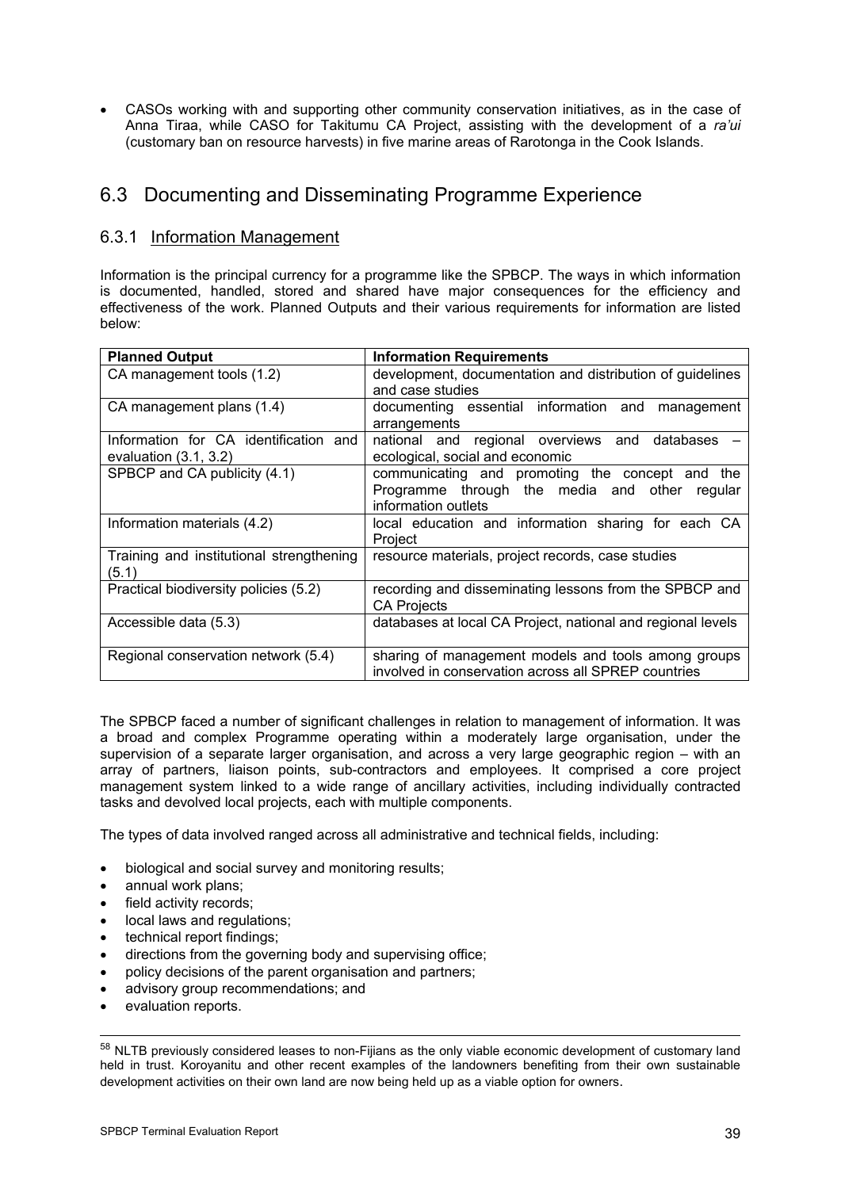- CASOs working with and supporting other community conservation initiatives, as in the case of Anna Tiraa, while CASO for Takitumu CA Project, assisting with the development of a *ra'ui* (customary ban on resource harvests) in five marine areas of Rarotonga in the Cook Islands.

## 6.3 Documenting and Disseminating Programme Experience

### 6.3.1 Information Management

Information is the principal currency for a programme like the SPBCP. The ways in which information is documented, handled, stored and shared have major consequences for the efficiency and effectiveness of the work. Planned Outputs and their various requirements for information are listed below:

| Planned Output | Information Requirements |
|---|---|
| CA management tools (1.2) | development, documentation and distribution of guidelines and case studies |
| CA management plans (1.4) | documenting essential information and management arrangements |
| Information for CA identification and evaluation (3.1, 3.2) | national and regional overviews and databases – ecological, social and economic |
| SPBCP and CA publicity (4.1) | communicating and promoting the concept and the Programme through the media and other regular information outlets |
| Information materials (4.2) | local education and information sharing for each CA Project |
| Training and institutional strengthening (5.1) | resource materials, project records, case studies |
| Practical biodiversity policies (5.2) | recording and disseminating lessons from the SPBCP and CA Projects |
| Accessible data (5.3) | databases at local CA Project, national and regional levels |
| Regional conservation network (5.4) | sharing of management models and tools among groups involved in conservation across all SPREP countries |

The SPBCP faced a number of significant challenges in relation to management of information. It was a broad and complex Programme operating within a moderately large organisation, under the supervision of a separate larger organisation, and across a very large geographic region – with an array of partners, liaison points, sub-contractors and employees. It comprised a core project management system linked to a wide range of ancillary activities, including individually contracted tasks and devolved local projects, each with multiple components.

The types of data involved ranged across all administrative and technical fields, including:

- biological and social survey and monitoring results;
- annual work plans;
- field activity records;
- local laws and regulations;
- technical report findings;
- directions from the governing body and supervising office;
- policy decisions of the parent organisation and partners;
- advisory group recommendations; and
- evaluation reports.

---

[58] NLTB previously considered leases to non-Fijians as the only viable economic development of customary land held in trust. Koroyanitu and other recent examples of the landowners benefiting from their own sustainable development activities on their own land are now being held up as a viable option for owners.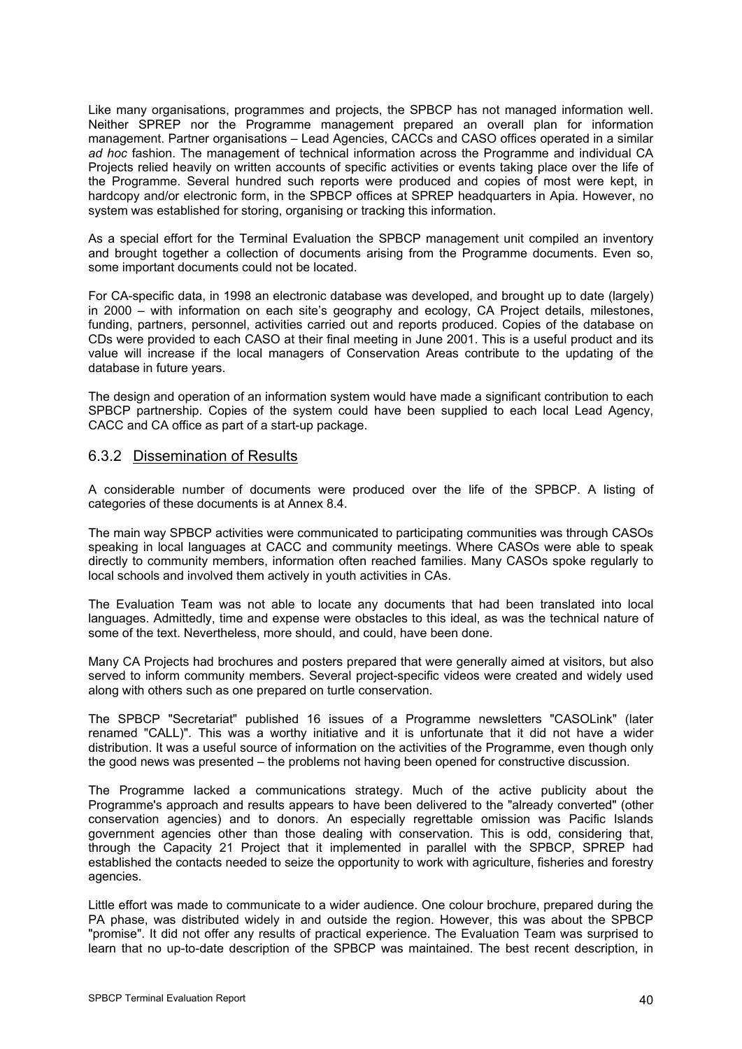Like many organisations, programmes and projects, the SPBCP has not managed information well. Neither SPREP nor the Programme management prepared an overall plan for information management. Partner organisations – Lead Agencies, CACCs and CASO offices operated in a similar *ad hoc* fashion. The management of technical information across the Programme and individual CA Projects relied heavily on written accounts of specific activities or events taking place over the life of the Programme. Several hundred such reports were produced and copies of most were kept, in hardcopy and/or electronic form, in the SPBCP offices at SPREP headquarters in Apia. However, no system was established for storing, organising or tracking this information.

As a special effort for the Terminal Evaluation the SPBCP management unit compiled an inventory and brought together a collection of documents arising from the Programme documents. Even so, some important documents could not be located.

For CA-specific data, in 1998 an electronic database was developed, and brought up to date (largely) in 2000 – with information on each site's geography and ecology, CA Project details, milestones, funding, partners, personnel, activities carried out and reports produced. Copies of the database on CDs were provided to each CASO at their final meeting in June 2001. This is a useful product and its value will increase if the local managers of Conservation Areas contribute to the updating of the database in future years.

The design and operation of an information system would have made a significant contribution to each SPBCP partnership. Copies of the system could have been supplied to each local Lead Agency, CACC and CA office as part of a start-up package.

### 6.3.2 Dissemination of Results

A considerable number of documents were produced over the life of the SPBCP. A listing of categories of these documents is at Annex 8.4.

The main way SPBCP activities were communicated to participating communities was through CASOs speaking in local languages at CACC and community meetings. Where CASOs were able to speak directly to community members, information often reached families. Many CASOs spoke regularly to local schools and involved them actively in youth activities in CAs.

The Evaluation Team was not able to locate any documents that had been translated into local languages. Admittedly, time and expense were obstacles to this ideal, as was the technical nature of some of the text. Nevertheless, more should, and could, have been done.

Many CA Projects had brochures and posters prepared that were generally aimed at visitors, but also served to inform community members. Several project-specific videos were created and widely used along with others such as one prepared on turtle conservation.

The SPBCP "Secretariat" published 16 issues of a Programme newsletters "CASOLink" (later renamed "CALL)". This was a worthy initiative and it is unfortunate that it did not have a wider distribution. It was a useful source of information on the activities of the Programme, even though only the good news was presented – the problems not having been opened for constructive discussion.

The Programme lacked a communications strategy. Much of the active publicity about the Programme's approach and results appears to have been delivered to the "already converted" (other conservation agencies) and to donors. An especially regrettable omission was Pacific Islands government agencies other than those dealing with conservation. This is odd, considering that, through the Capacity 21 Project that it implemented in parallel with the SPBCP, SPREP had established the contacts needed to seize the opportunity to work with agriculture, fisheries and forestry agencies.

Little effort was made to communicate to a wider audience. One colour brochure, prepared during the PA phase, was distributed widely in and outside the region. However, this was about the SPBCP "promise". It did not offer any results of practical experience. The Evaluation Team was surprised to learn that no up-to-date description of the SPBCP was maintained. The best recent description, in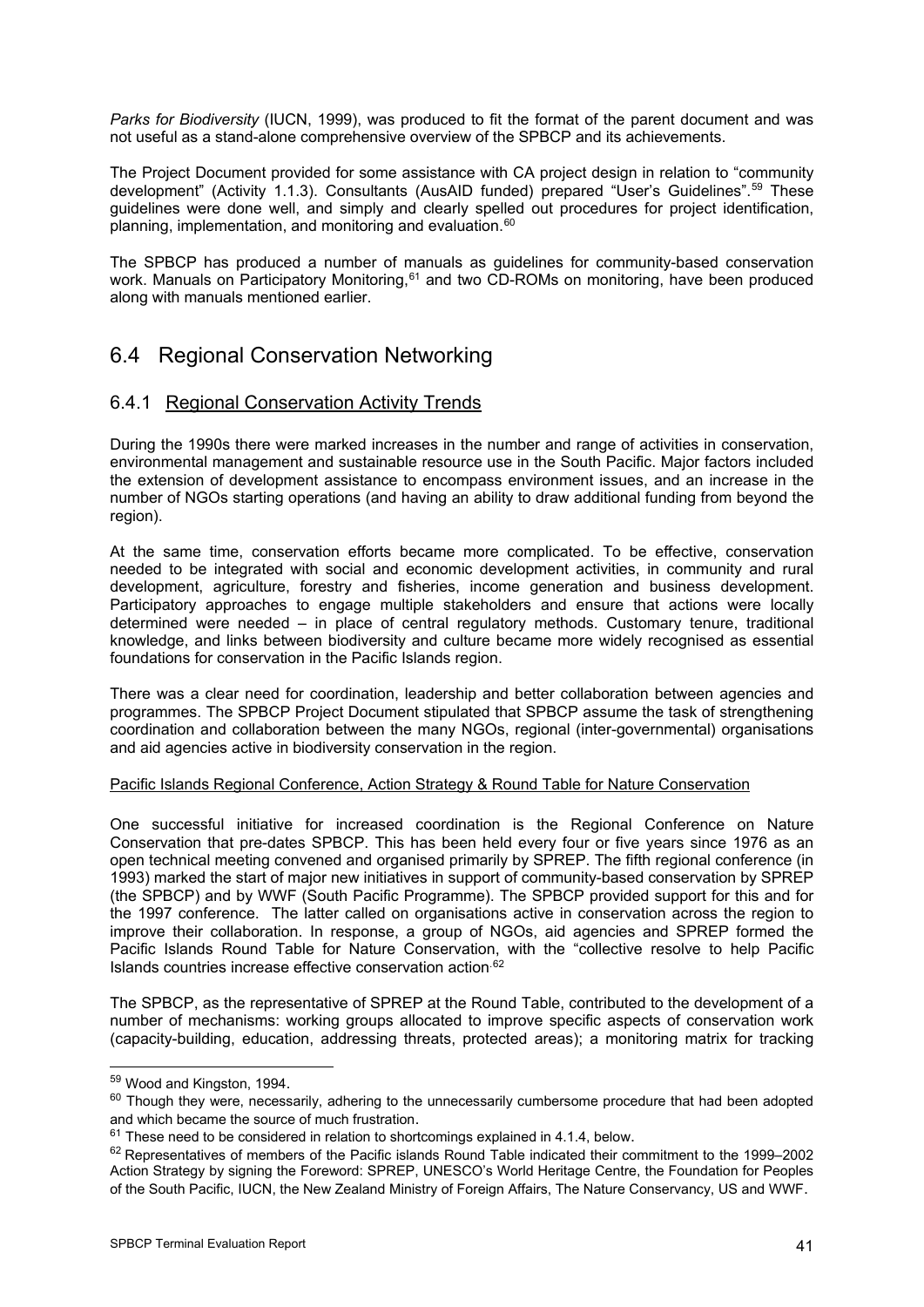*Parks for Biodiversity* (IUCN, 1999), was produced to fit the format of the parent document and was not useful as a stand-alone comprehensive overview of the SPBCP and its achievements.

The Project Document provided for some assistance with CA project design in relation to "community development" (Activity 1.1.3). Consultants (AusAID funded) prepared "User's Guidelines".[59] These guidelines were done well, and simply and clearly spelled out procedures for project identification, planning, implementation, and monitoring and evaluation.[60]

The SPBCP has produced a number of manuals as guidelines for community-based conservation work. Manuals on Participatory Monitoring,[61] and two CD-ROMs on monitoring, have been produced along with manuals mentioned earlier.

## 6.4 Regional Conservation Networking

### 6.4.1 Regional Conservation Activity Trends

During the 1990s there were marked increases in the number and range of activities in conservation, environmental management and sustainable resource use in the South Pacific. Major factors included the extension of development assistance to encompass environment issues, and an increase in the number of NGOs starting operations (and having an ability to draw additional funding from beyond the region).

At the same time, conservation efforts became more complicated. To be effective, conservation needed to be integrated with social and economic development activities, in community and rural development, agriculture, forestry and fisheries, income generation and business development. Participatory approaches to engage multiple stakeholders and ensure that actions were locally determined were needed – in place of central regulatory methods. Customary tenure, traditional knowledge, and links between biodiversity and culture became more widely recognised as essential foundations for conservation in the Pacific Islands region.

There was a clear need for coordination, leadership and better collaboration between agencies and programmes. The SPBCP Project Document stipulated that SPBCP assume the task of strengthening coordination and collaboration between the many NGOs, regional (inter-governmental) organisations and aid agencies active in biodiversity conservation in the region.

Pacific Islands Regional Conference, Action Strategy & Round Table for Nature Conservation

One successful initiative for increased coordination is the Regional Conference on Nature Conservation that pre-dates SPBCP. This has been held every four or five years since 1976 as an open technical meeting convened and organised primarily by SPREP. The fifth regional conference (in 1993) marked the start of major new initiatives in support of community-based conservation by SPREP (the SPBCP) and by WWF (South Pacific Programme). The SPBCP provided support for this and for the 1997 conference. The latter called on organisations active in conservation across the region to improve their collaboration. In response, a group of NGOs, aid agencies and SPREP formed the Pacific Islands Round Table for Nature Conservation, with the "collective resolve to help Pacific Islands countries increase effective conservation action.[62]

The SPBCP, as the representative of SPREP at the Round Table, contributed to the development of a number of mechanisms: working groups allocated to improve specific aspects of conservation work (capacity-building, education, addressing threats, protected areas); a monitoring matrix for tracking

---

[59] Wood and Kingston, 1994.

[60] Though they were, necessarily, adhering to the unnecessarily cumbersome procedure that had been adopted and which became the source of much frustration.

[61] These need to be considered in relation to shortcomings explained in 4.1.4, below.

[62] Representatives of members of the Pacific islands Round Table indicated their commitment to the 1999–2002 Action Strategy by signing the Foreword: SPREP, UNESCO's World Heritage Centre, the Foundation for Peoples of the South Pacific, IUCN, the New Zealand Ministry of Foreign Affairs, The Nature Conservancy, US and WWF.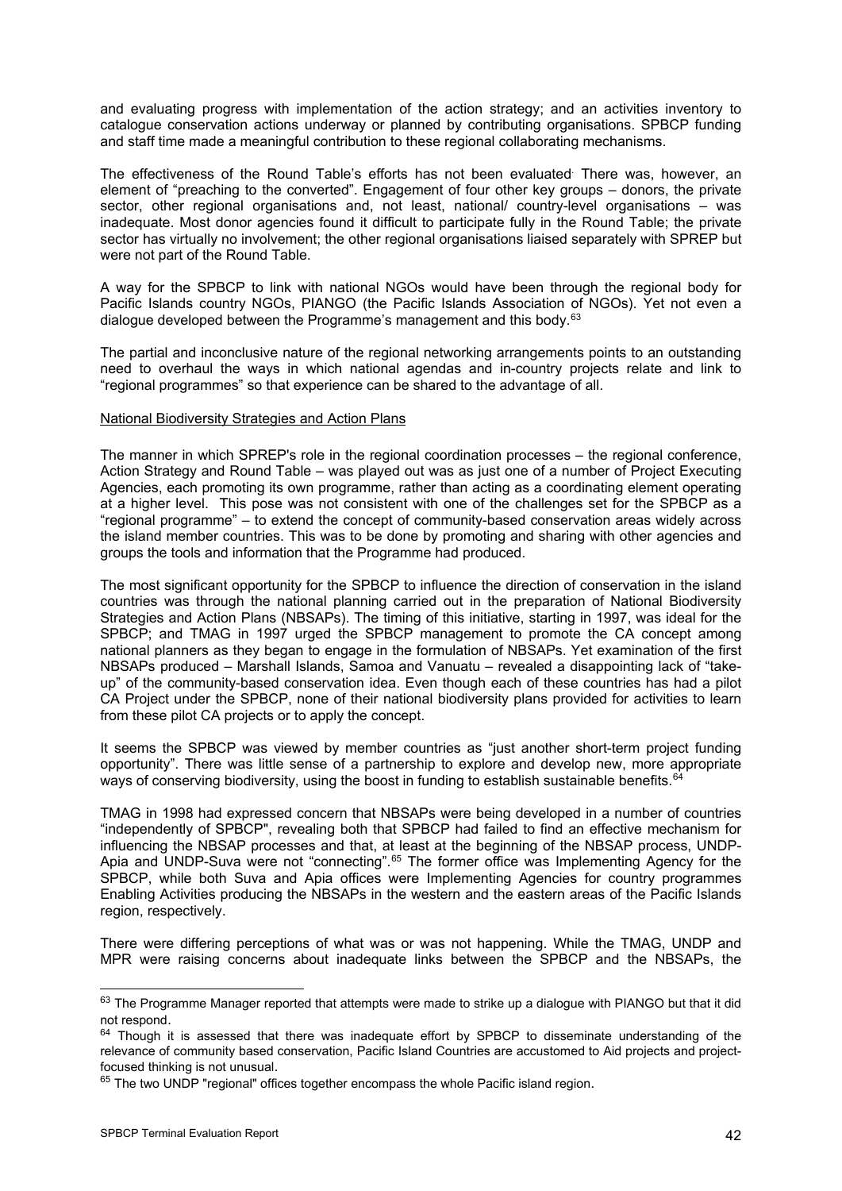and evaluating progress with implementation of the action strategy; and an activities inventory to catalogue conservation actions underway or planned by contributing organisations. SPBCP funding and staff time made a meaningful contribution to these regional collaborating mechanisms.

The effectiveness of the Round Table's efforts has not been evaluated. There was, however, an element of "preaching to the converted". Engagement of four other key groups – donors, the private sector, other regional organisations and, not least, national/ country-level organisations – was inadequate. Most donor agencies found it difficult to participate fully in the Round Table; the private sector has virtually no involvement; the other regional organisations liaised separately with SPREP but were not part of the Round Table.

A way for the SPBCP to link with national NGOs would have been through the regional body for Pacific Islands country NGOs, PIANGO (the Pacific Islands Association of NGOs). Yet not even a dialogue developed between the Programme's management and this body.[63]

The partial and inconclusive nature of the regional networking arrangements points to an outstanding need to overhaul the ways in which national agendas and in-country projects relate and link to "regional programmes" so that experience can be shared to the advantage of all.

National Biodiversity Strategies and Action Plans

The manner in which SPREP's role in the regional coordination processes – the regional conference, Action Strategy and Round Table – was played out was as just one of a number of Project Executing Agencies, each promoting its own programme, rather than acting as a coordinating element operating at a higher level. This pose was not consistent with one of the challenges set for the SPBCP as a "regional programme" – to extend the concept of community-based conservation areas widely across the island member countries. This was to be done by promoting and sharing with other agencies and groups the tools and information that the Programme had produced.

The most significant opportunity for the SPBCP to influence the direction of conservation in the island countries was through the national planning carried out in the preparation of National Biodiversity Strategies and Action Plans (NBSAPs). The timing of this initiative, starting in 1997, was ideal for the SPBCP; and TMAG in 1997 urged the SPBCP management to promote the CA concept among national planners as they began to engage in the formulation of NBSAPs. Yet examination of the first NBSAPs produced – Marshall Islands, Samoa and Vanuatu – revealed a disappointing lack of "take-up" of the community-based conservation idea. Even though each of these countries has had a pilot CA Project under the SPBCP, none of their national biodiversity plans provided for activities to learn from these pilot CA projects or to apply the concept.

It seems the SPBCP was viewed by member countries as "just another short-term project funding opportunity". There was little sense of a partnership to explore and develop new, more appropriate ways of conserving biodiversity, using the boost in funding to establish sustainable benefits.[64]

TMAG in 1998 had expressed concern that NBSAPs were being developed in a number of countries "independently of SPBCP", revealing both that SPBCP had failed to find an effective mechanism for influencing the NBSAP processes and that, at least at the beginning of the NBSAP process, UNDP-Apia and UNDP-Suva were not "connecting".[65] The former office was Implementing Agency for the SPBCP, while both Suva and Apia offices were Implementing Agencies for country programmes Enabling Activities producing the NBSAPs in the western and the eastern areas of the Pacific Islands region, respectively.

There were differing perceptions of what was or was not happening. While the TMAG, UNDP and MPR were raising concerns about inadequate links between the SPBCP and the NBSAPs, the

---

[63] The Programme Manager reported that attempts were made to strike up a dialogue with PIANGO but that it did not respond.

[64] Though it is assessed that there was inadequate effort by SPBCP to disseminate understanding of the relevance of community based conservation, Pacific Island Countries are accustomed to Aid projects and project-focused thinking is not unusual.

[65] The two UNDP "regional" offices together encompass the whole Pacific island region.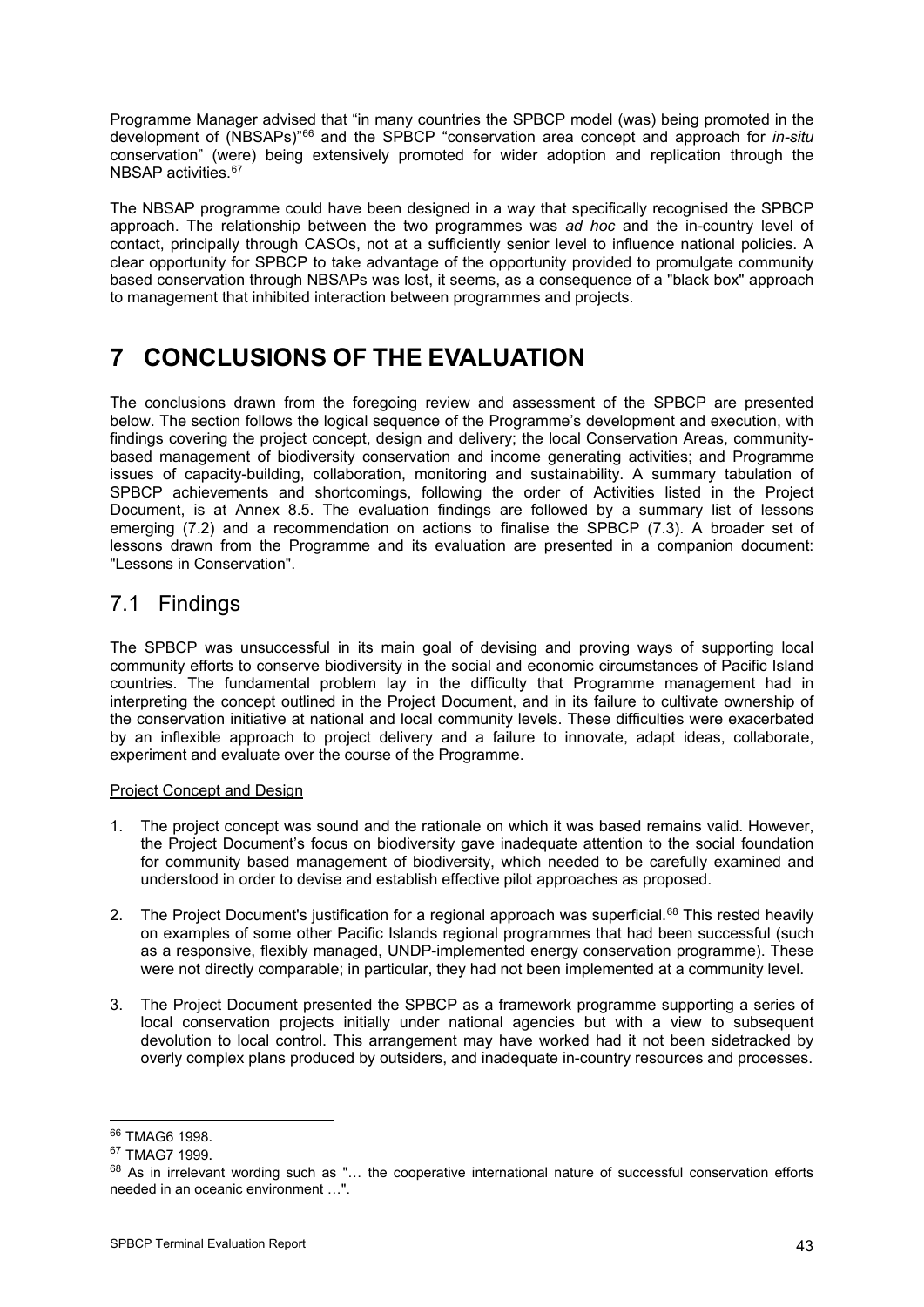Programme Manager advised that "in many countries the SPBCP model (was) being promoted in the development of (NBSAPs)"[66] and the SPBCP "conservation area concept and approach for *in-situ* conservation" (were) being extensively promoted for wider adoption and replication through the NBSAP activities.[67]

The NBSAP programme could have been designed in a way that specifically recognised the SPBCP approach. The relationship between the two programmes was *ad hoc* and the in-country level of contact, principally through CASOs, not at a sufficiently senior level to influence national policies. A clear opportunity for SPBCP to take advantage of the opportunity provided to promulgate community based conservation through NBSAPs was lost, it seems, as a consequence of a "black box" approach to management that inhibited interaction between programmes and projects.

# 7 CONCLUSIONS OF THE EVALUATION

The conclusions drawn from the foregoing review and assessment of the SPBCP are presented below. The section follows the logical sequence of the Programme's development and execution, with findings covering the project concept, design and delivery; the local Conservation Areas, community-based management of biodiversity conservation and income generating activities; and Programme issues of capacity-building, collaboration, monitoring and sustainability. A summary tabulation of SPBCP achievements and shortcomings, following the order of Activities listed in the Project Document, is at Annex 8.5. The evaluation findings are followed by a summary list of lessons emerging (7.2) and a recommendation on actions to finalise the SPBCP (7.3). A broader set of lessons drawn from the Programme and its evaluation are presented in a companion document: "Lessons in Conservation".

## 7.1 Findings

The SPBCP was unsuccessful in its main goal of devising and proving ways of supporting local community efforts to conserve biodiversity in the social and economic circumstances of Pacific Island countries. The fundamental problem lay in the difficulty that Programme management had in interpreting the concept outlined in the Project Document, and in its failure to cultivate ownership of the conservation initiative at national and local community levels. These difficulties were exacerbated by an inflexible approach to project delivery and a failure to innovate, adapt ideas, collaborate, experiment and evaluate over the course of the Programme.

Project Concept and Design

1. The project concept was sound and the rationale on which it was based remains valid. However, the Project Document's focus on biodiversity gave inadequate attention to the social foundation for community based management of biodiversity, which needed to be carefully examined and understood in order to devise and establish effective pilot approaches as proposed.

2. The Project Document's justification for a regional approach was superficial.[68] This rested heavily on examples of some other Pacific Islands regional programmes that had been successful (such as a responsive, flexibly managed, UNDP-implemented energy conservation programme). These were not directly comparable; in particular, they had not been implemented at a community level.

3. The Project Document presented the SPBCP as a framework programme supporting a series of local conservation projects initially under national agencies but with a view to subsequent devolution to local control. This arrangement may have worked had it not been sidetracked by overly complex plans produced by outsiders, and inadequate in-country resources and processes.

---

[66] TMAG6 1998.

[67] TMAG7 1999.

[68] As in irrelevant wording such as "… the cooperative international nature of successful conservation efforts needed in an oceanic environment …".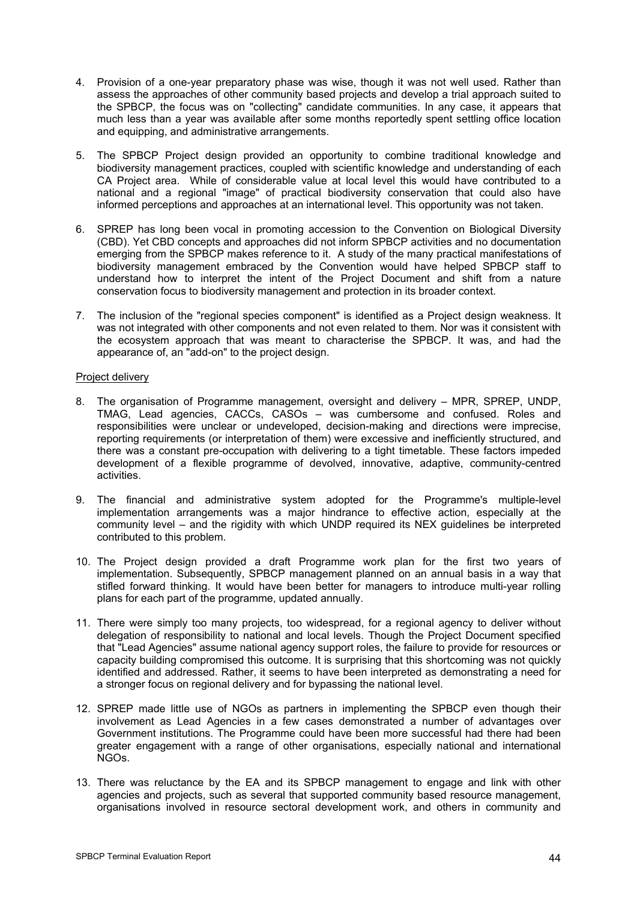4. Provision of a one-year preparatory phase was wise, though it was not well used. Rather than assess the approaches of other community based projects and develop a trial approach suited to the SPBCP, the focus was on "collecting" candidate communities. In any case, it appears that much less than a year was available after some months reportedly spent settling office location and equipping, and administrative arrangements.

5. The SPBCP Project design provided an opportunity to combine traditional knowledge and biodiversity management practices, coupled with scientific knowledge and understanding of each CA Project area. While of considerable value at local level this would have contributed to a national and a regional "image" of practical biodiversity conservation that could also have informed perceptions and approaches at an international level. This opportunity was not taken.

6. SPREP has long been vocal in promoting accession to the Convention on Biological Diversity (CBD). Yet CBD concepts and approaches did not inform SPBCP activities and no documentation emerging from the SPBCP makes reference to it. A study of the many practical manifestations of biodiversity management embraced by the Convention would have helped SPBCP staff to understand how to interpret the intent of the Project Document and shift from a nature conservation focus to biodiversity management and protection in its broader context.

7. The inclusion of the "regional species component" is identified as a Project design weakness. It was not integrated with other components and not even related to them. Nor was it consistent with the ecosystem approach that was meant to characterise the SPBCP. It was, and had the appearance of, an "add-on" to the project design.

Project delivery

8. The organisation of Programme management, oversight and delivery – MPR, SPREP, UNDP, TMAG, Lead agencies, CACCs, CASOs – was cumbersome and confused. Roles and responsibilities were unclear or undeveloped, decision-making and directions were imprecise, reporting requirements (or interpretation of them) were excessive and inefficiently structured, and there was a constant pre-occupation with delivering to a tight timetable. These factors impeded development of a flexible programme of devolved, innovative, adaptive, community-centred activities.

9. The financial and administrative system adopted for the Programme's multiple-level implementation arrangements was a major hindrance to effective action, especially at the community level – and the rigidity with which UNDP required its NEX guidelines be interpreted contributed to this problem.

10. The Project design provided a draft Programme work plan for the first two years of implementation. Subsequently, SPBCP management planned on an annual basis in a way that stifled forward thinking. It would have been better for managers to introduce multi-year rolling plans for each part of the programme, updated annually.

11. There were simply too many projects, too widespread, for a regional agency to deliver without delegation of responsibility to national and local levels. Though the Project Document specified that "Lead Agencies" assume national agency support roles, the failure to provide for resources or capacity building compromised this outcome. It is surprising that this shortcoming was not quickly identified and addressed. Rather, it seems to have been interpreted as demonstrating a need for a stronger focus on regional delivery and for bypassing the national level.

12. SPREP made little use of NGOs as partners in implementing the SPBCP even though their involvement as Lead Agencies in a few cases demonstrated a number of advantages over Government institutions. The Programme could have been more successful had there had been greater engagement with a range of other organisations, especially national and international NGOs.

13. There was reluctance by the EA and its SPBCP management to engage and link with other agencies and projects, such as several that supported community based resource management, organisations involved in resource sectoral development work, and others in community and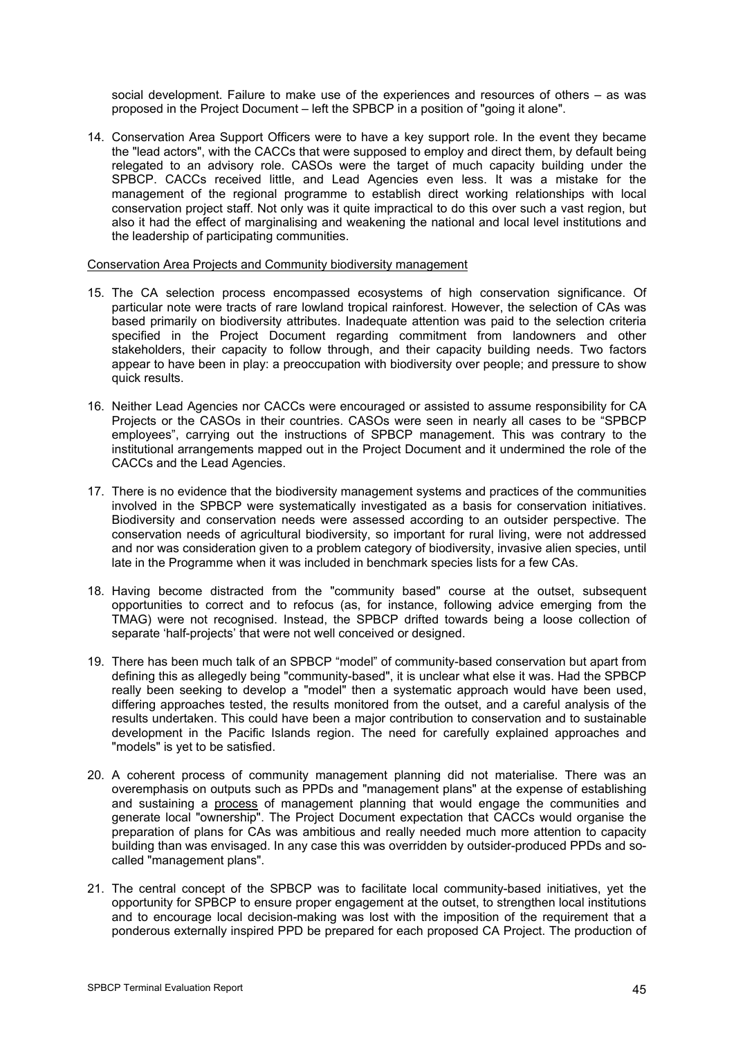social development. Failure to make use of the experiences and resources of others – as was proposed in the Project Document – left the SPBCP in a position of "going it alone".

14. Conservation Area Support Officers were to have a key support role. In the event they became the "lead actors", with the CACCs that were supposed to employ and direct them, by default being relegated to an advisory role. CASOs were the target of much capacity building under the SPBCP. CACCs received little, and Lead Agencies even less. It was a mistake for the management of the regional programme to establish direct working relationships with local conservation project staff. Not only was it quite impractical to do this over such a vast region, but also it had the effect of marginalising and weakening the national and local level institutions and the leadership of participating communities.

Conservation Area Projects and Community biodiversity management

15. The CA selection process encompassed ecosystems of high conservation significance. Of particular note were tracts of rare lowland tropical rainforest. However, the selection of CAs was based primarily on biodiversity attributes. Inadequate attention was paid to the selection criteria specified in the Project Document regarding commitment from landowners and other stakeholders, their capacity to follow through, and their capacity building needs. Two factors appear to have been in play: a preoccupation with biodiversity over people; and pressure to show quick results.

16. Neither Lead Agencies nor CACCs were encouraged or assisted to assume responsibility for CA Projects or the CASOs in their countries. CASOs were seen in nearly all cases to be "SPBCP employees", carrying out the instructions of SPBCP management. This was contrary to the institutional arrangements mapped out in the Project Document and it undermined the role of the CACCs and the Lead Agencies.

17. There is no evidence that the biodiversity management systems and practices of the communities involved in the SPBCP were systematically investigated as a basis for conservation initiatives. Biodiversity and conservation needs were assessed according to an outsider perspective. The conservation needs of agricultural biodiversity, so important for rural living, were not addressed and nor was consideration given to a problem category of biodiversity, invasive alien species, until late in the Programme when it was included in benchmark species lists for a few CAs.

18. Having become distracted from the "community based" course at the outset, subsequent opportunities to correct and to refocus (as, for instance, following advice emerging from the TMAG) were not recognised. Instead, the SPBCP drifted towards being a loose collection of separate 'half-projects' that were not well conceived or designed.

19. There has been much talk of an SPBCP "model" of community-based conservation but apart from defining this as allegedly being "community-based", it is unclear what else it was. Had the SPBCP really been seeking to develop a "model" then a systematic approach would have been used, differing approaches tested, the results monitored from the outset, and a careful analysis of the results undertaken. This could have been a major contribution to conservation and to sustainable development in the Pacific Islands region. The need for carefully explained approaches and "models" is yet to be satisfied.

20. A coherent process of community management planning did not materialise. There was an overemphasis on outputs such as PPDs and "management plans" at the expense of establishing and sustaining a process of management planning that would engage the communities and generate local "ownership". The Project Document expectation that CACCs would organise the preparation of plans for CAs was ambitious and really needed much more attention to capacity building than was envisaged. In any case this was overridden by outsider-produced PPDs and so-called "management plans".

21. The central concept of the SPBCP was to facilitate local community-based initiatives, yet the opportunity for SPBCP to ensure proper engagement at the outset, to strengthen local institutions and to encourage local decision-making was lost with the imposition of the requirement that a ponderous externally inspired PPD be prepared for each proposed CA Project. The production of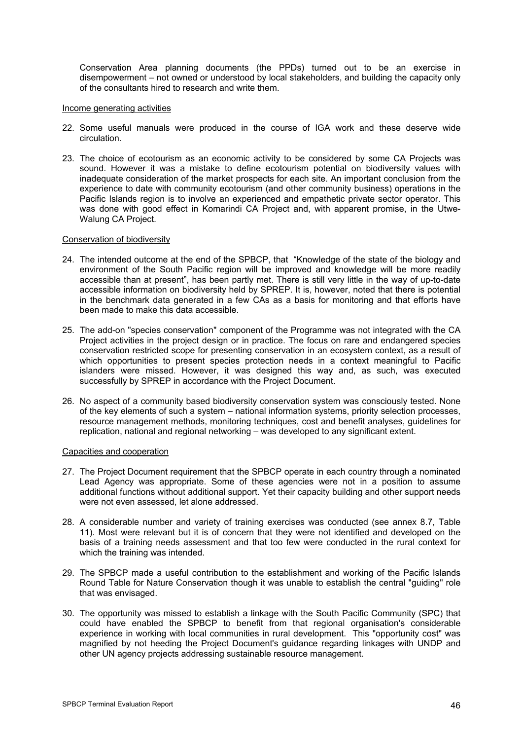Conservation Area planning documents (the PPDs) turned out to be an exercise in disempowerment – not owned or understood by local stakeholders, and building the capacity only of the consultants hired to research and write them.

Income generating activities

22. Some useful manuals were produced in the course of IGA work and these deserve wide circulation.

23. The choice of ecotourism as an economic activity to be considered by some CA Projects was sound. However it was a mistake to define ecotourism potential on biodiversity values with inadequate consideration of the market prospects for each site. An important conclusion from the experience to date with community ecotourism (and other community business) operations in the Pacific Islands region is to involve an experienced and empathetic private sector operator. This was done with good effect in Komarindi CA Project and, with apparent promise, in the Utwe-Walung CA Project.

Conservation of biodiversity

24. The intended outcome at the end of the SPBCP, that "Knowledge of the state of the biology and environment of the South Pacific region will be improved and knowledge will be more readily accessible than at present", has been partly met. There is still very little in the way of up-to-date accessible information on biodiversity held by SPREP. It is, however, noted that there is potential in the benchmark data generated in a few CAs as a basis for monitoring and that efforts have been made to make this data accessible.

25. The add-on "species conservation" component of the Programme was not integrated with the CA Project activities in the project design or in practice. The focus on rare and endangered species conservation restricted scope for presenting conservation in an ecosystem context, as a result of which opportunities to present species protection needs in a context meaningful to Pacific islanders were missed. However, it was designed this way and, as such, was executed successfully by SPREP in accordance with the Project Document.

26. No aspect of a community based biodiversity conservation system was consciously tested. None of the key elements of such a system – national information systems, priority selection processes, resource management methods, monitoring techniques, cost and benefit analyses, guidelines for replication, national and regional networking – was developed to any significant extent.

Capacities and cooperation

27. The Project Document requirement that the SPBCP operate in each country through a nominated Lead Agency was appropriate. Some of these agencies were not in a position to assume additional functions without additional support. Yet their capacity building and other support needs were not even assessed, let alone addressed.

28. A considerable number and variety of training exercises was conducted (see annex 8.7, Table 11). Most were relevant but it is of concern that they were not identified and developed on the basis of a training needs assessment and that too few were conducted in the rural context for which the training was intended.

29. The SPBCP made a useful contribution to the establishment and working of the Pacific Islands Round Table for Nature Conservation though it was unable to establish the central "guiding" role that was envisaged.

30. The opportunity was missed to establish a linkage with the South Pacific Community (SPC) that could have enabled the SPBCP to benefit from that regional organisation's considerable experience in working with local communities in rural development. This "opportunity cost" was magnified by not heeding the Project Document's guidance regarding linkages with UNDP and other UN agency projects addressing sustainable resource management.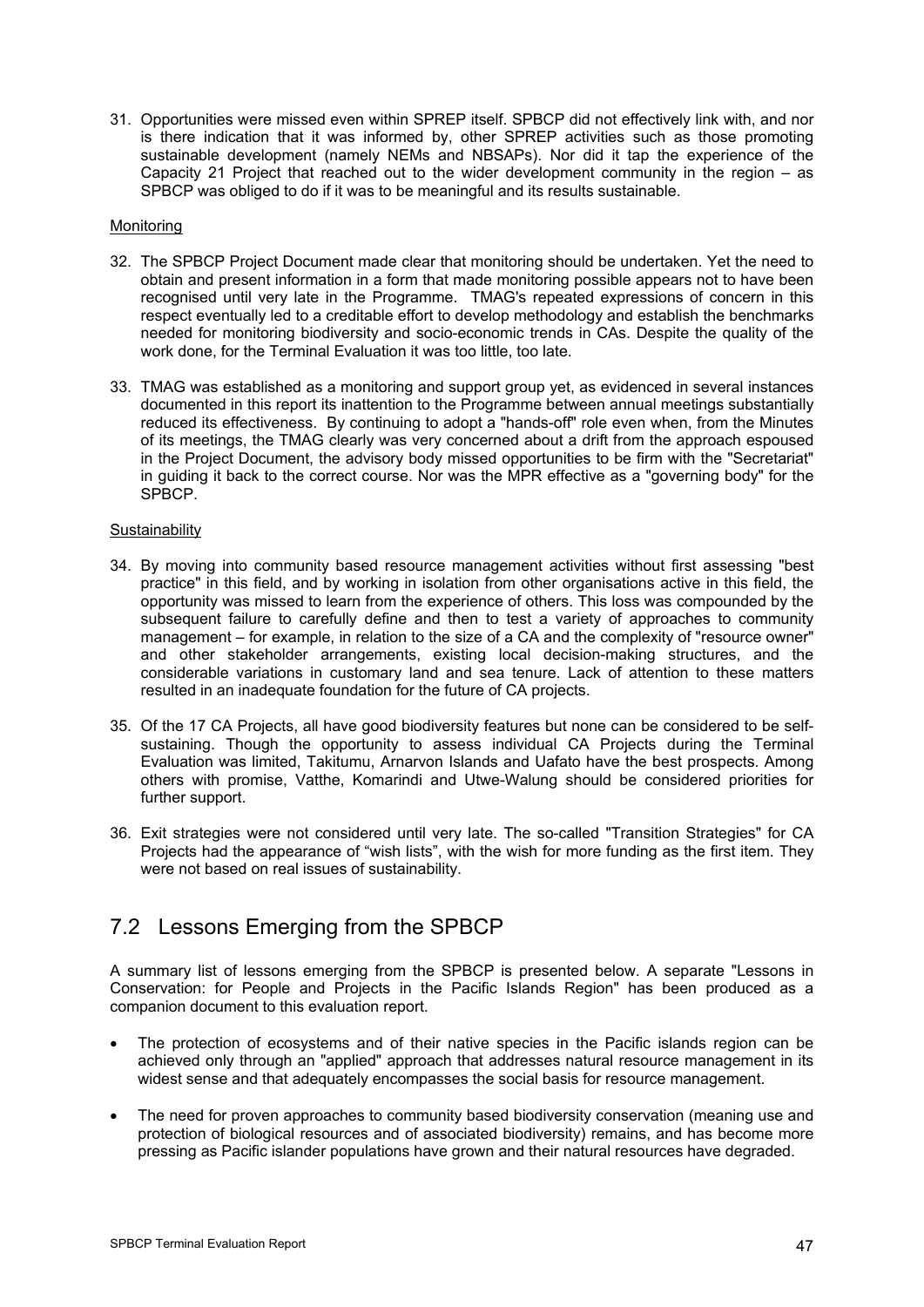31. Opportunities were missed even within SPREP itself. SPBCP did not effectively link with, and nor is there indication that it was informed by, other SPREP activities such as those promoting sustainable development (namely NEMs and NBSAPs). Nor did it tap the experience of the Capacity 21 Project that reached out to the wider development community in the region – as SPBCP was obliged to do if it was to be meaningful and its results sustainable.

Monitoring

32. The SPBCP Project Document made clear that monitoring should be undertaken. Yet the need to obtain and present information in a form that made monitoring possible appears not to have been recognised until very late in the Programme. TMAG's repeated expressions of concern in this respect eventually led to a creditable effort to develop methodology and establish the benchmarks needed for monitoring biodiversity and socio-economic trends in CAs. Despite the quality of the work done, for the Terminal Evaluation it was too little, too late.

33. TMAG was established as a monitoring and support group yet, as evidenced in several instances documented in this report its inattention to the Programme between annual meetings substantially reduced its effectiveness. By continuing to adopt a "hands-off" role even when, from the Minutes of its meetings, the TMAG clearly was very concerned about a drift from the approach espoused in the Project Document, the advisory body missed opportunities to be firm with the "Secretariat" in guiding it back to the correct course. Nor was the MPR effective as a "governing body" for the SPBCP.

Sustainability

34. By moving into community based resource management activities without first assessing "best practice" in this field, and by working in isolation from other organisations active in this field, the opportunity was missed to learn from the experience of others. This loss was compounded by the subsequent failure to carefully define and then to test a variety of approaches to community management – for example, in relation to the size of a CA and the complexity of "resource owner" and other stakeholder arrangements, existing local decision-making structures, and the considerable variations in customary land and sea tenure. Lack of attention to these matters resulted in an inadequate foundation for the future of CA projects.

35. Of the 17 CA Projects, all have good biodiversity features but none can be considered to be self-sustaining. Though the opportunity to assess individual CA Projects during the Terminal Evaluation was limited, Takitumu, Arnarvon Islands and Uafato have the best prospects. Among others with promise, Vatthe, Komarindi and Utwe-Walung should be considered priorities for further support.

36. Exit strategies were not considered until very late. The so-called "Transition Strategies" for CA Projects had the appearance of "wish lists", with the wish for more funding as the first item. They were not based on real issues of sustainability.

## 7.2 Lessons Emerging from the SPBCP

A summary list of lessons emerging from the SPBCP is presented below. A separate "Lessons in Conservation: for People and Projects in the Pacific Islands Region" has been produced as a companion document to this evaluation report.

- The protection of ecosystems and of their native species in the Pacific islands region can be achieved only through an "applied" approach that addresses natural resource management in its widest sense and that adequately encompasses the social basis for resource management.
- The need for proven approaches to community based biodiversity conservation (meaning use and protection of biological resources and of associated biodiversity) remains, and has become more pressing as Pacific islander populations have grown and their natural resources have degraded.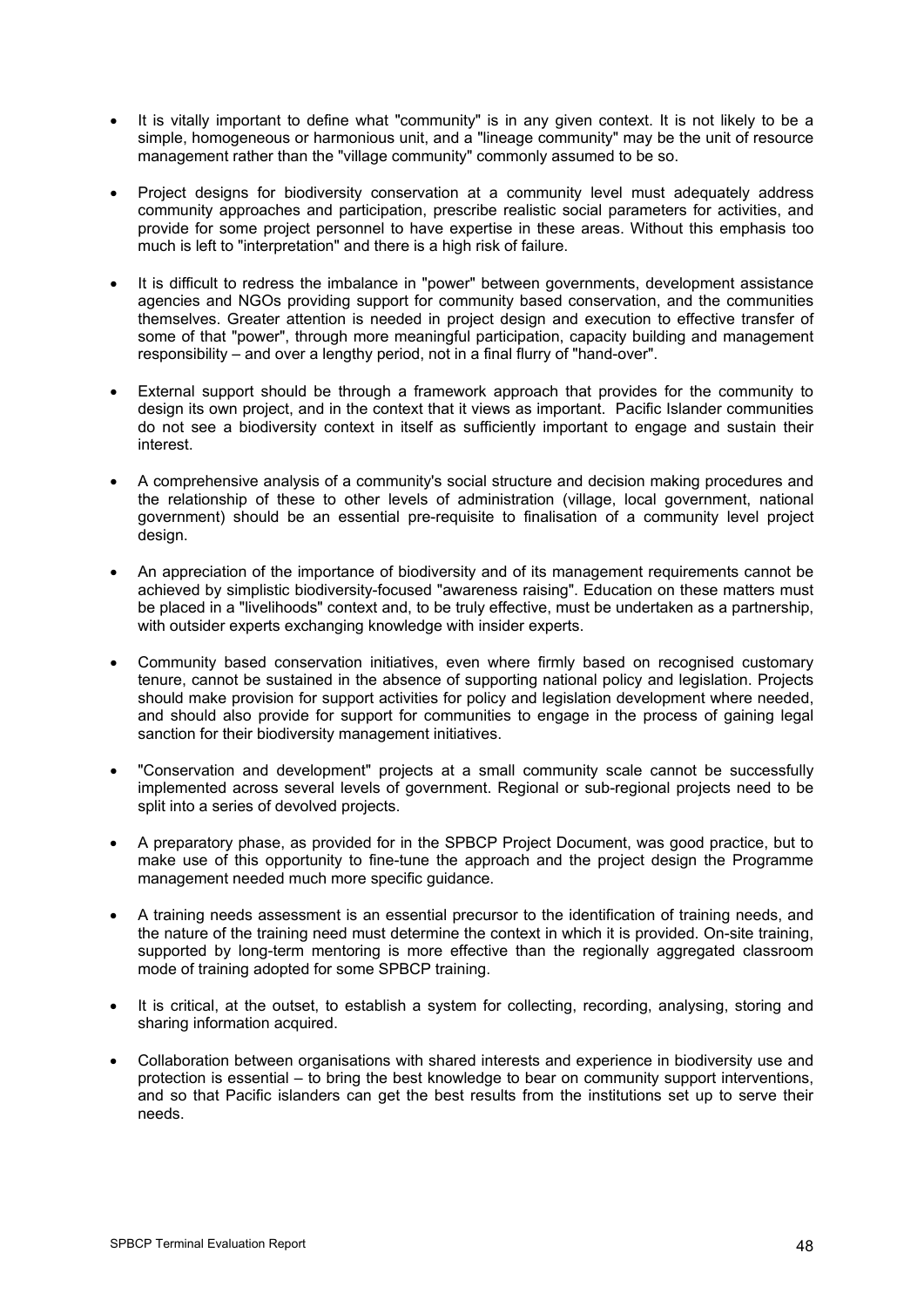- It is vitally important to define what "community" is in any given context. It is not likely to be a simple, homogeneous or harmonious unit, and a "lineage community" may be the unit of resource management rather than the "village community" commonly assumed to be so.

- Project designs for biodiversity conservation at a community level must adequately address community approaches and participation, prescribe realistic social parameters for activities, and provide for some project personnel to have expertise in these areas. Without this emphasis too much is left to "interpretation" and there is a high risk of failure.

- It is difficult to redress the imbalance in "power" between governments, development assistance agencies and NGOs providing support for community based conservation, and the communities themselves. Greater attention is needed in project design and execution to effective transfer of some of that "power", through more meaningful participation, capacity building and management responsibility – and over a lengthy period, not in a final flurry of "hand-over".

- External support should be through a framework approach that provides for the community to design its own project, and in the context that it views as important. Pacific Islander communities do not see a biodiversity context in itself as sufficiently important to engage and sustain their interest.

- A comprehensive analysis of a community's social structure and decision making procedures and the relationship of these to other levels of administration (village, local government, national government) should be an essential pre-requisite to finalisation of a community level project design.

- An appreciation of the importance of biodiversity and of its management requirements cannot be achieved by simplistic biodiversity-focused "awareness raising". Education on these matters must be placed in a "livelihoods" context and, to be truly effective, must be undertaken as a partnership, with outsider experts exchanging knowledge with insider experts.

- Community based conservation initiatives, even where firmly based on recognised customary tenure, cannot be sustained in the absence of supporting national policy and legislation. Projects should make provision for support activities for policy and legislation development where needed, and should also provide for support for communities to engage in the process of gaining legal sanction for their biodiversity management initiatives.

- "Conservation and development" projects at a small community scale cannot be successfully implemented across several levels of government. Regional or sub-regional projects need to be split into a series of devolved projects.

- A preparatory phase, as provided for in the SPBCP Project Document, was good practice, but to make use of this opportunity to fine-tune the approach and the project design the Programme management needed much more specific guidance.

- A training needs assessment is an essential precursor to the identification of training needs, and the nature of the training need must determine the context in which it is provided. On-site training, supported by long-term mentoring is more effective than the regionally aggregated classroom mode of training adopted for some SPBCP training.

- It is critical, at the outset, to establish a system for collecting, recording, analysing, storing and sharing information acquired.

- Collaboration between organisations with shared interests and experience in biodiversity use and protection is essential – to bring the best knowledge to bear on community support interventions, and so that Pacific islanders can get the best results from the institutions set up to serve their needs.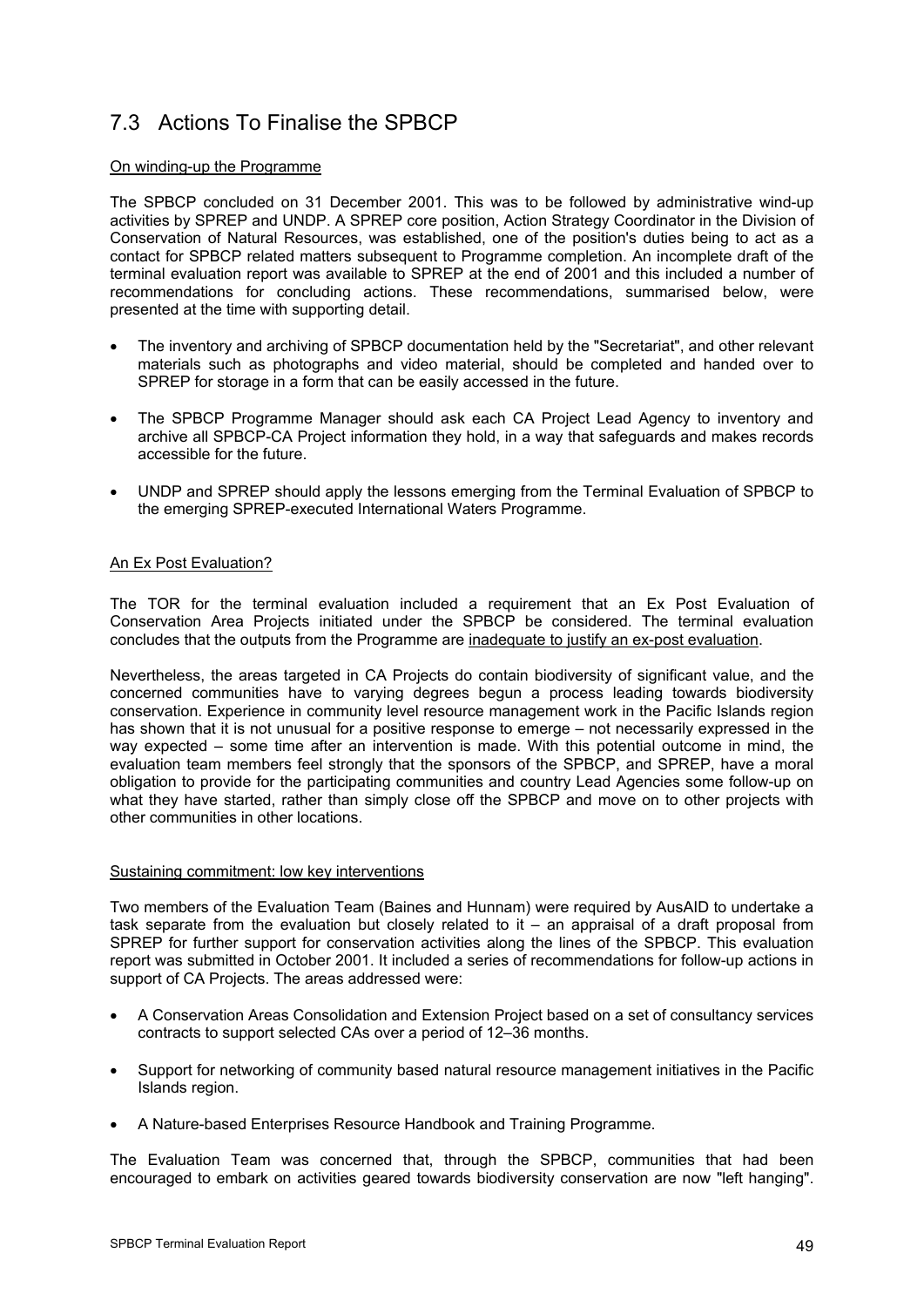## 7.3 Actions To Finalise the SPBCP

<u>On winding-up the Programme</u>

The SPBCP concluded on 31 December 2001. This was to be followed by administrative wind-up activities by SPREP and UNDP. A SPREP core position, Action Strategy Coordinator in the Division of Conservation of Natural Resources, was established, one of the position's duties being to act as a contact for SPBCP related matters subsequent to Programme completion. An incomplete draft of the terminal evaluation report was available to SPREP at the end of 2001 and this included a number of recommendations for concluding actions. These recommendations, summarised below, were presented at the time with supporting detail.

- The inventory and archiving of SPBCP documentation held by the "Secretariat", and other relevant materials such as photographs and video material, should be completed and handed over to SPREP for storage in a form that can be easily accessed in the future.
- The SPBCP Programme Manager should ask each CA Project Lead Agency to inventory and archive all SPBCP-CA Project information they hold, in a way that safeguards and makes records accessible for the future.
- UNDP and SPREP should apply the lessons emerging from the Terminal Evaluation of SPBCP to the emerging SPREP-executed International Waters Programme.

<u>An Ex Post Evaluation?</u>

The TOR for the terminal evaluation included a requirement that an Ex Post Evaluation of Conservation Area Projects initiated under the SPBCP be considered. The terminal evaluation concludes that the outputs from the Programme are <u>inadequate to justify an ex-post evaluation</u>.

Nevertheless, the areas targeted in CA Projects do contain biodiversity of significant value, and the concerned communities have to varying degrees begun a process leading towards biodiversity conservation. Experience in community level resource management work in the Pacific Islands region has shown that it is not unusual for a positive response to emerge – not necessarily expressed in the way expected – some time after an intervention is made. With this potential outcome in mind, the evaluation team members feel strongly that the sponsors of the SPBCP, and SPREP, have a moral obligation to provide for the participating communities and country Lead Agencies some follow-up on what they have started, rather than simply close off the SPBCP and move on to other projects with other communities in other locations.

<u>Sustaining commitment: low key interventions</u>

Two members of the Evaluation Team (Baines and Hunnam) were required by AusAID to undertake a task separate from the evaluation but closely related to it – an appraisal of a draft proposal from SPREP for further support for conservation activities along the lines of the SPBCP. This evaluation report was submitted in October 2001. It included a series of recommendations for follow-up actions in support of CA Projects. The areas addressed were:

- A Conservation Areas Consolidation and Extension Project based on a set of consultancy services contracts to support selected CAs over a period of 12–36 months.
- Support for networking of community based natural resource management initiatives in the Pacific Islands region.
- A Nature-based Enterprises Resource Handbook and Training Programme.

The Evaluation Team was concerned that, through the SPBCP, communities that had been encouraged to embark on activities geared towards biodiversity conservation are now "left hanging".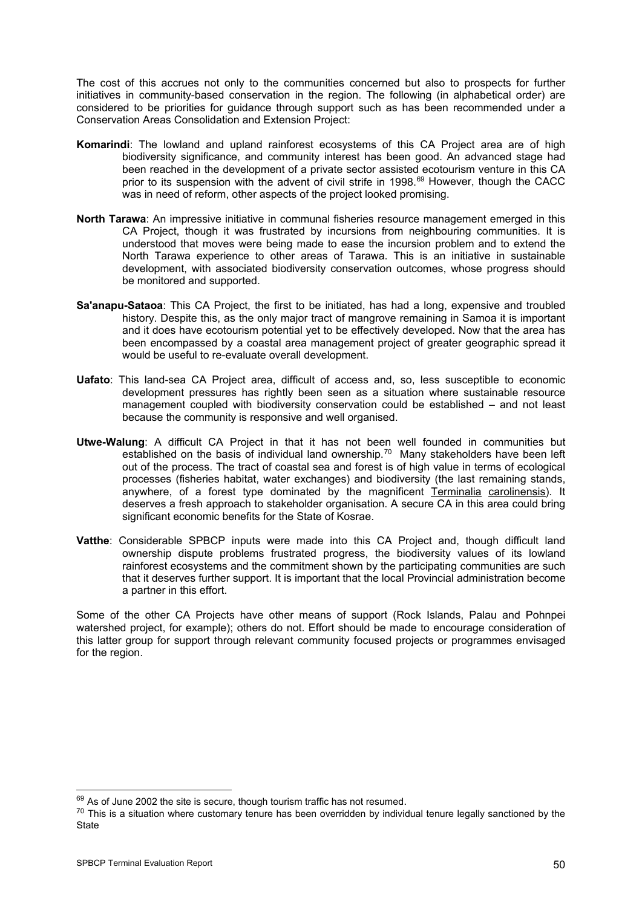The cost of this accrues not only to the communities concerned but also to prospects for further initiatives in community-based conservation in the region. The following (in alphabetical order) are considered to be priorities for guidance through support such as has been recommended under a Conservation Areas Consolidation and Extension Project:

**Komarindi**: The lowland and upland rainforest ecosystems of this CA Project area are of high biodiversity significance, and community interest has been good. An advanced stage had been reached in the development of a private sector assisted ecotourism venture in this CA prior to its suspension with the advent of civil strife in 1998.[69] However, though the CACC was in need of reform, other aspects of the project looked promising.

**North Tarawa**: An impressive initiative in communal fisheries resource management emerged in this CA Project, though it was frustrated by incursions from neighbouring communities. It is understood that moves were being made to ease the incursion problem and to extend the North Tarawa experience to other areas of Tarawa. This is an initiative in sustainable development, with associated biodiversity conservation outcomes, whose progress should be monitored and supported.

**Sa'anapu-Sataoa**: This CA Project, the first to be initiated, has had a long, expensive and troubled history. Despite this, as the only major tract of mangrove remaining in Samoa it is important and it does have ecotourism potential yet to be effectively developed. Now that the area has been encompassed by a coastal area management project of greater geographic spread it would be useful to re-evaluate overall development.

**Uafato**: This land-sea CA Project area, difficult of access and, so, less susceptible to economic development pressures has rightly been seen as a situation where sustainable resource management coupled with biodiversity conservation could be established – and not least because the community is responsive and well organised.

**Utwe-Walung**: A difficult CA Project in that it has not been well founded in communities but established on the basis of individual land ownership.[70] Many stakeholders have been left out of the process. The tract of coastal sea and forest is of high value in terms of ecological processes (fisheries habitat, water exchanges) and biodiversity (the last remaining stands, anywhere, of a forest type dominated by the magnificent Terminalia carolinensis). It deserves a fresh approach to stakeholder organisation. A secure CA in this area could bring significant economic benefits for the State of Kosrae.

**Vatthe**: Considerable SPBCP inputs were made into this CA Project and, though difficult land ownership dispute problems frustrated progress, the biodiversity values of its lowland rainforest ecosystems and the commitment shown by the participating communities are such that it deserves further support. It is important that the local Provincial administration become a partner in this effort.

Some of the other CA Projects have other means of support (Rock Islands, Palau and Pohnpei watershed project, for example); others do not. Effort should be made to encourage consideration of this latter group for support through relevant community focused projects or programmes envisaged for the region.

---

[69] As of June 2002 the site is secure, though tourism traffic has not resumed.

[70] This is a situation where customary tenure has been overridden by individual tenure legally sanctioned by the State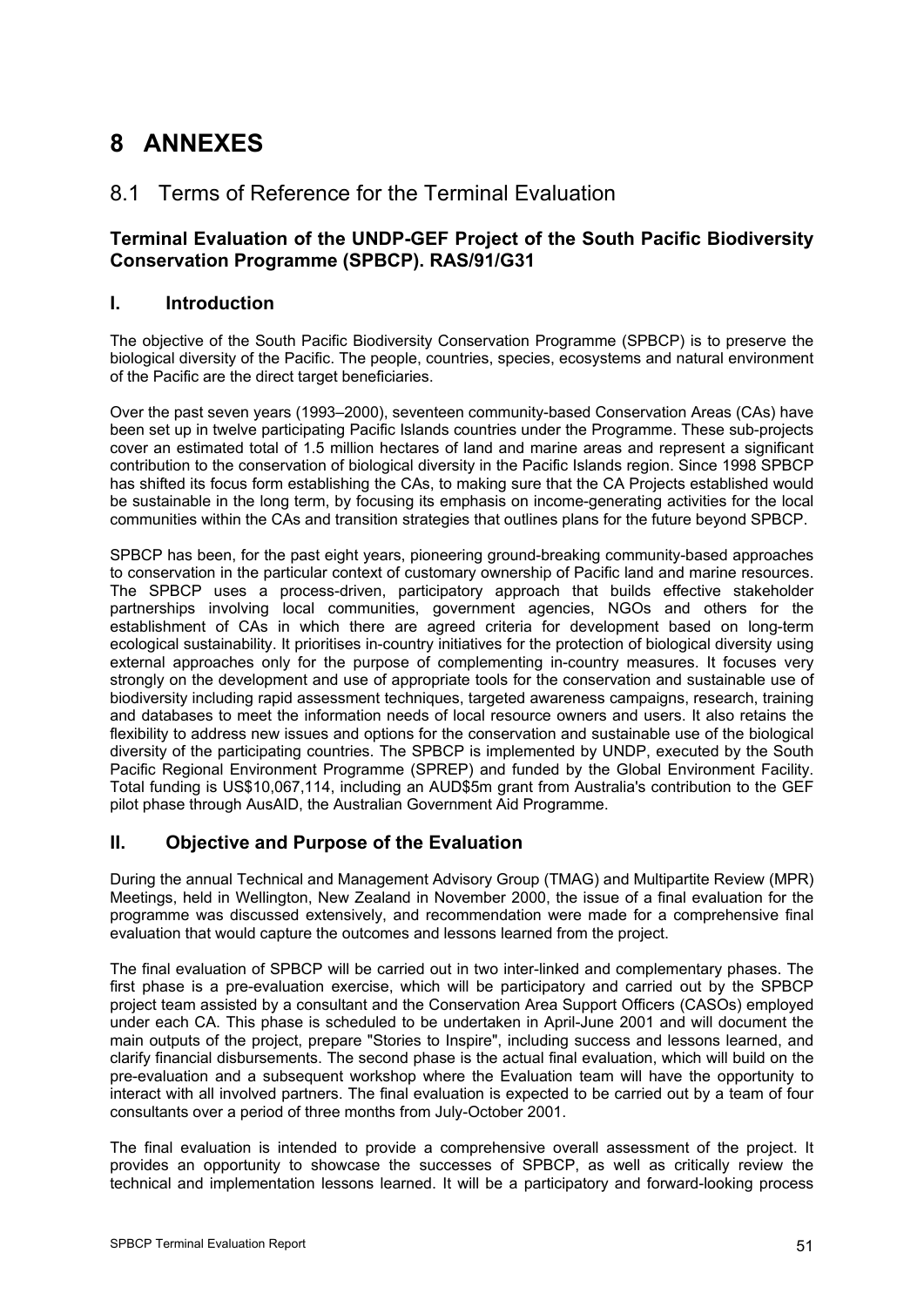# 8 ANNEXES

## 8.1 Terms of Reference for the Terminal Evaluation

### Terminal Evaluation of the UNDP-GEF Project of the South Pacific Biodiversity Conservation Programme (SPBCP). RAS/91/G31

### I. Introduction

The objective of the South Pacific Biodiversity Conservation Programme (SPBCP) is to preserve the biological diversity of the Pacific. The people, countries, species, ecosystems and natural environment of the Pacific are the direct target beneficiaries.

Over the past seven years (1993–2000), seventeen community-based Conservation Areas (CAs) have been set up in twelve participating Pacific Islands countries under the Programme. These sub-projects cover an estimated total of 1.5 million hectares of land and marine areas and represent a significant contribution to the conservation of biological diversity in the Pacific Islands region. Since 1998 SPBCP has shifted its focus form establishing the CAs, to making sure that the CA Projects established would be sustainable in the long term, by focusing its emphasis on income-generating activities for the local communities within the CAs and transition strategies that outlines plans for the future beyond SPBCP.

SPBCP has been, for the past eight years, pioneering ground-breaking community-based approaches to conservation in the particular context of customary ownership of Pacific land and marine resources. The SPBCP uses a process-driven, participatory approach that builds effective stakeholder partnerships involving local communities, government agencies, NGOs and others for the establishment of CAs in which there are agreed criteria for development based on long-term ecological sustainability. It prioritises in-country initiatives for the protection of biological diversity using external approaches only for the purpose of complementing in-country measures. It focuses very strongly on the development and use of appropriate tools for the conservation and sustainable use of biodiversity including rapid assessment techniques, targeted awareness campaigns, research, training and databases to meet the information needs of local resource owners and users. It also retains the flexibility to address new issues and options for the conservation and sustainable use of the biological diversity of the participating countries. The SPBCP is implemented by UNDP, executed by the South Pacific Regional Environment Programme (SPREP) and funded by the Global Environment Facility. Total funding is US$10,067,114, including an AUD$5m grant from Australia's contribution to the GEF pilot phase through AusAID, the Australian Government Aid Programme.

### II. Objective and Purpose of the Evaluation

During the annual Technical and Management Advisory Group (TMAG) and Multipartite Review (MPR) Meetings, held in Wellington, New Zealand in November 2000, the issue of a final evaluation for the programme was discussed extensively, and recommendation were made for a comprehensive final evaluation that would capture the outcomes and lessons learned from the project.

The final evaluation of SPBCP will be carried out in two inter-linked and complementary phases. The first phase is a pre-evaluation exercise, which will be participatory and carried out by the SPBCP project team assisted by a consultant and the Conservation Area Support Officers (CASOs) employed under each CA. This phase is scheduled to be undertaken in April-June 2001 and will document the main outputs of the project, prepare "Stories to Inspire", including success and lessons learned, and clarify financial disbursements. The second phase is the actual final evaluation, which will build on the pre-evaluation and a subsequent workshop where the Evaluation team will have the opportunity to interact with all involved partners. The final evaluation is expected to be carried out by a team of four consultants over a period of three months from July-October 2001.

The final evaluation is intended to provide a comprehensive overall assessment of the project. It provides an opportunity to showcase the successes of SPBCP, as well as critically review the technical and implementation lessons learned. It will be a participatory and forward-looking process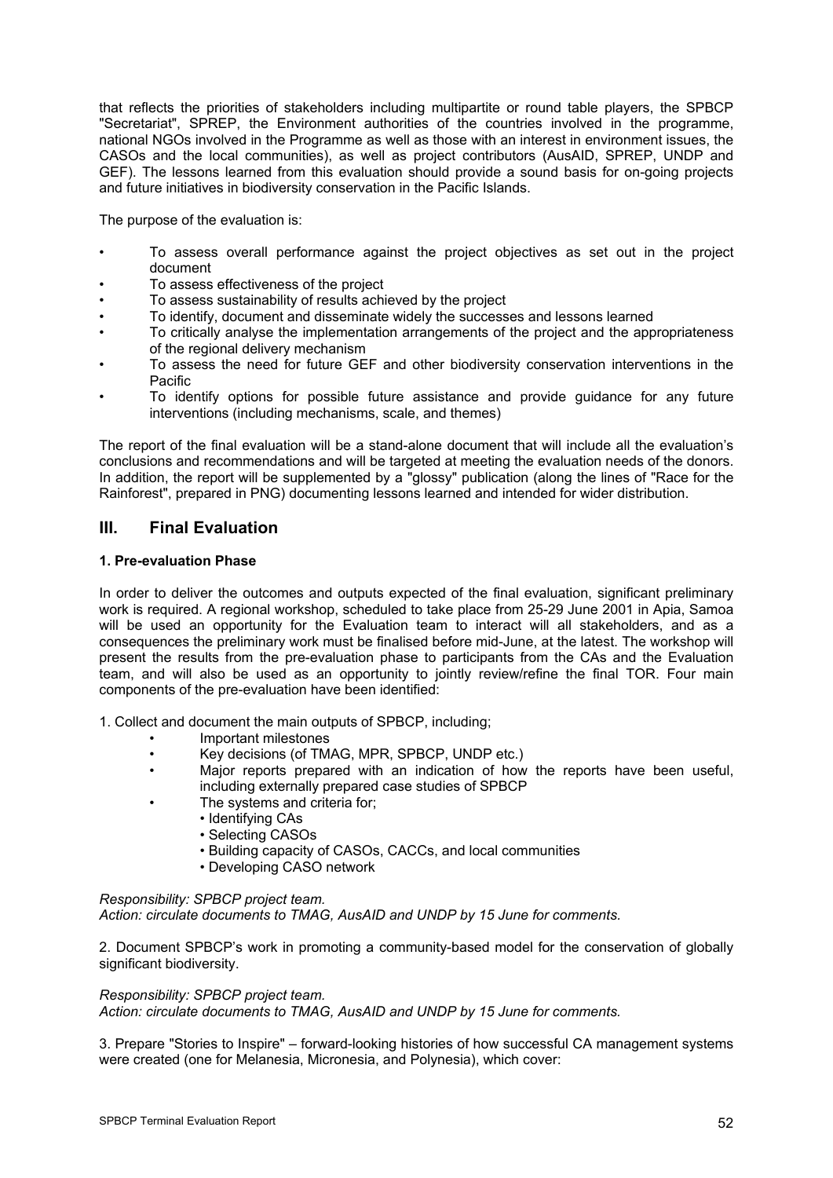that reflects the priorities of stakeholders including multipartite or round table players, the SPBCP "Secretariat", SPREP, the Environment authorities of the countries involved in the programme, national NGOs involved in the Programme as well as those with an interest in environment issues, the CASOs and the local communities), as well as project contributors (AusAID, SPREP, UNDP and GEF). The lessons learned from this evaluation should provide a sound basis for on-going projects and future initiatives in biodiversity conservation in the Pacific Islands.

The purpose of the evaluation is:

- To assess overall performance against the project objectives as set out in the project document
- To assess effectiveness of the project
- To assess sustainability of results achieved by the project
- To identify, document and disseminate widely the successes and lessons learned
- To critically analyse the implementation arrangements of the project and the appropriateness of the regional delivery mechanism
- To assess the need for future GEF and other biodiversity conservation interventions in the Pacific
- To identify options for possible future assistance and provide guidance for any future interventions (including mechanisms, scale, and themes)

The report of the final evaluation will be a stand-alone document that will include all the evaluation's conclusions and recommendations and will be targeted at meeting the evaluation needs of the donors. In addition, the report will be supplemented by a "glossy" publication (along the lines of "Race for the Rainforest", prepared in PNG) documenting lessons learned and intended for wider distribution.

## III. Final Evaluation

#### 1. Pre-evaluation Phase

In order to deliver the outcomes and outputs expected of the final evaluation, significant preliminary work is required. A regional workshop, scheduled to take place from 25-29 June 2001 in Apia, Samoa will be used an opportunity for the Evaluation team to interact will all stakeholders, and as a consequences the preliminary work must be finalised before mid-June, at the latest. The workshop will present the results from the pre-evaluation phase to participants from the CAs and the Evaluation team, and will also be used as an opportunity to jointly review/refine the final TOR. Four main components of the pre-evaluation have been identified:

1. Collect and document the main outputs of SPBCP, including;
   - Important milestones
   - Key decisions (of TMAG, MPR, SPBCP, UNDP etc.)
   - Major reports prepared with an indication of how the reports have been useful, including externally prepared case studies of SPBCP
   - The systems and criteria for;
     - Identifying CAs
     - Selecting CASOs
     - Building capacity of CASOs, CACCs, and local communities
     - Developing CASO network

*Responsibility: SPBCP project team.*
*Action: circulate documents to TMAG, AusAID and UNDP by 15 June for comments.*

2. Document SPBCP's work in promoting a community-based model for the conservation of globally significant biodiversity.

*Responsibility: SPBCP project team.*
*Action: circulate documents to TMAG, AusAID and UNDP by 15 June for comments.*

3. Prepare "Stories to Inspire" – forward-looking histories of how successful CA management systems were created (one for Melanesia, Micronesia, and Polynesia), which cover: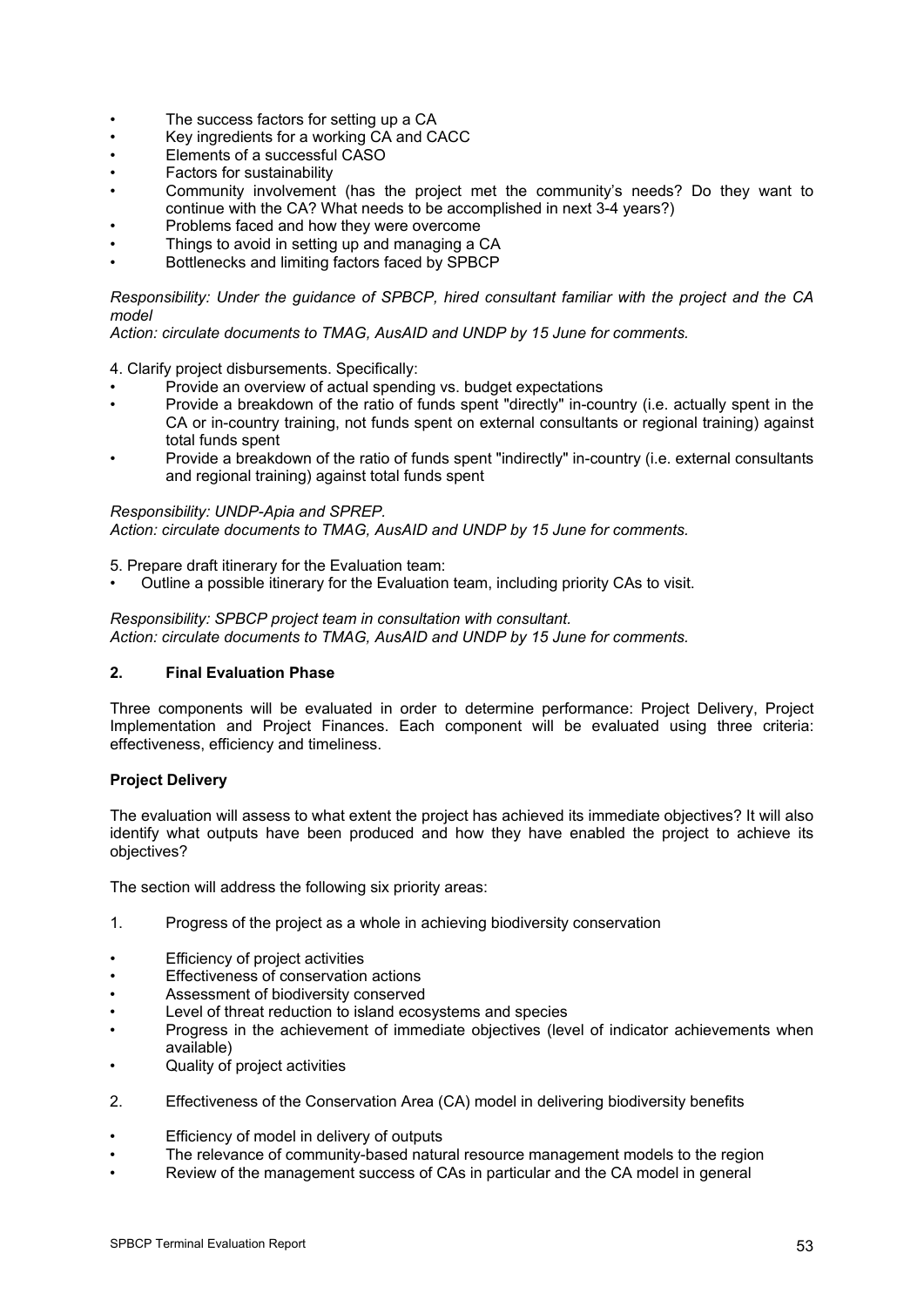- The success factors for setting up a CA
- Key ingredients for a working CA and CACC
- Elements of a successful CASO
- Factors for sustainability
- Community involvement (has the project met the community's needs? Do they want to continue with the CA? What needs to be accomplished in next 3-4 years?)
- Problems faced and how they were overcome
- Things to avoid in setting up and managing a CA
- Bottlenecks and limiting factors faced by SPBCP

*Responsibility: Under the guidance of SPBCP, hired consultant familiar with the project and the CA model*
*Action: circulate documents to TMAG, AusAID and UNDP by 15 June for comments.*

4. Clarify project disbursements. Specifically:

- Provide an overview of actual spending vs. budget expectations
- Provide a breakdown of the ratio of funds spent "directly" in-country (i.e. actually spent in the CA or in-country training, not funds spent on external consultants or regional training) against total funds spent
- Provide a breakdown of the ratio of funds spent "indirectly" in-country (i.e. external consultants and regional training) against total funds spent

*Responsibility: UNDP-Apia and SPREP.*
*Action: circulate documents to TMAG, AusAID and UNDP by 15 June for comments.*

5. Prepare draft itinerary for the Evaluation team:

- Outline a possible itinerary for the Evaluation team, including priority CAs to visit.

*Responsibility: SPBCP project team in consultation with consultant.*
*Action: circulate documents to TMAG, AusAID and UNDP by 15 June for comments.*

## 2. Final Evaluation Phase

Three components will be evaluated in order to determine performance: Project Delivery, Project Implementation and Project Finances. Each component will be evaluated using three criteria: effectiveness, efficiency and timeliness.

**Project Delivery**

The evaluation will assess to what extent the project has achieved its immediate objectives? It will also identify what outputs have been produced and how they have enabled the project to achieve its objectives?

The section will address the following six priority areas:

1. Progress of the project as a whole in achieving biodiversity conservation

- Efficiency of project activities
- Effectiveness of conservation actions
- Assessment of biodiversity conserved
- Level of threat reduction to island ecosystems and species
- Progress in the achievement of immediate objectives (level of indicator achievements when available)
- Quality of project activities

2. Effectiveness of the Conservation Area (CA) model in delivering biodiversity benefits

- Efficiency of model in delivery of outputs
- The relevance of community-based natural resource management models to the region
- Review of the management success of CAs in particular and the CA model in general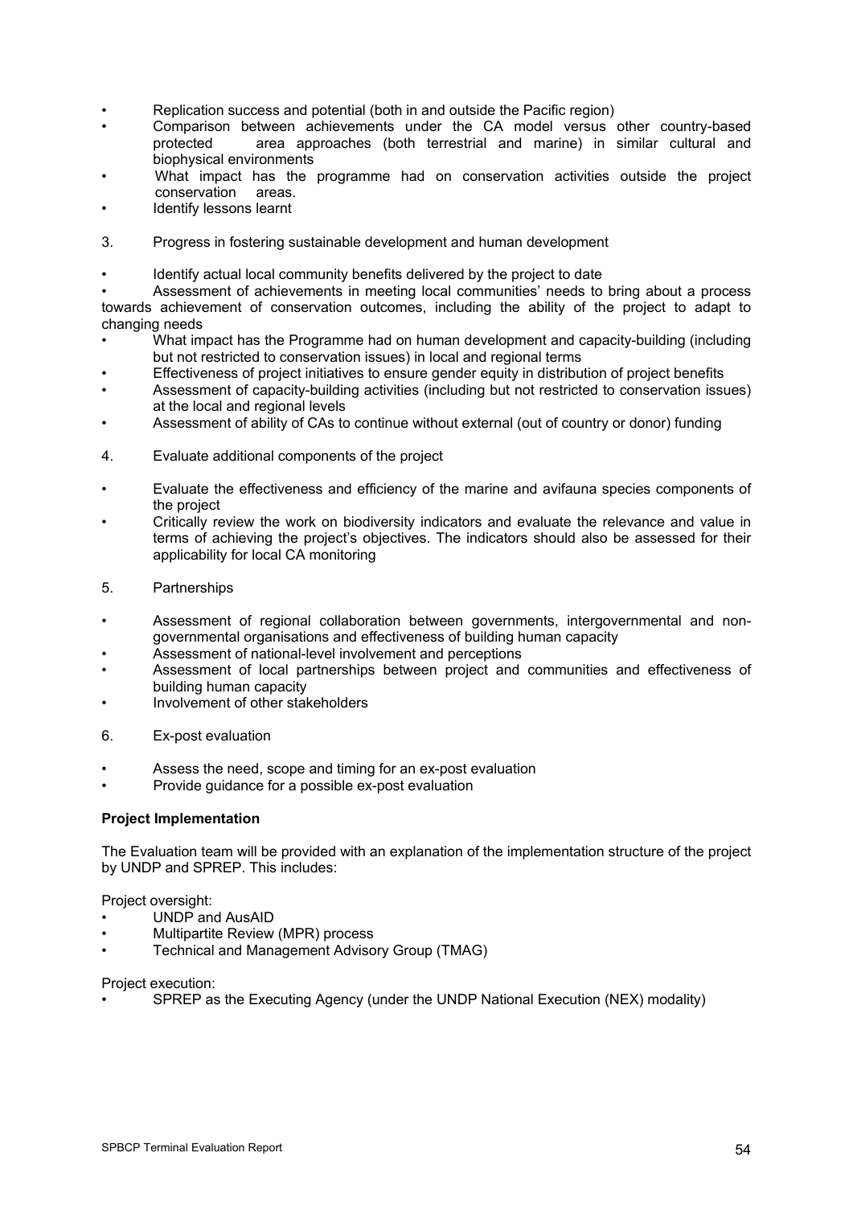- Replication success and potential (both in and outside the Pacific region)
- Comparison between achievements under the CA model versus other country-based protected area approaches (both terrestrial and marine) in similar cultural and biophysical environments
- What impact has the programme had on conservation activities outside the project conservation areas.
- Identify lessons learnt

3. Progress in fostering sustainable development and human development

- Identify actual local community benefits delivered by the project to date
- Assessment of achievements in meeting local communities' needs to bring about a process towards achievement of conservation outcomes, including the ability of the project to adapt to changing needs
- What impact has the Programme had on human development and capacity-building (including but not restricted to conservation issues) in local and regional terms
- Effectiveness of project initiatives to ensure gender equity in distribution of project benefits
- Assessment of capacity-building activities (including but not restricted to conservation issues) at the local and regional levels
- Assessment of ability of CAs to continue without external (out of country or donor) funding

4. Evaluate additional components of the project

- Evaluate the effectiveness and efficiency of the marine and avifauna species components of the project
- Critically review the work on biodiversity indicators and evaluate the relevance and value in terms of achieving the project's objectives. The indicators should also be assessed for their applicability for local CA monitoring

5. Partnerships

- Assessment of regional collaboration between governments, intergovernmental and non-governmental organisations and effectiveness of building human capacity
- Assessment of national-level involvement and perceptions
- Assessment of local partnerships between project and communities and effectiveness of building human capacity
- Involvement of other stakeholders

6. Ex-post evaluation

- Assess the need, scope and timing for an ex-post evaluation
- Provide guidance for a possible ex-post evaluation

**Project Implementation**

The Evaluation team will be provided with an explanation of the implementation structure of the project by UNDP and SPREP. This includes:

Project oversight:
- UNDP and AusAID
- Multipartite Review (MPR) process
- Technical and Management Advisory Group (TMAG)

Project execution:
- SPREP as the Executing Agency (under the UNDP National Execution (NEX) modality)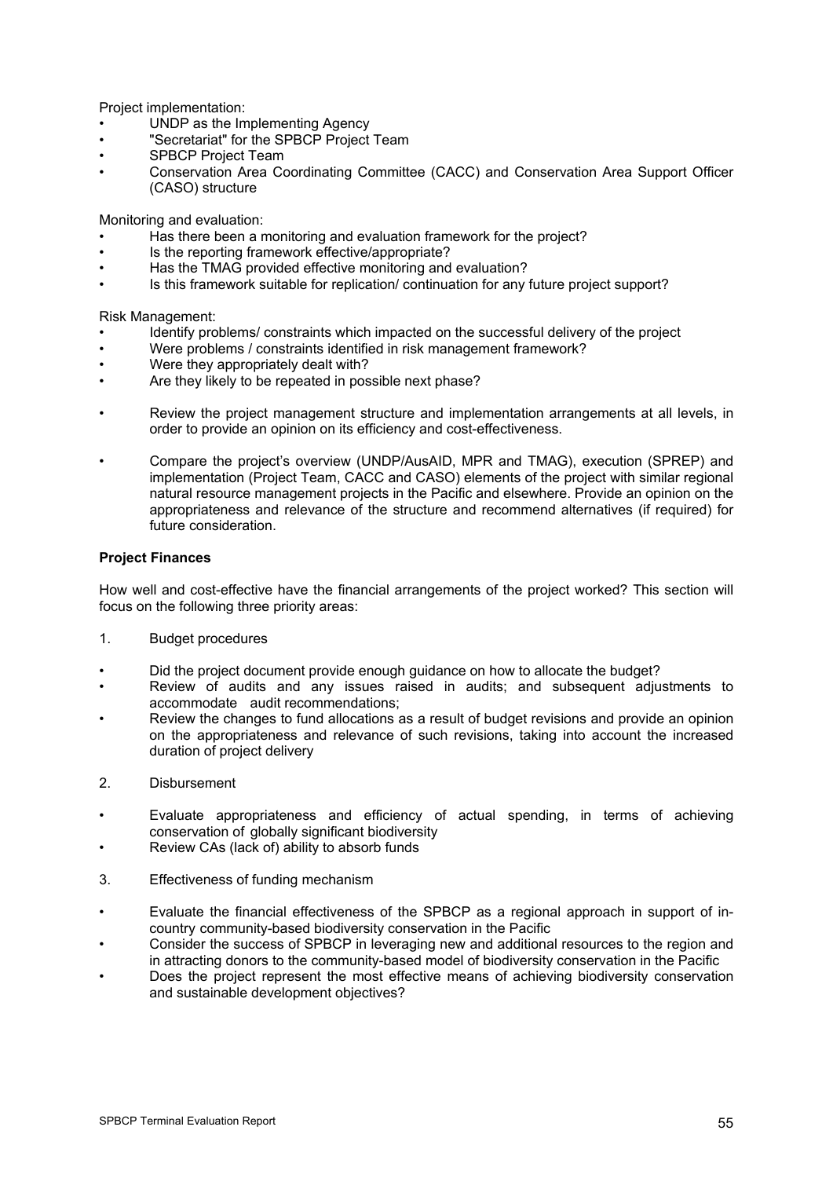Project implementation:

- UNDP as the Implementing Agency
- "Secretariat" for the SPBCP Project Team
- SPBCP Project Team
- Conservation Area Coordinating Committee (CACC) and Conservation Area Support Officer (CASO) structure

Monitoring and evaluation:

- Has there been a monitoring and evaluation framework for the project?
- Is the reporting framework effective/appropriate?
- Has the TMAG provided effective monitoring and evaluation?
- Is this framework suitable for replication/ continuation for any future project support?

Risk Management:

- Identify problems/ constraints which impacted on the successful delivery of the project
- Were problems / constraints identified in risk management framework?
- Were they appropriately dealt with?
- Are they likely to be repeated in possible next phase?

- Review the project management structure and implementation arrangements at all levels, in order to provide an opinion on its efficiency and cost-effectiveness.

- Compare the project's overview (UNDP/AusAID, MPR and TMAG), execution (SPREP) and implementation (Project Team, CACC and CASO) elements of the project with similar regional natural resource management projects in the Pacific and elsewhere. Provide an opinion on the appropriateness and relevance of the structure and recommend alternatives (if required) for future consideration.

**Project Finances**

How well and cost-effective have the financial arrangements of the project worked? This section will focus on the following three priority areas:

1. Budget procedures

- Did the project document provide enough guidance on how to allocate the budget?
- Review of audits and any issues raised in audits; and subsequent adjustments to accommodate audit recommendations;
- Review the changes to fund allocations as a result of budget revisions and provide an opinion on the appropriateness and relevance of such revisions, taking into account the increased duration of project delivery

2. Disbursement

- Evaluate appropriateness and efficiency of actual spending, in terms of achieving conservation of globally significant biodiversity
- Review CAs (lack of) ability to absorb funds

3. Effectiveness of funding mechanism

- Evaluate the financial effectiveness of the SPBCP as a regional approach in support of in-country community-based biodiversity conservation in the Pacific
- Consider the success of SPBCP in leveraging new and additional resources to the region and in attracting donors to the community-based model of biodiversity conservation in the Pacific
- Does the project represent the most effective means of achieving biodiversity conservation and sustainable development objectives?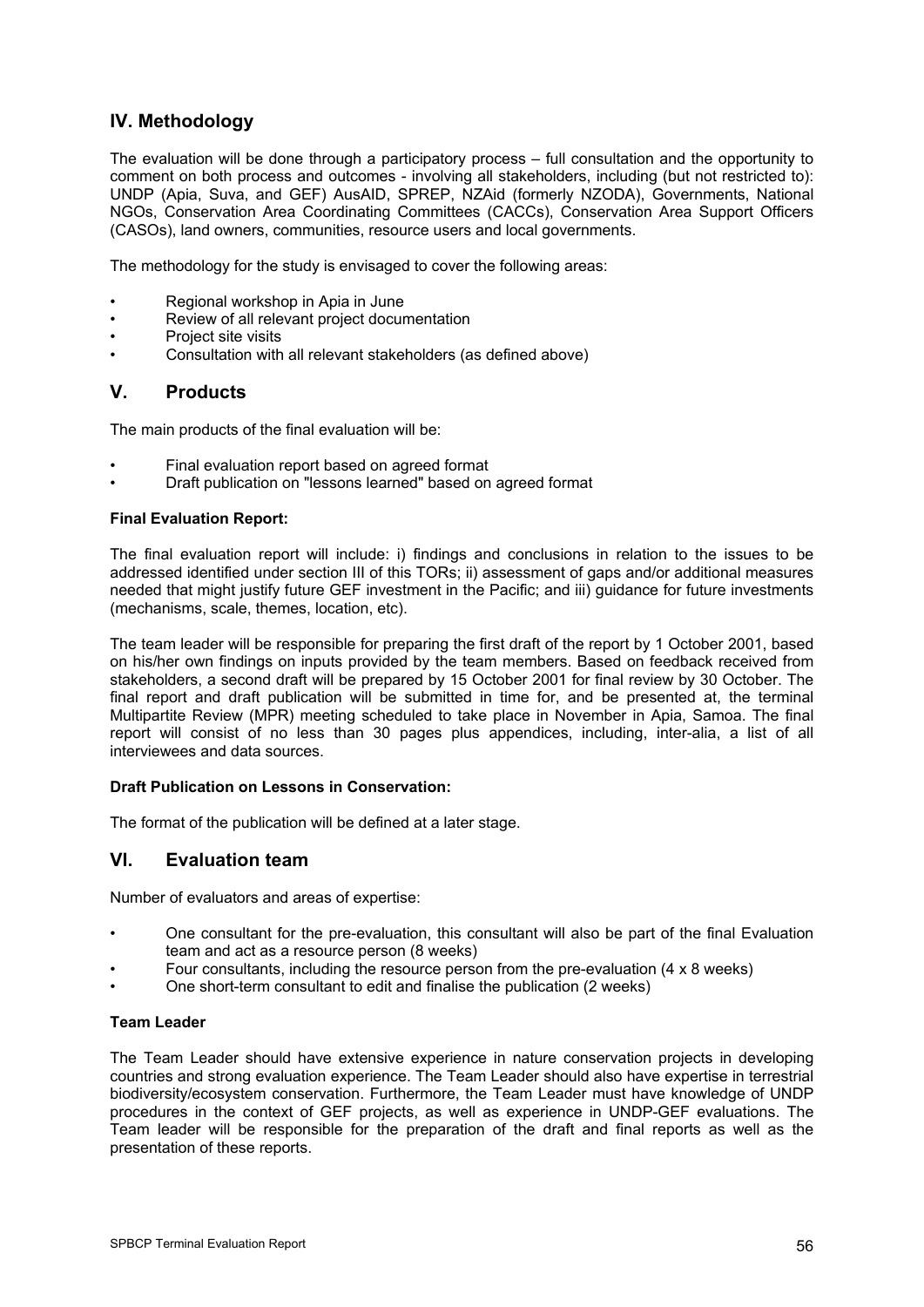## IV. Methodology

The evaluation will be done through a participatory process – full consultation and the opportunity to comment on both process and outcomes - involving all stakeholders, including (but not restricted to): UNDP (Apia, Suva, and GEF) AusAID, SPREP, NZAid (formerly NZODA), Governments, National NGOs, Conservation Area Coordinating Committees (CACCs), Conservation Area Support Officers (CASOs), land owners, communities, resource users and local governments.

The methodology for the study is envisaged to cover the following areas:

- Regional workshop in Apia in June
- Review of all relevant project documentation
- Project site visits
- Consultation with all relevant stakeholders (as defined above)

## V. Products

The main products of the final evaluation will be:

- Final evaluation report based on agreed format
- Draft publication on "lessons learned" based on agreed format

**Final Evaluation Report:**

The final evaluation report will include: i) findings and conclusions in relation to the issues to be addressed identified under section III of this TORs; ii) assessment of gaps and/or additional measures needed that might justify future GEF investment in the Pacific; and iii) guidance for future investments (mechanisms, scale, themes, location, etc).

The team leader will be responsible for preparing the first draft of the report by 1 October 2001, based on his/her own findings on inputs provided by the team members. Based on feedback received from stakeholders, a second draft will be prepared by 15 October 2001 for final review by 30 October. The final report and draft publication will be submitted in time for, and be presented at, the terminal Multipartite Review (MPR) meeting scheduled to take place in November in Apia, Samoa. The final report will consist of no less than 30 pages plus appendices, including, inter-alia, a list of all interviewees and data sources.

**Draft Publication on Lessons in Conservation:**

The format of the publication will be defined at a later stage.

## VI. Evaluation team

Number of evaluators and areas of expertise:

- One consultant for the pre-evaluation, this consultant will also be part of the final Evaluation team and act as a resource person (8 weeks)
- Four consultants, including the resource person from the pre-evaluation (4 x 8 weeks)
- One short-term consultant to edit and finalise the publication (2 weeks)

**Team Leader**

The Team Leader should have extensive experience in nature conservation projects in developing countries and strong evaluation experience. The Team Leader should also have expertise in terrestrial biodiversity/ecosystem conservation. Furthermore, the Team Leader must have knowledge of UNDP procedures in the context of GEF projects, as well as experience in UNDP-GEF evaluations. The Team leader will be responsible for the preparation of the draft and final reports as well as the presentation of these reports.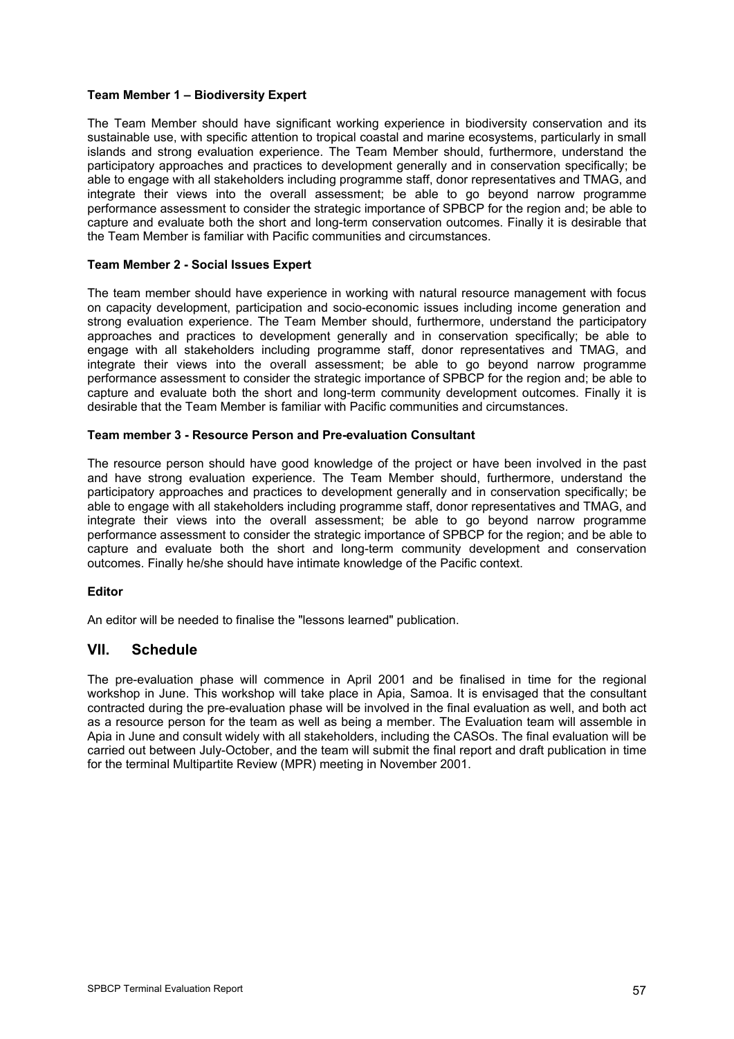**Team Member 1 – Biodiversity Expert**

The Team Member should have significant working experience in biodiversity conservation and its sustainable use, with specific attention to tropical coastal and marine ecosystems, particularly in small islands and strong evaluation experience. The Team Member should, furthermore, understand the participatory approaches and practices to development generally and in conservation specifically; be able to engage with all stakeholders including programme staff, donor representatives and TMAG, and integrate their views into the overall assessment; be able to go beyond narrow programme performance assessment to consider the strategic importance of SPBCP for the region and; be able to capture and evaluate both the short and long-term conservation outcomes. Finally it is desirable that the Team Member is familiar with Pacific communities and circumstances.

**Team Member 2 - Social Issues Expert**

The team member should have experience in working with natural resource management with focus on capacity development, participation and socio-economic issues including income generation and strong evaluation experience. The Team Member should, furthermore, understand the participatory approaches and practices to development generally and in conservation specifically; be able to engage with all stakeholders including programme staff, donor representatives and TMAG, and integrate their views into the overall assessment; be able to go beyond narrow programme performance assessment to consider the strategic importance of SPBCP for the region and; be able to capture and evaluate both the short and long-term community development outcomes. Finally it is desirable that the Team Member is familiar with Pacific communities and circumstances.

**Team member 3 - Resource Person and Pre-evaluation Consultant**

The resource person should have good knowledge of the project or have been involved in the past and have strong evaluation experience. The Team Member should, furthermore, understand the participatory approaches and practices to development generally and in conservation specifically; be able to engage with all stakeholders including programme staff, donor representatives and TMAG, and integrate their views into the overall assessment; be able to go beyond narrow programme performance assessment to consider the strategic importance of SPBCP for the region; and be able to capture and evaluate both the short and long-term community development and conservation outcomes. Finally he/she should have intimate knowledge of the Pacific context.

**Editor**

An editor will be needed to finalise the "lessons learned" publication.

## VII. Schedule

The pre-evaluation phase will commence in April 2001 and be finalised in time for the regional workshop in June. This workshop will take place in Apia, Samoa. It is envisaged that the consultant contracted during the pre-evaluation phase will be involved in the final evaluation as well, and both act as a resource person for the team as well as being a member. The Evaluation team will assemble in Apia in June and consult widely with all stakeholders, including the CASOs. The final evaluation will be carried out between July-October, and the team will submit the final report and draft publication in time for the terminal Multipartite Review (MPR) meeting in November 2001.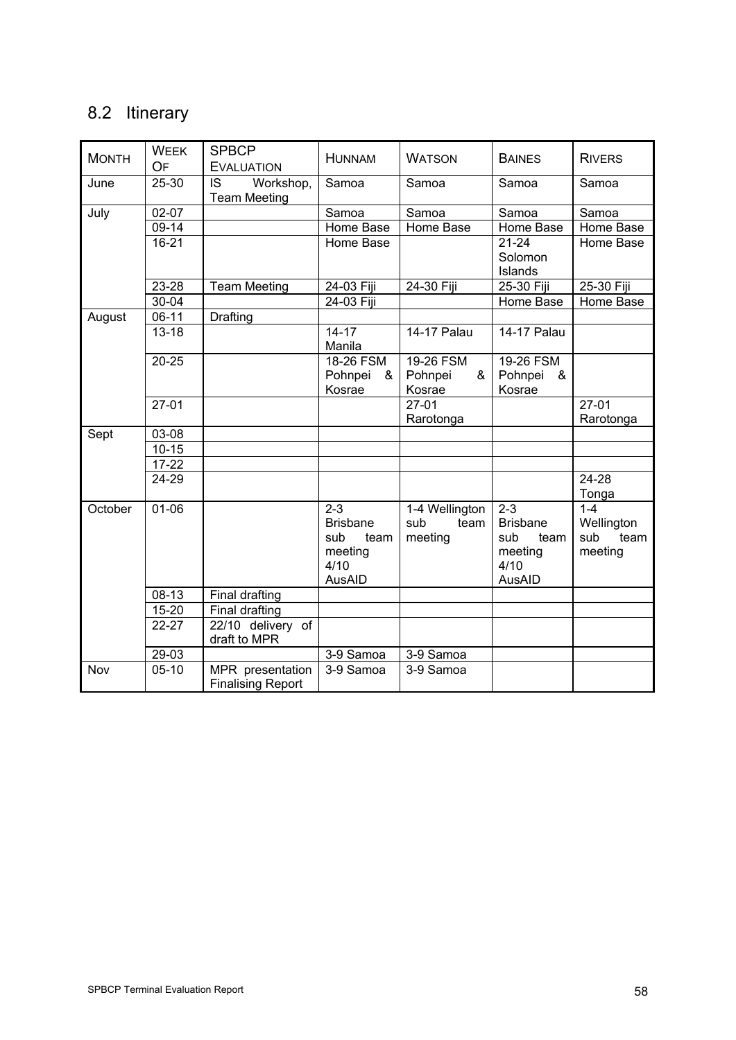## 8.2 Itinerary

| MONTH | WEEK OF | SPBCP EVALUATION | HUNNAM | WATSON | BAINES | RIVERS |
|---|---|---|---|---|---|---|
| June | 25-30 | IS Workshop, Team Meeting | Samoa | Samoa | Samoa | Samoa |
| July | 02-07 | | Samoa | Samoa | Samoa | Samoa |
| | 09-14 | | Home Base | Home Base | Home Base | Home Base |
| | 16-21 | | Home Base | | 21-24 Solomon Islands | Home Base |
| | 23-28 | Team Meeting | 24-03 Fiji | 24-30 Fiji | 25-30 Fiji | 25-30 Fiji |
| | 30-04 | | 24-03 Fiji | | Home Base | Home Base |
| August | 06-11 | Drafting | | | | |
| | 13-18 | | 14-17 Manila | 14-17 Palau | 14-17 Palau | |
| | 20-25 | | 18-26 FSM Pohnpei & Kosrae | 19-26 FSM Pohnpei & Kosrae | 19-26 FSM Pohnpei & Kosrae | |
| | 27-01 | | | 27-01 Rarotonga | | 27-01 Rarotonga |
| Sept | 03-08 | | | | | |
| | 10-15 | | | | | |
| | 17-22 | | | | | |
| | 24-29 | | | | | 24-28 Tonga |
| October | 01-06 | | 2-3 Brisbane sub team meeting 4/10 AusAID | 1-4 Wellington sub team meeting | 2-3 Brisbane sub team meeting 4/10 AusAID | 1-4 Wellington sub team meeting |
| | 08-13 | Final drafting | | | | |
| | 15-20 | Final drafting | | | | |
| | 22-27 | 22/10 delivery of draft to MPR | | | | |
| | 29-03 | | 3-9 Samoa | 3-9 Samoa | | |
| Nov | 05-10 | MPR presentation Finalising Report | 3-9 Samoa | 3-9 Samoa | | |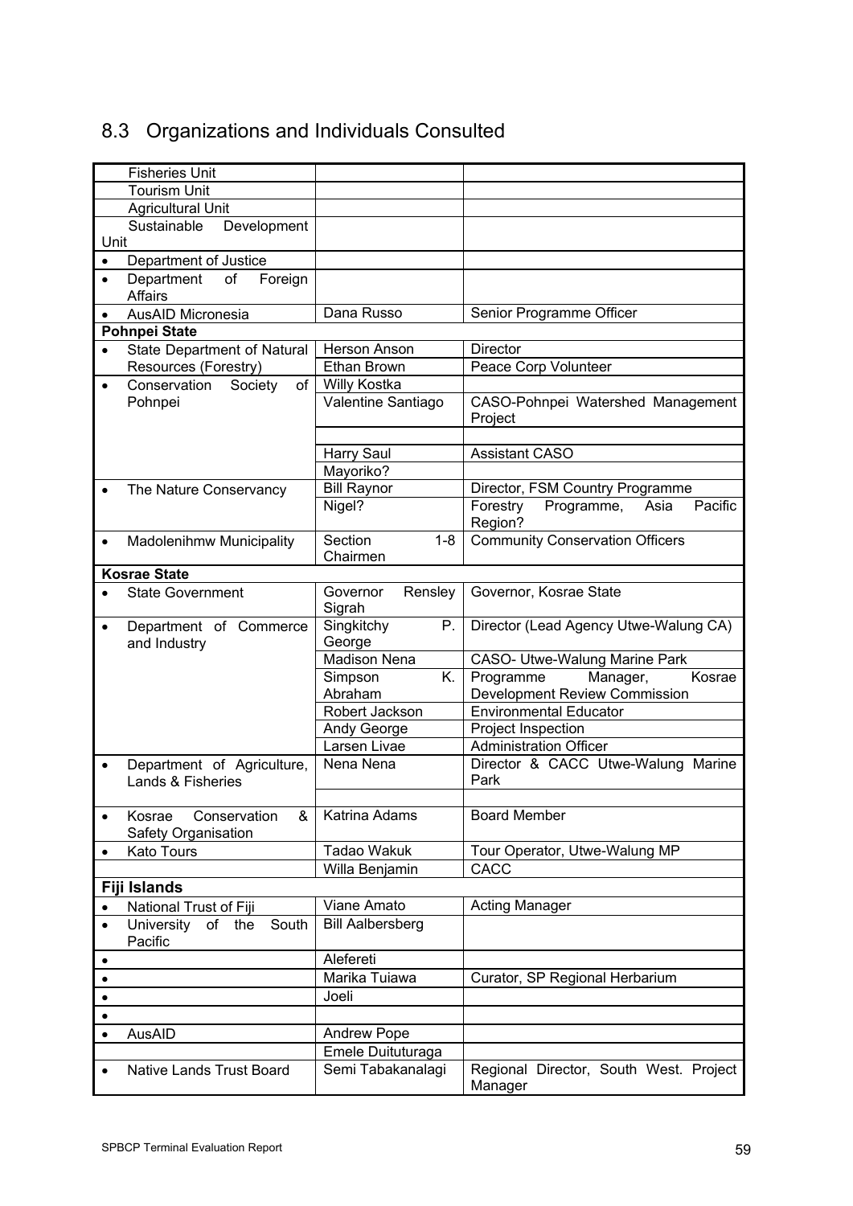## 8.3 Organizations and Individuals Consulted

| | | |
|---|---|---|
| Fisheries Unit | | |
| Tourism Unit | | |
| Agricultural Unit | | |
| Sustainable Development Unit | | |
| • Department of Justice | | |
| • Department of Foreign Affairs | | |
| • AusAID Micronesia | Dana Russo | Senior Programme Officer |
| **Pohnpei State** | | |
| • State Department of Natural Resources (Forestry) | Herson Anson | Director |
| | Ethan Brown | Peace Corp Volunteer |
| • Conservation Society of Pohnpei | Willy Kostka | |
| | Valentine Santiago | CASO-Pohnpei Watershed Management Project |
| | | |
| | Harry Saul | Assistant CASO |
| | Mayoriko? | |
| • The Nature Conservancy | Bill Raynor | Director, FSM Country Programme |
| | Nigel? | Forestry Programme, Asia Pacific Region? |
| • Madolenihmw Municipality | Section 1-8 Chairmen | Community Conservation Officers |
| **Kosrae State** | | |
| • State Government | Governor Rensley Sigrah | Governor, Kosrae State |
| • Department of Commerce and Industry | Singkitchy P. George | Director (Lead Agency Utwe-Walung CA) |
| | Madison Nena | CASO- Utwe-Walung Marine Park |
| | Simpson K. Abraham | Programme Manager, Kosrae Development Review Commission |
| | Robert Jackson | Environmental Educator |
| | Andy George | Project Inspection |
| | Larsen Livae | Administration Officer |
| • Department of Agriculture, Lands & Fisheries | Nena Nena | Director & CACC Utwe-Walung Marine Park |
| | | |
| • Kosrae Conservation & Safety Organisation | Katrina Adams | Board Member |
| • Kato Tours | Tadao Wakuk | Tour Operator, Utwe-Walung MP |
| | Willa Benjamin | CACC |
| **Fiji Islands** | | |
| • National Trust of Fiji | Viane Amato | Acting Manager |
| • University of the South Pacific | Bill Aalbersberg | |
| • | Alefereti | |
| • | Marika Tuiawa | Curator, SP Regional Herbarium |
| • | Joeli | |
| • | | |
| • AusAID | Andrew Pope | |
| | Emele Duituturaga | |
| • Native Lands Trust Board | Semi Tabakanalagi | Regional Director, South West. Project Manager |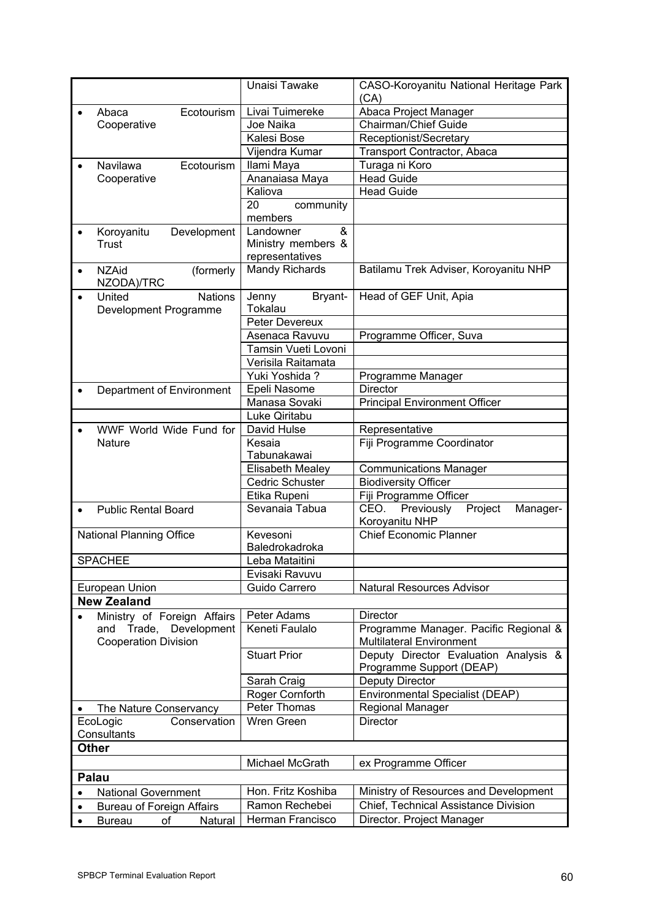| | | |
|---|---|---|
| | Unaisi Tawake | CASO-Koroyanitu National Heritage Park (CA) |
| • Abaca Ecotourism Cooperative | Livai Tuimereke | Abaca Project Manager |
| | Joe Naika | Chairman/Chief Guide |
| | Kalesi Bose | Receptionist/Secretary |
| | Vijendra Kumar | Transport Contractor, Abaca |
| • Navilawa Ecotourism Cooperative | Ilami Maya | Turaga ni Koro |
| | Ananaiasa Maya | Head Guide |
| | Kaliova | Head Guide |
| | 20 community members | |
| • Koroyanitu Development Trust | Landowner & Ministry members & representatives | |
| • NZAid (formerly NZODA)/TRC | Mandy Richards | Batilamu Trek Adviser, Koroyanitu NHP |
| • United Nations Development Programme | Jenny Bryant-Tokalau | Head of GEF Unit, Apia |
| | Peter Devereux | |
| | Asenaca Ravuvu | Programme Officer, Suva |
| | Tamsin Vueti Lovoni | |
| | Verisila Raitamata | |
| | Yuki Yoshida ? | Programme Manager |
| • Department of Environment | Epeli Nasome | Director |
| | Manasa Sovaki | Principal Environment Officer |
| | Luke Qiritabu | |
| • WWF World Wide Fund for Nature | David Hulse | Representative |
| | Kesaia Tabunakawai | Fiji Programme Coordinator |
| | Elisabeth Mealey | Communications Manager |
| | Cedric Schuster | Biodiversity Officer |
| | Etika Rupeni | Fiji Programme Officer |
| • Public Rental Board | Sevanaia Tabua | CEO. Previously Project Manager-Koroyanitu NHP |
| National Planning Office | Kevesoni Baledrokadroka | Chief Economic Planner |
| SPACHEE | Leba Mataitini | |
| | Evisaki Ravuvu | |
| European Union | Guido Carrero | Natural Resources Advisor |
| **New Zealand** | | |
| • Ministry of Foreign Affairs and Trade, Development Cooperation Division | Peter Adams | Director |
| | Keneti Faulalo | Programme Manager. Pacific Regional & Multilateral Environment |
| | Stuart Prior | Deputy Director Evaluation Analysis & Programme Support (DEAP) |
| | Sarah Craig | Deputy Director |
| | Roger Cornforth | Environmental Specialist (DEAP) |
| • The Nature Conservancy | Peter Thomas | Regional Manager |
| EcoLogic Conservation Consultants | Wren Green | Director |
| **Other** | | |
| | Michael McGrath | ex Programme Officer |
| **Palau** | | |
| • National Government | Hon. Fritz Koshiba | Ministry of Resources and Development |
| • Bureau of Foreign Affairs | Ramon Rechebei | Chief, Technical Assistance Division |
| • Bureau of Natural | Herman Francisco | Director. Project Manager |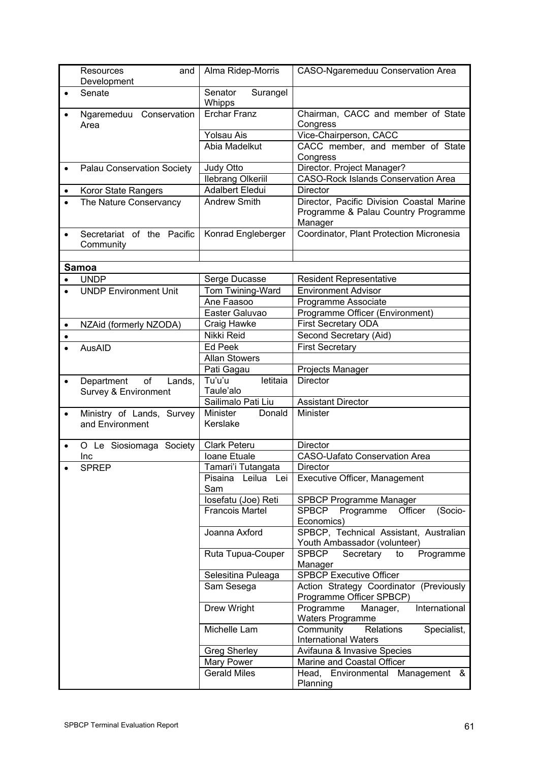| | | |
|---|---|---|
| Resources and Development | Alma Ridep-Morris | CASO-Ngaremeduu Conservation Area |
| • Senate | Senator Surangel Whipps | |
| • Ngaremeduu Conservation Area | Erchar Franz | Chairman, CACC and member of State Congress |
| | Yolsau Ais | Vice-Chairperson, CACC |
| | Abia Madelkut | CACC member, and member of State Congress |
| • Palau Conservation Society | Judy Otto | Director. Project Manager? |
| | Ilebrang Olkeriil | CASO-Rock Islands Conservation Area |
| • Koror State Rangers | Adalbert Eledui | Director |
| • The Nature Conservancy | Andrew Smith | Director, Pacific Division Coastal Marine Programme & Palau Country Programme Manager |
| • Secretariat of the Pacific Community | Konrad Engleberger | Coordinator, Plant Protection Micronesia |
| | | |
| **Samoa** | | |
| • UNDP | Serge Ducasse | Resident Representative |
| • UNDP Environment Unit | Tom Twining-Ward | Environment Advisor |
| | Ane Faasoo | Programme Associate |
| | Easter Galuvao | Programme Officer (Environment) |
| • NZAid (formerly NZODA) | Craig Hawke | First Secretary ODA |
| • | Nikki Reid | Second Secretary (Aid) |
| • AusAID | Ed Peek | First Secretary |
| | Allan Stowers | |
| | Pati Gagau | Projects Manager |
| • Department of Lands, Survey & Environment | Tu'u'u Ietitaia Taule'alo | Director |
| | Sailimalo Pati Liu | Assistant Director |
| • Ministry of Lands, Survey and Environment | Minister Donald Kerslake | Minister |
| • O Le Siosiomaga Society Inc | Clark Peteru | Director |
| | Ioane Etuale | CASO-Uafato Conservation Area |
| • SPREP | Tamari'i Tutangata | Director |
| | Pisaina Leilua Lei Sam | Executive Officer, Management |
| | Iosefatu (Joe) Reti | SPBCP Programme Manager |
| | Francois Martel | SPBCP Programme Officer (Socio-Economics) |
| | Joanna Axford | SPBCP, Technical Assistant, Australian Youth Ambassador (volunteer) |
| | Ruta Tupua-Couper | SPBCP Secretary to Programme Manager |
| | Selesitina Puleaga | SPBCP Executive Officer |
| | Sam Sesega | Action Strategy Coordinator (Previously Programme Officer SPBCP) |
| | Drew Wright | Programme Manager, International Waters Programme |
| | Michelle Lam | Community Relations Specialist, International Waters |
| | Greg Sherley | Avifauna & Invasive Species |
| | Mary Power | Marine and Coastal Officer |
| | Gerald Miles | Head, Environmental Management & Planning |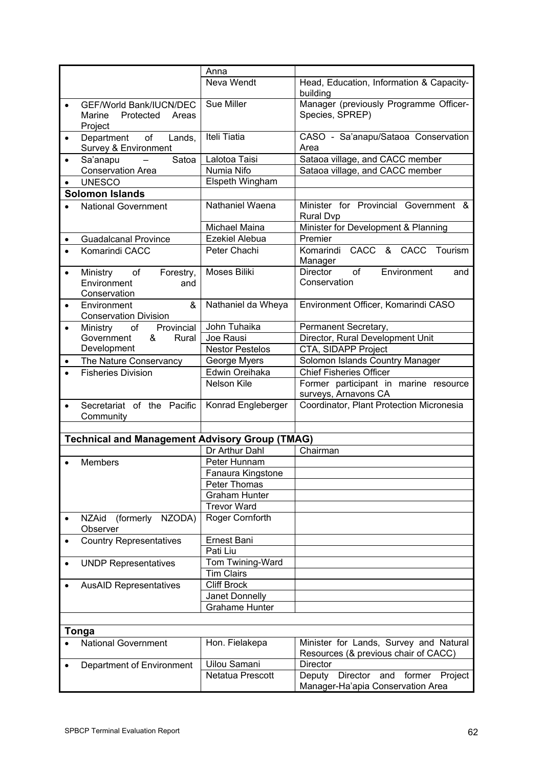| | | |
|---|---|---|
| | Anna | |
| | Neva Wendt | Head, Education, Information & Capacity-building |
| • GEF/World Bank/IUCN/DEC Marine Protected Areas Project | Sue Miller | Manager (previously Programme Officer-Species, SPREP) |
| • Department of Lands, Survey & Environment | Iteli Tiatia | CASO - Sa'anapu/Sataoa Conservation Area |
| • Sa'anapu – Satoa Conservation Area | Lalotoa Taisi | Sataoa village, and CACC member |
| | Numia Nifo | Sataoa village, and CACC member |
| • UNESCO | Elspeth Wingham | |
| **Solomon Islands** | | |
| • National Government | Nathaniel Waena | Minister for Provincial Government & Rural Dvp |
| | Michael Maina | Minister for Development & Planning |
| • Guadalcanal Province | Ezekiel Alebua | Premier |
| • Komarindi CACC | Peter Chachi | Komarindi CACC & CACC Tourism Manager |
| • Ministry of Forestry, Environment and Conservation | Moses Biliki | Director of Environment and Conservation |
| • Environment & Conservation Division | Nathaniel da Wheya | Environment Officer, Komarindi CASO |
| • Ministry of Provincial Government & Rural Development | John Tuhaika | Permanent Secretary, |
| | Joe Rausi | Director, Rural Development Unit |
| | Nestor Pestelos | CTA, SIDAPP Project |
| • The Nature Conservancy | George Myers | Solomon Islands Country Manager |
| • Fisheries Division | Edwin Oreihaka | Chief Fisheries Officer |
| | Nelson Kile | Former participant in marine resource surveys, Arnavons CA |
| • Secretariat of the Pacific Community | Konrad Engleberger | Coordinator, Plant Protection Micronesia |
| | | |
| **Technical and Management Advisory Group (TMAG)** | | |
| | Dr Arthur Dahl | Chairman |
| • Members | Peter Hunnam | |
| | Fanaura Kingstone | |
| | Peter Thomas | |
| | Graham Hunter | |
| | Trevor Ward | |
| • NZAid (formerly NZODA) Observer | Roger Cornforth | |
| • Country Representatives | Ernest Bani | |
| | Pati Liu | |
| • UNDP Representatives | Tom Twining-Ward | |
| | Tim Clairs | |
| • AusAID Representatives | Cliff Brock | |
| | Janet Donnelly | |
| | Grahame Hunter | |
| | | |
| **Tonga** | | |
| • National Government | Hon. Fielakepa | Minister for Lands, Survey and Natural Resources (& previous chair of CACC) |
| • Department of Environment | Uilou Samani | Director |
| | Netatua Prescott | Deputy Director and former Project Manager-Ha'apia Conservation Area |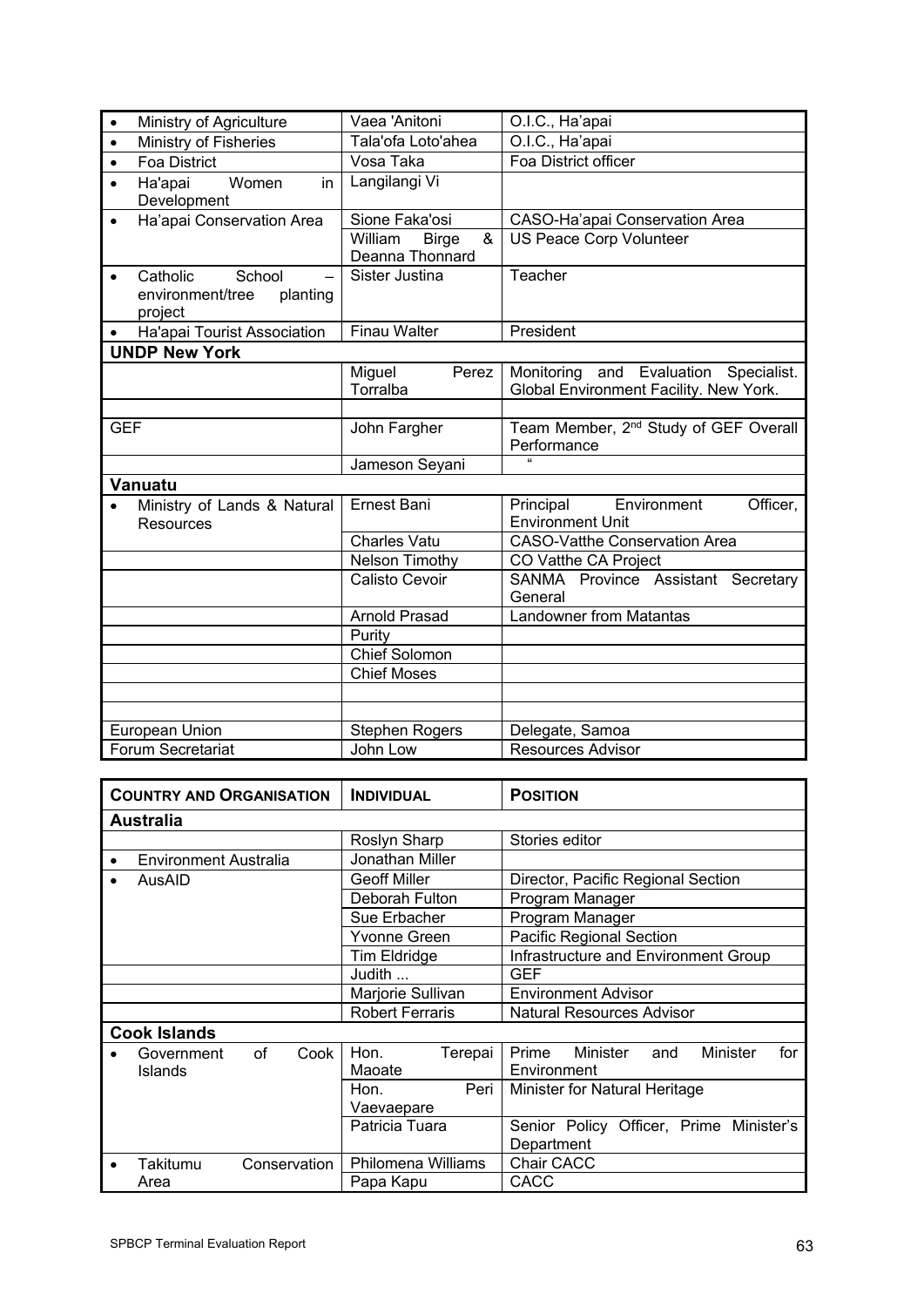| | | |
|---|---|---|
| • Ministry of Agriculture | Vaea 'Anitoni | O.I.C., Ha'apai |
| • Ministry of Fisheries | Tala'ofa Loto'ahea | O.I.C., Ha'apai |
| • Foa District | Vosa Taka | Foa District officer |
| • Ha'apai Women in Development | Langilangi Vi | |
| • Ha'apai Conservation Area | Sione Faka'osi | CASO-Ha'apai Conservation Area |
| | William Birge & Deanna Thonnard | US Peace Corp Volunteer |
| • Catholic School – environment/tree planting project | Sister Justina | Teacher |
| • Ha'apai Tourist Association | Finau Walter | President |
| **UNDP New York** | | |
| | Miguel Perez Torralba | Monitoring and Evaluation Specialist. Global Environment Facility. New York. |
| | | |
| GEF | John Fargher | Team Member, 2nd Study of GEF Overall Performance |
| | Jameson Seyani | " |
| **Vanuatu** | | |
| • Ministry of Lands & Natural Resources | Ernest Bani | Principal Environment Officer, Environment Unit |
| | Charles Vatu | CASO-Vatthe Conservation Area |
| | Nelson Timothy | CO Vatthe CA Project |
| | Calisto Cevoir | SANMA Province Assistant Secretary General |
| | Arnold Prasad | Landowner from Matantas |
| | Purity | |
| | Chief Solomon | |
| | Chief Moses | |
| | | |
| | | |
| European Union | Stephen Rogers | Delegate, Samoa |
| Forum Secretariat | John Low | Resources Advisor |

| **COUNTRY AND ORGANISATION** | **INDIVIDUAL** | **POSITION** |
|---|---|---|
| **Australia** | | |
| | Roslyn Sharp | Stories editor |
| • Environment Australia | Jonathan Miller | |
| • AusAID | Geoff Miller | Director, Pacific Regional Section |
| | Deborah Fulton | Program Manager |
| | Sue Erbacher | Program Manager |
| | Yvonne Green | Pacific Regional Section |
| | Tim Eldridge | Infrastructure and Environment Group |
| | Judith ... | GEF |
| | Marjorie Sullivan | Environment Advisor |
| | Robert Ferraris | Natural Resources Advisor |
| **Cook Islands** | | |
| • Government of Cook Islands | Hon. Terepai Maoate | Prime Minister and Minister for Environment |
| | Hon. Peri Vaevaepare | Minister for Natural Heritage |
| | Patricia Tuara | Senior Policy Officer, Prime Minister's Department |
| • Takitumu Conservation Area | Philomena Williams | Chair CACC |
| | Papa Kapu | CACC |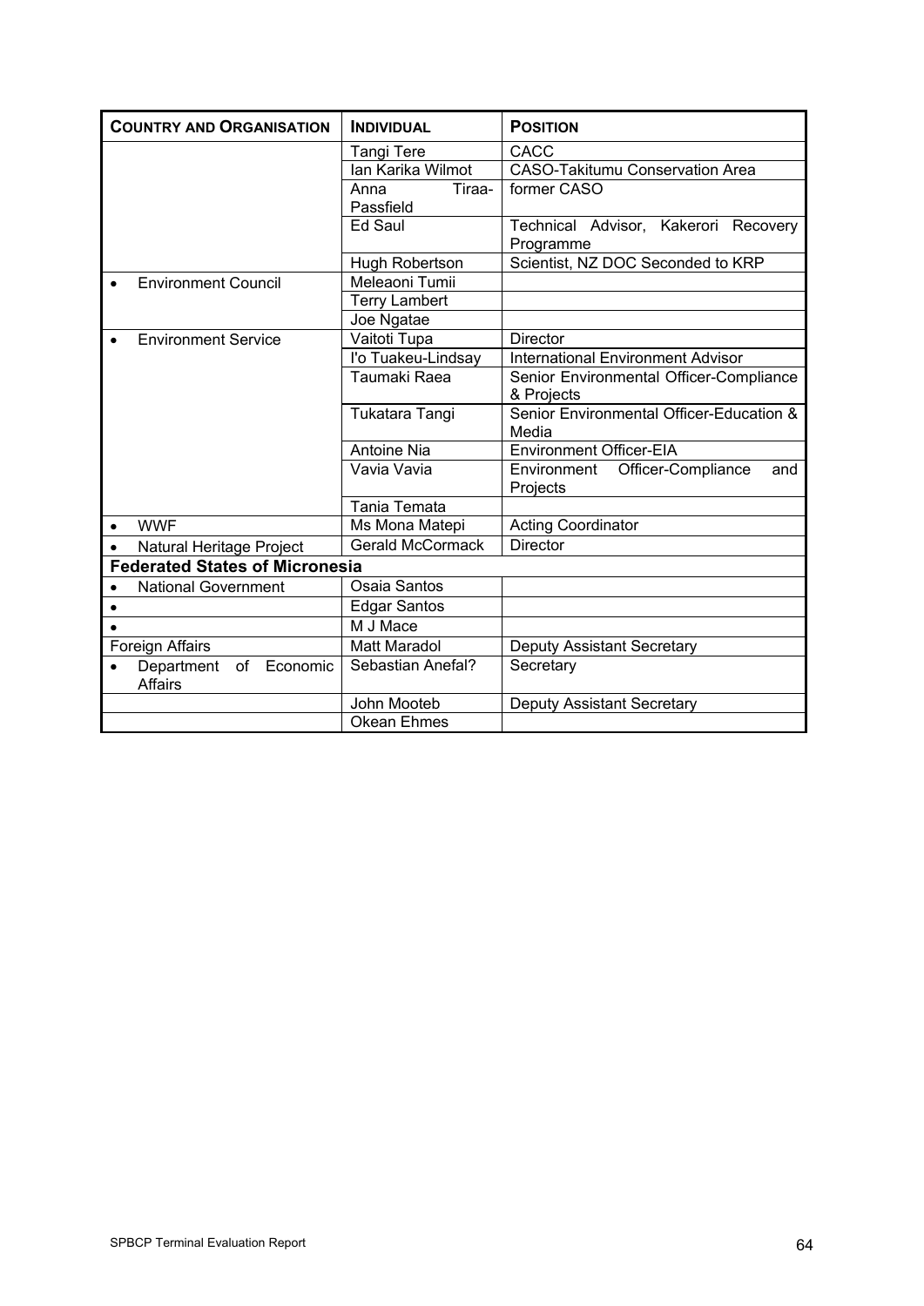| **COUNTRY AND ORGANISATION** | **INDIVIDUAL** | **POSITION** |
|---|---|---|
| | Tangi Tere | CACC |
| | Ian Karika Wilmot | CASO-Takitumu Conservation Area |
| | Anna Tiraa-Passfield | former CASO |
| | Ed Saul | Technical Advisor, Kakerori Recovery Programme |
| | Hugh Robertson | Scientist, NZ DOC Seconded to KRP |
| • Environment Council | Meleaoni Tumii | |
| | Terry Lambert | |
| | Joe Ngatae | |
| • Environment Service | Vaitoti Tupa | Director |
| | I'o Tuakeu-Lindsay | International Environment Advisor |
| | Taumaki Raea | Senior Environmental Officer-Compliance & Projects |
| | Tukatara Tangi | Senior Environmental Officer-Education & Media |
| | Antoine Nia | Environment Officer-EIA |
| | Vavia Vavia | Environment Officer-Compliance and Projects |
| | Tania Temata | |
| • WWF | Ms Mona Matepi | Acting Coordinator |
| • Natural Heritage Project | Gerald McCormack | Director |
| **Federated States of Micronesia** | | |
| • National Government | Osaia Santos | |
| • | Edgar Santos | |
| • | M J Mace | |
| Foreign Affairs | Matt Maradol | Deputy Assistant Secretary |
| • Department of Economic Affairs | Sebastian Anefal? | Secretary |
| | John Mooteb | Deputy Assistant Secretary |
| | Okean Ehmes | |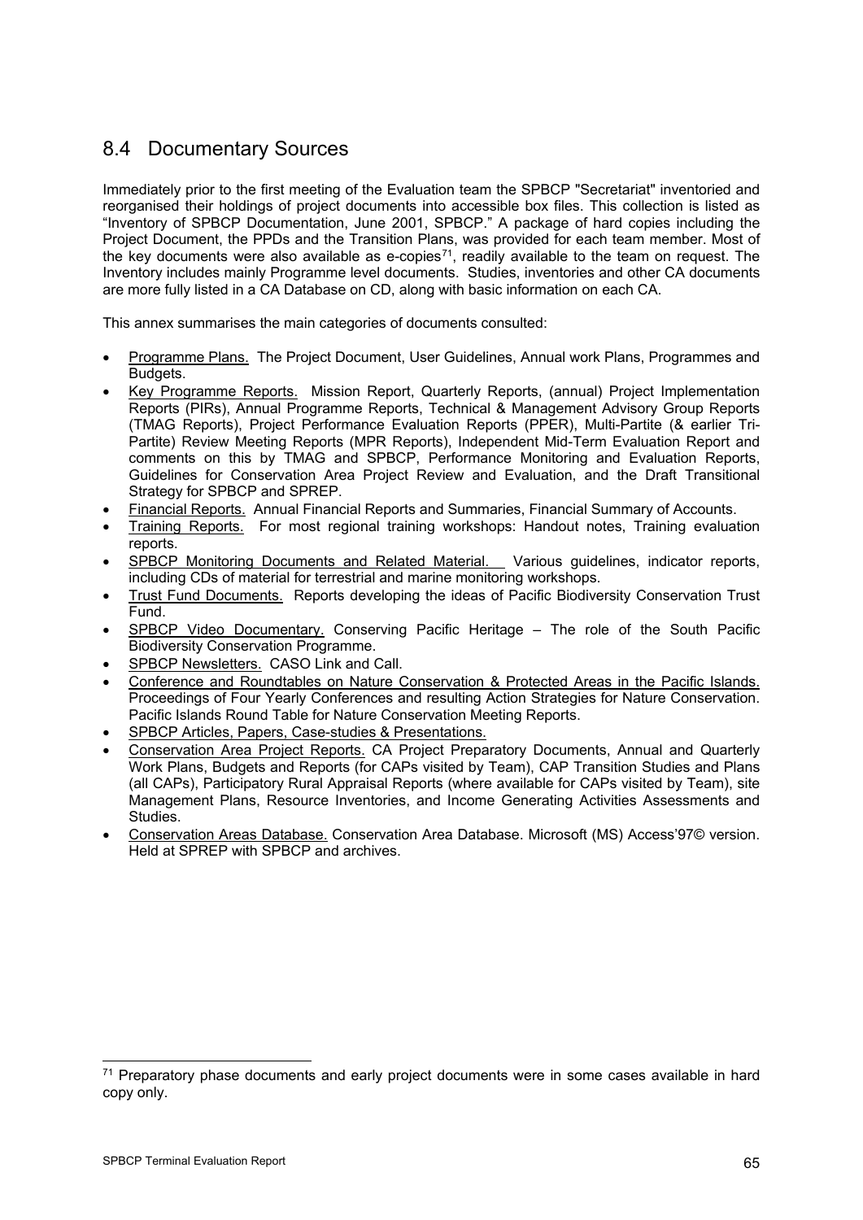## 8.4 Documentary Sources

Immediately prior to the first meeting of the Evaluation team the SPBCP "Secretariat" inventoried and reorganised their holdings of project documents into accessible box files. This collection is listed as "Inventory of SPBCP Documentation, June 2001, SPBCP." A package of hard copies including the Project Document, the PPDs and the Transition Plans, was provided for each team member. Most of the key documents were also available as e-copies[71], readily available to the team on request. The Inventory includes mainly Programme level documents. Studies, inventories and other CA documents are more fully listed in a CA Database on CD, along with basic information on each CA.

This annex summarises the main categories of documents consulted:

- Programme Plans. The Project Document, User Guidelines, Annual work Plans, Programmes and Budgets.
- Key Programme Reports. Mission Report, Quarterly Reports, (annual) Project Implementation Reports (PIRs), Annual Programme Reports, Technical & Management Advisory Group Reports (TMAG Reports), Project Performance Evaluation Reports (PPER), Multi-Partite (& earlier Tri-Partite) Review Meeting Reports (MPR Reports), Independent Mid-Term Evaluation Report and comments on this by TMAG and SPBCP, Performance Monitoring and Evaluation Reports, Guidelines for Conservation Area Project Review and Evaluation, and the Draft Transitional Strategy for SPBCP and SPREP.
- Financial Reports. Annual Financial Reports and Summaries, Financial Summary of Accounts.
- Training Reports. For most regional training workshops: Handout notes, Training evaluation reports.
- SPBCP Monitoring Documents and Related Material. Various guidelines, indicator reports, including CDs of material for terrestrial and marine monitoring workshops.
- Trust Fund Documents. Reports developing the ideas of Pacific Biodiversity Conservation Trust Fund.
- SPBCP Video Documentary. Conserving Pacific Heritage – The role of the South Pacific Biodiversity Conservation Programme.
- SPBCP Newsletters. CASO Link and Call.
- Conference and Roundtables on Nature Conservation & Protected Areas in the Pacific Islands. Proceedings of Four Yearly Conferences and resulting Action Strategies for Nature Conservation. Pacific Islands Round Table for Nature Conservation Meeting Reports.
- SPBCP Articles, Papers, Case-studies & Presentations.
- Conservation Area Project Reports. CA Project Preparatory Documents, Annual and Quarterly Work Plans, Budgets and Reports (for CAPs visited by Team), CAP Transition Studies and Plans (all CAPs), Participatory Rural Appraisal Reports (where available for CAPs visited by Team), site Management Plans, Resource Inventories, and Income Generating Activities Assessments and Studies.
- Conservation Areas Database. Conservation Area Database. Microsoft (MS) Access'97© version. Held at SPREP with SPBCP and archives.

---

[71] Preparatory phase documents and early project documents were in some cases available in hard copy only.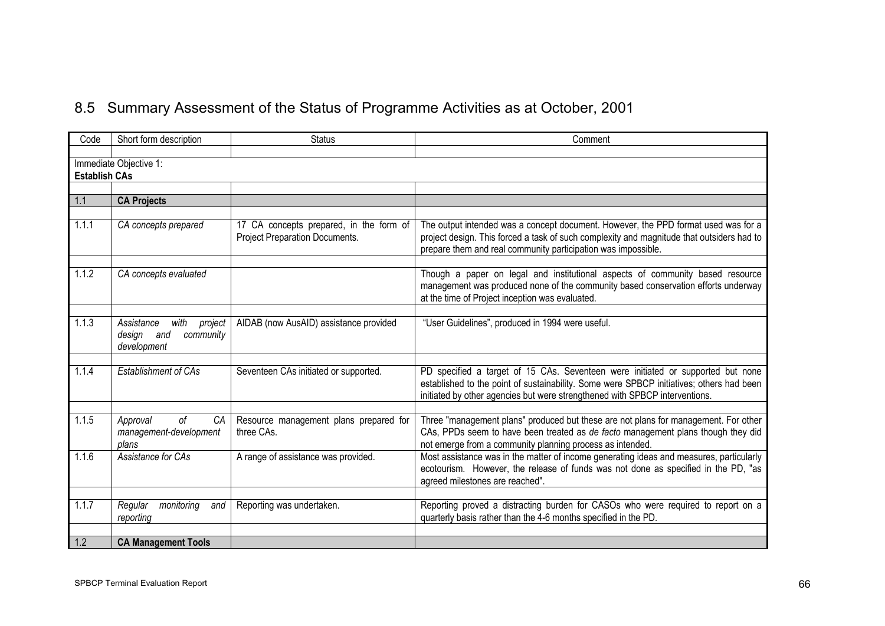## 8.5 Summary Assessment of the Status of Programme Activities as at October, 2001

| Code | Short form description | Status | Comment |
|---|---|---|---|
| Immediate Objective 1: **Establish CAs** | | | |
| 1.1 | **CA Projects** | | |
| 1.1.1 | *CA concepts prepared* | 17 CA concepts prepared, in the form of Project Preparation Documents. | The output intended was a concept document. However, the PPD format used was for a project design. This forced a task of such complexity and magnitude that outsiders had to prepare them and real community participation was impossible. |
| 1.1.2 | *CA concepts evaluated* | | Though a paper on legal and institutional aspects of community based resource management was produced none of the community based conservation efforts underway at the time of Project inception was evaluated. |
| 1.1.3 | *Assistance with project design and community development* | AIDAB (now AusAID) assistance provided | "User Guidelines", produced in 1994 were useful. |
| 1.1.4 | *Establishment of CAs* | Seventeen CAs initiated or supported. | PD specified a target of 15 CAs. Seventeen were initiated or supported but none established to the point of sustainability. Some were SPBCP initiatives; others had been initiated by other agencies but were strengthened with SPBCP interventions. |
| 1.1.5 | *Approval of CA management-development plans* | Resource management plans prepared for three CAs. | Three "management plans" produced but these are not plans for management. For other CAs, PPDs seem to have been treated as *de facto* management plans though they did not emerge from a community planning process as intended. |
| 1.1.6 | *Assistance for CAs* | A range of assistance was provided. | Most assistance was in the matter of income generating ideas and measures, particularly ecotourism. However, the release of funds was not done as specified in the PD, "as agreed milestones are reached". |
| 1.1.7 | *Regular monitoring and reporting* | Reporting was undertaken. | Reporting proved a distracting burden for CASOs who were required to report on a quarterly basis rather than the 4-6 months specified in the PD. |
| 1.2 | **CA Management Tools** | | |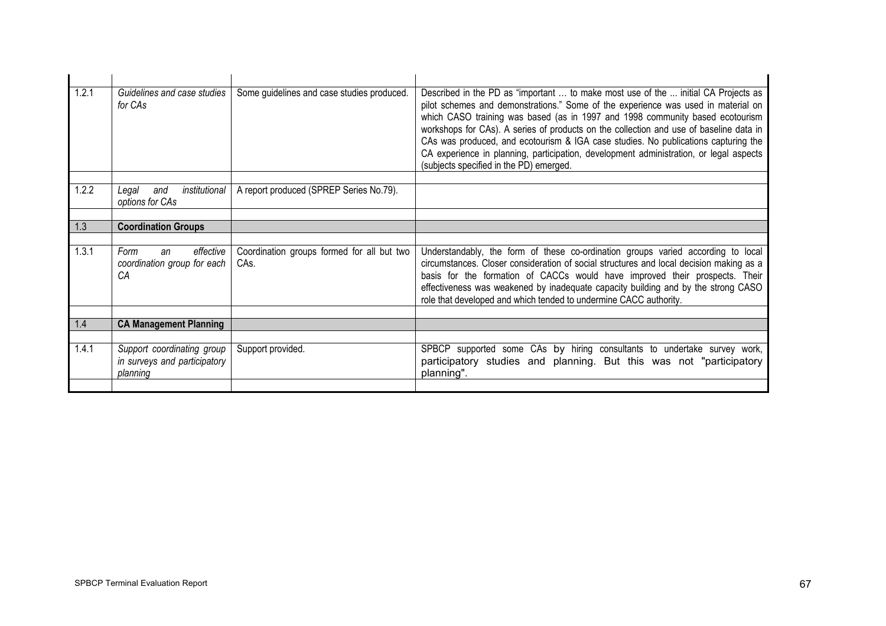| | | | |
|---|---|---|---|
| 1.2.1 | *Guidelines and case studies for CAs* | Some guidelines and case studies produced. | Described in the PD as "important … to make most use of the ... initial CA Projects as pilot schemes and demonstrations." Some of the experience was used in material on which CASO training was based (as in 1997 and 1998 community based ecotourism workshops for CAs). A series of products on the collection and use of baseline data in CAs was produced, and ecotourism & IGA case studies. No publications capturing the CA experience in planning, participation, development administration, or legal aspects (subjects specified in the PD) emerged. |
| | | | |
| 1.2.2 | *Legal and institutional options for CAs* | A report produced (SPREP Series No.79). | |
| | | | |
| 1.3 | **Coordination Groups** | | |
| | | | |
| 1.3.1 | *Form an effective coordination group for each CA* | Coordination groups formed for all but two CAs. | Understandably, the form of these co-ordination groups varied according to local circumstances. Closer consideration of social structures and local decision making as a basis for the formation of CACCs would have improved their prospects. Their effectiveness was weakened by inadequate capacity building and by the strong CASO role that developed and which tended to undermine CACC authority. |
| | | | |
| 1.4 | **CA Management Planning** | | |
| | | | |
| 1.4.1 | *Support coordinating group in surveys and participatory planning* | Support provided. | SPBCP supported some CAs by hiring consultants to undertake survey work, participatory studies and planning. But this was not "participatory planning". |
| | | | |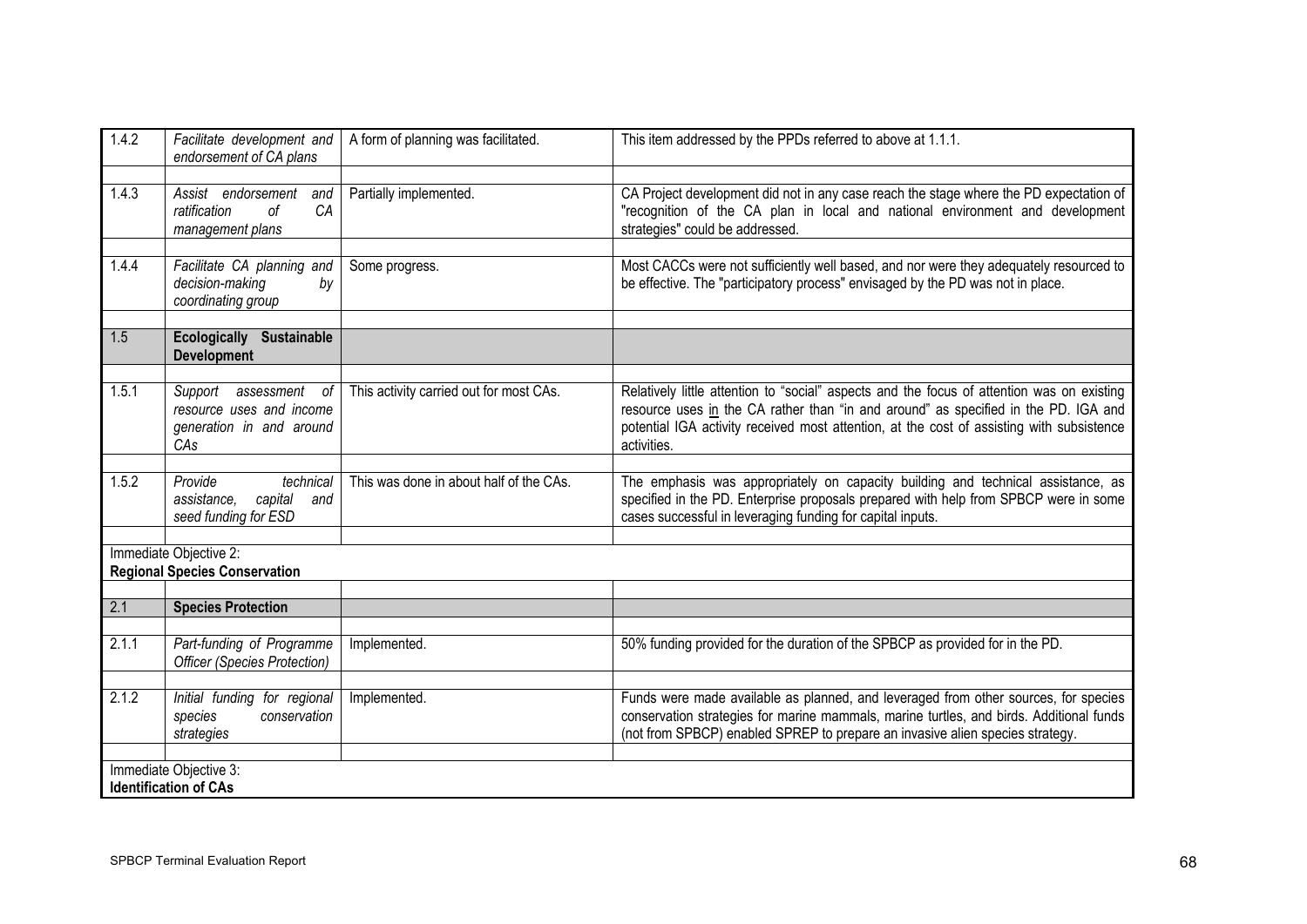| | | | |
|---|---|---|---|
| 1.4.2 | *Facilitate development and endorsement of CA plans* | A form of planning was facilitated. | This item addressed by the PPDs referred to above at 1.1.1. |
| | | | |
| 1.4.3 | *Assist endorsement and ratification of CA management plans* | Partially implemented. | CA Project development did not in any case reach the stage where the PD expectation of "recognition of the CA plan in local and national environment and development strategies" could be addressed. |
| | | | |
| 1.4.4 | *Facilitate CA planning and decision-making by coordinating group* | Some progress. | Most CACCs were not sufficiently well based, and nor were they adequately resourced to be effective. The "participatory process" envisaged by the PD was not in place. |
| | | | |
| 1.5 | **Ecologically Sustainable Development** | | |
| | | | |
| 1.5.1 | *Support assessment of resource uses and income generation in and around CAs* | This activity carried out for most CAs. | Relatively little attention to "social" aspects and the focus of attention was on existing resource uses in the CA rather than "in and around" as specified in the PD. IGA and potential IGA activity received most attention, at the cost of assisting with subsistence activities. |
| | | | |
| 1.5.2 | *Provide technical assistance, capital and seed funding for ESD* | This was done in about half of the CAs. | The emphasis was appropriately on capacity building and technical assistance, as specified in the PD. Enterprise proposals prepared with help from SPBCP were in some cases successful in leveraging funding for capital inputs. |
| | | | |
| Immediate Objective 2: **Regional Species Conservation** | | | |
| | | | |
| 2.1 | **Species Protection** | | |
| | | | |
| 2.1.1 | *Part-funding of Programme Officer (Species Protection)* | Implemented. | 50% funding provided for the duration of the SPBCP as provided for in the PD. |
| | | | |
| 2.1.2 | *Initial funding for regional species conservation strategies* | Implemented. | Funds were made available as planned, and leveraged from other sources, for species conservation strategies for marine mammals, marine turtles, and birds. Additional funds (not from SPBCP) enabled SPREP to prepare an invasive alien species strategy. |
| | | | |
| Immediate Objective 3: **Identification of CAs** | | | |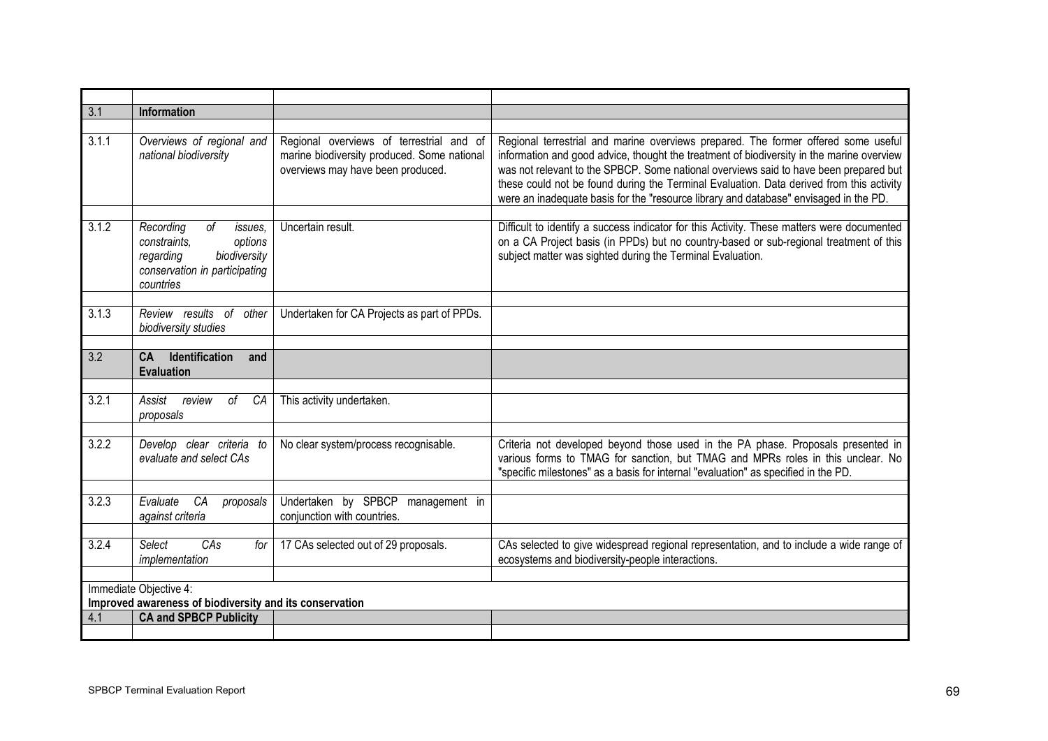| | | | |
|---|---|---|---|
| 3.1 | **Information** | | |
| 3.1.1 | *Overviews of regional and national biodiversity* | Regional overviews of terrestrial and of marine biodiversity produced. Some national overviews may have been produced. | Regional terrestrial and marine overviews prepared. The former offered some useful information and good advice, thought the treatment of biodiversity in the marine overview was not relevant to the SPBCP. Some national overviews said to have been prepared but these could not be found during the Terminal Evaluation. Data derived from this activity were an inadequate basis for the "resource library and database" envisaged in the PD. |
| 3.1.2 | *Recording of issues, constraints, options regarding biodiversity conservation in participating countries* | Uncertain result. | Difficult to identify a success indicator for this Activity. These matters were documented on a CA Project basis (in PPDs) but no country-based or sub-regional treatment of this subject matter was sighted during the Terminal Evaluation. |
| 3.1.3 | *Review results of other biodiversity studies* | Undertaken for CA Projects as part of PPDs. | |
| 3.2 | **CA Identification and Evaluation** | | |
| 3.2.1 | *Assist review of CA proposals* | This activity undertaken. | |
| 3.2.2 | *Develop clear criteria to evaluate and select CAs* | No clear system/process recognisable. | Criteria not developed beyond those used in the PA phase. Proposals presented in various forms to TMAG for sanction, but TMAG and MPRs roles in this unclear. No "specific milestones" as a basis for internal "evaluation" as specified in the PD. |
| 3.2.3 | *Evaluate CA proposals against criteria* | Undertaken by SPBCP management in conjunction with countries. | |
| 3.2.4 | *Select CAs for implementation* | 17 CAs selected out of 29 proposals. | CAs selected to give widespread regional representation, and to include a wide range of ecosystems and biodiversity-people interactions. |
| Immediate Objective 4: **Improved awareness of biodiversity and its conservation** | | | |
| 4.1 | **CA and SPBCP Publicity** | | |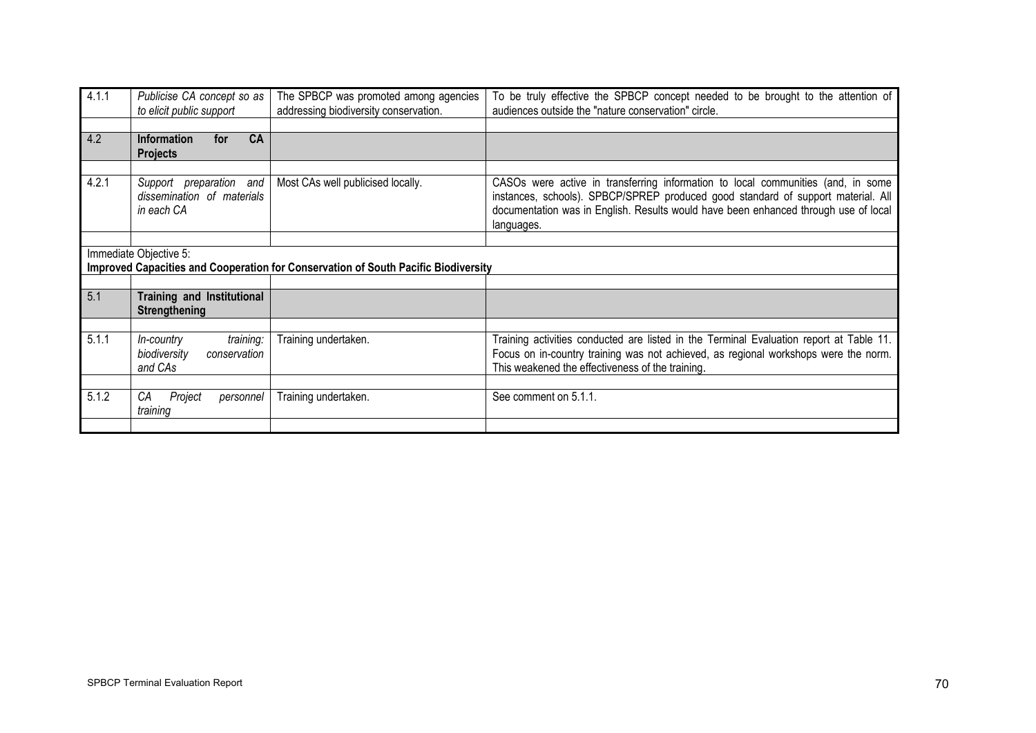| | | | |
|---|---|---|---|
| 4.1.1 | *Publicise CA concept so as to elicit public support* | The SPBCP was promoted among agencies addressing biodiversity conservation. | To be truly effective the SPBCP concept needed to be brought to the attention of audiences outside the "nature conservation" circle. |
| | | | |
| 4.2 | **Information for CA Projects** | | |
| | | | |
| 4.2.1 | *Support preparation and dissemination of materials in each CA* | Most CAs well publicised locally. | CASOs were active in transferring information to local communities (and, in some instances, schools). SPBCP/SPREP produced good standard of support material. All documentation was in English. Results would have been enhanced through use of local languages. |
| | | | |
| Immediate Objective 5: **Improved Capacities and Cooperation for Conservation of South Pacific Biodiversity** | | | |
| | | | |
| 5.1 | **Training and Institutional Strengthening** | | |
| | | | |
| 5.1.1 | *In-country training: biodiversity conservation and CAs* | Training undertaken. | Training activities conducted are listed in the Terminal Evaluation report at Table 11. Focus on in-country training was not achieved, as regional workshops were the norm. This weakened the effectiveness of the training. |
| | | | |
| 5.1.2 | *CA Project personnel training* | Training undertaken. | See comment on 5.1.1. |
| | | | |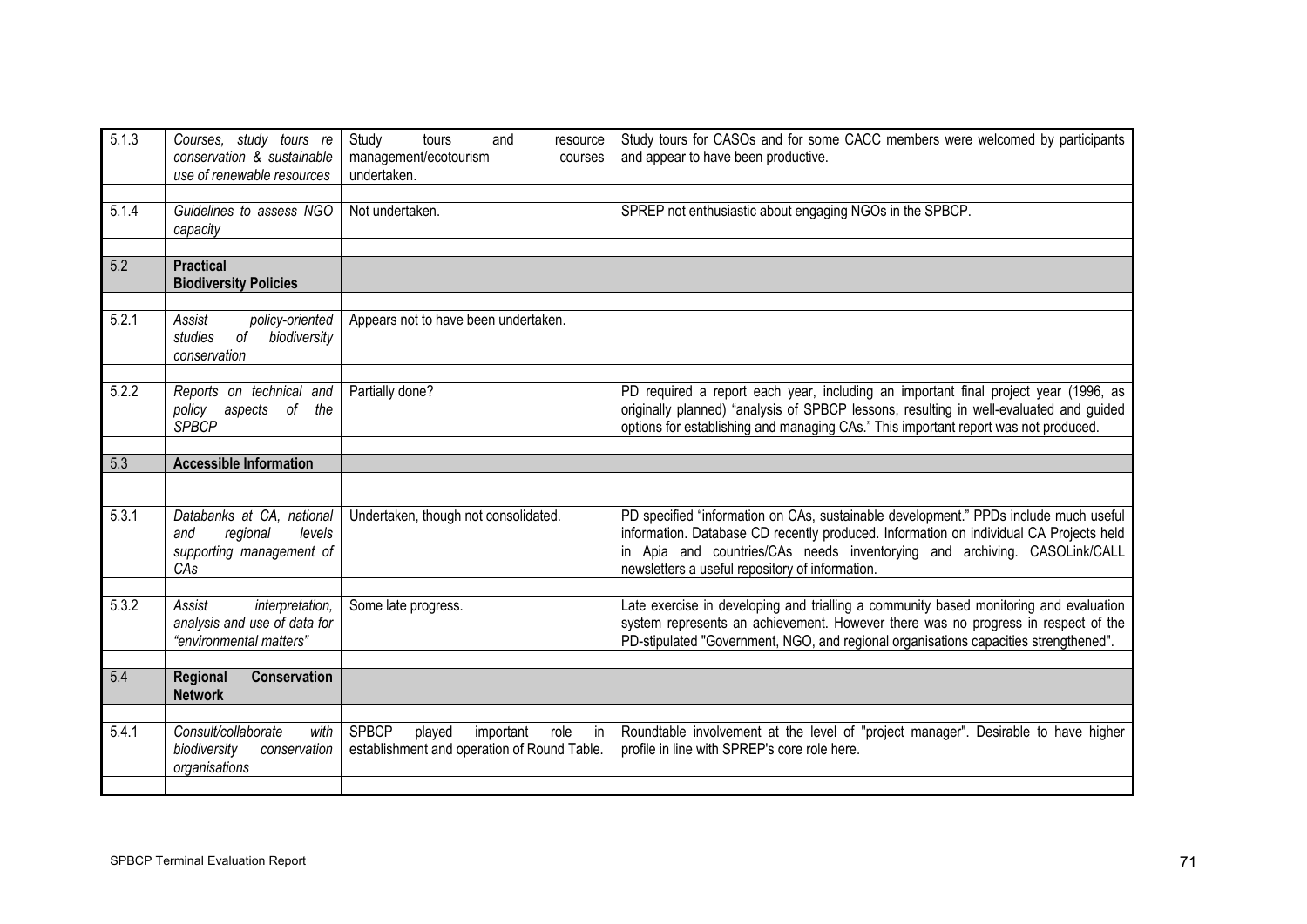| | | | |
|---|---|---|---|
| 5.1.3 | *Courses, study tours re conservation & sustainable use of renewable resources* | Study tours and resource management/ecotourism courses undertaken. | Study tours for CASOs and for some CACC members were welcomed by participants and appear to have been productive. |
| 5.1.4 | *Guidelines to assess NGO capacity* | Not undertaken. | SPREP not enthusiastic about engaging NGOs in the SPBCP. |
| 5.2 | **Practical Biodiversity Policies** | | |
| 5.2.1 | *Assist policy-oriented studies of biodiversity conservation* | Appears not to have been undertaken. | |
| 5.2.2 | *Reports on technical and policy aspects of the SPBCP* | Partially done? | PD required a report each year, including an important final project year (1996, as originally planned) "analysis of SPBCP lessons, resulting in well-evaluated and guided options for establishing and managing CAs." This important report was not produced. |
| 5.3 | **Accessible Information** | | |
| 5.3.1 | *Databanks at CA, national and regional levels supporting management of CAs* | Undertaken, though not consolidated. | PD specified "information on CAs, sustainable development." PPDs include much useful information. Database CD recently produced. Information on individual CA Projects held in Apia and countries/CAs needs inventorying and archiving. CASOLink/CALL newsletters a useful repository of information. |
| 5.3.2 | *Assist interpretation, analysis and use of data for "environmental matters"* | Some late progress. | Late exercise in developing and trialling a community based monitoring and evaluation system represents an achievement. However there was no progress in respect of the PD-stipulated "Government, NGO, and regional organisations capacities strengthened". |
| 5.4 | **Regional Conservation Network** | | |
| 5.4.1 | *Consult/collaborate with biodiversity conservation organisations* | SPBCP played important role in establishment and operation of Round Table. | Roundtable involvement at the level of "project manager". Desirable to have higher profile in line with SPREP's core role here. |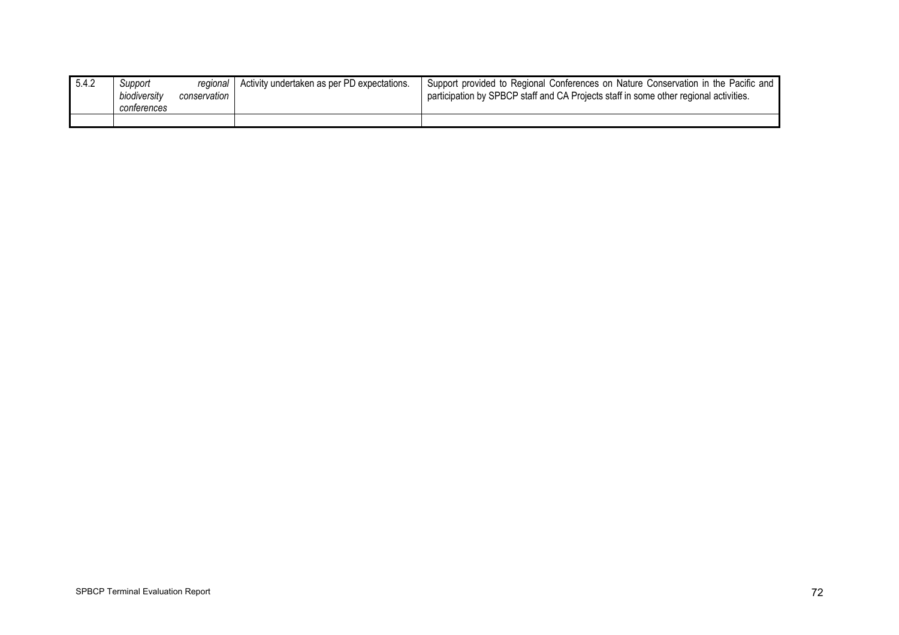| | | | |
|---|---|---|---|
| 5.4.2 | *Support regional biodiversity conservation conferences* | Activity undertaken as per PD expectations. | Support provided to Regional Conferences on Nature Conservation in the Pacific and participation by SPBCP staff and CA Projects staff in some other regional activities. |
| | | | |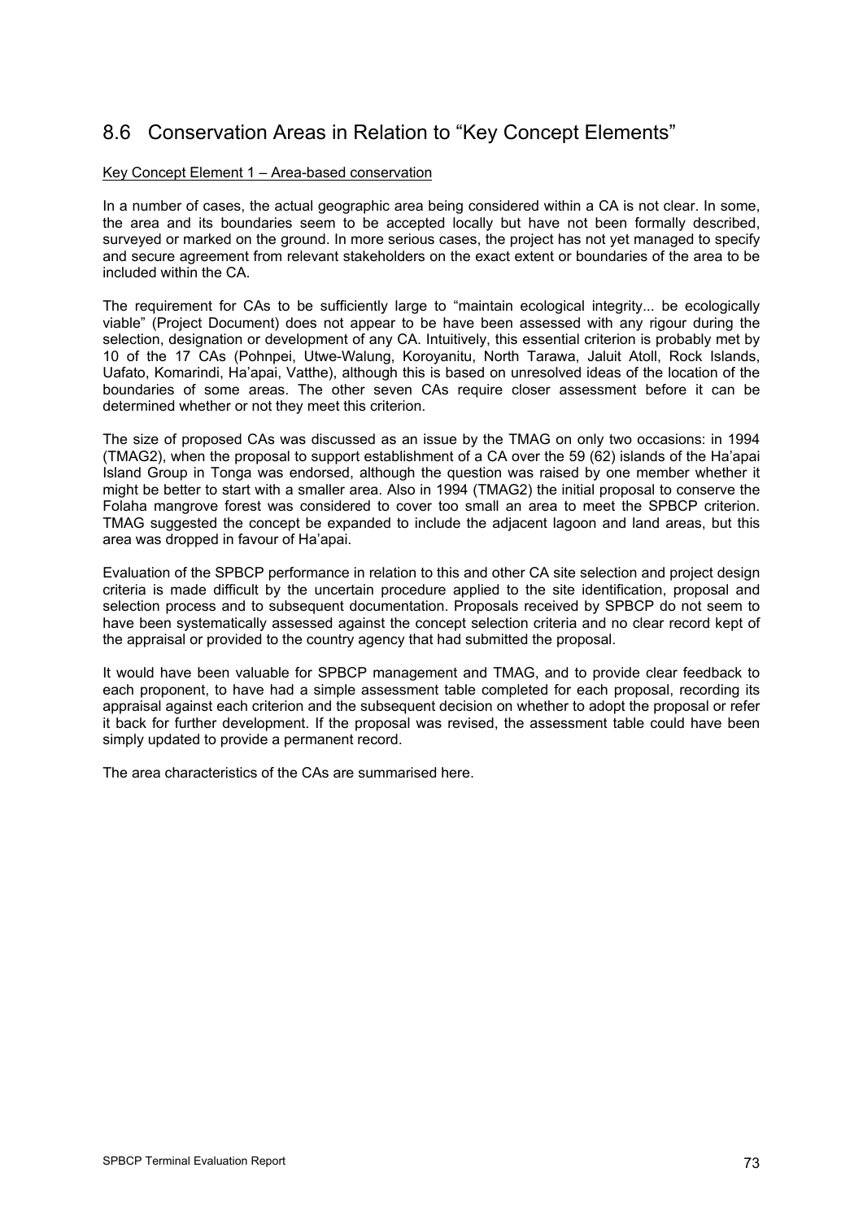## 8.6 Conservation Areas in Relation to "Key Concept Elements"

Key Concept Element 1 – Area-based conservation

In a number of cases, the actual geographic area being considered within a CA is not clear. In some, the area and its boundaries seem to be accepted locally but have not been formally described, surveyed or marked on the ground. In more serious cases, the project has not yet managed to specify and secure agreement from relevant stakeholders on the exact extent or boundaries of the area to be included within the CA.

The requirement for CAs to be sufficiently large to "maintain ecological integrity... be ecologically viable" (Project Document) does not appear to be have been assessed with any rigour during the selection, designation or development of any CA. Intuitively, this essential criterion is probably met by 10 of the 17 CAs (Pohnpei, Utwe-Walung, Koroyanitu, North Tarawa, Jaluit Atoll, Rock Islands, Uafato, Komarindi, Ha'apai, Vatthe), although this is based on unresolved ideas of the location of the boundaries of some areas. The other seven CAs require closer assessment before it can be determined whether or not they meet this criterion.

The size of proposed CAs was discussed as an issue by the TMAG on only two occasions: in 1994 (TMAG2), when the proposal to support establishment of a CA over the 59 (62) islands of the Ha'apai Island Group in Tonga was endorsed, although the question was raised by one member whether it might be better to start with a smaller area. Also in 1994 (TMAG2) the initial proposal to conserve the Folaha mangrove forest was considered to cover too small an area to meet the SPBCP criterion. TMAG suggested the concept be expanded to include the adjacent lagoon and land areas, but this area was dropped in favour of Ha'apai.

Evaluation of the SPBCP performance in relation to this and other CA site selection and project design criteria is made difficult by the uncertain procedure applied to the site identification, proposal and selection process and to subsequent documentation. Proposals received by SPBCP do not seem to have been systematically assessed against the concept selection criteria and no clear record kept of the appraisal or provided to the country agency that had submitted the proposal.

It would have been valuable for SPBCP management and TMAG, and to provide clear feedback to each proponent, to have had a simple assessment table completed for each proposal, recording its appraisal against each criterion and the subsequent decision on whether to adopt the proposal or refer it back for further development. If the proposal was revised, the assessment table could have been simply updated to provide a permanent record.

The area characteristics of the CAs are summarised here.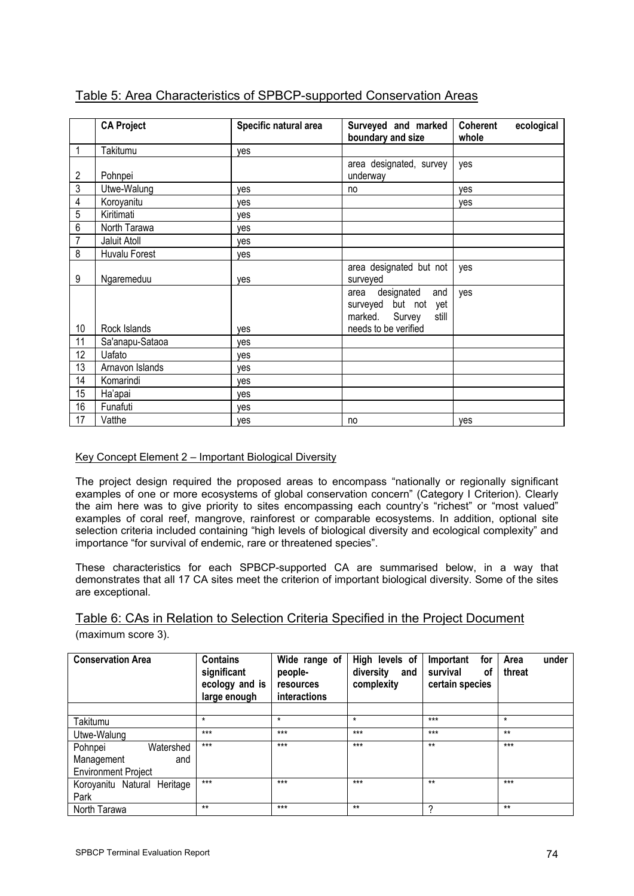## Table 5: Area Characteristics of SPBCP-supported Conservation Areas

| | CA Project | Specific natural area | Surveyed and marked boundary and size | Coherent ecological whole |
|---|---|---|---|---|
| 1 | Takitumu | yes | | |
| 2 | Pohnpei | | area designated, survey underway | yes |
| 3 | Utwe-Walung | yes | no | yes |
| 4 | Koroyanitu | yes | | yes |
| 5 | Kiritimati | yes | | |
| 6 | North Tarawa | yes | | |
| 7 | Jaluit Atoll | yes | | |
| 8 | Huvalu Forest | yes | | |
| 9 | Ngaremeduu | yes | area designated but not surveyed | yes |
| 10 | Rock Islands | yes | area designated and surveyed but not yet marked. Survey still needs to be verified | yes |
| 11 | Sa'anapu-Sataoa | yes | | |
| 12 | Uafato | yes | | |
| 13 | Arnavon Islands | yes | | |
| 14 | Komarindi | yes | | |
| 15 | Ha'apai | yes | | |
| 16 | Funafuti | yes | | |
| 17 | Vatthe | yes | no | yes |

### Key Concept Element 2 – Important Biological Diversity

The project design required the proposed areas to encompass "nationally or regionally significant examples of one or more ecosystems of global conservation concern" (Category I Criterion). Clearly the aim here was to give priority to sites encompassing each country's "richest" or "most valued" examples of coral reef, mangrove, rainforest or comparable ecosystems. In addition, optional site selection criteria included containing "high levels of biological diversity and ecological complexity" and importance "for survival of endemic, rare or threatened species".

These characteristics for each SPBCP-supported CA are summarised below, in a way that demonstrates that all 17 CA sites meet the criterion of important biological diversity. Some of the sites are exceptional.

## Table 6: CAs in Relation to Selection Criteria Specified in the Project Document

(maximum score 3).

| Conservation Area | Contains significant ecology and is large enough | Wide range of people-resources interactions | High levels of diversity and complexity | Important for survival of certain species | Area under threat |
|---|---|---|---|---|---|
| | | | | | |
| Takitumu | * | * | * | *** | * |
| Utwe-Walung | *** | *** | *** | *** | ** |
| Pohnpei Watershed Management and Environment Project | *** | *** | *** | ** | *** |
| Koroyanitu Natural Heritage Park | *** | *** | *** | ** | *** |
| North Tarawa | ** | *** | ** | ? | ** |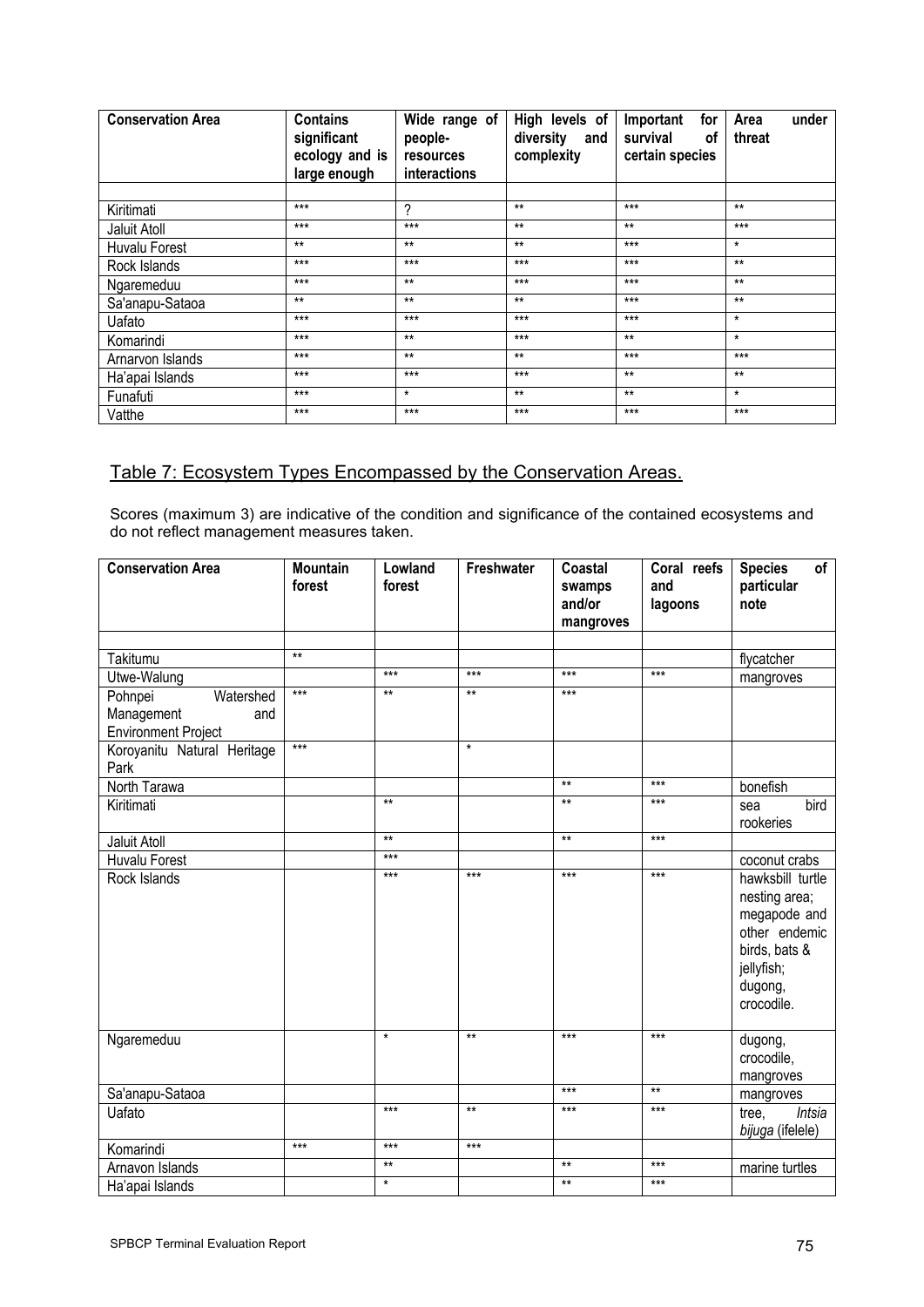| Conservation Area | Contains significant ecology and is large enough | Wide range of people-resources interactions | High levels of diversity and complexity | Important for survival of certain species | Area under threat |
|---|---|---|---|---|---|
| | | | | | |
| Kiritimati | *** | ? | ** | *** | ** |
| Jaluit Atoll | *** | *** | ** | ** | *** |
| Huvalu Forest | ** | ** | ** | *** | * |
| Rock Islands | *** | *** | *** | *** | ** |
| Ngaremeduu | *** | ** | *** | *** | ** |
| Sa'anapu-Sataoa | ** | ** | ** | *** | ** |
| Uafato | *** | *** | *** | *** | * |
| Komarindi | *** | ** | *** | ** | * |
| Arnarvon Islands | *** | ** | ** | *** | *** |
| Ha'apai Islands | *** | *** | *** | ** | ** |
| Funafuti | *** | * | ** | ** | * |
| Vatthe | *** | *** | *** | *** | *** |

## Table 7: Ecosystem Types Encompassed by the Conservation Areas.

Scores (maximum 3) are indicative of the condition and significance of the contained ecosystems and do not reflect management measures taken.

| Conservation Area | Mountain forest | Lowland forest | Freshwater | Coastal swamps and/or mangroves | Coral reefs and lagoons | Species of particular note |
|---|---|---|---|---|---|---|
| | | | | | | |
| Takitumu | ** | | | | | flycatcher |
| Utwe-Walung | | *** | *** | *** | *** | mangroves |
| Pohnpei Watershed Management and Environment Project | *** | ** | ** | *** | | |
| Koroyanitu Natural Heritage Park | *** | | * | | | |
| North Tarawa | | | | ** | *** | bonefish |
| Kiritimati | | ** | | ** | *** | sea bird rookeries |
| Jaluit Atoll | | ** | | ** | *** | |
| Huvalu Forest | | *** | | | | coconut crabs |
| Rock Islands | | *** | *** | *** | *** | hawksbill turtle nesting area; megapode and other endemic birds, bats & jellyfish; dugong, crocodile. |
| Ngaremeduu | | * | ** | *** | *** | dugong, crocodile, mangroves |
| Sa'anapu-Sataoa | | | | *** | ** | mangroves |
| Uafato | | *** | ** | *** | *** | tree, *Intsia bijuga* (ifelele) |
| Komarindi | *** | *** | *** | | | |
| Arnavon Islands | | ** | | ** | *** | marine turtles |
| Ha'apai Islands | | * | | ** | *** | |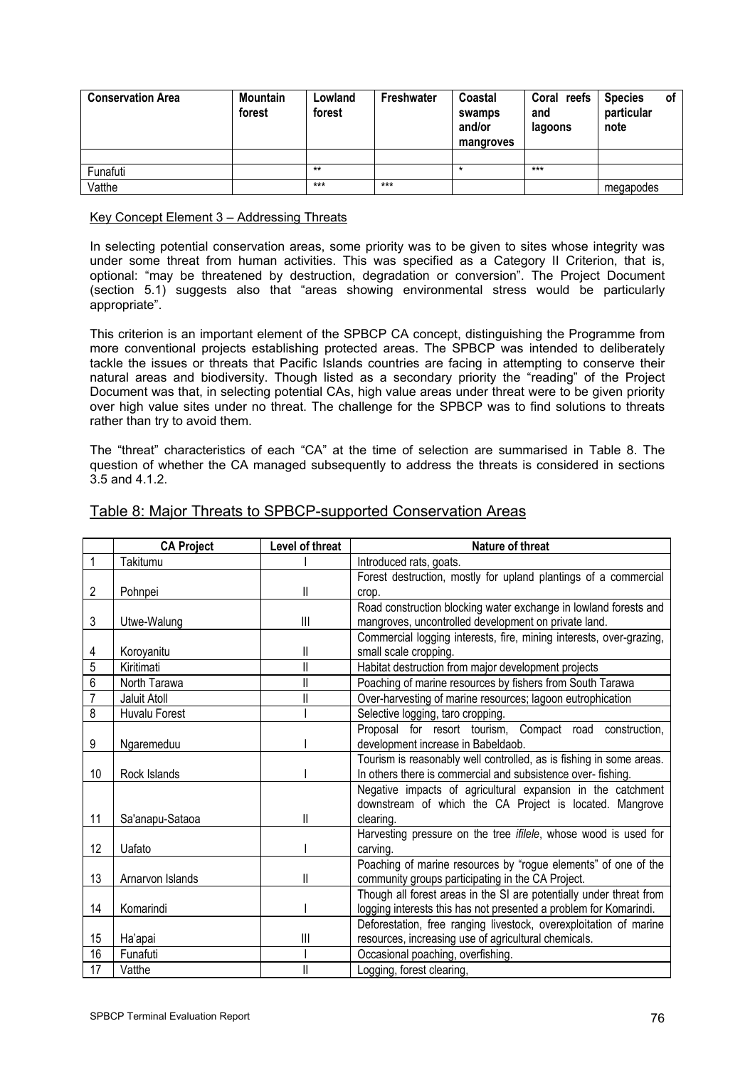| Conservation Area | Mountain forest | Lowland forest | Freshwater | Coastal swamps and/or mangroves | Coral reefs and lagoons | Species of particular note |
|---|---|---|---|---|---|---|
| | | | | | | |
| Funafuti | | ** | | * | *** | |
| Vatthe | | *** | *** | | | megapodes |

Key Concept Element 3 – Addressing Threats

In selecting potential conservation areas, some priority was to be given to sites whose integrity was under some threat from human activities. This was specified as a Category II Criterion, that is, optional: "may be threatened by destruction, degradation or conversion". The Project Document (section 5.1) suggests also that "areas showing environmental stress would be particularly appropriate".

This criterion is an important element of the SPBCP CA concept, distinguishing the Programme from more conventional projects establishing protected areas. The SPBCP was intended to deliberately tackle the issues or threats that Pacific Islands countries are facing in attempting to conserve their natural areas and biodiversity. Though listed as a secondary priority the "reading" of the Project Document was that, in selecting potential CAs, high value areas under threat were to be given priority over high value sites under no threat. The challenge for the SPBCP was to find solutions to threats rather than try to avoid them.

The "threat" characteristics of each "CA" at the time of selection are summarised in Table 8. The question of whether the CA managed subsequently to address the threats is considered in sections 3.5 and 4.1.2.

## Table 8: Major Threats to SPBCP-supported Conservation Areas

| | CA Project | Level of threat | Nature of threat |
|---|---|---|---|
| 1 | Takitumu | I | Introduced rats, goats. |
| 2 | Pohnpei | II | Forest destruction, mostly for upland plantings of a commercial crop. |
| 3 | Utwe-Walung | III | Road construction blocking water exchange in lowland forests and mangroves, uncontrolled development on private land. |
| 4 | Koroyanitu | II | Commercial logging interests, fire, mining interests, over-grazing, small scale cropping. |
| 5 | Kiritimati | II | Habitat destruction from major development projects |
| 6 | North Tarawa | II | Poaching of marine resources by fishers from South Tarawa |
| 7 | Jaluit Atoll | II | Over-harvesting of marine resources; lagoon eutrophication |
| 8 | Huvalu Forest | I | Selective logging, taro cropping. |
| 9 | Ngaremeduu | I | Proposal for resort tourism, Compact road construction, development increase in Babeldaob. |
| 10 | Rock Islands | I | Tourism is reasonably well controlled, as is fishing in some areas. In others there is commercial and subsistence over- fishing. |
| 11 | Sa'anapu-Sataoa | II | Negative impacts of agricultural expansion in the catchment downstream of which the CA Project is located. Mangrove clearing. |
| 12 | Uafato | I | Harvesting pressure on the tree *ifilele*, whose wood is used for carving. |
| 13 | Arnarvon Islands | II | Poaching of marine resources by "rogue elements" of one of the community groups participating in the CA Project. |
| 14 | Komarindi | I | Though all forest areas in the SI are potentially under threat from logging interests this has not presented a problem for Komarindi. |
| 15 | Ha'apai | III | Deforestation, free ranging livestock, overexploitation of marine resources, increasing use of agricultural chemicals. |
| 16 | Funafuti | I | Occasional poaching, overfishing. |
| 17 | Vatthe | II | Logging, forest clearing, |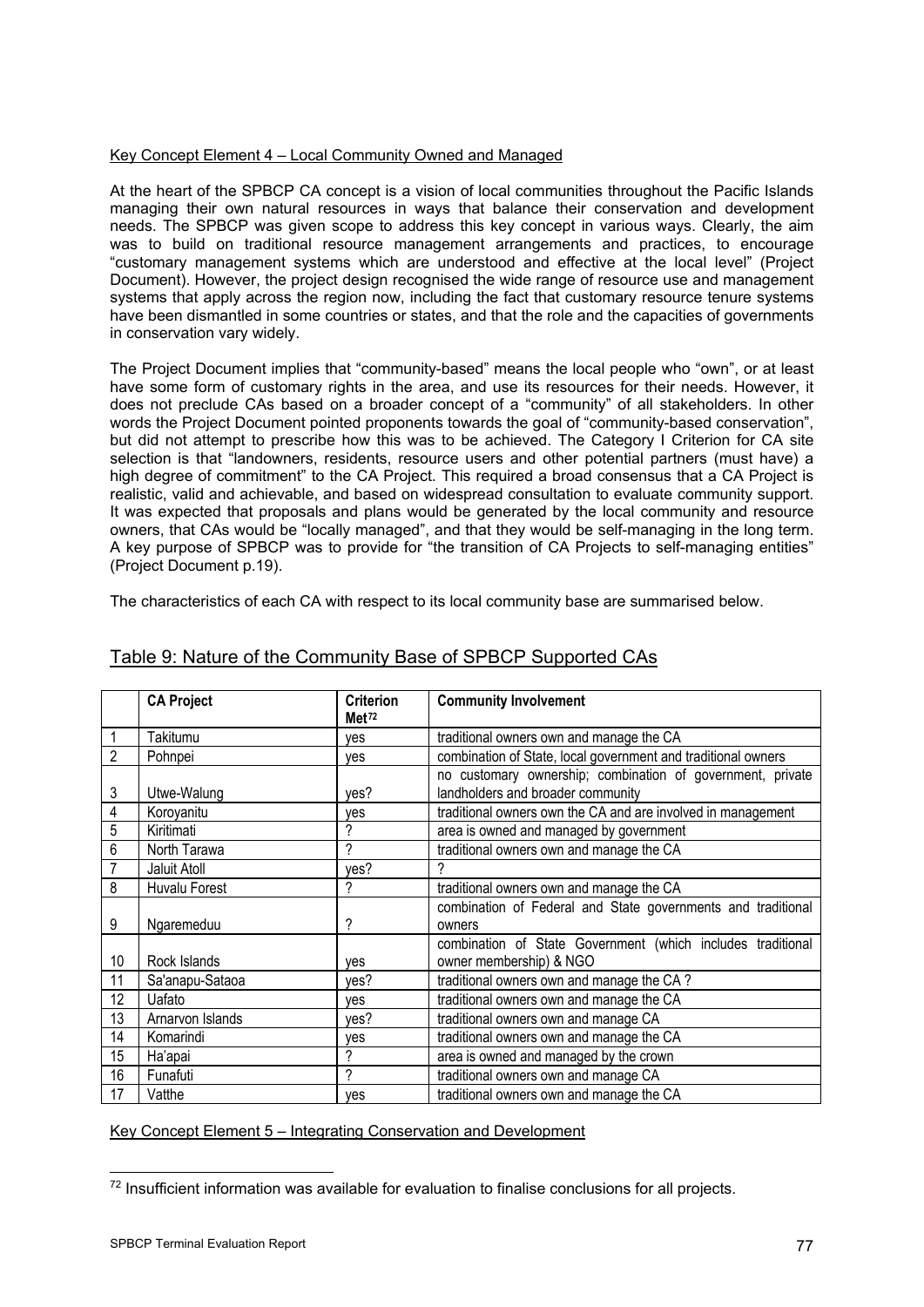Key Concept Element 4 – Local Community Owned and Managed

At the heart of the SPBCP CA concept is a vision of local communities throughout the Pacific Islands managing their own natural resources in ways that balance their conservation and development needs. The SPBCP was given scope to address this key concept in various ways. Clearly, the aim was to build on traditional resource management arrangements and practices, to encourage "customary management systems which are understood and effective at the local level" (Project Document). However, the project design recognised the wide range of resource use and management systems that apply across the region now, including the fact that customary resource tenure systems have been dismantled in some countries or states, and that the role and the capacities of governments in conservation vary widely.

The Project Document implies that "community-based" means the local people who "own", or at least have some form of customary rights in the area, and use its resources for their needs. However, it does not preclude CAs based on a broader concept of a "community" of all stakeholders. In other words the Project Document pointed proponents towards the goal of "community-based conservation", but did not attempt to prescribe how this was to be achieved. The Category I Criterion for CA site selection is that "landowners, residents, resource users and other potential partners (must have) a high degree of commitment" to the CA Project. This required a broad consensus that a CA Project is realistic, valid and achievable, and based on widespread consultation to evaluate community support. It was expected that proposals and plans would be generated by the local community and resource owners, that CAs would be "locally managed", and that they would be self-managing in the long term. A key purpose of SPBCP was to provide for "the transition of CA Projects to self-managing entities" (Project Document p.19).

The characteristics of each CA with respect to its local community base are summarised below.

## Table 9: Nature of the Community Base of SPBCP Supported CAs

| | CA Project | Criterion Met[72] | Community Involvement |
|---|---|---|---|
| 1 | Takitumu | yes | traditional owners own and manage the CA |
| 2 | Pohnpei | yes | combination of State, local government and traditional owners |
| 3 | Utwe-Walung | yes? | no customary ownership; combination of government, private landholders and broader community |
| 4 | Koroyanitu | yes | traditional owners own the CA and are involved in management |
| 5 | Kiritimati | ? | area is owned and managed by government |
| 6 | North Tarawa | ? | traditional owners own and manage the CA |
| 7 | Jaluit Atoll | yes? | ? |
| 8 | Huvalu Forest | ? | traditional owners own and manage the CA |
| 9 | Ngaremeduu | ? | combination of Federal and State governments and traditional owners |
| 10 | Rock Islands | yes | combination of State Government (which includes traditional owner membership) & NGO |
| 11 | Sa'anapu-Sataoa | yes? | traditional owners own and manage the CA ? |
| 12 | Uafato | yes | traditional owners own and manage the CA |
| 13 | Arnarvon Islands | yes? | traditional owners own and manage CA |
| 14 | Komarindi | yes | traditional owners own and manage the CA |
| 15 | Ha'apai | ? | area is owned and managed by the crown |
| 16 | Funafuti | ? | traditional owners own and manage CA |
| 17 | Vatthe | yes | traditional owners own and manage the CA |

Key Concept Element 5 – Integrating Conservation and Development

[72] Insufficient information was available for evaluation to finalise conclusions for all projects.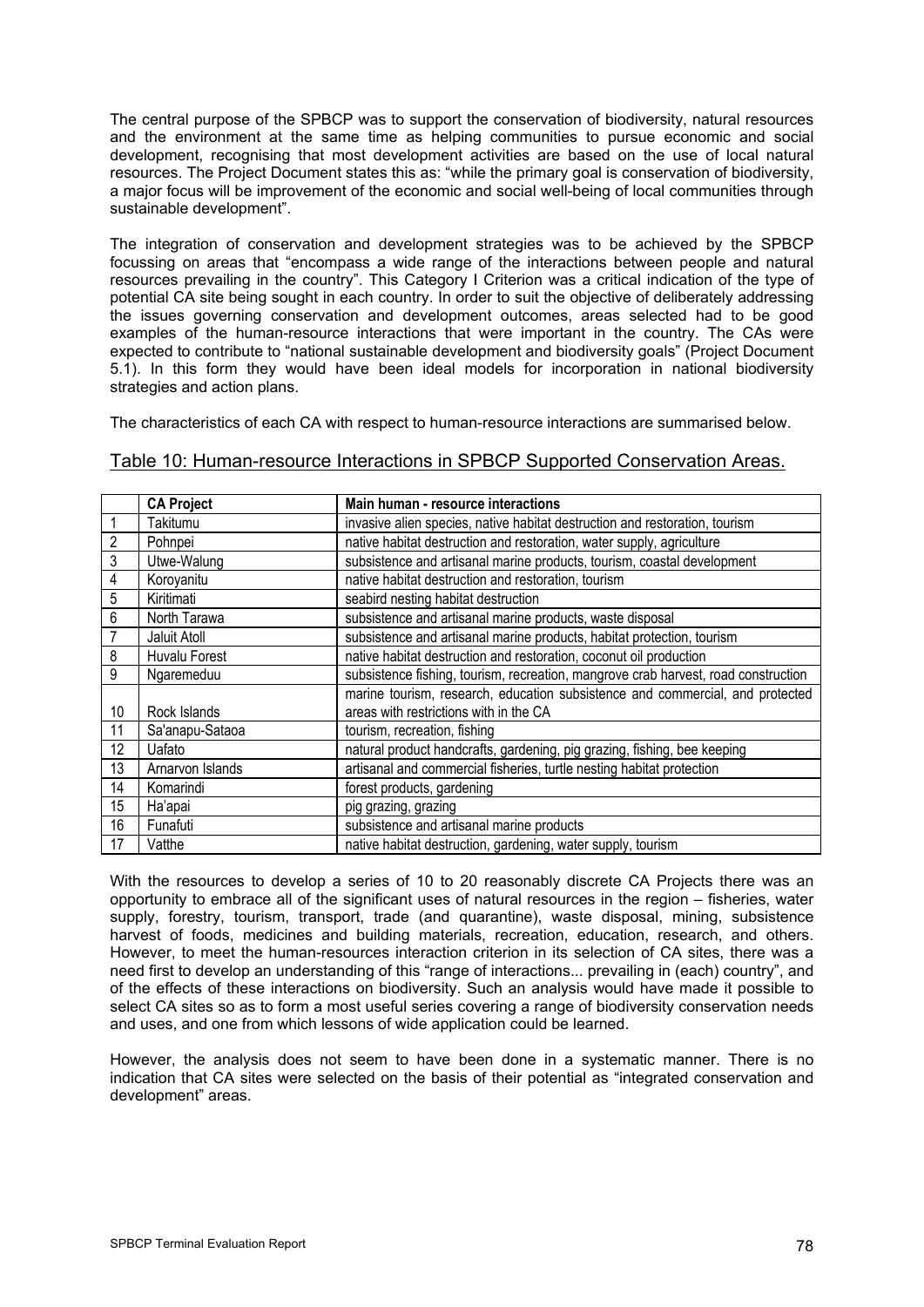The central purpose of the SPBCP was to support the conservation of biodiversity, natural resources and the environment at the same time as helping communities to pursue economic and social development, recognising that most development activities are based on the use of local natural resources. The Project Document states this as: "while the primary goal is conservation of biodiversity, a major focus will be improvement of the economic and social well-being of local communities through sustainable development".

The integration of conservation and development strategies was to be achieved by the SPBCP focussing on areas that "encompass a wide range of the interactions between people and natural resources prevailing in the country". This Category I Criterion was a critical indication of the type of potential CA site being sought in each country. In order to suit the objective of deliberately addressing the issues governing conservation and development outcomes, areas selected had to be good examples of the human-resource interactions that were important in the country. The CAs were expected to contribute to "national sustainable development and biodiversity goals" (Project Document 5.1). In this form they would have been ideal models for incorporation in national biodiversity strategies and action plans.

The characteristics of each CA with respect to human-resource interactions are summarised below.

## Table 10: Human-resource Interactions in SPBCP Supported Conservation Areas.

| | CA Project | Main human - resource interactions |
|---|---|---|
| 1 | Takitumu | invasive alien species, native habitat destruction and restoration, tourism |
| 2 | Pohnpei | native habitat destruction and restoration, water supply, agriculture |
| 3 | Utwe-Walung | subsistence and artisanal marine products, tourism, coastal development |
| 4 | Koroyanitu | native habitat destruction and restoration, tourism |
| 5 | Kiritimati | seabird nesting habitat destruction |
| 6 | North Tarawa | subsistence and artisanal marine products, waste disposal |
| 7 | Jaluit Atoll | subsistence and artisanal marine products, habitat protection, tourism |
| 8 | Huvalu Forest | native habitat destruction and restoration, coconut oil production |
| 9 | Ngaremeduu | subsistence fishing, tourism, recreation, mangrove crab harvest, road construction |
| 10 | Rock Islands | marine tourism, research, education subsistence and commercial, and protected areas with restrictions with in the CA |
| 11 | Sa'anapu-Sataoa | tourism, recreation, fishing |
| 12 | Uafato | natural product handcrafts, gardening, pig grazing, fishing, bee keeping |
| 13 | Arnarvon Islands | artisanal and commercial fisheries, turtle nesting habitat protection |
| 14 | Komarindi | forest products, gardening |
| 15 | Ha'apai | pig grazing, grazing |
| 16 | Funafuti | subsistence and artisanal marine products |
| 17 | Vatthe | native habitat destruction, gardening, water supply, tourism |

With the resources to develop a series of 10 to 20 reasonably discrete CA Projects there was an opportunity to embrace all of the significant uses of natural resources in the region – fisheries, water supply, forestry, tourism, transport, trade (and quarantine), waste disposal, mining, subsistence harvest of foods, medicines and building materials, recreation, education, research, and others. However, to meet the human-resources interaction criterion in its selection of CA sites, there was a need first to develop an understanding of this "range of interactions... prevailing in (each) country", and of the effects of these interactions on biodiversity. Such an analysis would have made it possible to select CA sites so as to form a most useful series covering a range of biodiversity conservation needs and uses, and one from which lessons of wide application could be learned.

However, the analysis does not seem to have been done in a systematic manner. There is no indication that CA sites were selected on the basis of their potential as "integrated conservation and development" areas.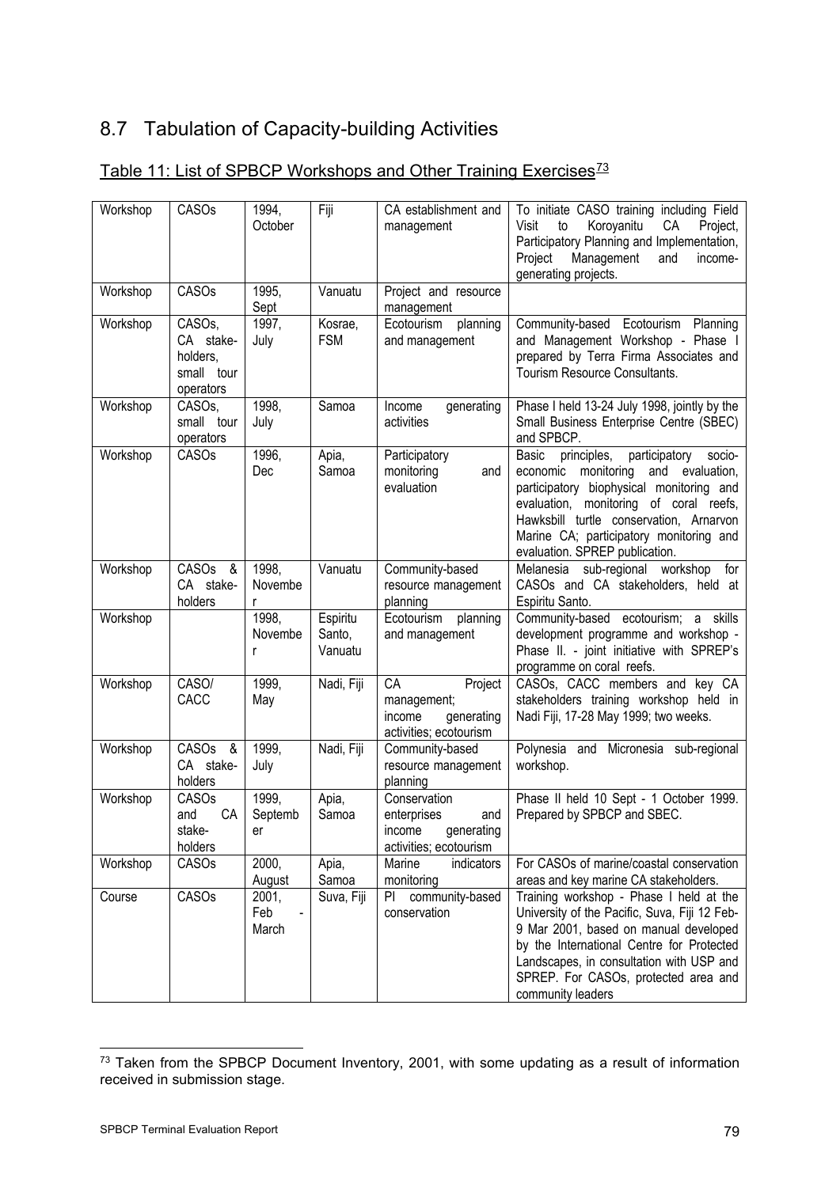## 8.7 Tabulation of Capacity-building Activities

Table 11: List of SPBCP Workshops and Other Training Exercises[73]

| | | | | | |
|---|---|---|---|---|---|
| Workshop | CASOs | 1994, October | Fiji | CA establishment and management | To initiate CASO training including Field Visit to Koroyanitu CA Project, Participatory Planning and Implementation, Project Management and income-generating projects. |
| Workshop | CASOs | 1995, Sept | Vanuatu | Project and resource management | |
| Workshop | CASOs, CA stake-holders, small tour operators | 1997, July | Kosrae, FSM | Ecotourism planning and management | Community-based Ecotourism Planning and Management Workshop - Phase I prepared by Terra Firma Associates and Tourism Resource Consultants. |
| Workshop | CASOs, small tour operators | 1998, July | Samoa | Income generating activities | Phase I held 13-24 July 1998, jointly by the Small Business Enterprise Centre (SBEC) and SPBCP. |
| Workshop | CASOs | 1996, Dec | Apia, Samoa | Participatory monitoring and evaluation | Basic principles, participatory socio-economic monitoring and evaluation, participatory biophysical monitoring and evaluation, monitoring of coral reefs, Hawksbill turtle conservation, Arnarvon Marine CA; participatory monitoring and evaluation. SPREP publication. |
| Workshop | CASOs & CA stake-holders | 1998, November | Vanuatu | Community-based resource management planning | Melanesia sub-regional workshop for CASOs and CA stakeholders, held at Espiritu Santo. |
| Workshop | | 1998, November | Espiritu Santo, Vanuatu | Ecotourism planning and management | Community-based ecotourism; a skills development programme and workshop - Phase II. - joint initiative with SPREP's programme on coral reefs. |
| Workshop | CASO/ CACC | 1999, May | Nadi, Fiji | CA Project management; income generating activities; ecotourism | CASOs, CACC members and key CA stakeholders training workshop held in Nadi Fiji, 17-28 May 1999; two weeks. |
| Workshop | CASOs & CA stake-holders | 1999, July | Nadi, Fiji | Community-based resource management planning | Polynesia and Micronesia sub-regional workshop. |
| Workshop | CASOs and CA stake-holders | 1999, September | Apia, Samoa | Conservation enterprises and income generating activities; ecotourism | Phase II held 10 Sept - 1 October 1999. Prepared by SPBCP and SBEC. |
| Workshop | CASOs | 2000, August | Apia, Samoa | Marine indicators monitoring | For CASOs of marine/coastal conservation areas and key marine CA stakeholders. |
| Course | CASOs | 2001, Feb - March | Suva, Fiji | PI community-based conservation | Training workshop - Phase I held at the University of the Pacific, Suva, Fiji 12 Feb-9 Mar 2001, based on manual developed by the International Centre for Protected Landscapes, in consultation with USP and SPREP. For CASOs, protected area and community leaders |

[73] Taken from the SPBCP Document Inventory, 2001, with some updating as a result of information received in submission stage.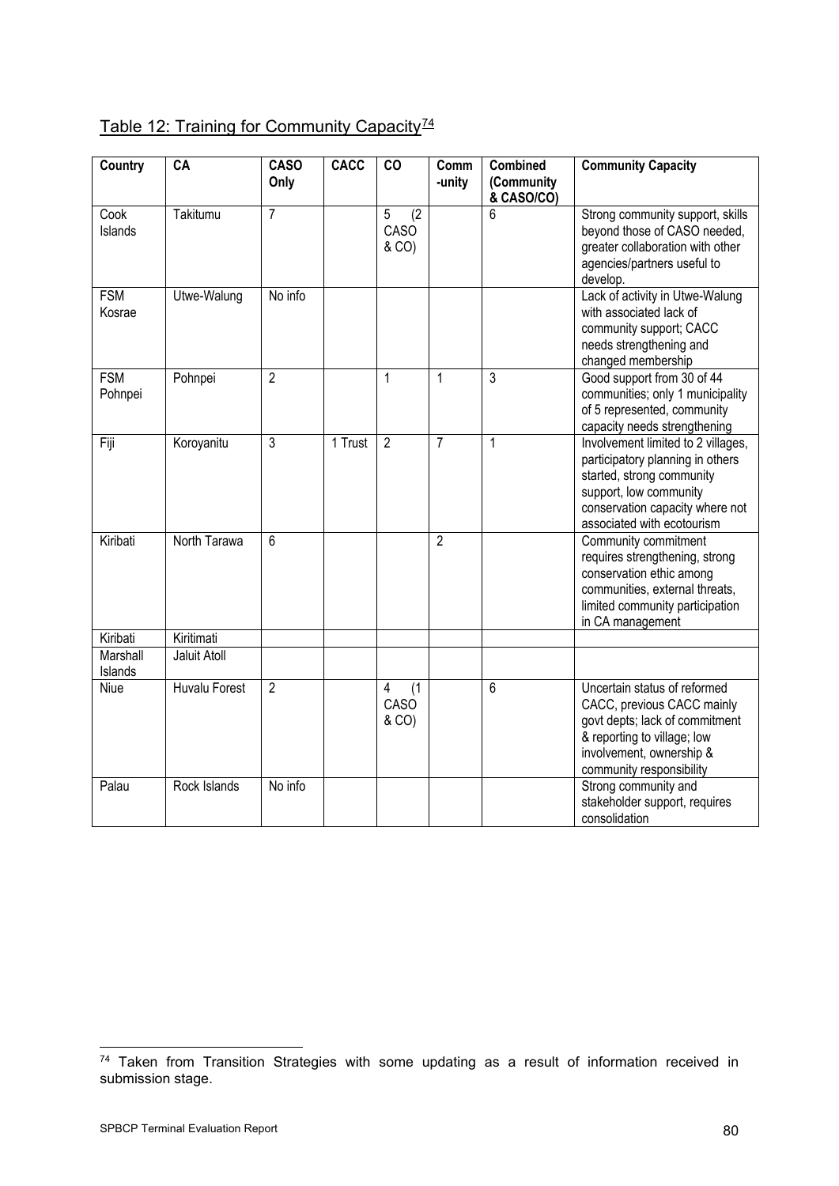Table 12: Training for Community Capacity[74]

| Country | CA | CASO Only | CACC | CO | Comm -unity | Combined (Community & CASO/CO) | Community Capacity |
|---|---|---|---|---|---|---|---|
| Cook Islands | Takitumu | 7 | | 5 (2 CASO & CO) | | 6 | Strong community support, skills beyond those of CASO needed, greater collaboration with other agencies/partners useful to develop. |
| FSM Kosrae | Utwe-Walung | No info | | | | | Lack of activity in Utwe-Walung with associated lack of community support; CACC needs strengthening and changed membership |
| FSM Pohnpei | Pohnpei | 2 | | 1 | 1 | 3 | Good support from 30 of 44 communities; only 1 municipality of 5 represented, community capacity needs strengthening |
| Fiji | Koroyanitu | 3 | 1 Trust | 2 | 7 | 1 | Involvement limited to 2 villages, participatory planning in others started, strong community support, low community conservation capacity where not associated with ecotourism |
| Kiribati | North Tarawa | 6 | | | 2 | | Community commitment requires strengthening, strong conservation ethic among communities, external threats, limited community participation in CA management |
| Kiribati | Kiritimati | | | | | | |
| Marshall Islands | Jaluit Atoll | | | | | | |
| Niue | Huvalu Forest | 2 | | 4 (1 CASO & CO) | | 6 | Uncertain status of reformed CACC, previous CACC mainly govt depts; lack of commitment & reporting to village; low involvement, ownership & community responsibility |
| Palau | Rock Islands | No info | | | | | Strong community and stakeholder support, requires consolidation |

[74] Taken from Transition Strategies with some updating as a result of information received in submission stage.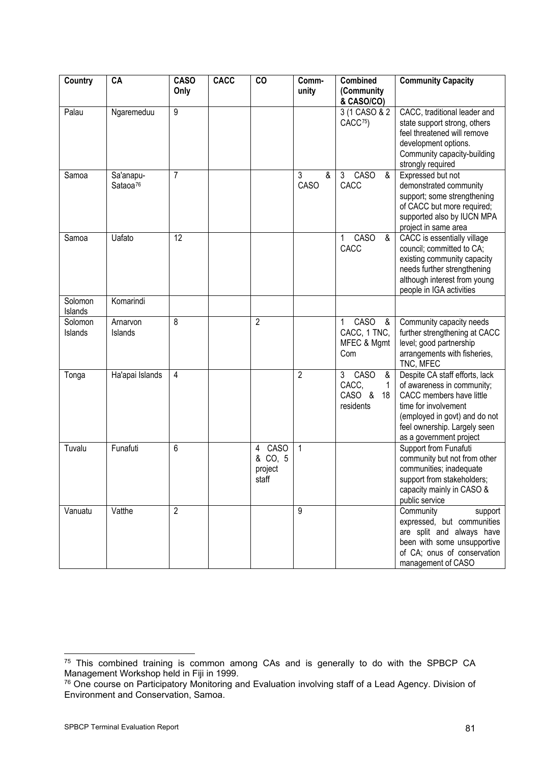| Country | CA | CASO Only | CACC | CO | Comm-unity | Combined (Community & CASO/CO) | Community Capacity |
|---|---|---|---|---|---|---|---|
| Palau | Ngaremeduu | 9 | | | | 3 (1 CASO & 2 CACC[75]) | CACC, traditional leader and state support strong, others feel threatened will remove development options. Community capacity-building strongly required |
| Samoa | Sa'anapu-Sataoa[76] | 7 | | | 3 & CASO | 3 CASO & CACC | Expressed but not demonstrated community support; some strengthening of CACC but more required; supported also by IUCN MPA project in same area |
| Samoa | Uafato | 12 | | | | 1 CASO & CACC | CACC is essentially village council; committed to CA; existing community capacity needs further strengthening although interest from young people in IGA activities |
| Solomon Islands | Komarindi | | | | | | |
| Solomon Islands | Arnarvon Islands | 8 | | 2 | | 1 CASO & CACC, 1 TNC, MFEC & Mgmt Com | Community capacity needs further strengthening at CACC level; good partnership arrangements with fisheries, TNC, MFEC |
| Tonga | Ha'apai Islands | 4 | | | 2 | 3 CASO & CACC, 1 CASO & 18 residents | Despite CA staff efforts, lack of awareness in community; CACC members have little time for involvement (employed in govt) and do not feel ownership. Largely seen as a government project |
| Tuvalu | Funafuti | 6 | | 4 CASO & CO, 5 project staff | 1 | | Support from Funafuti community but not from other communities; inadequate support from stakeholders; capacity mainly in CASO & public service |
| Vanuatu | Vatthe | 2 | | | 9 | | Community support expressed, but communities are split and always have been with some unsupportive of CA; onus of conservation management of CASO |

[75] This combined training is common among CAs and is generally to do with the SPBCP CA Management Workshop held in Fiji in 1999.

[76] One course on Participatory Monitoring and Evaluation involving staff of a Lead Agency. Division of Environment and Conservation, Samoa.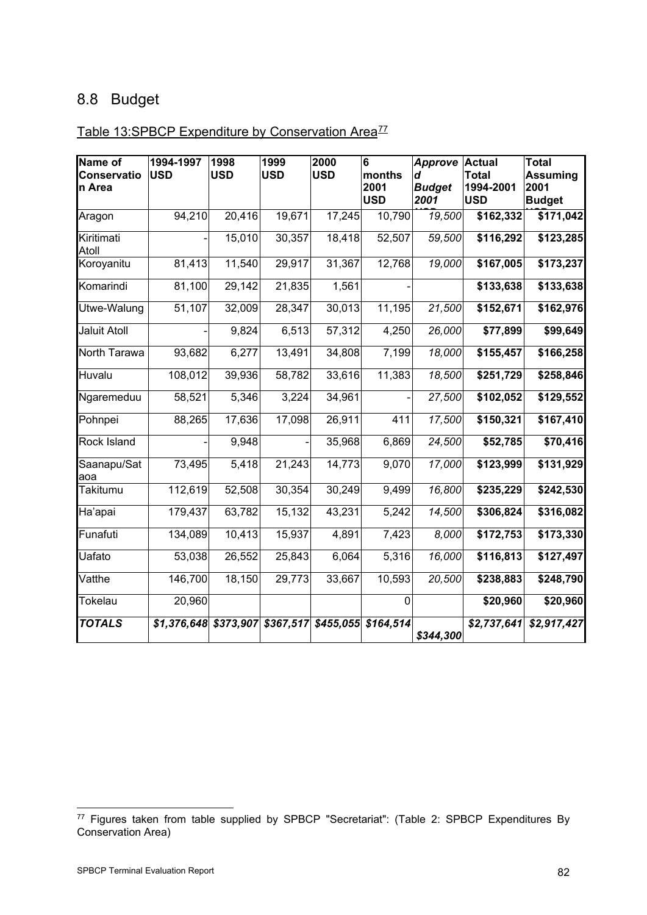## 8.8 Budget

Table 13:SPBCP Expenditure by Conservation Area[77]

| Name of Conservation Area | 1994-1997 USD | 1998 USD | 1999 USD | 2000 USD | 6 months 2001 USD | *Approved Budget 2001 USD* | Actual Total 1994-2001 USD | Total Assuming 2001 Budget USD |
|---|---|---|---|---|---|---|---|---|
| Aragon | 94,210 | 20,416 | 19,671 | 17,245 | 10,790 | *19,500* | **$162,332** | **$171,042** |
| Kiritimati Atoll | - | 15,010 | 30,357 | 18,418 | 52,507 | *59,500* | **$116,292** | **$123,285** |
| Koroyanitu | 81,413 | 11,540 | 29,917 | 31,367 | 12,768 | *19,000* | **$167,005** | **$173,237** |
| Komarindi | 81,100 | 29,142 | 21,835 | 1,561 | - | | **$133,638** | **$133,638** |
| Utwe-Walung | 51,107 | 32,009 | 28,347 | 30,013 | 11,195 | *21,500* | **$152,671** | **$162,976** |
| Jaluit Atoll | - | 9,824 | 6,513 | 57,312 | 4,250 | *26,000* | **$77,899** | **$99,649** |
| North Tarawa | 93,682 | 6,277 | 13,491 | 34,808 | 7,199 | *18,000* | **$155,457** | **$166,258** |
| Huvalu | 108,012 | 39,936 | 58,782 | 33,616 | 11,383 | *18,500* | **$251,729** | **$258,846** |
| Ngaremeduu | 58,521 | 5,346 | 3,224 | 34,961 | - | *27,500* | **$102,052** | **$129,552** |
| Pohnpei | 88,265 | 17,636 | 17,098 | 26,911 | 411 | *17,500* | **$150,321** | **$167,410** |
| Rock Island | - | 9,948 | - | 35,968 | 6,869 | *24,500* | **$52,785** | **$70,416** |
| Saanapu/Sataoa | 73,495 | 5,418 | 21,243 | 14,773 | 9,070 | *17,000* | **$123,999** | **$131,929** |
| Takitumu | 112,619 | 52,508 | 30,354 | 30,249 | 9,499 | *16,800* | **$235,229** | **$242,530** |
| Ha'apai | 179,437 | 63,782 | 15,132 | 43,231 | 5,242 | *14,500* | **$306,824** | **$316,082** |
| Funafuti | 134,089 | 10,413 | 15,937 | 4,891 | 7,423 | *8,000* | **$172,753** | **$173,330** |
| Uafato | 53,038 | 26,552 | 25,843 | 6,064 | 5,316 | *16,000* | **$116,813** | **$127,497** |
| Vatthe | 146,700 | 18,150 | 29,773 | 33,667 | 10,593 | *20,500* | **$238,883** | **$248,790** |
| Tokelau | 20,960 | | | | 0 | | **$20,960** | **$20,960** |
| ***TOTALS*** | ***$1,376,648*** | ***$373,907*** | ***$367,517*** | ***$455,055*** | ***$164,514*** | ***$344,300*** | ***$2,737,641*** | ***$2,917,427*** |

[77] Figures taken from table supplied by SPBCP "Secretariat": (Table 2: SPBCP Expenditures By Conservation Area)